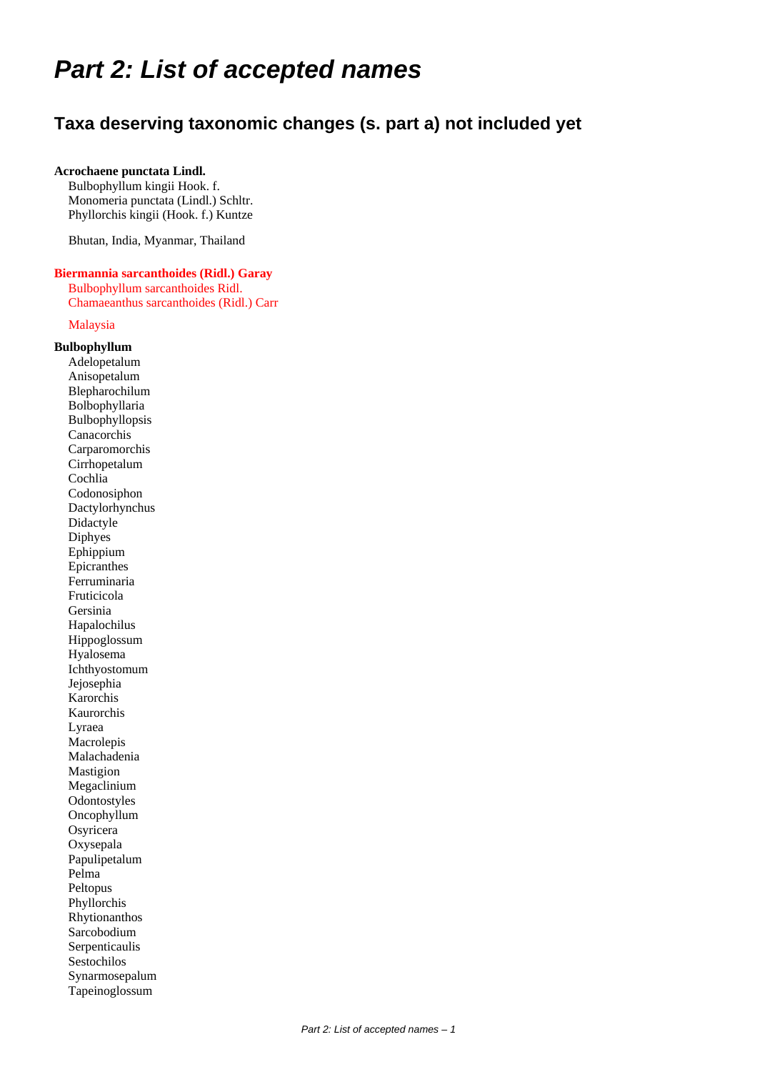# *Part 2: List of accepted names*

## Taxa deserving taxonomic changes (s. part a) not included yet

**Acrochaene punctata Lindl.**

Bulbophyllum kingii Hook. f.
Monomeria punctata (Lindl.) Schltr.
Phyllorchis kingii (Hook. f.) Kuntze

Bhutan, India, Myanmar, Thailand

**Biermannia sarcanthoides (Ridl.) Garay**

Bulbophyllum sarcanthoides Ridl.
Chamaeanthus sarcanthoides (Ridl.) Carr

Malaysia

**Bulbophyllum**

Adelopetalum
Anisopetalum
Blepharochilum
Bolbophyllaria
Bulbophyllopsis
Canacorchis
Carparomorchis
Cirrhopetalum
Cochlia
Codonosiphon
Dactylorhynchus
Didactyle
Diphyes
Ephippium
Epicranthes
Ferruminaria
Fruticicola
Gersinia
Hapalochilus
Hippoglossum
Hyalosema
Ichthyostomum
Jejosephia
Karorchis
Kaurorchis
Lyraea
Macrolepis
Malachadenia
Mastigion
Megaclinium
Odontostyles
Oncophyllum
Osyricera
Oxysepala
Papulipetalum
Pelma
Peltopus
Phyllorchis
Rhytionanthos
Sarcobodium
Serpenticaulis
Sestochilos
Synarmosepalum
Tapeinoglossum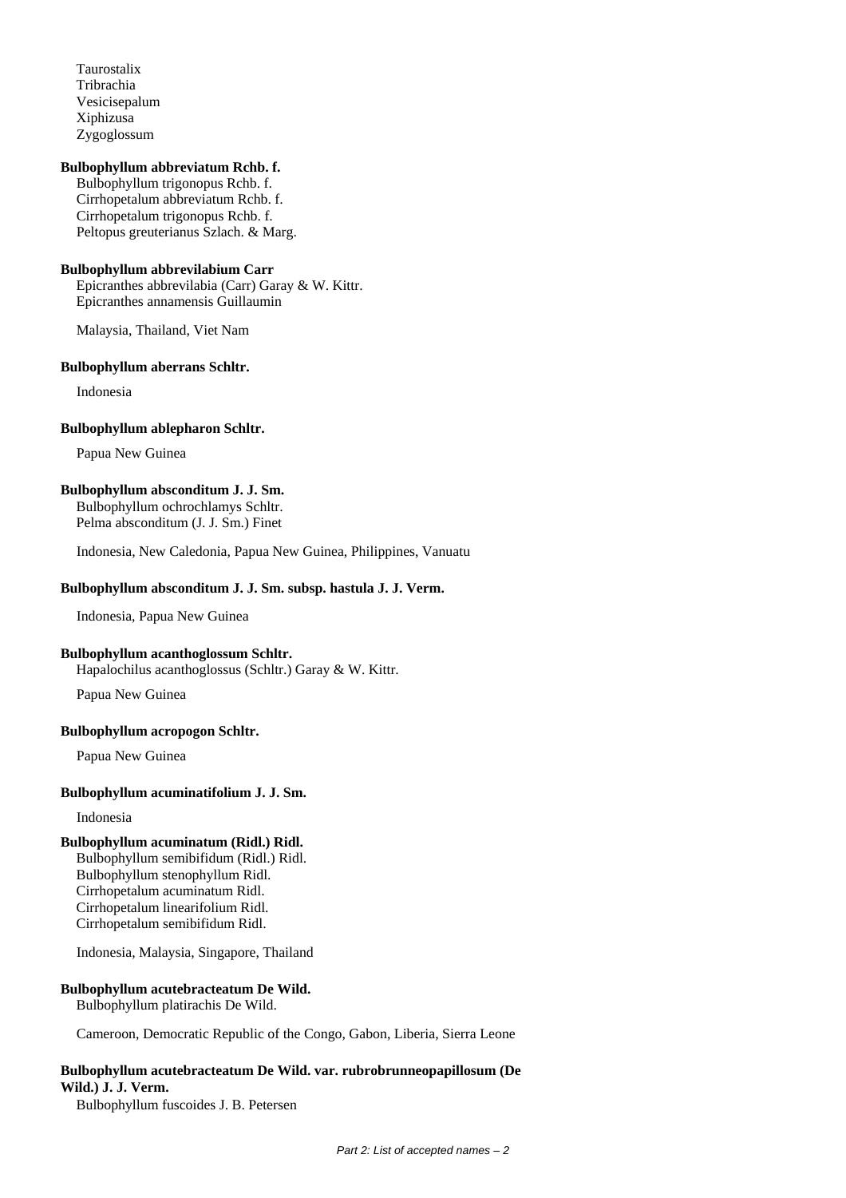Taurostalix
Tribrachia
Vesicisepalum
Xiphizusa
Zygoglossum

**Bulbophyllum abbreviatum Rchb. f.**
Bulbophyllum trigonopus Rchb. f.
Cirrhopetalum abbreviatum Rchb. f.
Cirrhopetalum trigonopus Rchb. f.
Peltopus greuterianus Szlach. & Marg.

**Bulbophyllum abbrevilabium Carr**
Epicranthes abbrevilabia (Carr) Garay & W. Kittr.
Epicranthes annamensis Guillaumin

Malaysia, Thailand, Viet Nam

**Bulbophyllum aberrans Schltr.**

Indonesia

**Bulbophyllum ablepharon Schltr.**

Papua New Guinea

**Bulbophyllum absconditum J. J. Sm.**
Bulbophyllum ochrochlamys Schltr.
Pelma absconditum (J. J. Sm.) Finet

Indonesia, New Caledonia, Papua New Guinea, Philippines, Vanuatu

**Bulbophyllum absconditum J. J. Sm. subsp. hastula J. J. Verm.**

Indonesia, Papua New Guinea

**Bulbophyllum acanthoglossum Schltr.**
Hapalochilus acanthoglossus (Schltr.) Garay & W. Kittr.

Papua New Guinea

**Bulbophyllum acropogon Schltr.**

Papua New Guinea

**Bulbophyllum acuminatifolium J. J. Sm.**

Indonesia

**Bulbophyllum acuminatum (Ridl.) Ridl.**
Bulbophyllum semibifidum (Ridl.) Ridl.
Bulbophyllum stenophyllum Ridl.
Cirrhopetalum acuminatum Ridl.
Cirrhopetalum linearifolium Ridl.
Cirrhopetalum semibifidum Ridl.

Indonesia, Malaysia, Singapore, Thailand

**Bulbophyllum acutebracteatum De Wild.**
Bulbophyllum platirachis De Wild.

Cameroon, Democratic Republic of the Congo, Gabon, Liberia, Sierra Leone

**Bulbophyllum acutebracteatum De Wild. var. rubrobrunneopapillosum (De Wild.) J. J. Verm.**
Bulbophyllum fuscoides J. B. Petersen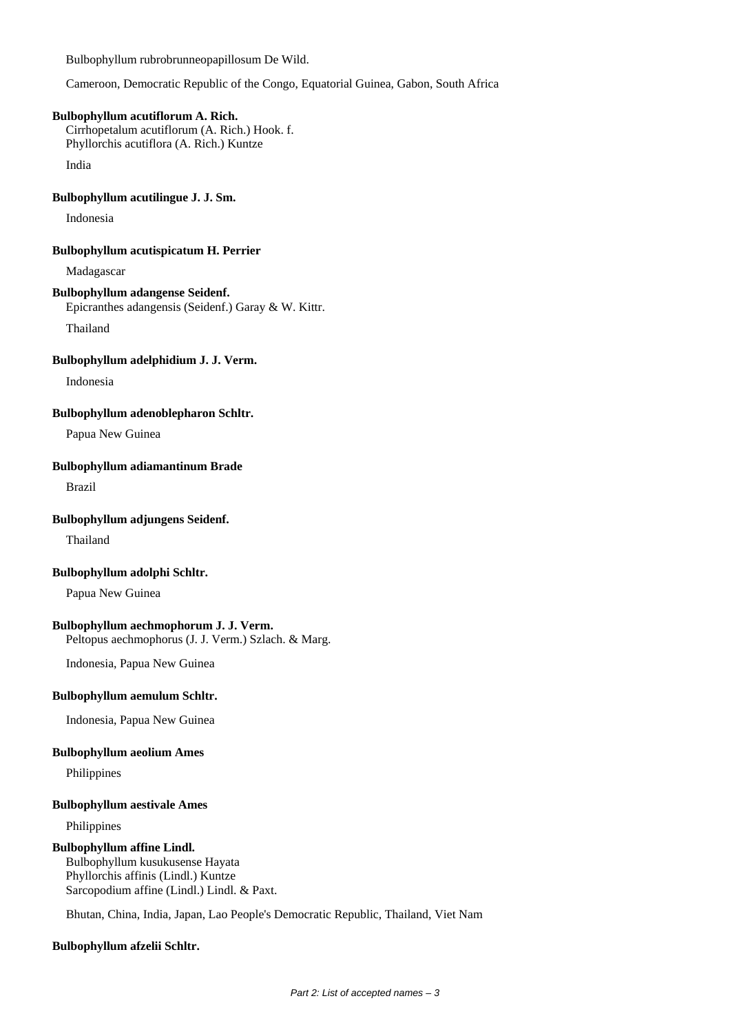Bulbophyllum rubrobrunneopapillosum De Wild.

Cameroon, Democratic Republic of the Congo, Equatorial Guinea, Gabon, South Africa

**Bulbophyllum acutiflorum A. Rich.**
Cirrhopetalum acutiflorum (A. Rich.) Hook. f.
Phyllorchis acutiflora (A. Rich.) Kuntze

India

**Bulbophyllum acutilingue J. J. Sm.**

Indonesia

**Bulbophyllum acutispicatum H. Perrier**

Madagascar

**Bulbophyllum adangense Seidenf.**
Epicranthes adangensis (Seidenf.) Garay & W. Kittr.

Thailand

**Bulbophyllum adelphidium J. J. Verm.**

Indonesia

**Bulbophyllum adenoblepharon Schltr.**

Papua New Guinea

**Bulbophyllum adiamantinum Brade**

Brazil

**Bulbophyllum adjungens Seidenf.**

Thailand

**Bulbophyllum adolphi Schltr.**

Papua New Guinea

**Bulbophyllum aechmophorum J. J. Verm.**
Peltopus aechmophorus (J. J. Verm.) Szlach. & Marg.

Indonesia, Papua New Guinea

**Bulbophyllum aemulum Schltr.**

Indonesia, Papua New Guinea

**Bulbophyllum aeolium Ames**

Philippines

**Bulbophyllum aestivale Ames**

Philippines

**Bulbophyllum affine Lindl.**
Bulbophyllum kusukusense Hayata
Phyllorchis affinis (Lindl.) Kuntze
Sarcopodium affine (Lindl.) Lindl. & Paxt.

Bhutan, China, India, Japan, Lao People's Democratic Republic, Thailand, Viet Nam

**Bulbophyllum afzelii Schltr.**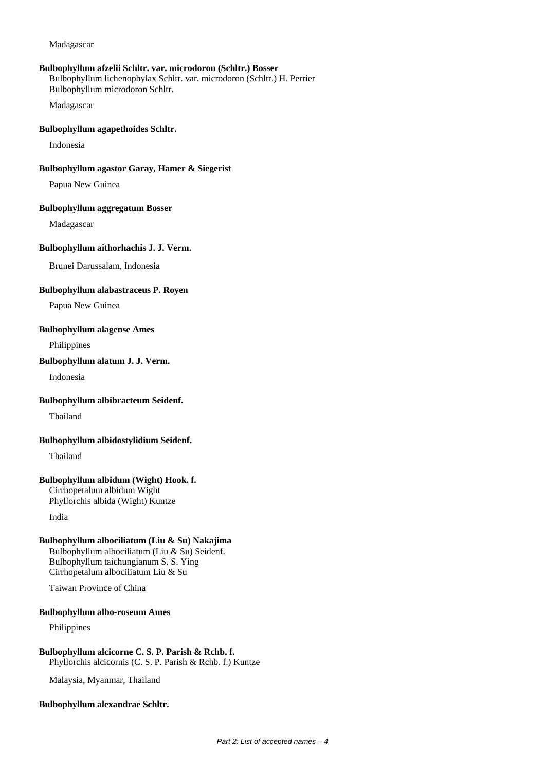Madagascar

**Bulbophyllum afzelii Schltr. var. microdoron (Schltr.) Bosser**
Bulbophyllum lichenophylax Schltr. var. microdoron (Schltr.) H. Perrier
Bulbophyllum microdoron Schltr.

Madagascar

**Bulbophyllum agapethoides Schltr.**

Indonesia

**Bulbophyllum agastor Garay, Hamer & Siegerist**

Papua New Guinea

**Bulbophyllum aggregatum Bosser**

Madagascar

**Bulbophyllum aithorhachis J. J. Verm.**

Brunei Darussalam, Indonesia

**Bulbophyllum alabastraceus P. Royen**

Papua New Guinea

**Bulbophyllum alagense Ames**

Philippines

**Bulbophyllum alatum J. J. Verm.**

Indonesia

**Bulbophyllum albibracteum Seidenf.**

Thailand

**Bulbophyllum albidostylidium Seidenf.**

Thailand

**Bulbophyllum albidum (Wight) Hook. f.**
Cirrhopetalum albidum Wight
Phyllorchis albida (Wight) Kuntze

India

**Bulbophyllum albociliatum (Liu & Su) Nakajima**
Bulbophyllum albociliatum (Liu & Su) Seidenf.
Bulbophyllum taichungianum S. S. Ying
Cirrhopetalum albociliatum Liu & Su

Taiwan Province of China

**Bulbophyllum albo-roseum Ames**

Philippines

**Bulbophyllum alcicorne C. S. P. Parish & Rchb. f.**
Phyllorchis alcicornis (C. S. P. Parish & Rchb. f.) Kuntze

Malaysia, Myanmar, Thailand

**Bulbophyllum alexandrae Schltr.**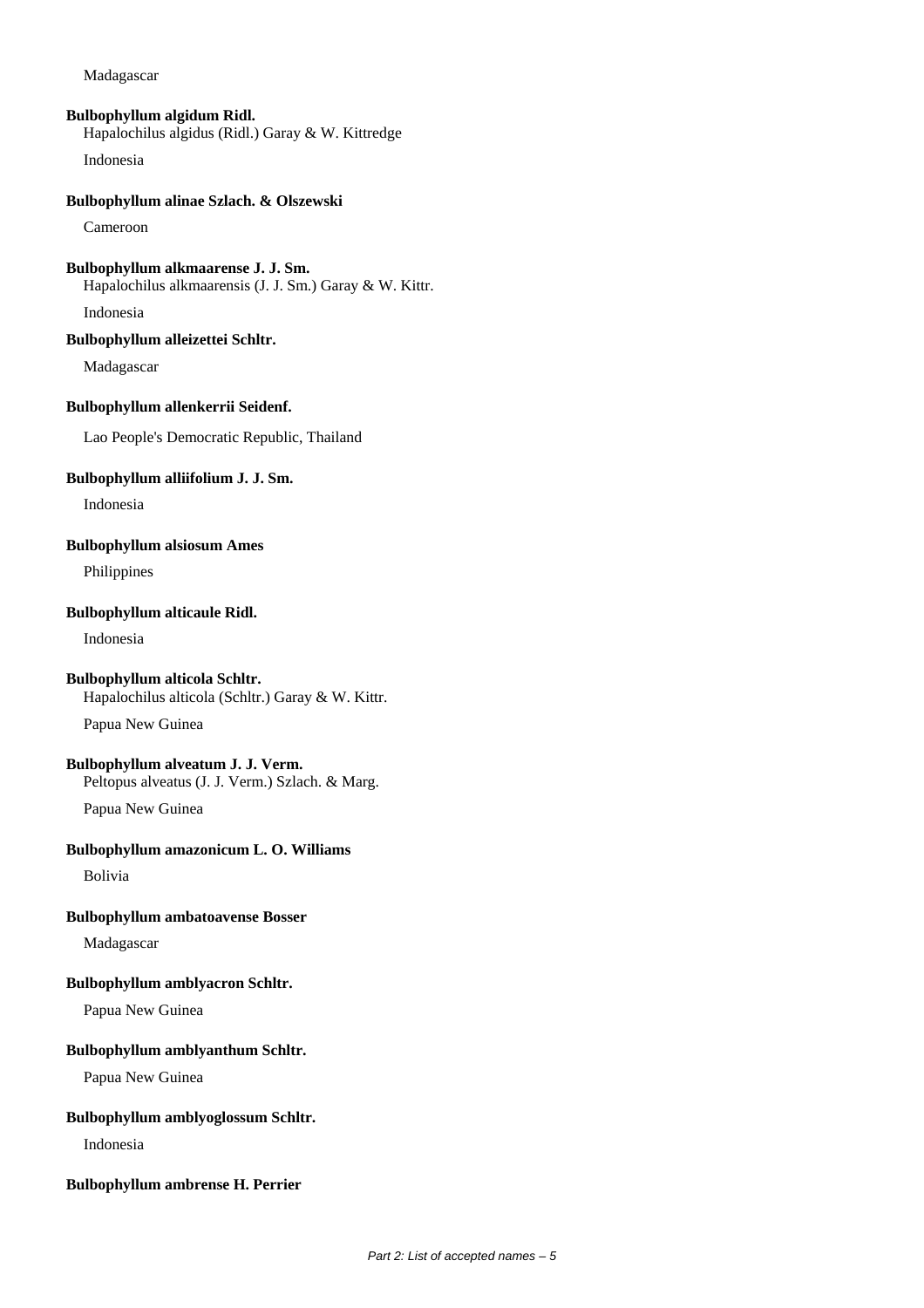Madagascar

**Bulbophyllum algidum Ridl.**
Hapalochilus algidus (Ridl.) Garay & W. Kittredge

Indonesia

**Bulbophyllum alinae Szlach. & Olszewski**

Cameroon

**Bulbophyllum alkmaarense J. J. Sm.**
Hapalochilus alkmaarensis (J. J. Sm.) Garay & W. Kittr.

Indonesia

**Bulbophyllum alleizettei Schltr.**

Madagascar

**Bulbophyllum allenkerrii Seidenf.**

Lao People's Democratic Republic, Thailand

**Bulbophyllum alliifolium J. J. Sm.**

Indonesia

**Bulbophyllum alsiosum Ames**

Philippines

**Bulbophyllum alticaule Ridl.**

Indonesia

**Bulbophyllum alticola Schltr.**
Hapalochilus alticola (Schltr.) Garay & W. Kittr.

Papua New Guinea

**Bulbophyllum alveatum J. J. Verm.**
Peltopus alveatus (J. J. Verm.) Szlach. & Marg.

Papua New Guinea

**Bulbophyllum amazonicum L. O. Williams**

Bolivia

**Bulbophyllum ambatoavense Bosser**

Madagascar

**Bulbophyllum amblyacron Schltr.**

Papua New Guinea

**Bulbophyllum amblyanthum Schltr.**

Papua New Guinea

**Bulbophyllum amblyoglossum Schltr.**

Indonesia

**Bulbophyllum ambrense H. Perrier**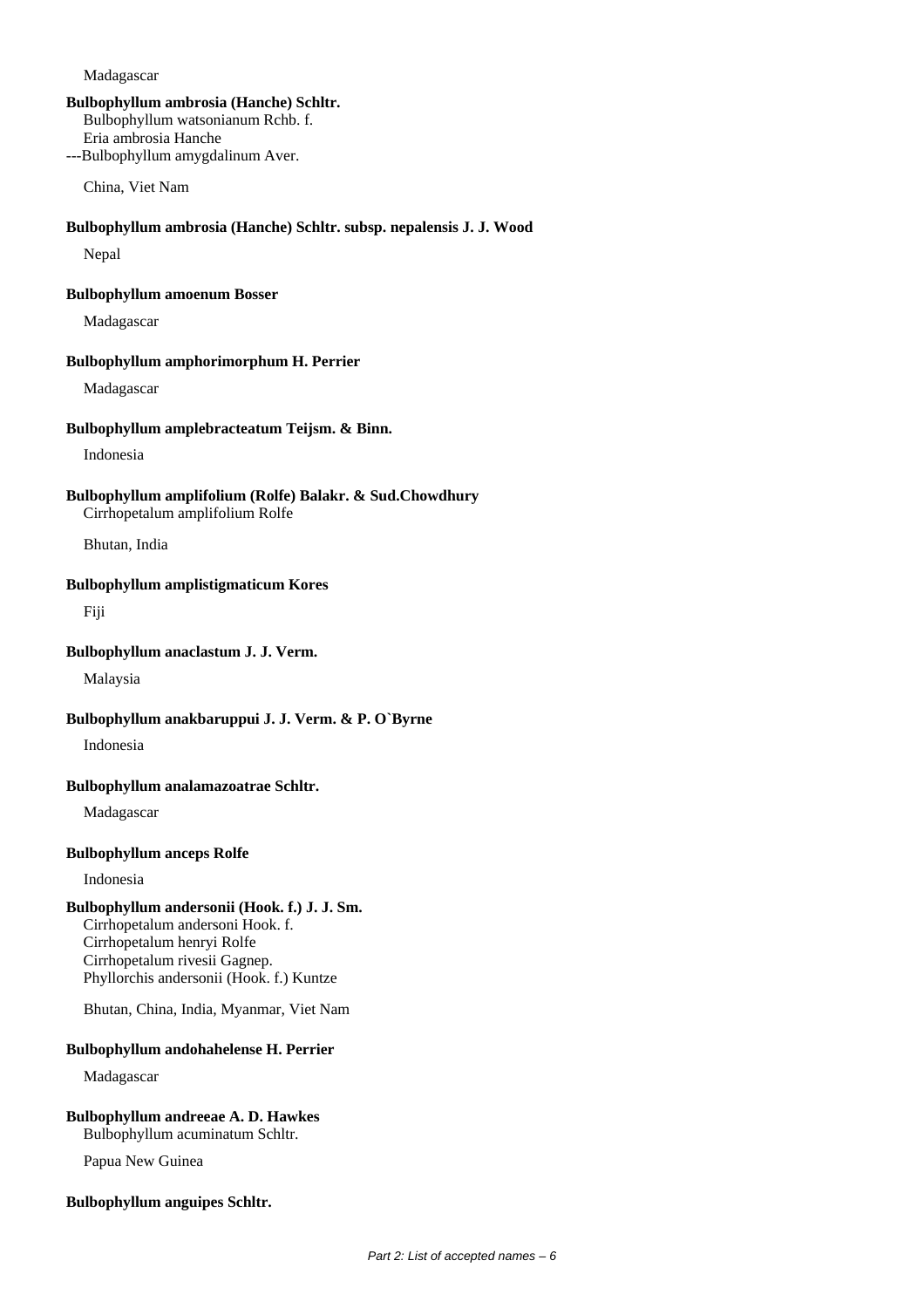Madagascar

**Bulbophyllum ambrosia (Hanche) Schltr.**
Bulbophyllum watsonianum Rchb. f.
Eria ambrosia Hanche
---Bulbophyllum amygdalinum Aver.

China, Viet Nam

**Bulbophyllum ambrosia (Hanche) Schltr. subsp. nepalensis J. J. Wood**

Nepal

**Bulbophyllum amoenum Bosser**

Madagascar

**Bulbophyllum amphorimorphum H. Perrier**

Madagascar

**Bulbophyllum amplebracteatum Teijsm. & Binn.**

Indonesia

**Bulbophyllum amplifolium (Rolfe) Balakr. & Sud.Chowdhury**
Cirrhopetalum amplifolium Rolfe

Bhutan, India

**Bulbophyllum amplistigmaticum Kores**

Fiji

**Bulbophyllum anaclastum J. J. Verm.**

Malaysia

**Bulbophyllum anakbaruppui J. J. Verm. & P. O`Byrne**

Indonesia

**Bulbophyllum analamazoatrae Schltr.**

Madagascar

**Bulbophyllum anceps Rolfe**

Indonesia

**Bulbophyllum andersonii (Hook. f.) J. J. Sm.**
Cirrhopetalum andersoni Hook. f.
Cirrhopetalum henryi Rolfe
Cirrhopetalum rivesii Gagnep.
Phyllorchis andersonii (Hook. f.) Kuntze

Bhutan, China, India, Myanmar, Viet Nam

**Bulbophyllum andohahelense H. Perrier**

Madagascar

**Bulbophyllum andreeae A. D. Hawkes**
Bulbophyllum acuminatum Schltr.

Papua New Guinea

**Bulbophyllum anguipes Schltr.**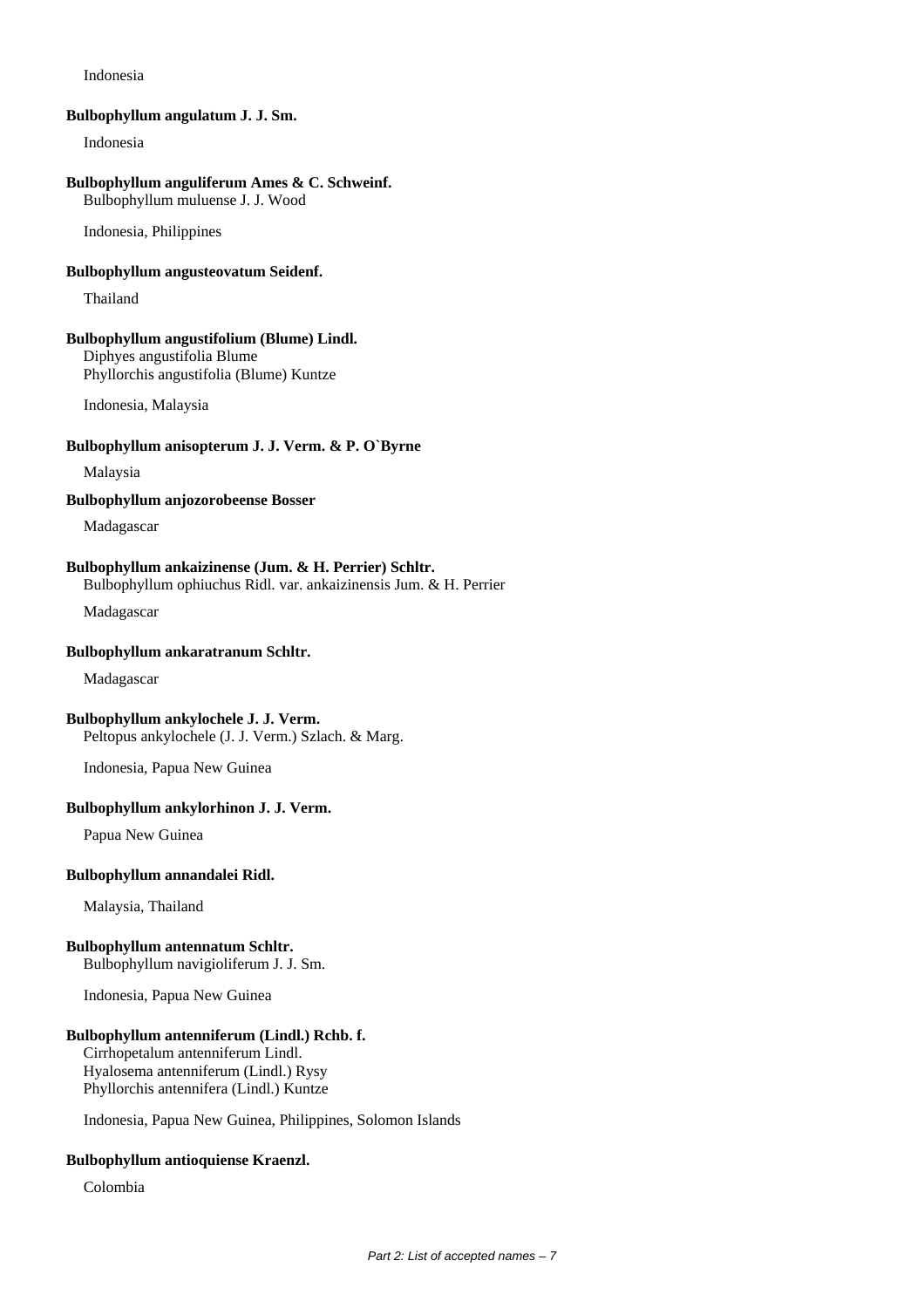Indonesia

**Bulbophyllum angulatum J. J. Sm.**

Indonesia

**Bulbophyllum anguliferum Ames & C. Schweinf.**

Bulbophyllum muluense J. J. Wood

Indonesia, Philippines

**Bulbophyllum angusteovatum Seidenf.**

Thailand

**Bulbophyllum angustifolium (Blume) Lindl.**

Diphyes angustifolia Blume
Phyllorchis angustifolia (Blume) Kuntze

Indonesia, Malaysia

**Bulbophyllum anisopterum J. J. Verm. & P. O`Byrne**

Malaysia

**Bulbophyllum anjozorobeense Bosser**

Madagascar

**Bulbophyllum ankaizinense (Jum. & H. Perrier) Schltr.**

Bulbophyllum ophiuchus Ridl. var. ankaizinensis Jum. & H. Perrier

Madagascar

**Bulbophyllum ankaratranum Schltr.**

Madagascar

**Bulbophyllum ankylochele J. J. Verm.**

Peltopus ankylochele (J. J. Verm.) Szlach. & Marg.

Indonesia, Papua New Guinea

**Bulbophyllum ankylorhinon J. J. Verm.**

Papua New Guinea

**Bulbophyllum annandalei Ridl.**

Malaysia, Thailand

**Bulbophyllum antennatum Schltr.**

Bulbophyllum navigioliferum J. J. Sm.

Indonesia, Papua New Guinea

**Bulbophyllum antenniferum (Lindl.) Rchb. f.**

Cirrhopetalum antenniferum Lindl.
Hyalosema antenniferum (Lindl.) Rysy
Phyllorchis antennifera (Lindl.) Kuntze

Indonesia, Papua New Guinea, Philippines, Solomon Islands

**Bulbophyllum antioquiense Kraenzl.**

Colombia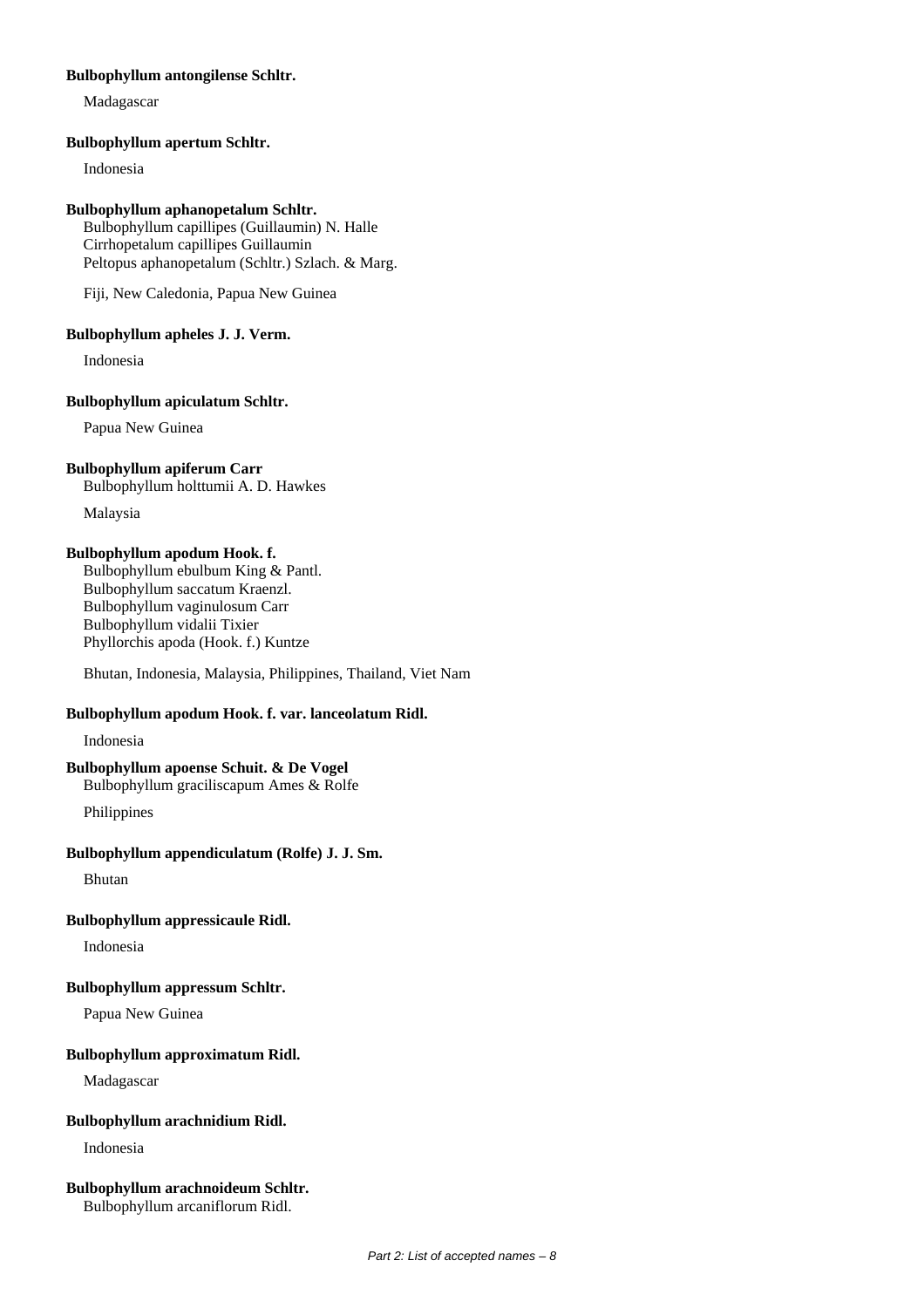**Bulbophyllum antongilense Schltr.**

Madagascar

**Bulbophyllum apertum Schltr.**

Indonesia

**Bulbophyllum aphanopetalum Schltr.**
Bulbophyllum capillipes (Guillaumin) N. Halle
Cirrhopetalum capillipes Guillaumin
Peltopus aphanopetalum (Schltr.) Szlach. & Marg.

Fiji, New Caledonia, Papua New Guinea

**Bulbophyllum apheles J. J. Verm.**

Indonesia

**Bulbophyllum apiculatum Schltr.**

Papua New Guinea

**Bulbophyllum apiferum Carr**
Bulbophyllum holttumii A. D. Hawkes

Malaysia

**Bulbophyllum apodum Hook. f.**
Bulbophyllum ebulbum King & Pantl.
Bulbophyllum saccatum Kraenzl.
Bulbophyllum vaginulosum Carr
Bulbophyllum vidalii Tixier
Phyllorchis apoda (Hook. f.) Kuntze

Bhutan, Indonesia, Malaysia, Philippines, Thailand, Viet Nam

**Bulbophyllum apodum Hook. f. var. lanceolatum Ridl.**

Indonesia

**Bulbophyllum apoense Schuit. & De Vogel**
Bulbophyllum graciliscapum Ames & Rolfe

Philippines

**Bulbophyllum appendiculatum (Rolfe) J. J. Sm.**

Bhutan

**Bulbophyllum appressicaule Ridl.**

Indonesia

**Bulbophyllum appressum Schltr.**

Papua New Guinea

**Bulbophyllum approximatum Ridl.**

Madagascar

**Bulbophyllum arachnidium Ridl.**

Indonesia

**Bulbophyllum arachnoideum Schltr.**
Bulbophyllum arcaniflorum Ridl.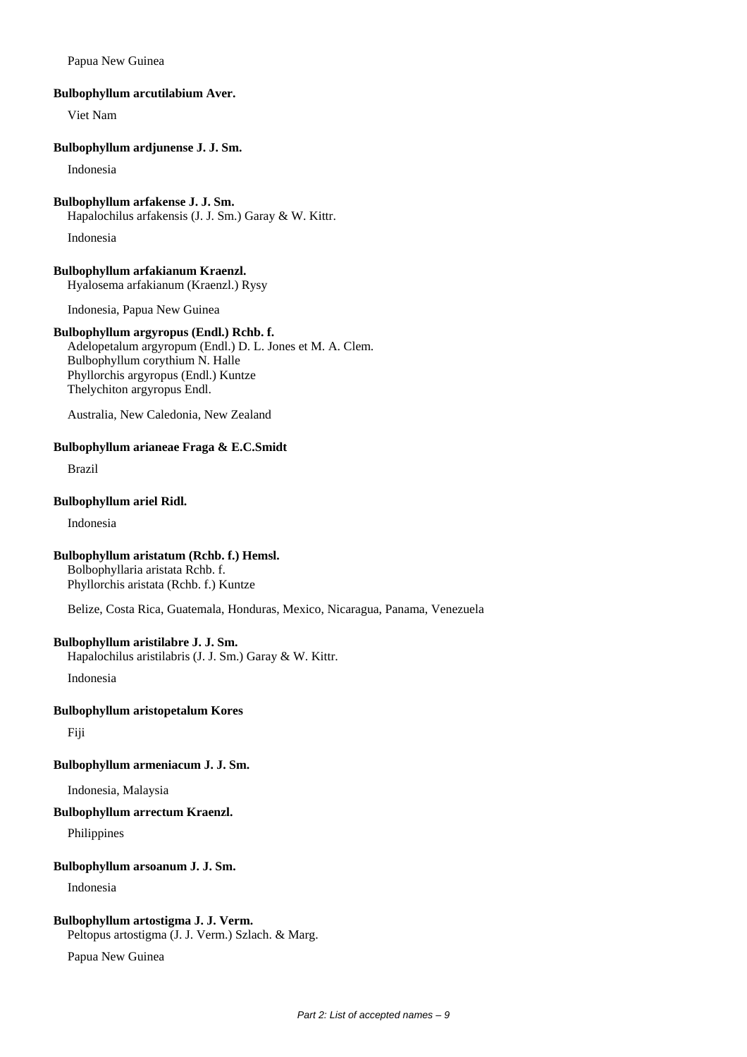Papua New Guinea

**Bulbophyllum arcutilabium Aver.**

Viet Nam

**Bulbophyllum ardjunense J. J. Sm.**

Indonesia

**Bulbophyllum arfakense J. J. Sm.**

Hapalochilus arfakensis (J. J. Sm.) Garay & W. Kittr.

Indonesia

**Bulbophyllum arfakianum Kraenzl.**

Hyalosema arfakianum (Kraenzl.) Rysy

Indonesia, Papua New Guinea

**Bulbophyllum argyropus (Endl.) Rchb. f.**

Adelopetalum argyropum (Endl.) D. L. Jones et M. A. Clem.
Bulbophyllum corythium N. Halle
Phyllorchis argyropus (Endl.) Kuntze
Thelychiton argyropus Endl.

Australia, New Caledonia, New Zealand

**Bulbophyllum arianeae Fraga & E.C.Smidt**

Brazil

**Bulbophyllum ariel Ridl.**

Indonesia

**Bulbophyllum aristatum (Rchb. f.) Hemsl.**

Bolbophyllaria aristata Rchb. f.
Phyllorchis aristata (Rchb. f.) Kuntze

Belize, Costa Rica, Guatemala, Honduras, Mexico, Nicaragua, Panama, Venezuela

**Bulbophyllum aristilabre J. J. Sm.**

Hapalochilus aristilabris (J. J. Sm.) Garay & W. Kittr.

Indonesia

**Bulbophyllum aristopetalum Kores**

Fiji

**Bulbophyllum armeniacum J. J. Sm.**

Indonesia, Malaysia

**Bulbophyllum arrectum Kraenzl.**

Philippines

**Bulbophyllum arsoanum J. J. Sm.**

Indonesia

**Bulbophyllum artostigma J. J. Verm.**

Peltopus artostigma (J. J. Verm.) Szlach. & Marg.

Papua New Guinea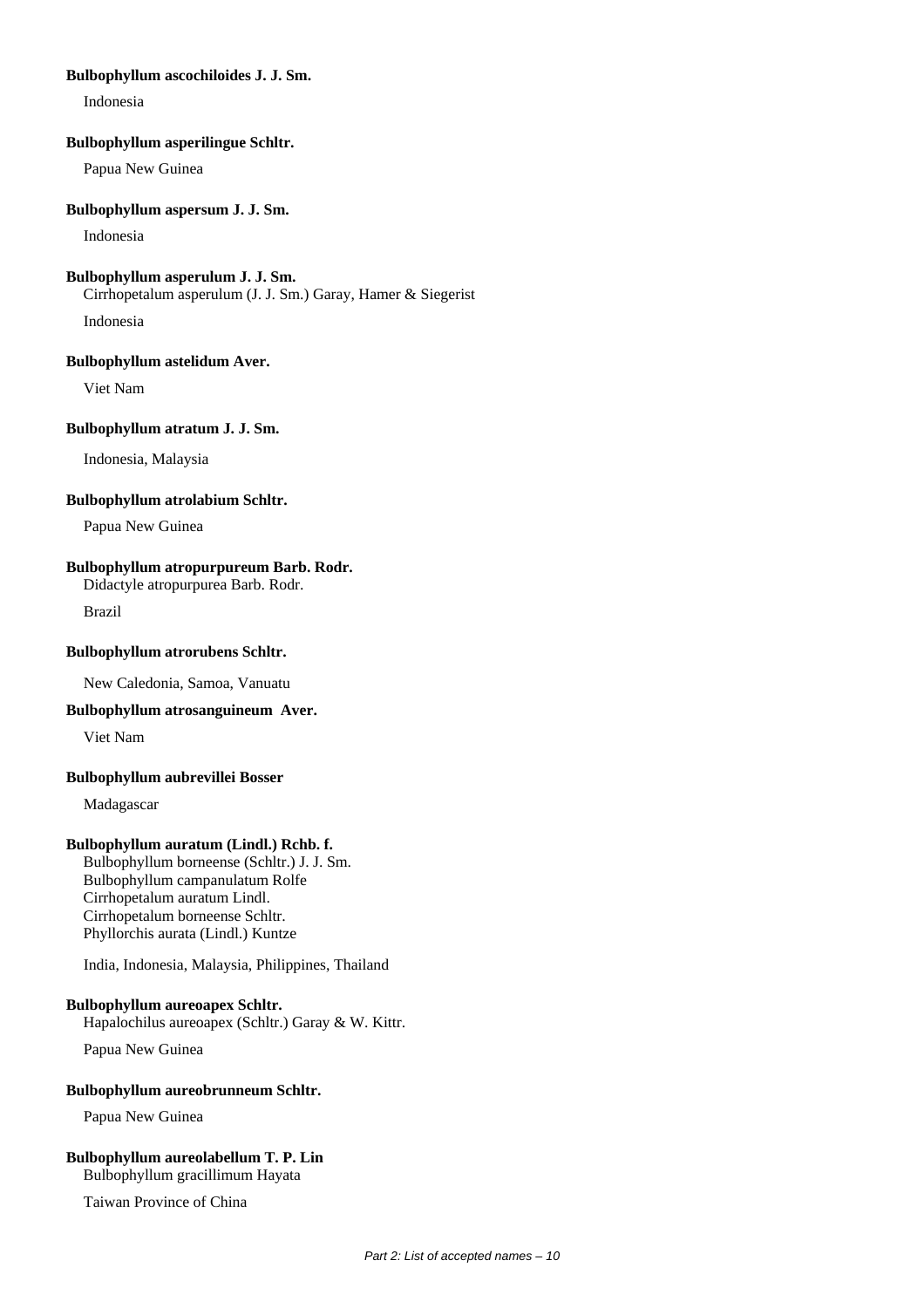**Bulbophyllum ascochiloides J. J. Sm.**

Indonesia

**Bulbophyllum asperilingue Schltr.**

Papua New Guinea

**Bulbophyllum aspersum J. J. Sm.**

Indonesia

**Bulbophyllum asperulum J. J. Sm.**

Cirrhopetalum asperulum (J. J. Sm.) Garay, Hamer & Siegerist

Indonesia

**Bulbophyllum astelidum Aver.**

Viet Nam

**Bulbophyllum atratum J. J. Sm.**

Indonesia, Malaysia

**Bulbophyllum atrolabium Schltr.**

Papua New Guinea

**Bulbophyllum atropurpureum Barb. Rodr.**

Didactyle atropurpurea Barb. Rodr.

Brazil

**Bulbophyllum atrorubens Schltr.**

New Caledonia, Samoa, Vanuatu

**Bulbophyllum atrosanguineum Aver.**

Viet Nam

**Bulbophyllum aubrevillei Bosser**

Madagascar

**Bulbophyllum auratum (Lindl.) Rchb. f.**

Bulbophyllum borneense (Schltr.) J. J. Sm.
Bulbophyllum campanulatum Rolfe
Cirrhopetalum auratum Lindl.
Cirrhopetalum borneense Schltr.
Phyllorchis aurata (Lindl.) Kuntze

India, Indonesia, Malaysia, Philippines, Thailand

**Bulbophyllum aureoapex Schltr.**

Hapalochilus aureoapex (Schltr.) Garay & W. Kittr.

Papua New Guinea

**Bulbophyllum aureobrunneum Schltr.**

Papua New Guinea

**Bulbophyllum aureolabellum T. P. Lin**

Bulbophyllum gracillimum Hayata

Taiwan Province of China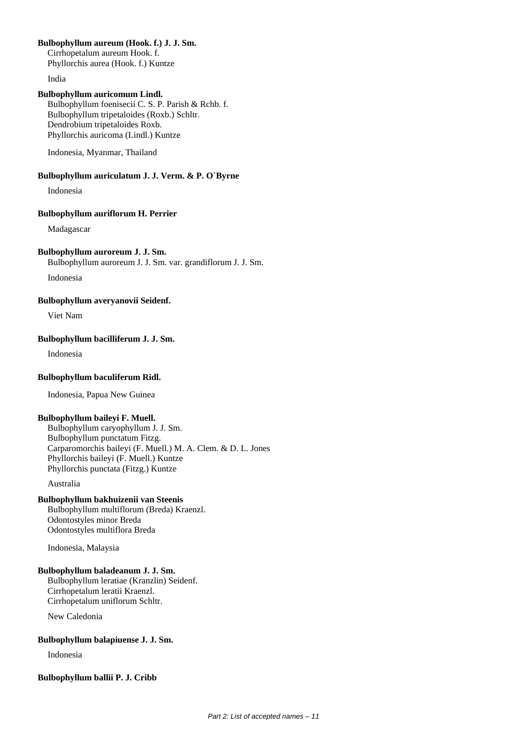**Bulbophyllum aureum (Hook. f.) J. J. Sm.**

Cirrhopetalum aureum Hook. f.
Phyllorchis aurea (Hook. f.) Kuntze

India

**Bulbophyllum auricomum Lindl.**

Bulbophyllum foenisecii C. S. P. Parish & Rchb. f.
Bulbophyllum tripetaloides (Roxb.) Schltr.
Dendrobium tripetaloides Roxb.
Phyllorchis auricoma (Lindl.) Kuntze

Indonesia, Myanmar, Thailand

**Bulbophyllum auriculatum J. J. Verm. & P. O`Byrne**

Indonesia

**Bulbophyllum auriflorum H. Perrier**

Madagascar

**Bulbophyllum auroreum J. J. Sm.**

Bulbophyllum auroreum J. J. Sm. var. grandiflorum J. J. Sm.

Indonesia

**Bulbophyllum averyanovii Seidenf.**

Viet Nam

**Bulbophyllum bacilliferum J. J. Sm.**

Indonesia

**Bulbophyllum baculiferum Ridl.**

Indonesia, Papua New Guinea

**Bulbophyllum baileyi F. Muell.**

Bulbophyllum caryophyllum J. J. Sm.
Bulbophyllum punctatum Fitzg.
Carparomorchis baileyi (F. Muell.) M. A. Clem. & D. L. Jones
Phyllorchis baileyi (F. Muell.) Kuntze
Phyllorchis punctata (Fitzg.) Kuntze

Australia

**Bulbophyllum bakhuizenii van Steenis**

Bulbophyllum multiflorum (Breda) Kraenzl.
Odontostyles minor Breda
Odontostyles multiflora Breda

Indonesia, Malaysia

**Bulbophyllum baladeanum J. J. Sm.**

Bulbophyllum leratiae (Kranzlin) Seidenf.
Cirrhopetalum leratii Kraenzl.
Cirrhopetalum uniflorum Schltr.

New Caledonia

**Bulbophyllum balapiuense J. J. Sm.**

Indonesia

**Bulbophyllum ballii P. J. Cribb**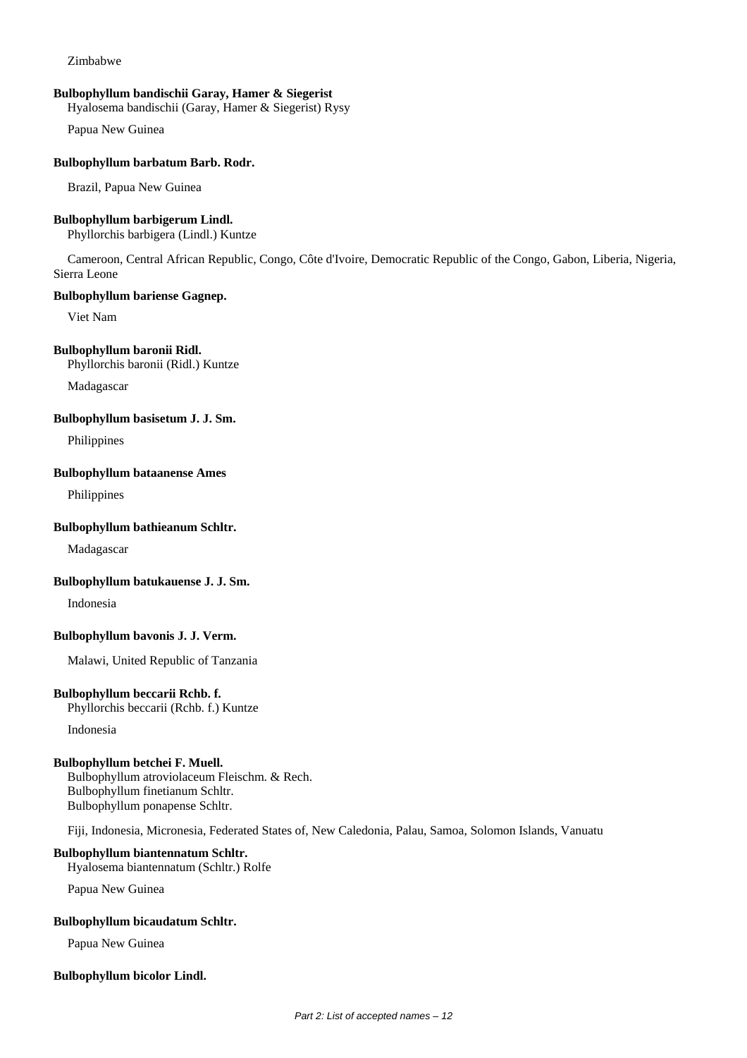Zimbabwe

**Bulbophyllum bandischii Garay, Hamer & Siegerist**
Hyalosema bandischii (Garay, Hamer & Siegerist) Rysy

Papua New Guinea

**Bulbophyllum barbatum Barb. Rodr.**

Brazil, Papua New Guinea

**Bulbophyllum barbigerum Lindl.**
Phyllorchis barbigera (Lindl.) Kuntze

Cameroon, Central African Republic, Congo, Côte d'Ivoire, Democratic Republic of the Congo, Gabon, Liberia, Nigeria, Sierra Leone

**Bulbophyllum bariense Gagnep.**

Viet Nam

**Bulbophyllum baronii Ridl.**
Phyllorchis baronii (Ridl.) Kuntze

Madagascar

**Bulbophyllum basisetum J. J. Sm.**

Philippines

**Bulbophyllum bataanense Ames**

Philippines

**Bulbophyllum bathieanum Schltr.**

Madagascar

**Bulbophyllum batukauense J. J. Sm.**

Indonesia

**Bulbophyllum bavonis J. J. Verm.**

Malawi, United Republic of Tanzania

**Bulbophyllum beccarii Rchb. f.**
Phyllorchis beccarii (Rchb. f.) Kuntze

Indonesia

**Bulbophyllum betchei F. Muell.**
Bulbophyllum atroviolaceum Fleischm. & Rech.
Bulbophyllum finetianum Schltr.
Bulbophyllum ponapense Schltr.

Fiji, Indonesia, Micronesia, Federated States of, New Caledonia, Palau, Samoa, Solomon Islands, Vanuatu

**Bulbophyllum biantennatum Schltr.**
Hyalosema biantennatum (Schltr.) Rolfe

Papua New Guinea

**Bulbophyllum bicaudatum Schltr.**

Papua New Guinea

**Bulbophyllum bicolor Lindl.**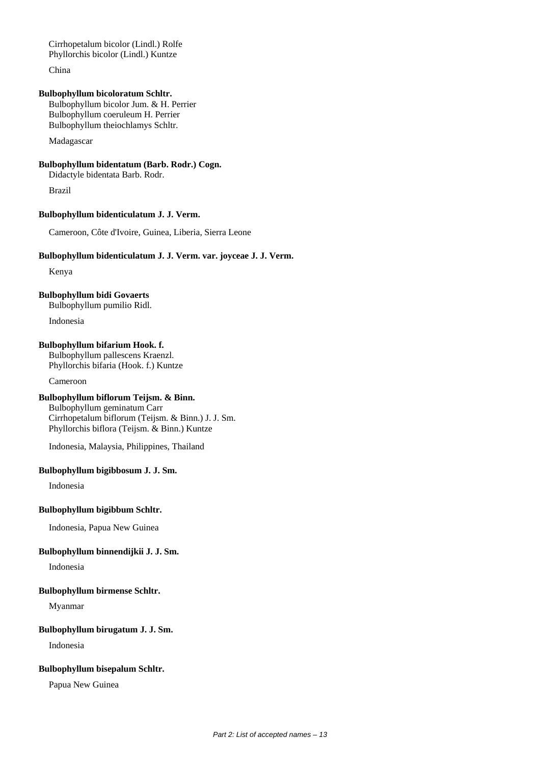Cirrhopetalum bicolor (Lindl.) Rolfe
Phyllorchis bicolor (Lindl.) Kuntze

China

**Bulbophyllum bicoloratum Schltr.**
Bulbophyllum bicolor Jum. & H. Perrier
Bulbophyllum coeruleum H. Perrier
Bulbophyllum theiochlamys Schltr.

Madagascar

**Bulbophyllum bidentatum (Barb. Rodr.) Cogn.**
Didactyle bidentata Barb. Rodr.

Brazil

**Bulbophyllum bidenticulatum J. J. Verm.**

Cameroon, Côte d'Ivoire, Guinea, Liberia, Sierra Leone

**Bulbophyllum bidenticulatum J. J. Verm. var. joyceae J. J. Verm.**

Kenya

**Bulbophyllum bidi Govaerts**
Bulbophyllum pumilio Ridl.

Indonesia

**Bulbophyllum bifarium Hook. f.**
Bulbophyllum pallescens Kraenzl.
Phyllorchis bifaria (Hook. f.) Kuntze

Cameroon

**Bulbophyllum biflorum Teijsm. & Binn.**
Bulbophyllum geminatum Carr
Cirrhopetalum biflorum (Teijsm. & Binn.) J. J. Sm.
Phyllorchis biflora (Teijsm. & Binn.) Kuntze

Indonesia, Malaysia, Philippines, Thailand

**Bulbophyllum bigibbosum J. J. Sm.**

Indonesia

**Bulbophyllum bigibbum Schltr.**

Indonesia, Papua New Guinea

**Bulbophyllum binnendijkii J. J. Sm.**

Indonesia

**Bulbophyllum birmense Schltr.**

Myanmar

**Bulbophyllum birugatum J. J. Sm.**

Indonesia

**Bulbophyllum bisepalum Schltr.**

Papua New Guinea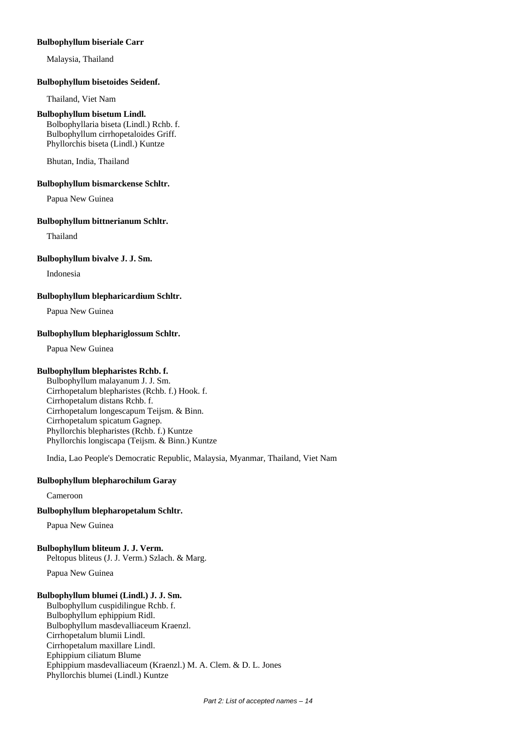**Bulbophyllum biseriale Carr**

Malaysia, Thailand

**Bulbophyllum bisetoides Seidenf.**

Thailand, Viet Nam

**Bulbophyllum bisetum Lindl.**

Bolbophyllaria biseta (Lindl.) Rchb. f.
Bulbophyllum cirrhopetaloides Griff.
Phyllorchis biseta (Lindl.) Kuntze

Bhutan, India, Thailand

**Bulbophyllum bismarckense Schltr.**

Papua New Guinea

**Bulbophyllum bittnerianum Schltr.**

Thailand

**Bulbophyllum bivalve J. J. Sm.**

Indonesia

**Bulbophyllum blepharicardium Schltr.**

Papua New Guinea

**Bulbophyllum blephariglossum Schltr.**

Papua New Guinea

**Bulbophyllum blepharistes Rchb. f.**

Bulbophyllum malayanum J. J. Sm.
Cirrhopetalum blepharistes (Rchb. f.) Hook. f.
Cirrhopetalum distans Rchb. f.
Cirrhopetalum longescapum Teijsm. & Binn.
Cirrhopetalum spicatum Gagnep.
Phyllorchis blepharistes (Rchb. f.) Kuntze
Phyllorchis longiscapa (Teijsm. & Binn.) Kuntze

India, Lao People's Democratic Republic, Malaysia, Myanmar, Thailand, Viet Nam

**Bulbophyllum blepharochilum Garay**

Cameroon

**Bulbophyllum blepharopetalum Schltr.**

Papua New Guinea

**Bulbophyllum bliteum J. J. Verm.**

Peltopus bliteus (J. J. Verm.) Szlach. & Marg.

Papua New Guinea

**Bulbophyllum blumei (Lindl.) J. J. Sm.**

Bulbophyllum cuspidilingue Rchb. f.
Bulbophyllum ephippium Ridl.
Bulbophyllum masdevalliaceum Kraenzl.
Cirrhopetalum blumii Lindl.
Cirrhopetalum maxillare Lindl.
Ephippium ciliatum Blume
Ephippium masdevalliaceum (Kraenzl.) M. A. Clem. & D. L. Jones
Phyllorchis blumei (Lindl.) Kuntze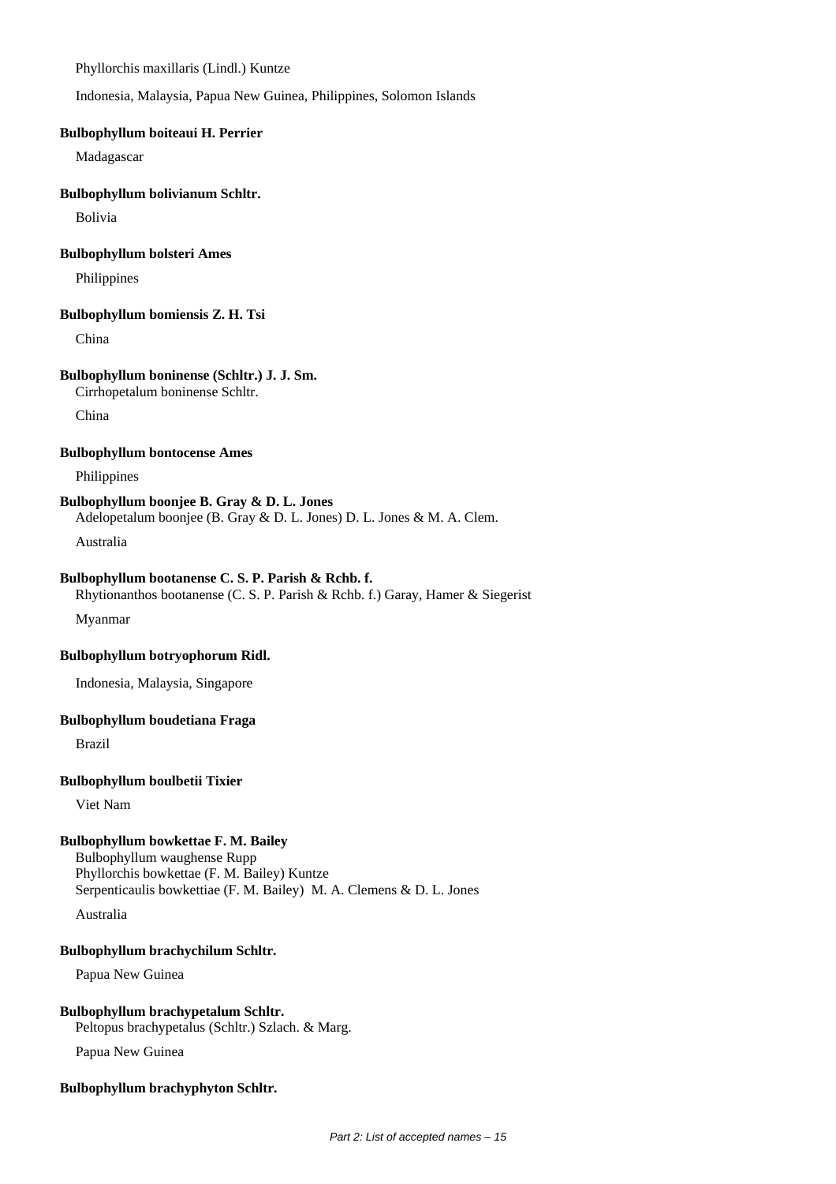Phyllorchis maxillaris (Lindl.) Kuntze

Indonesia, Malaysia, Papua New Guinea, Philippines, Solomon Islands

**Bulbophyllum boiteaui H. Perrier**

Madagascar

**Bulbophyllum bolivianum Schltr.**

Bolivia

**Bulbophyllum bolsteri Ames**

Philippines

**Bulbophyllum bomiensis Z. H. Tsi**

China

**Bulbophyllum boninense (Schltr.) J. J. Sm.**

Cirrhopetalum boninense Schltr.

China

**Bulbophyllum bontocense Ames**

Philippines

**Bulbophyllum boonjee B. Gray & D. L. Jones**

Adelopetalum boonjee (B. Gray & D. L. Jones) D. L. Jones & M. A. Clem.

Australia

**Bulbophyllum bootanense C. S. P. Parish & Rchb. f.**

Rhytionanthos bootanense (C. S. P. Parish & Rchb. f.) Garay, Hamer & Siegerist

Myanmar

**Bulbophyllum botryophorum Ridl.**

Indonesia, Malaysia, Singapore

**Bulbophyllum boudetiana Fraga**

Brazil

**Bulbophyllum boulbetii Tixier**

Viet Nam

**Bulbophyllum bowkettae F. M. Bailey**

Bulbophyllum waughense Rupp
Phyllorchis bowkettae (F. M. Bailey) Kuntze
Serpenticaulis bowkettiae (F. M. Bailey) M. A. Clemens & D. L. Jones

Australia

**Bulbophyllum brachychilum Schltr.**

Papua New Guinea

**Bulbophyllum brachypetalum Schltr.**

Peltopus brachypetalus (Schltr.) Szlach. & Marg.

Papua New Guinea

**Bulbophyllum brachyphyton Schltr.**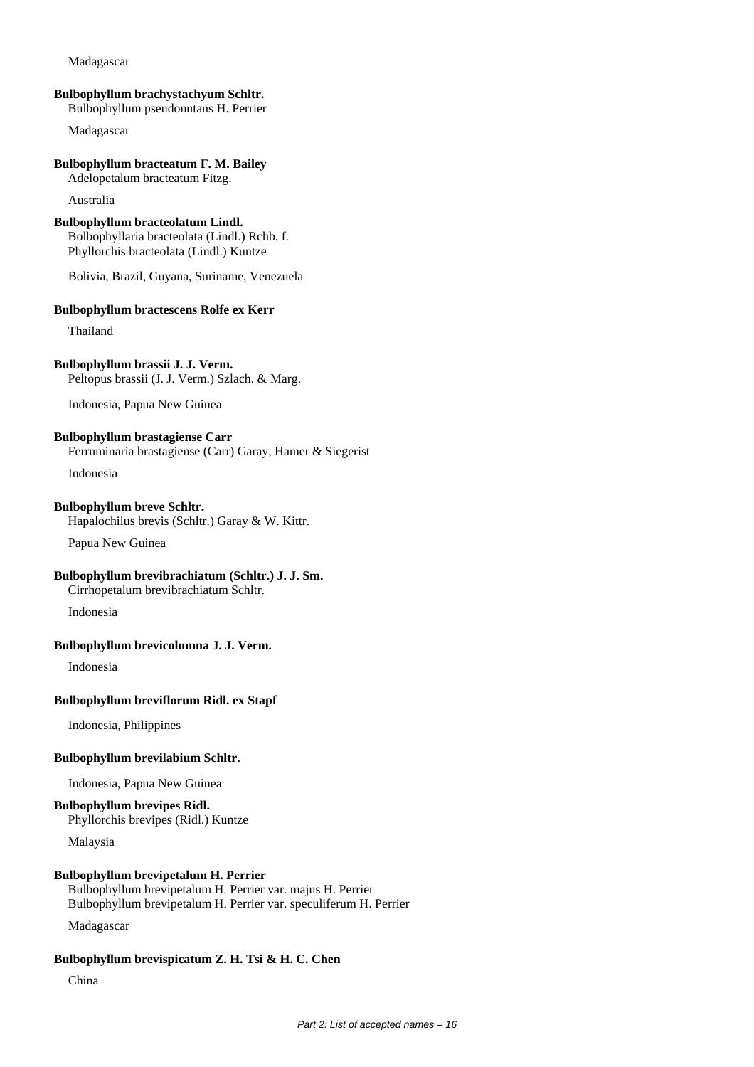Madagascar

**Bulbophyllum brachystachyum Schltr.**
Bulbophyllum pseudonutans H. Perrier

Madagascar

**Bulbophyllum bracteatum F. M. Bailey**
Adelopetalum bracteatum Fitzg.

Australia

**Bulbophyllum bracteolatum Lindl.**
Bolbophyllaria bracteolata (Lindl.) Rchb. f.
Phyllorchis bracteolata (Lindl.) Kuntze

Bolivia, Brazil, Guyana, Suriname, Venezuela

**Bulbophyllum bractescens Rolfe ex Kerr**

Thailand

**Bulbophyllum brassii J. J. Verm.**
Peltopus brassii (J. J. Verm.) Szlach. & Marg.

Indonesia, Papua New Guinea

**Bulbophyllum brastagiense Carr**
Ferruminaria brastagiense (Carr) Garay, Hamer & Siegerist

Indonesia

**Bulbophyllum breve Schltr.**
Hapalochilus brevis (Schltr.) Garay & W. Kittr.

Papua New Guinea

**Bulbophyllum brevibrachiatum (Schltr.) J. J. Sm.**
Cirrhopetalum brevibrachiatum Schltr.

Indonesia

**Bulbophyllum brevicolumna J. J. Verm.**

Indonesia

**Bulbophyllum breviflorum Ridl. ex Stapf**

Indonesia, Philippines

**Bulbophyllum brevilabium Schltr.**

Indonesia, Papua New Guinea

**Bulbophyllum brevipes Ridl.**
Phyllorchis brevipes (Ridl.) Kuntze

Malaysia

**Bulbophyllum brevipetalum H. Perrier**
Bulbophyllum brevipetalum H. Perrier var. majus H. Perrier
Bulbophyllum brevipetalum H. Perrier var. speculiferum H. Perrier

Madagascar

**Bulbophyllum brevispicatum Z. H. Tsi & H. C. Chen**

China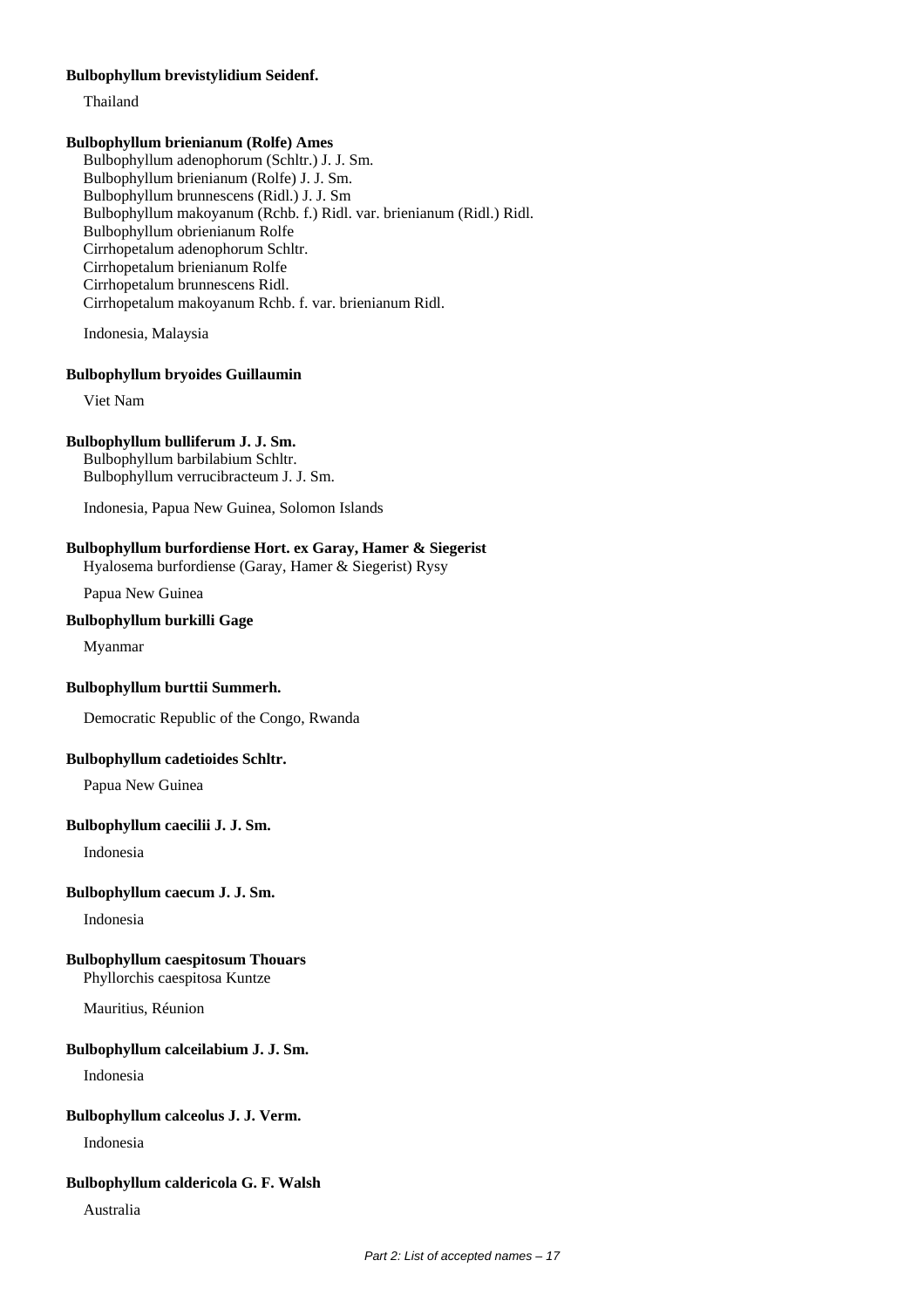**Bulbophyllum brevistylidium Seidenf.**

Thailand

**Bulbophyllum brienianum (Rolfe) Ames**

Bulbophyllum adenophorum (Schltr.) J. J. Sm.
Bulbophyllum brienianum (Rolfe) J. J. Sm.
Bulbophyllum brunnescens (Ridl.) J. J. Sm
Bulbophyllum makoyanum (Rchb. f.) Ridl. var. brienianum (Ridl.) Ridl.
Bulbophyllum obrienianum Rolfe
Cirrhopetalum adenophorum Schltr.
Cirrhopetalum brienianum Rolfe
Cirrhopetalum brunnescens Ridl.
Cirrhopetalum makoyanum Rchb. f. var. brienianum Ridl.

Indonesia, Malaysia

**Bulbophyllum bryoides Guillaumin**

Viet Nam

**Bulbophyllum bulliferum J. J. Sm.**

Bulbophyllum barbilabium Schltr.
Bulbophyllum verrucibracteum J. J. Sm.

Indonesia, Papua New Guinea, Solomon Islands

**Bulbophyllum burfordiense Hort. ex Garay, Hamer & Siegerist**

Hyalosema burfordiense (Garay, Hamer & Siegerist) Rysy

Papua New Guinea

**Bulbophyllum burkilli Gage**

Myanmar

**Bulbophyllum burttii Summerh.**

Democratic Republic of the Congo, Rwanda

**Bulbophyllum cadetioides Schltr.**

Papua New Guinea

**Bulbophyllum caecilii J. J. Sm.**

Indonesia

**Bulbophyllum caecum J. J. Sm.**

Indonesia

**Bulbophyllum caespitosum Thouars**

Phyllorchis caespitosa Kuntze

Mauritius, Réunion

**Bulbophyllum calceilabium J. J. Sm.**

Indonesia

**Bulbophyllum calceolus J. J. Verm.**

Indonesia

**Bulbophyllum caldericola G. F. Walsh**

Australia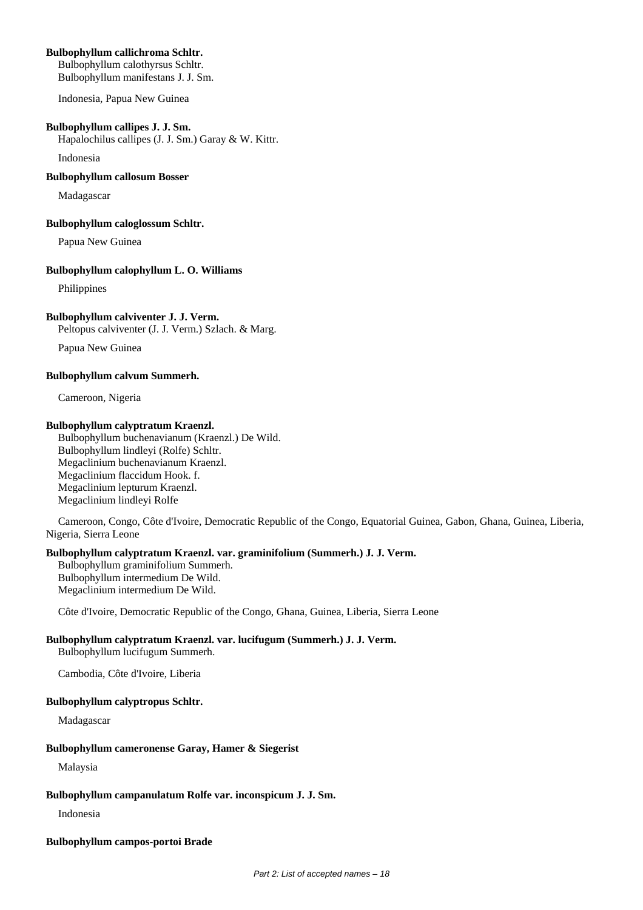**Bulbophyllum callichroma Schltr.**
Bulbophyllum calothyrsus Schltr.
Bulbophyllum manifestans J. J. Sm.

Indonesia, Papua New Guinea

**Bulbophyllum callipes J. J. Sm.**
Hapalochilus callipes (J. J. Sm.) Garay & W. Kittr.

Indonesia

**Bulbophyllum callosum Bosser**

Madagascar

**Bulbophyllum caloglossum Schltr.**

Papua New Guinea

**Bulbophyllum calophyllum L. O. Williams**

Philippines

**Bulbophyllum calviventer J. J. Verm.**
Peltopus calviventer (J. J. Verm.) Szlach. & Marg.

Papua New Guinea

**Bulbophyllum calvum Summerh.**

Cameroon, Nigeria

**Bulbophyllum calyptratum Kraenzl.**
Bulbophyllum buchenavianum (Kraenzl.) De Wild.
Bulbophyllum lindleyi (Rolfe) Schltr.
Megaclinium buchenavianum Kraenzl.
Megaclinium flaccidum Hook. f.
Megaclinium lepturum Kraenzl.
Megaclinium lindleyi Rolfe

Cameroon, Congo, Côte d'Ivoire, Democratic Republic of the Congo, Equatorial Guinea, Gabon, Ghana, Guinea, Liberia, Nigeria, Sierra Leone

**Bulbophyllum calyptratum Kraenzl. var. graminifolium (Summerh.) J. J. Verm.**
Bulbophyllum graminifolium Summerh.
Bulbophyllum intermedium De Wild.
Megaclinium intermedium De Wild.

Côte d'Ivoire, Democratic Republic of the Congo, Ghana, Guinea, Liberia, Sierra Leone

**Bulbophyllum calyptratum Kraenzl. var. lucifugum (Summerh.) J. J. Verm.**
Bulbophyllum lucifugum Summerh.

Cambodia, Côte d'Ivoire, Liberia

**Bulbophyllum calyptropus Schltr.**

Madagascar

**Bulbophyllum cameronense Garay, Hamer & Siegerist**

Malaysia

**Bulbophyllum campanulatum Rolfe var. inconspicum J. J. Sm.**

Indonesia

**Bulbophyllum campos-portoi Brade**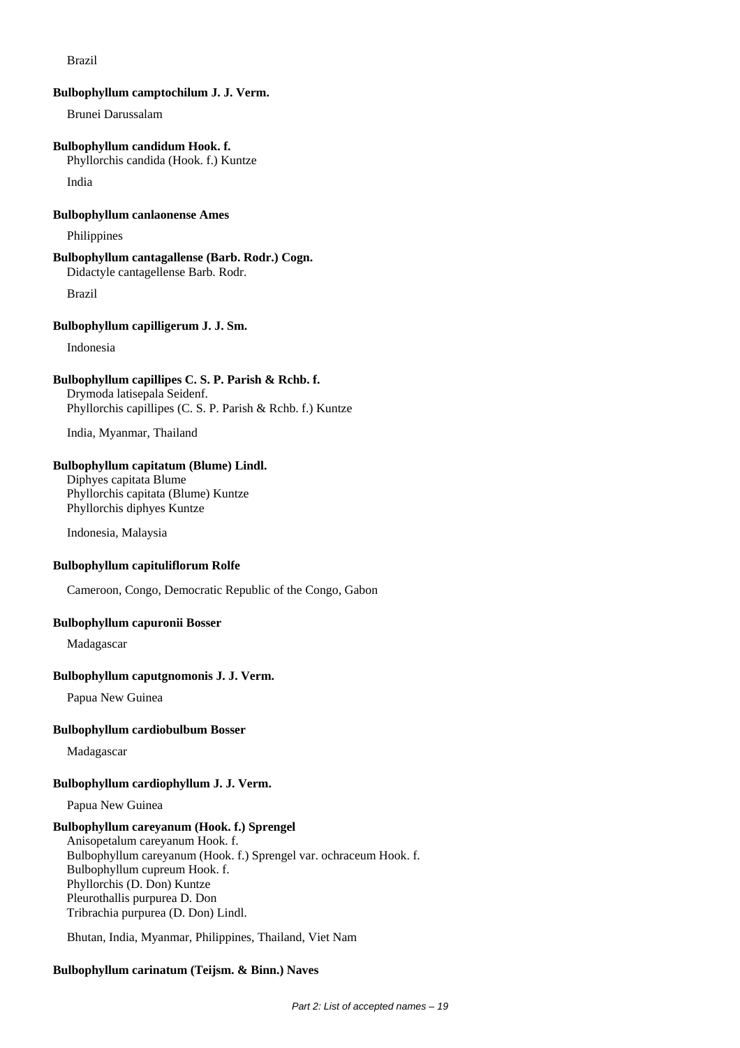Brazil

**Bulbophyllum camptochilum J. J. Verm.**

Brunei Darussalam

**Bulbophyllum candidum Hook. f.**

Phyllorchis candida (Hook. f.) Kuntze

India

**Bulbophyllum canlaonense Ames**

Philippines

**Bulbophyllum cantagallense (Barb. Rodr.) Cogn.**

Didactyle cantagellense Barb. Rodr.

Brazil

**Bulbophyllum capilligerum J. J. Sm.**

Indonesia

**Bulbophyllum capillipes C. S. P. Parish & Rchb. f.**

Drymoda latisepala Seidenf.
Phyllorchis capillipes (C. S. P. Parish & Rchb. f.) Kuntze

India, Myanmar, Thailand

**Bulbophyllum capitatum (Blume) Lindl.**

Diphyes capitata Blume
Phyllorchis capitata (Blume) Kuntze
Phyllorchis diphyes Kuntze

Indonesia, Malaysia

**Bulbophyllum capituliflorum Rolfe**

Cameroon, Congo, Democratic Republic of the Congo, Gabon

**Bulbophyllum capuronii Bosser**

Madagascar

**Bulbophyllum caputgnomonis J. J. Verm.**

Papua New Guinea

**Bulbophyllum cardiobulbum Bosser**

Madagascar

**Bulbophyllum cardiophyllum J. J. Verm.**

Papua New Guinea

**Bulbophyllum careyanum (Hook. f.) Sprengel**

Anisopetalum careyanum Hook. f.
Bulbophyllum careyanum (Hook. f.) Sprengel var. ochraceum Hook. f.
Bulbophyllum cupreum Hook. f.
Phyllorchis (D. Don) Kuntze
Pleurothallis purpurea D. Don
Tribrachia purpurea (D. Don) Lindl.

Bhutan, India, Myanmar, Philippines, Thailand, Viet Nam

**Bulbophyllum carinatum (Teijsm. & Binn.) Naves**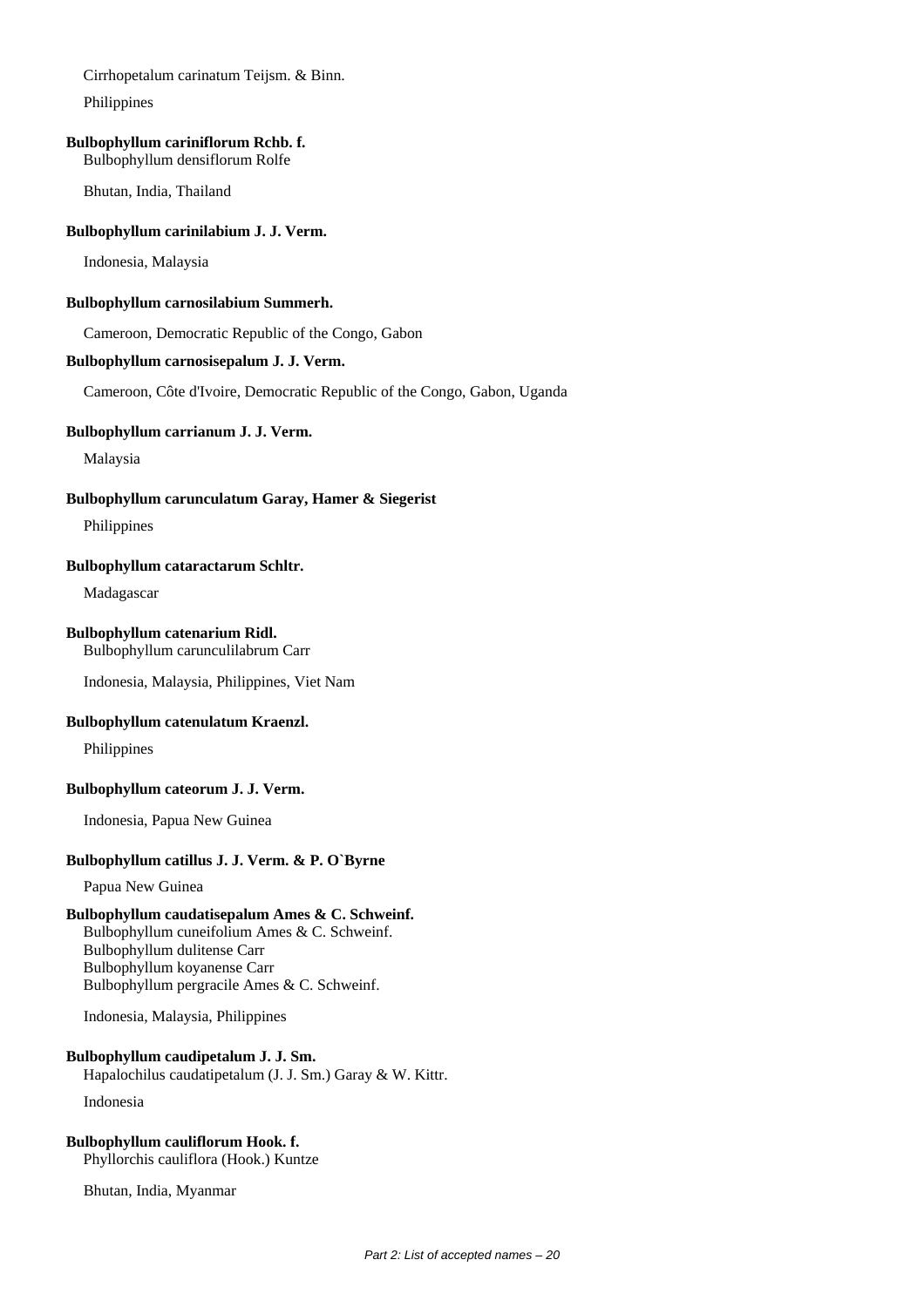Cirrhopetalum carinatum Teijsm. & Binn.

Philippines

**Bulbophyllum cariniflorum Rchb. f.**
Bulbophyllum densiflorum Rolfe

Bhutan, India, Thailand

**Bulbophyllum carinilabium J. J. Verm.**

Indonesia, Malaysia

**Bulbophyllum carnosilabium Summerh.**

Cameroon, Democratic Republic of the Congo, Gabon

**Bulbophyllum carnosisepalum J. J. Verm.**

Cameroon, Côte d'Ivoire, Democratic Republic of the Congo, Gabon, Uganda

**Bulbophyllum carrianum J. J. Verm.**

Malaysia

**Bulbophyllum carunculatum Garay, Hamer & Siegerist**

Philippines

**Bulbophyllum cataractarum Schltr.**

Madagascar

**Bulbophyllum catenarium Ridl.**
Bulbophyllum carunculilabrum Carr

Indonesia, Malaysia, Philippines, Viet Nam

**Bulbophyllum catenulatum Kraenzl.**

Philippines

**Bulbophyllum cateorum J. J. Verm.**

Indonesia, Papua New Guinea

**Bulbophyllum catillus J. J. Verm. & P. O`Byrne**

Papua New Guinea

**Bulbophyllum caudatisepalum Ames & C. Schweinf.**
Bulbophyllum cuneifolium Ames & C. Schweinf.
Bulbophyllum dulitense Carr
Bulbophyllum koyanense Carr
Bulbophyllum pergracile Ames & C. Schweinf.

Indonesia, Malaysia, Philippines

**Bulbophyllum caudipetalum J. J. Sm.**
Hapalochilus caudatipetalum (J. J. Sm.) Garay & W. Kittr.

Indonesia

**Bulbophyllum cauliflorum Hook. f.**
Phyllorchis cauliflora (Hook.) Kuntze

Bhutan, India, Myanmar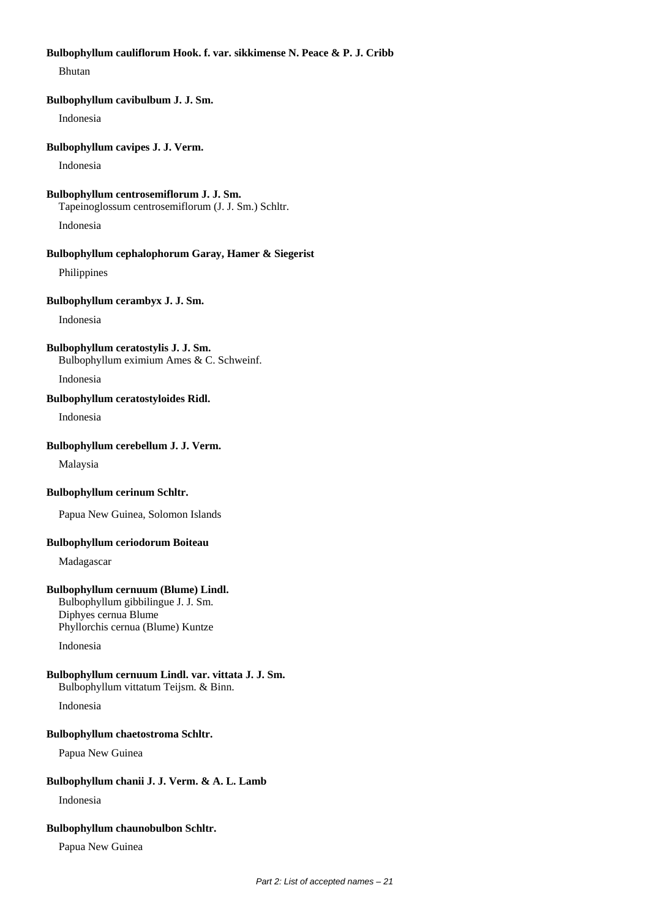**Bulbophyllum cauliflorum Hook. f. var. sikkimense N. Peace & P. J. Cribb**

Bhutan

**Bulbophyllum cavibulbum J. J. Sm.**

Indonesia

**Bulbophyllum cavipes J. J. Verm.**

Indonesia

**Bulbophyllum centrosemiflorum J. J. Sm.**
Tapeinoglossum centrosemiflorum (J. J. Sm.) Schltr.

Indonesia

**Bulbophyllum cephalophorum Garay, Hamer & Siegerist**

Philippines

**Bulbophyllum cerambyx J. J. Sm.**

Indonesia

**Bulbophyllum ceratostylis J. J. Sm.**
Bulbophyllum eximium Ames & C. Schweinf.

Indonesia

**Bulbophyllum ceratostyloides Ridl.**

Indonesia

**Bulbophyllum cerebellum J. J. Verm.**

Malaysia

**Bulbophyllum cerinum Schltr.**

Papua New Guinea, Solomon Islands

**Bulbophyllum ceriodorum Boiteau**

Madagascar

**Bulbophyllum cernuum (Blume) Lindl.**
Bulbophyllum gibbilingue J. J. Sm.
Diphyes cernua Blume
Phyllorchis cernua (Blume) Kuntze

Indonesia

**Bulbophyllum cernuum Lindl. var. vittata J. J. Sm.**
Bulbophyllum vittatum Teijsm. & Binn.

Indonesia

**Bulbophyllum chaetostroma Schltr.**

Papua New Guinea

**Bulbophyllum chanii J. J. Verm. & A. L. Lamb**

Indonesia

**Bulbophyllum chaunobulbon Schltr.**

Papua New Guinea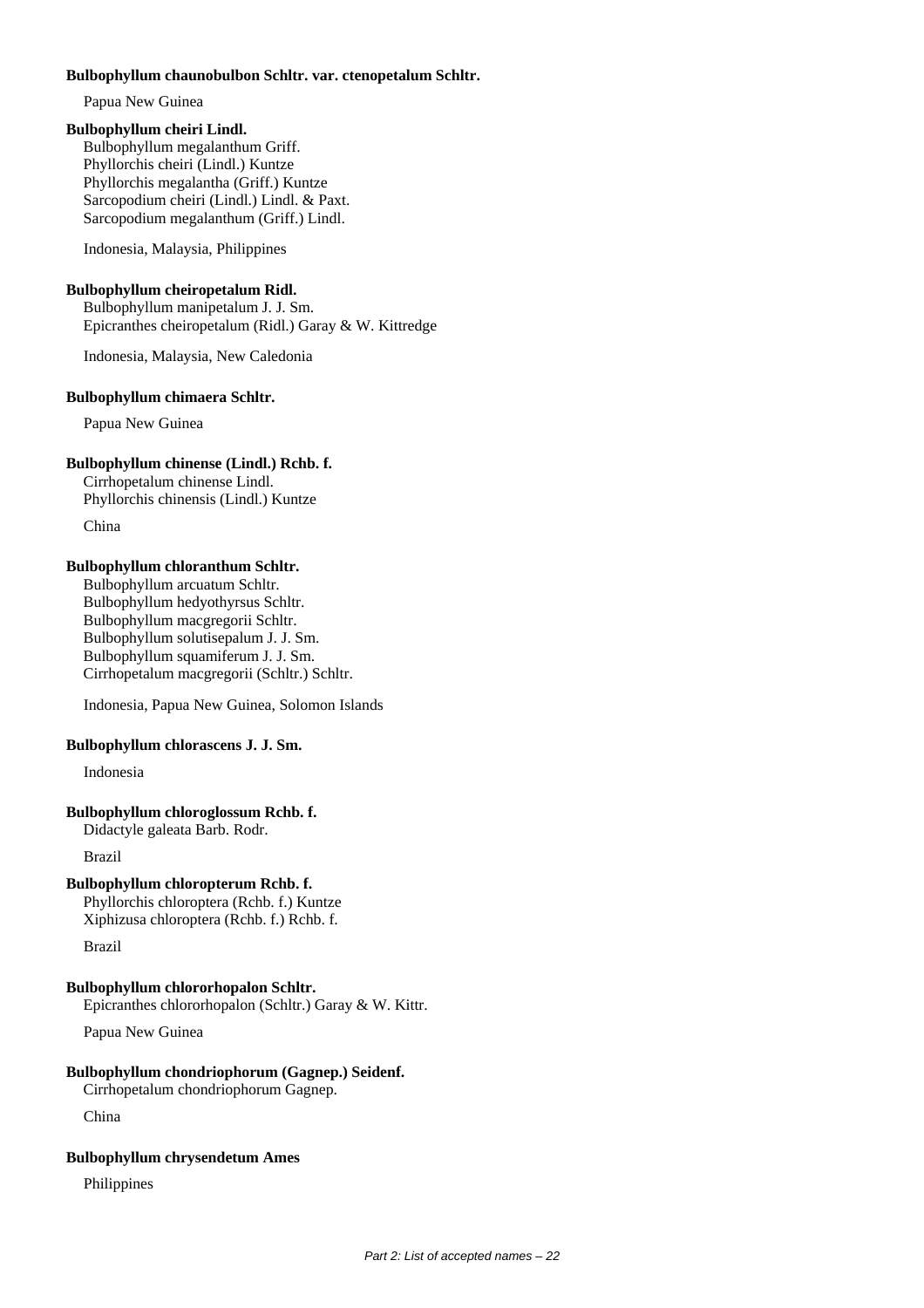**Bulbophyllum chaunobulbon Schltr. var. ctenopetalum Schltr.**

Papua New Guinea

**Bulbophyllum cheiri Lindl.**

Bulbophyllum megalanthum Griff.
Phyllorchis cheiri (Lindl.) Kuntze
Phyllorchis megalantha (Griff.) Kuntze
Sarcopodium cheiri (Lindl.) Lindl. & Paxt.
Sarcopodium megalanthum (Griff.) Lindl.

Indonesia, Malaysia, Philippines

**Bulbophyllum cheiropetalum Ridl.**

Bulbophyllum manipetalum J. J. Sm.
Epicranthes cheiropetalum (Ridl.) Garay & W. Kittredge

Indonesia, Malaysia, New Caledonia

**Bulbophyllum chimaera Schltr.**

Papua New Guinea

**Bulbophyllum chinense (Lindl.) Rchb. f.**

Cirrhopetalum chinense Lindl.
Phyllorchis chinensis (Lindl.) Kuntze

China

**Bulbophyllum chloranthum Schltr.**

Bulbophyllum arcuatum Schltr.
Bulbophyllum hedyothyrsus Schltr.
Bulbophyllum macgregorii Schltr.
Bulbophyllum solutisepalum J. J. Sm.
Bulbophyllum squamiferum J. J. Sm.
Cirrhopetalum macgregorii (Schltr.) Schltr.

Indonesia, Papua New Guinea, Solomon Islands

**Bulbophyllum chlorascens J. J. Sm.**

Indonesia

**Bulbophyllum chloroglossum Rchb. f.**

Didactyle galeata Barb. Rodr.

Brazil

**Bulbophyllum chloropterum Rchb. f.**

Phyllorchis chloroptera (Rchb. f.) Kuntze
Xiphizusa chloroptera (Rchb. f.) Rchb. f.

Brazil

**Bulbophyllum chlororhopalon Schltr.**

Epicranthes chlororhopalon (Schltr.) Garay & W. Kittr.

Papua New Guinea

**Bulbophyllum chondriophorum (Gagnep.) Seidenf.**

Cirrhopetalum chondriophorum Gagnep.

China

**Bulbophyllum chrysendetum Ames**

Philippines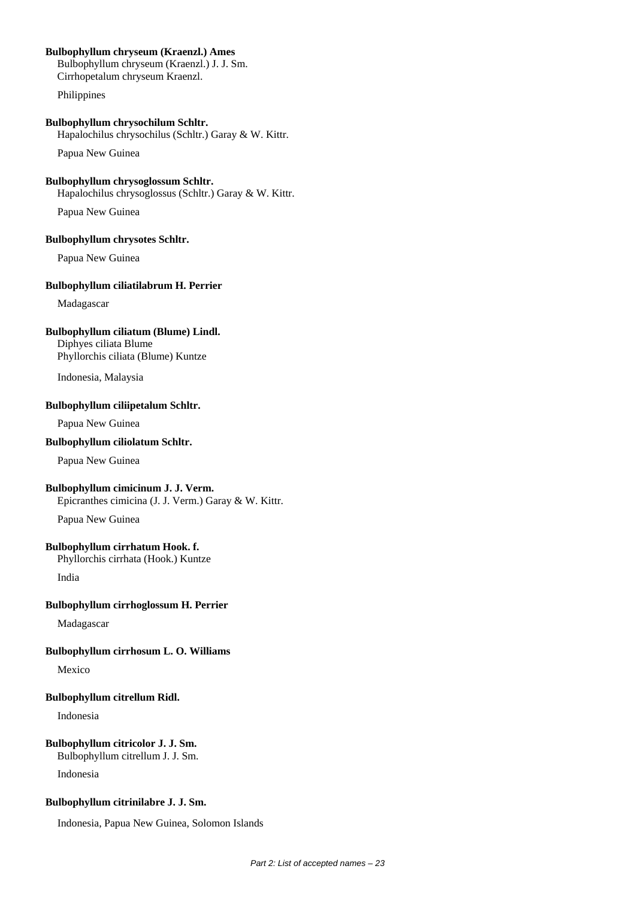**Bulbophyllum chryseum (Kraenzl.) Ames**
Bulbophyllum chryseum (Kraenzl.) J. J. Sm.
Cirrhopetalum chryseum Kraenzl.

Philippines

**Bulbophyllum chrysochilum Schltr.**
Hapalochilus chrysochilus (Schltr.) Garay & W. Kittr.

Papua New Guinea

**Bulbophyllum chrysoglossum Schltr.**
Hapalochilus chrysoglossus (Schltr.) Garay & W. Kittr.

Papua New Guinea

**Bulbophyllum chrysotes Schltr.**

Papua New Guinea

**Bulbophyllum ciliatilabrum H. Perrier**

Madagascar

**Bulbophyllum ciliatum (Blume) Lindl.**
Diphyes ciliata Blume
Phyllorchis ciliata (Blume) Kuntze

Indonesia, Malaysia

**Bulbophyllum ciliipetalum Schltr.**

Papua New Guinea

**Bulbophyllum ciliolatum Schltr.**

Papua New Guinea

**Bulbophyllum cimicinum J. J. Verm.**
Epicranthes cimicina (J. J. Verm.) Garay & W. Kittr.

Papua New Guinea

**Bulbophyllum cirrhatum Hook. f.**
Phyllorchis cirrhata (Hook.) Kuntze

India

**Bulbophyllum cirrhoglossum H. Perrier**

Madagascar

**Bulbophyllum cirrhosum L. O. Williams**

Mexico

**Bulbophyllum citrellum Ridl.**

Indonesia

**Bulbophyllum citricolor J. J. Sm.**
Bulbophyllum citrellum J. J. Sm.

Indonesia

**Bulbophyllum citrinilabre J. J. Sm.**

Indonesia, Papua New Guinea, Solomon Islands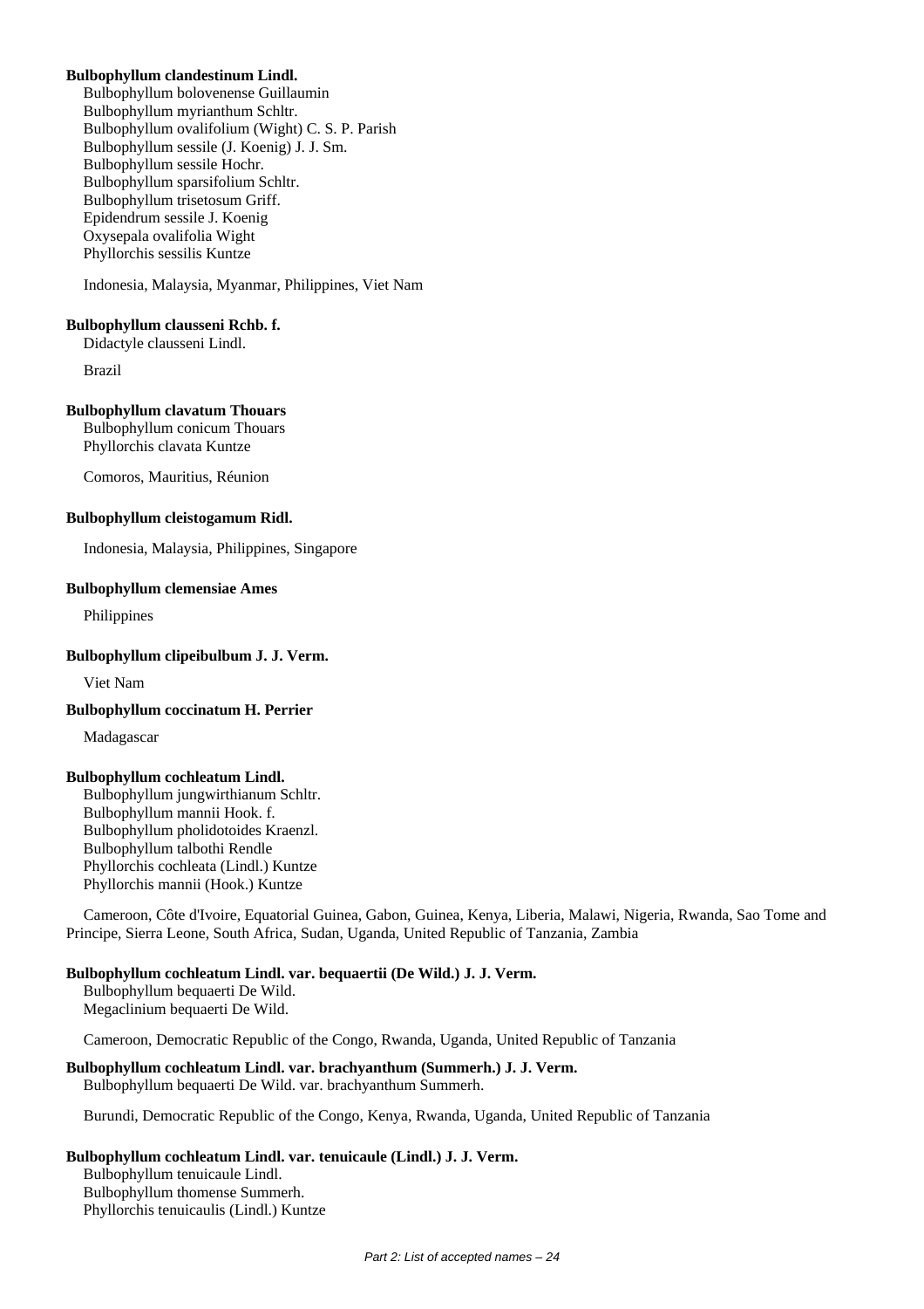**Bulbophyllum clandestinum Lindl.**

Bulbophyllum bolovenense Guillaumin
Bulbophyllum myrianthum Schltr.
Bulbophyllum ovalifolium (Wight) C. S. P. Parish
Bulbophyllum sessile (J. Koenig) J. J. Sm.
Bulbophyllum sessile Hochr.
Bulbophyllum sparsifolium Schltr.
Bulbophyllum trisetosum Griff.
Epidendrum sessile J. Koenig
Oxysepala ovalifolia Wight
Phyllorchis sessilis Kuntze

Indonesia, Malaysia, Myanmar, Philippines, Viet Nam

**Bulbophyllum clausseni Rchb. f.**

Didactyle clausseni Lindl.

Brazil

**Bulbophyllum clavatum Thouars**

Bulbophyllum conicum Thouars
Phyllorchis clavata Kuntze

Comoros, Mauritius, Réunion

**Bulbophyllum cleistogamum Ridl.**

Indonesia, Malaysia, Philippines, Singapore

**Bulbophyllum clemensiae Ames**

Philippines

**Bulbophyllum clipeibulbum J. J. Verm.**

Viet Nam

**Bulbophyllum coccinatum H. Perrier**

Madagascar

**Bulbophyllum cochleatum Lindl.**

Bulbophyllum jungwirthianum Schltr.
Bulbophyllum mannii Hook. f.
Bulbophyllum pholidotoides Kraenzl.
Bulbophyllum talbothi Rendle
Phyllorchis cochleata (Lindl.) Kuntze
Phyllorchis mannii (Hook.) Kuntze

Cameroon, Côte d'Ivoire, Equatorial Guinea, Gabon, Guinea, Kenya, Liberia, Malawi, Nigeria, Rwanda, Sao Tome and Principe, Sierra Leone, South Africa, Sudan, Uganda, United Republic of Tanzania, Zambia

**Bulbophyllum cochleatum Lindl. var. bequaertii (De Wild.) J. J. Verm.**

Bulbophyllum bequaerti De Wild.
Megaclinium bequaerti De Wild.

Cameroon, Democratic Republic of the Congo, Rwanda, Uganda, United Republic of Tanzania

**Bulbophyllum cochleatum Lindl. var. brachyanthum (Summerh.) J. J. Verm.**

Bulbophyllum bequaerti De Wild. var. brachyanthum Summerh.

Burundi, Democratic Republic of the Congo, Kenya, Rwanda, Uganda, United Republic of Tanzania

**Bulbophyllum cochleatum Lindl. var. tenuicaule (Lindl.) J. J. Verm.**

Bulbophyllum tenuicaule Lindl.
Bulbophyllum thomense Summerh.
Phyllorchis tenuicaulis (Lindl.) Kuntze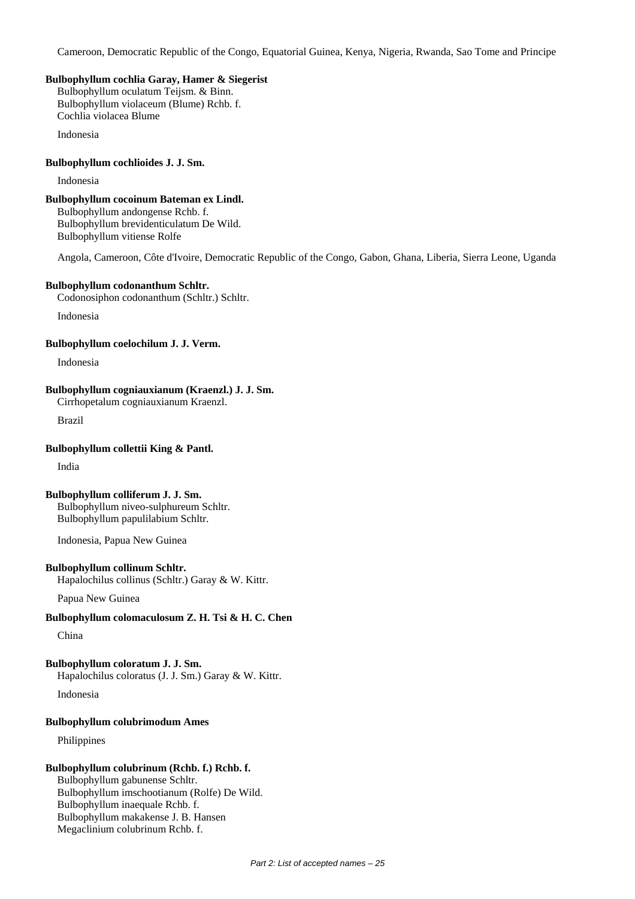Cameroon, Democratic Republic of the Congo, Equatorial Guinea, Kenya, Nigeria, Rwanda, Sao Tome and Principe

**Bulbophyllum cochlia Garay, Hamer & Siegerist**
Bulbophyllum oculatum Teijsm. & Binn.
Bulbophyllum violaceum (Blume) Rchb. f.
Cochlia violacea Blume

Indonesia

**Bulbophyllum cochlioides J. J. Sm.**

Indonesia

**Bulbophyllum cocoinum Bateman ex Lindl.**
Bulbophyllum andongense Rchb. f.
Bulbophyllum brevidenticulatum De Wild.
Bulbophyllum vitiense Rolfe

Angola, Cameroon, Côte d'Ivoire, Democratic Republic of the Congo, Gabon, Ghana, Liberia, Sierra Leone, Uganda

**Bulbophyllum codonanthum Schltr.**
Codonosiphon codonanthum (Schltr.) Schltr.

Indonesia

**Bulbophyllum coelochilum J. J. Verm.**

Indonesia

**Bulbophyllum cogniauxianum (Kraenzl.) J. J. Sm.**
Cirrhopetalum cogniauxianum Kraenzl.

Brazil

**Bulbophyllum collettii King & Pantl.**

India

**Bulbophyllum colliferum J. J. Sm.**
Bulbophyllum niveo-sulphureum Schltr.
Bulbophyllum papulilabium Schltr.

Indonesia, Papua New Guinea

**Bulbophyllum collinum Schltr.**
Hapalochilus collinus (Schltr.) Garay & W. Kittr.

Papua New Guinea

**Bulbophyllum colomaculosum Z. H. Tsi & H. C. Chen**

China

**Bulbophyllum coloratum J. J. Sm.**
Hapalochilus coloratus (J. J. Sm.) Garay & W. Kittr.

Indonesia

**Bulbophyllum colubrimodum Ames**

Philippines

**Bulbophyllum colubrinum (Rchb. f.) Rchb. f.**
Bulbophyllum gabunense Schltr.
Bulbophyllum imschootianum (Rolfe) De Wild.
Bulbophyllum inaequale Rchb. f.
Bulbophyllum makakense J. B. Hansen
Megaclinium colubrinum Rchb. f.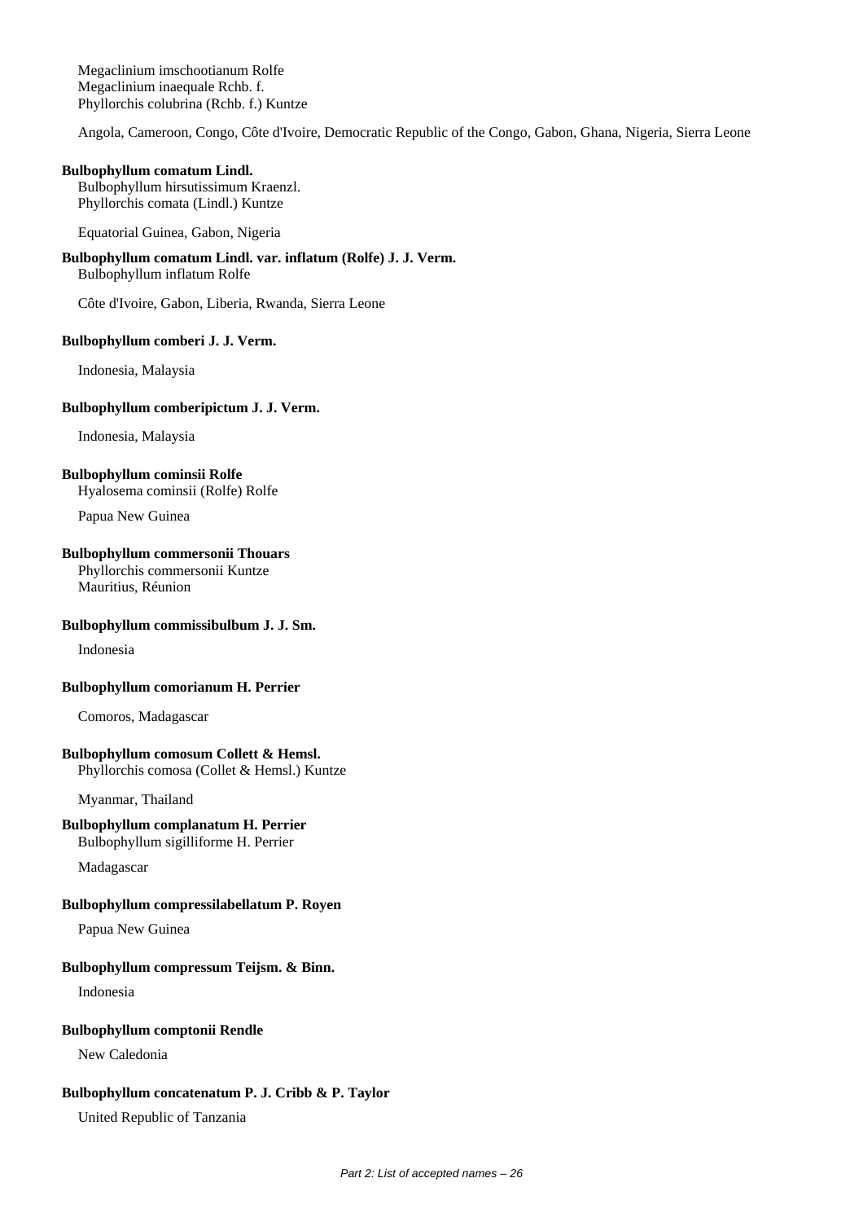Megaclinium imschootianum Rolfe
Megaclinium inaequale Rchb. f.
Phyllorchis colubrina (Rchb. f.) Kuntze

Angola, Cameroon, Congo, Côte d'Ivoire, Democratic Republic of the Congo, Gabon, Ghana, Nigeria, Sierra Leone

**Bulbophyllum comatum Lindl.**
Bulbophyllum hirsutissimum Kraenzl.
Phyllorchis comata (Lindl.) Kuntze

Equatorial Guinea, Gabon, Nigeria

**Bulbophyllum comatum Lindl. var. inflatum (Rolfe) J. J. Verm.**
Bulbophyllum inflatum Rolfe

Côte d'Ivoire, Gabon, Liberia, Rwanda, Sierra Leone

**Bulbophyllum comberi J. J. Verm.**

Indonesia, Malaysia

**Bulbophyllum comberipictum J. J. Verm.**

Indonesia, Malaysia

**Bulbophyllum cominsii Rolfe**
Hyalosema cominsii (Rolfe) Rolfe

Papua New Guinea

**Bulbophyllum commersonii Thouars**
Phyllorchis commersonii Kuntze
Mauritius, Réunion

**Bulbophyllum commissibulbum J. J. Sm.**

Indonesia

**Bulbophyllum comorianum H. Perrier**

Comoros, Madagascar

**Bulbophyllum comosum Collett & Hemsl.**
Phyllorchis comosa (Collet & Hemsl.) Kuntze

Myanmar, Thailand

**Bulbophyllum complanatum H. Perrier**
Bulbophyllum sigilliforme H. Perrier

Madagascar

**Bulbophyllum compressilabellatum P. Royen**

Papua New Guinea

**Bulbophyllum compressum Teijsm. & Binn.**

Indonesia

**Bulbophyllum comptonii Rendle**

New Caledonia

**Bulbophyllum concatenatum P. J. Cribb & P. Taylor**

United Republic of Tanzania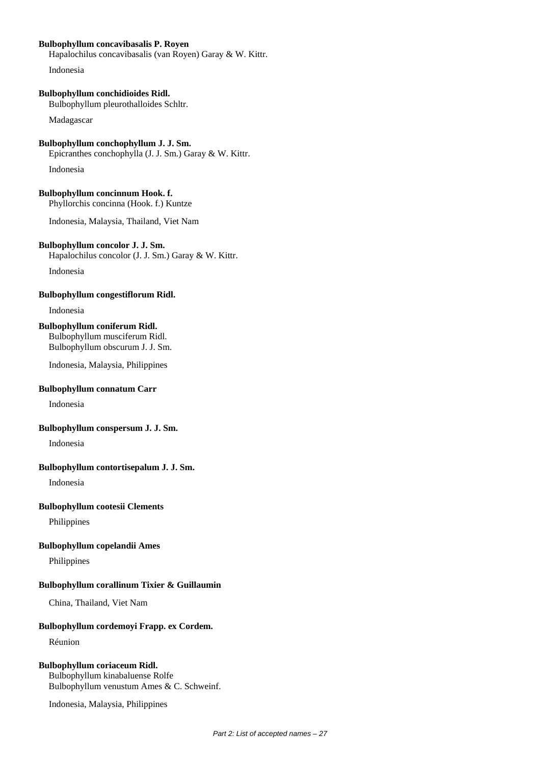**Bulbophyllum concavibasalis P. Royen**
Hapalochilus concavibasalis (van Royen) Garay & W. Kittr.

Indonesia

**Bulbophyllum conchidioides Ridl.**
Bulbophyllum pleurothalloides Schltr.

Madagascar

**Bulbophyllum conchophyllum J. J. Sm.**
Epicranthes conchophylla (J. J. Sm.) Garay & W. Kittr.

Indonesia

**Bulbophyllum concinnum Hook. f.**
Phyllorchis concinna (Hook. f.) Kuntze

Indonesia, Malaysia, Thailand, Viet Nam

**Bulbophyllum concolor J. J. Sm.**
Hapalochilus concolor (J. J. Sm.) Garay & W. Kittr.

Indonesia

**Bulbophyllum congestiflorum Ridl.**

Indonesia

**Bulbophyllum coniferum Ridl.**
Bulbophyllum musciferum Ridl.
Bulbophyllum obscurum J. J. Sm.

Indonesia, Malaysia, Philippines

**Bulbophyllum connatum Carr**

Indonesia

**Bulbophyllum conspersum J. J. Sm.**

Indonesia

**Bulbophyllum contortisepalum J. J. Sm.**

Indonesia

**Bulbophyllum cootesii Clements**

Philippines

**Bulbophyllum copelandii Ames**

Philippines

**Bulbophyllum corallinum Tixier & Guillaumin**

China, Thailand, Viet Nam

**Bulbophyllum cordemoyi Frapp. ex Cordem.**

Réunion

**Bulbophyllum coriaceum Ridl.**
Bulbophyllum kinabaluense Rolfe
Bulbophyllum venustum Ames & C. Schweinf.

Indonesia, Malaysia, Philippines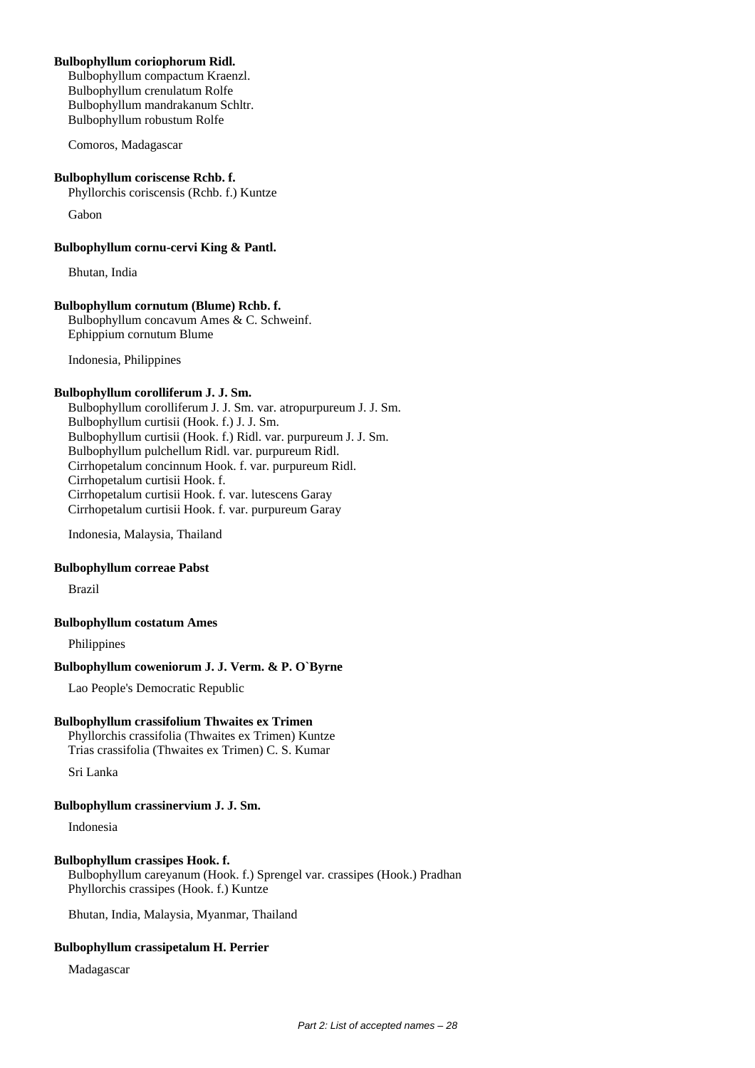**Bulbophyllum coriophorum Ridl.**
Bulbophyllum compactum Kraenzl.
Bulbophyllum crenulatum Rolfe
Bulbophyllum mandrakanum Schltr.
Bulbophyllum robustum Rolfe

Comoros, Madagascar

**Bulbophyllum coriscense Rchb. f.**
Phyllorchis coriscensis (Rchb. f.) Kuntze

Gabon

**Bulbophyllum cornu-cervi King & Pantl.**

Bhutan, India

**Bulbophyllum cornutum (Blume) Rchb. f.**
Bulbophyllum concavum Ames & C. Schweinf.
Ephippium cornutum Blume

Indonesia, Philippines

**Bulbophyllum corolliferum J. J. Sm.**
Bulbophyllum corolliferum J. J. Sm. var. atropurpureum J. J. Sm.
Bulbophyllum curtisii (Hook. f.) J. J. Sm.
Bulbophyllum curtisii (Hook. f.) Ridl. var. purpureum J. J. Sm.
Bulbophyllum pulchellum Ridl. var. purpureum Ridl.
Cirrhopetalum concinnum Hook. f. var. purpureum Ridl.
Cirrhopetalum curtisii Hook. f.
Cirrhopetalum curtisii Hook. f. var. lutescens Garay
Cirrhopetalum curtisii Hook. f. var. purpureum Garay

Indonesia, Malaysia, Thailand

**Bulbophyllum correae Pabst**

Brazil

**Bulbophyllum costatum Ames**

Philippines

**Bulbophyllum coweniorum J. J. Verm. & P. O`Byrne**

Lao People's Democratic Republic

**Bulbophyllum crassifolium Thwaites ex Trimen**
Phyllorchis crassifolia (Thwaites ex Trimen) Kuntze
Trias crassifolia (Thwaites ex Trimen) C. S. Kumar

Sri Lanka

**Bulbophyllum crassinervium J. J. Sm.**

Indonesia

**Bulbophyllum crassipes Hook. f.**
Bulbophyllum careyanum (Hook. f.) Sprengel var. crassipes (Hook.) Pradhan
Phyllorchis crassipes (Hook. f.) Kuntze

Bhutan, India, Malaysia, Myanmar, Thailand

**Bulbophyllum crassipetalum H. Perrier**

Madagascar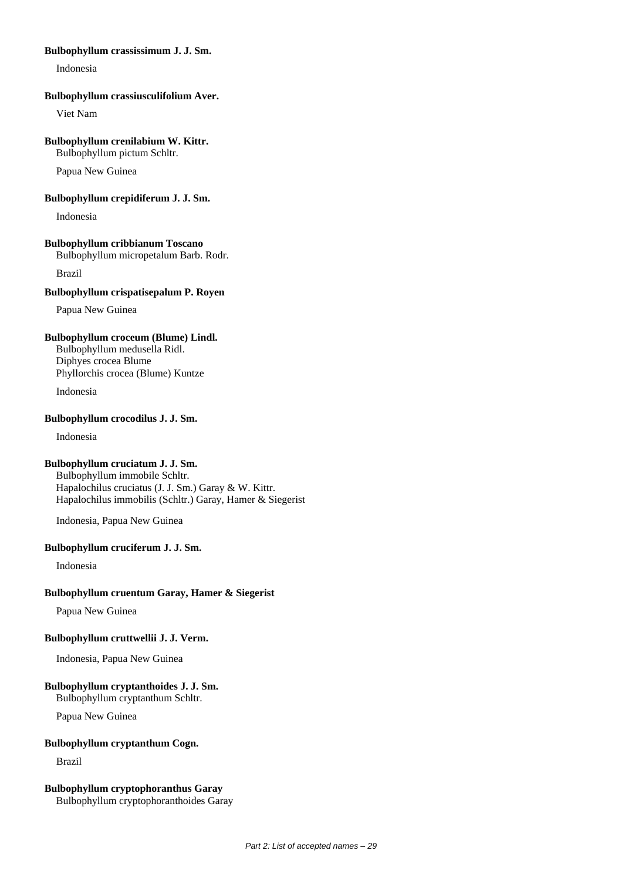**Bulbophyllum crassissimum J. J. Sm.**

Indonesia

**Bulbophyllum crassiusculifolium Aver.**

Viet Nam

**Bulbophyllum crenilabium W. Kittr.**

Bulbophyllum pictum Schltr.

Papua New Guinea

**Bulbophyllum crepidiferum J. J. Sm.**

Indonesia

**Bulbophyllum cribbianum Toscano**

Bulbophyllum micropetalum Barb. Rodr.

Brazil

**Bulbophyllum crispatisepalum P. Royen**

Papua New Guinea

**Bulbophyllum croceum (Blume) Lindl.**

Bulbophyllum medusella Ridl.
Diphyes crocea Blume
Phyllorchis crocea (Blume) Kuntze

Indonesia

**Bulbophyllum crocodilus J. J. Sm.**

Indonesia

**Bulbophyllum cruciatum J. J. Sm.**

Bulbophyllum immobile Schltr.
Hapalochilus cruciatus (J. J. Sm.) Garay & W. Kittr.
Hapalochilus immobilis (Schltr.) Garay, Hamer & Siegerist

Indonesia, Papua New Guinea

**Bulbophyllum cruciferum J. J. Sm.**

Indonesia

**Bulbophyllum cruentum Garay, Hamer & Siegerist**

Papua New Guinea

**Bulbophyllum cruttwellii J. J. Verm.**

Indonesia, Papua New Guinea

**Bulbophyllum cryptanthoides J. J. Sm.**

Bulbophyllum cryptanthum Schltr.

Papua New Guinea

**Bulbophyllum cryptanthum Cogn.**

Brazil

**Bulbophyllum cryptophoranthus Garay**

Bulbophyllum cryptophoranthoides Garay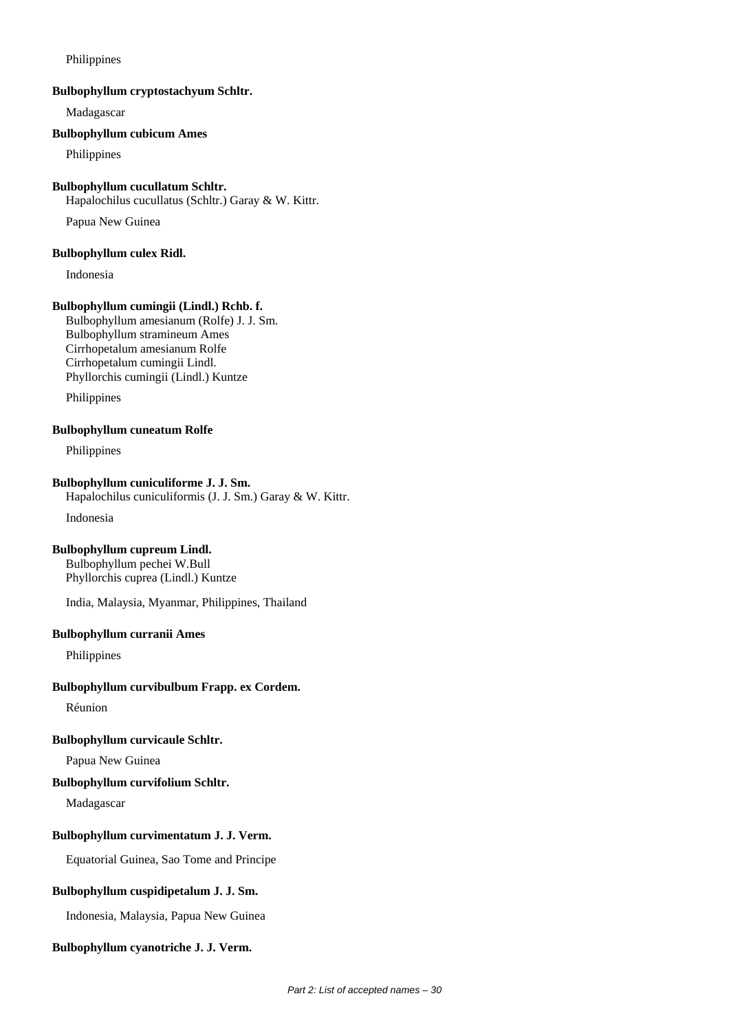Philippines

**Bulbophyllum cryptostachyum Schltr.**

Madagascar

**Bulbophyllum cubicum Ames**

Philippines

**Bulbophyllum cucullatum Schltr.**

Hapalochilus cucullatus (Schltr.) Garay & W. Kittr.

Papua New Guinea

**Bulbophyllum culex Ridl.**

Indonesia

**Bulbophyllum cumingii (Lindl.) Rchb. f.**

Bulbophyllum amesianum (Rolfe) J. J. Sm.
Bulbophyllum stramineum Ames
Cirrhopetalum amesianum Rolfe
Cirrhopetalum cumingii Lindl.
Phyllorchis cumingii (Lindl.) Kuntze

Philippines

**Bulbophyllum cuneatum Rolfe**

Philippines

**Bulbophyllum cuniculiforme J. J. Sm.**

Hapalochilus cuniculiformis (J. J. Sm.) Garay & W. Kittr.

Indonesia

**Bulbophyllum cupreum Lindl.**

Bulbophyllum pechei W.Bull
Phyllorchis cuprea (Lindl.) Kuntze

India, Malaysia, Myanmar, Philippines, Thailand

**Bulbophyllum curranii Ames**

Philippines

**Bulbophyllum curvibulbum Frapp. ex Cordem.**

Réunion

**Bulbophyllum curvicaule Schltr.**

Papua New Guinea

**Bulbophyllum curvifolium Schltr.**

Madagascar

**Bulbophyllum curvimentatum J. J. Verm.**

Equatorial Guinea, Sao Tome and Principe

**Bulbophyllum cuspidipetalum J. J. Sm.**

Indonesia, Malaysia, Papua New Guinea

**Bulbophyllum cyanotriche J. J. Verm.**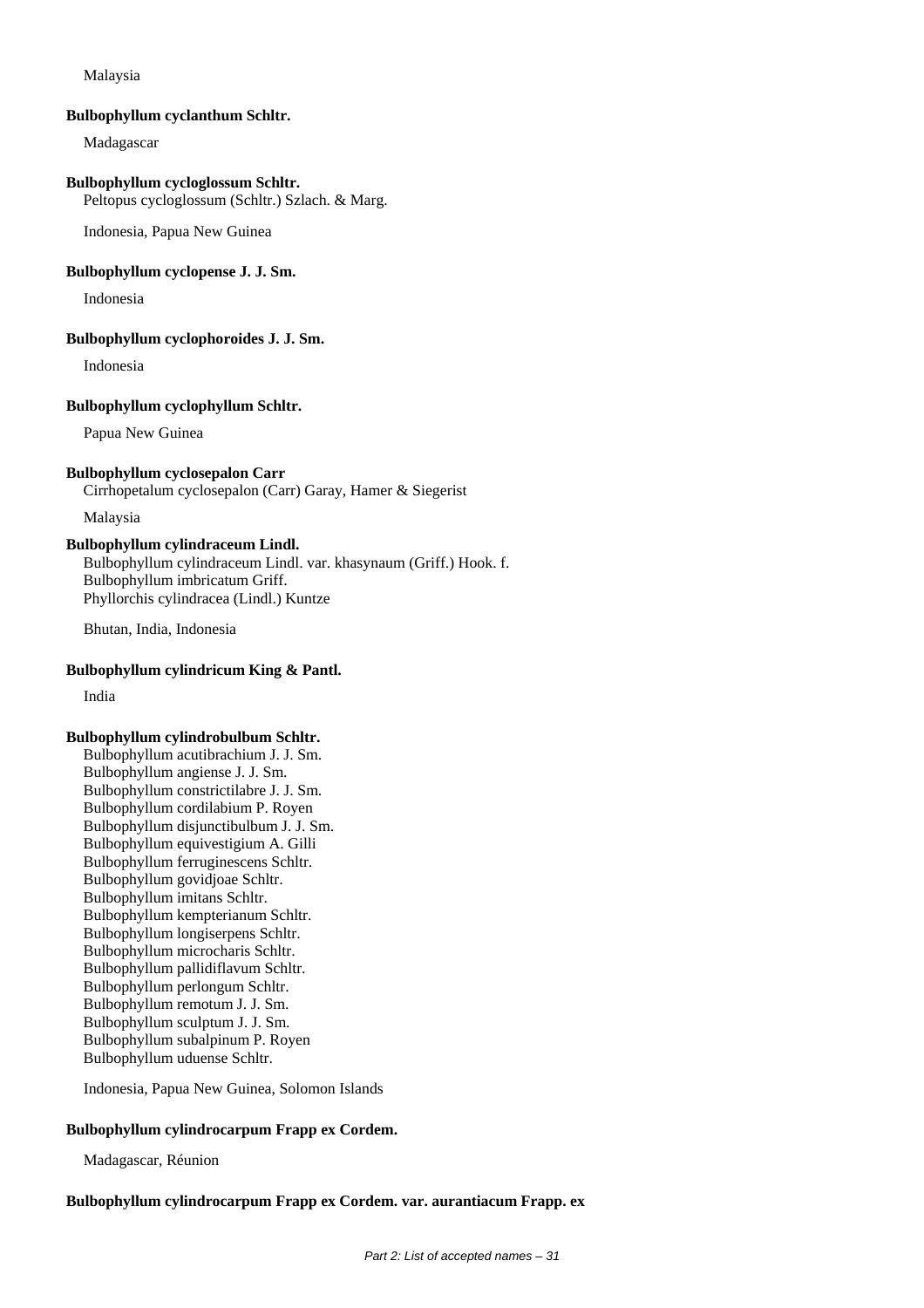Malaysia

**Bulbophyllum cyclanthum Schltr.**

Madagascar

**Bulbophyllum cycloglossum Schltr.**

Peltopus cycloglossum (Schltr.) Szlach. & Marg.

Indonesia, Papua New Guinea

**Bulbophyllum cyclopense J. J. Sm.**

Indonesia

**Bulbophyllum cyclophoroides J. J. Sm.**

Indonesia

**Bulbophyllum cyclophyllum Schltr.**

Papua New Guinea

**Bulbophyllum cyclosepalon Carr**

Cirrhopetalum cyclosepalon (Carr) Garay, Hamer & Siegerist

Malaysia

**Bulbophyllum cylindraceum Lindl.**

Bulbophyllum cylindraceum Lindl. var. khasynaum (Griff.) Hook. f.
Bulbophyllum imbricatum Griff.
Phyllorchis cylindracea (Lindl.) Kuntze

Bhutan, India, Indonesia

**Bulbophyllum cylindricum King & Pantl.**

India

**Bulbophyllum cylindrobulbum Schltr.**

Bulbophyllum acutibrachium J. J. Sm.
Bulbophyllum angiense J. J. Sm.
Bulbophyllum constrictilabre J. J. Sm.
Bulbophyllum cordilabium P. Royen
Bulbophyllum disjunctibulbum J. J. Sm.
Bulbophyllum equivestigium A. Gilli
Bulbophyllum ferruginescens Schltr.
Bulbophyllum govidjoae Schltr.
Bulbophyllum imitans Schltr.
Bulbophyllum kempterianum Schltr.
Bulbophyllum longiserpens Schltr.
Bulbophyllum microcharis Schltr.
Bulbophyllum pallidiflavum Schltr.
Bulbophyllum perlongum Schltr.
Bulbophyllum remotum J. J. Sm.
Bulbophyllum sculptum J. J. Sm.
Bulbophyllum subalpinum P. Royen
Bulbophyllum uduense Schltr.

Indonesia, Papua New Guinea, Solomon Islands

**Bulbophyllum cylindrocarpum Frapp ex Cordem.**

Madagascar, Réunion

**Bulbophyllum cylindrocarpum Frapp ex Cordem. var. aurantiacum Frapp. ex**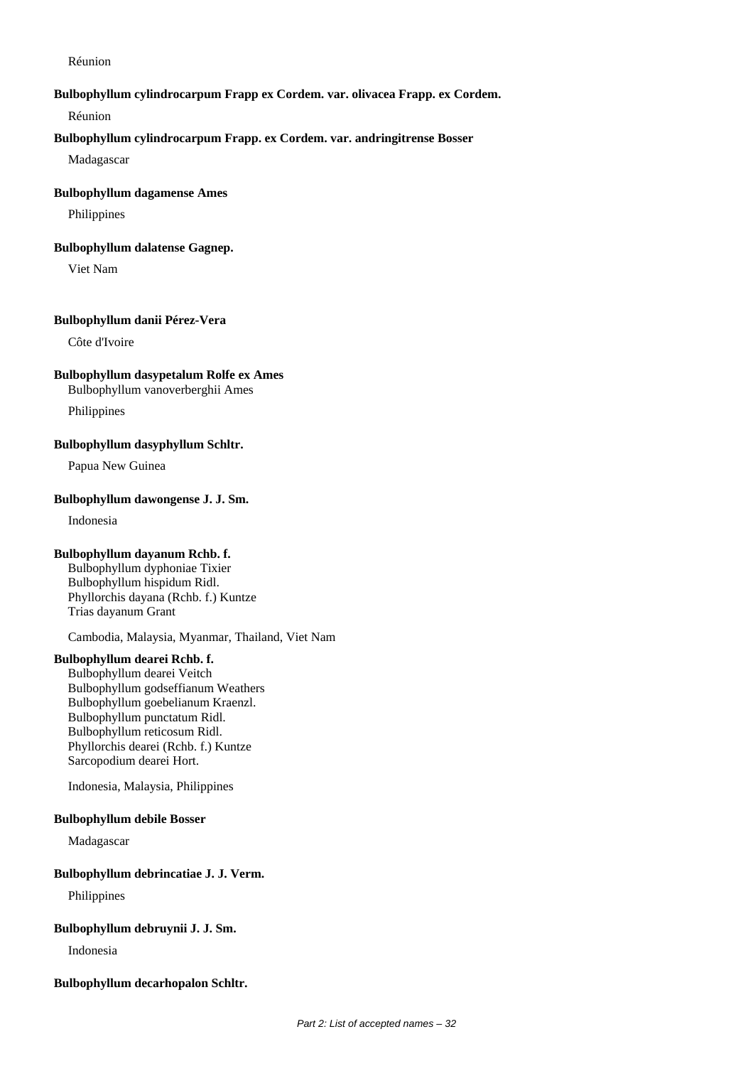Réunion

**Bulbophyllum cylindrocarpum Frapp ex Cordem. var. olivacea Frapp. ex Cordem.**

Réunion

**Bulbophyllum cylindrocarpum Frapp. ex Cordem. var. andringitrense Bosser**

Madagascar

**Bulbophyllum dagamense Ames**

Philippines

**Bulbophyllum dalatense Gagnep.**

Viet Nam

**Bulbophyllum danii Pérez-Vera**

Côte d'Ivoire

**Bulbophyllum dasypetalum Rolfe ex Ames**

Bulbophyllum vanoverberghii Ames

Philippines

**Bulbophyllum dasyphyllum Schltr.**

Papua New Guinea

**Bulbophyllum dawongense J. J. Sm.**

Indonesia

**Bulbophyllum dayanum Rchb. f.**

Bulbophyllum dyphoniae Tixier
Bulbophyllum hispidum Ridl.
Phyllorchis dayana (Rchb. f.) Kuntze
Trias dayanum Grant

Cambodia, Malaysia, Myanmar, Thailand, Viet Nam

**Bulbophyllum dearei Rchb. f.**

Bulbophyllum dearei Veitch
Bulbophyllum godseffianum Weathers
Bulbophyllum goebelianum Kraenzl.
Bulbophyllum punctatum Ridl.
Bulbophyllum reticosum Ridl.
Phyllorchis dearei (Rchb. f.) Kuntze
Sarcopodium dearei Hort.

Indonesia, Malaysia, Philippines

**Bulbophyllum debile Bosser**

Madagascar

**Bulbophyllum debrincatiae J. J. Verm.**

Philippines

**Bulbophyllum debruynii J. J. Sm.**

Indonesia

**Bulbophyllum decarhopalon Schltr.**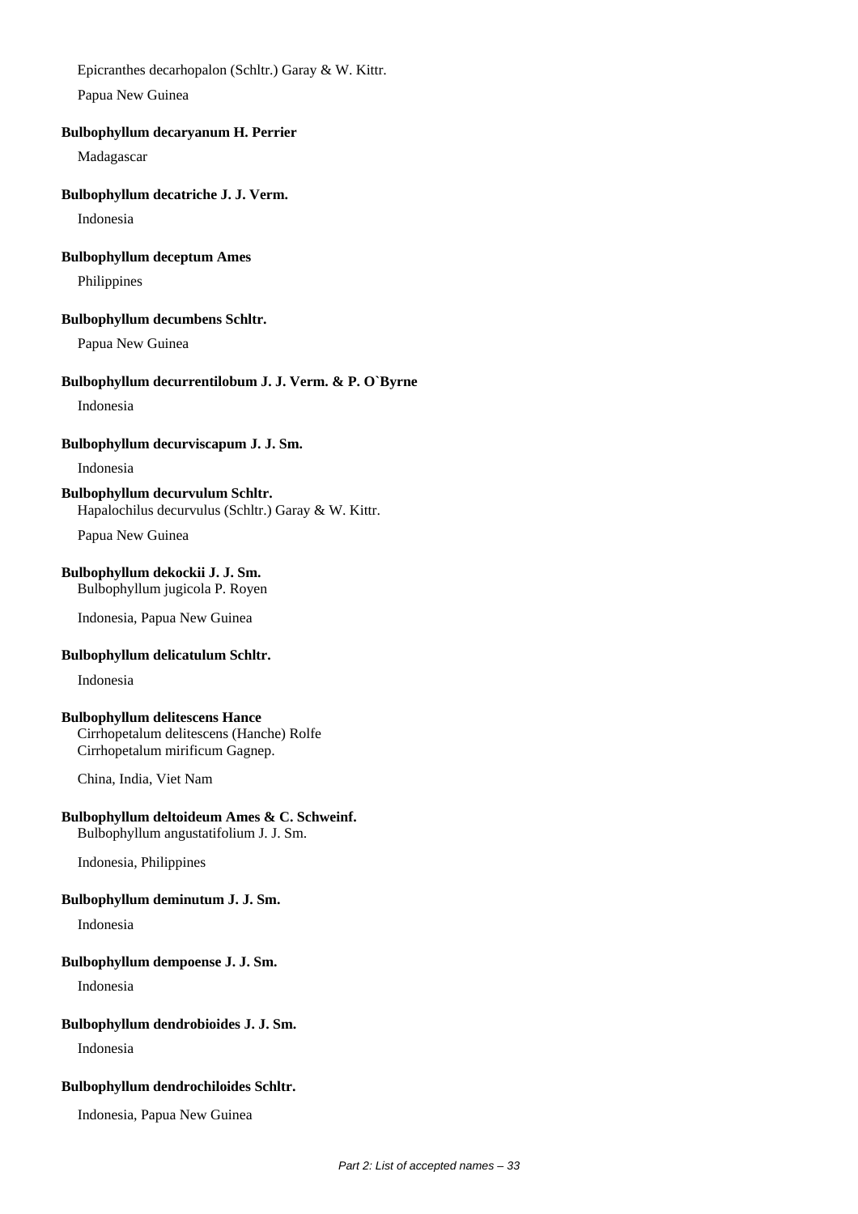Epicranthes decarhopalon (Schltr.) Garay & W. Kittr.

Papua New Guinea

**Bulbophyllum decaryanum H. Perrier**

Madagascar

**Bulbophyllum decatriche J. J. Verm.**

Indonesia

**Bulbophyllum deceptum Ames**

Philippines

**Bulbophyllum decumbens Schltr.**

Papua New Guinea

**Bulbophyllum decurrentilobum J. J. Verm. & P. O`Byrne**

Indonesia

**Bulbophyllum decurviscapum J. J. Sm.**

Indonesia

**Bulbophyllum decurvulum Schltr.**
Hapalochilus decurvulus (Schltr.) Garay & W. Kittr.

Papua New Guinea

**Bulbophyllum dekockii J. J. Sm.**
Bulbophyllum jugicola P. Royen

Indonesia, Papua New Guinea

**Bulbophyllum delicatulum Schltr.**

Indonesia

**Bulbophyllum delitescens Hance**
Cirrhopetalum delitescens (Hanche) Rolfe
Cirrhopetalum mirificum Gagnep.

China, India, Viet Nam

**Bulbophyllum deltoideum Ames & C. Schweinf.**
Bulbophyllum angustatifolium J. J. Sm.

Indonesia, Philippines

**Bulbophyllum deminutum J. J. Sm.**

Indonesia

**Bulbophyllum dempoense J. J. Sm.**

Indonesia

**Bulbophyllum dendrobioides J. J. Sm.**

Indonesia

**Bulbophyllum dendrochiloides Schltr.**

Indonesia, Papua New Guinea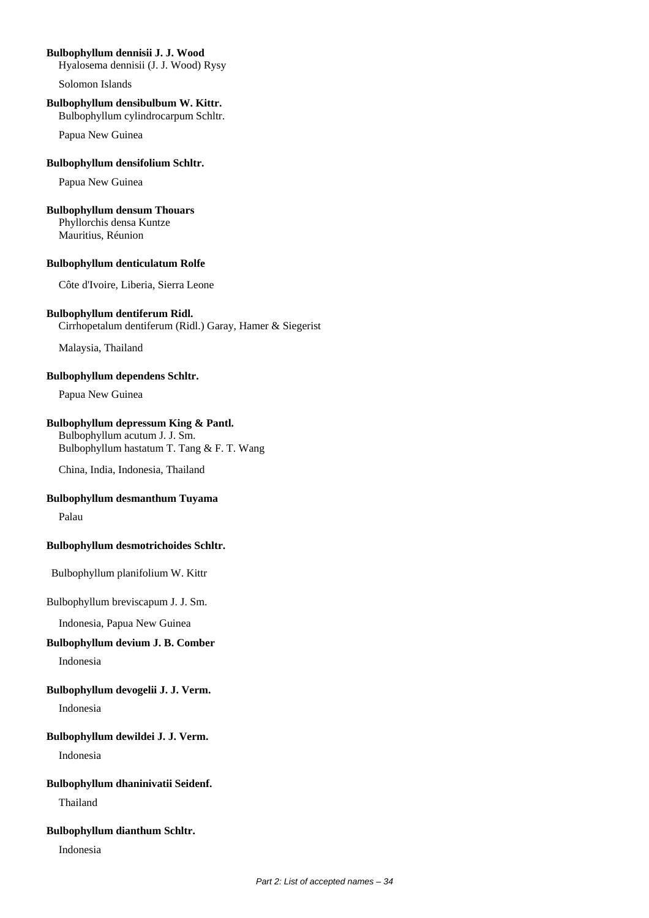**Bulbophyllum dennisii J. J. Wood**
Hyalosema dennisii (J. J. Wood) Rysy

Solomon Islands

**Bulbophyllum densibulbum W. Kittr.**
Bulbophyllum cylindrocarpum Schltr.

Papua New Guinea

**Bulbophyllum densifolium Schltr.**

Papua New Guinea

**Bulbophyllum densum Thouars**
Phyllorchis densa Kuntze
Mauritius, Réunion

**Bulbophyllum denticulatum Rolfe**

Côte d'Ivoire, Liberia, Sierra Leone

**Bulbophyllum dentiferum Ridl.**
Cirrhopetalum dentiferum (Ridl.) Garay, Hamer & Siegerist

Malaysia, Thailand

**Bulbophyllum dependens Schltr.**

Papua New Guinea

**Bulbophyllum depressum King & Pantl.**
Bulbophyllum acutum J. J. Sm.
Bulbophyllum hastatum T. Tang & F. T. Wang

China, India, Indonesia, Thailand

**Bulbophyllum desmanthum Tuyama**

Palau

**Bulbophyllum desmotrichoides Schltr.**

Bulbophyllum planifolium W. Kittr

Bulbophyllum breviscapum J. J. Sm.

Indonesia, Papua New Guinea

**Bulbophyllum devium J. B. Comber**

Indonesia

**Bulbophyllum devogelii J. J. Verm.**

Indonesia

**Bulbophyllum dewildei J. J. Verm.**

Indonesia

**Bulbophyllum dhaninivatii Seidenf.**

Thailand

**Bulbophyllum dianthum Schltr.**

Indonesia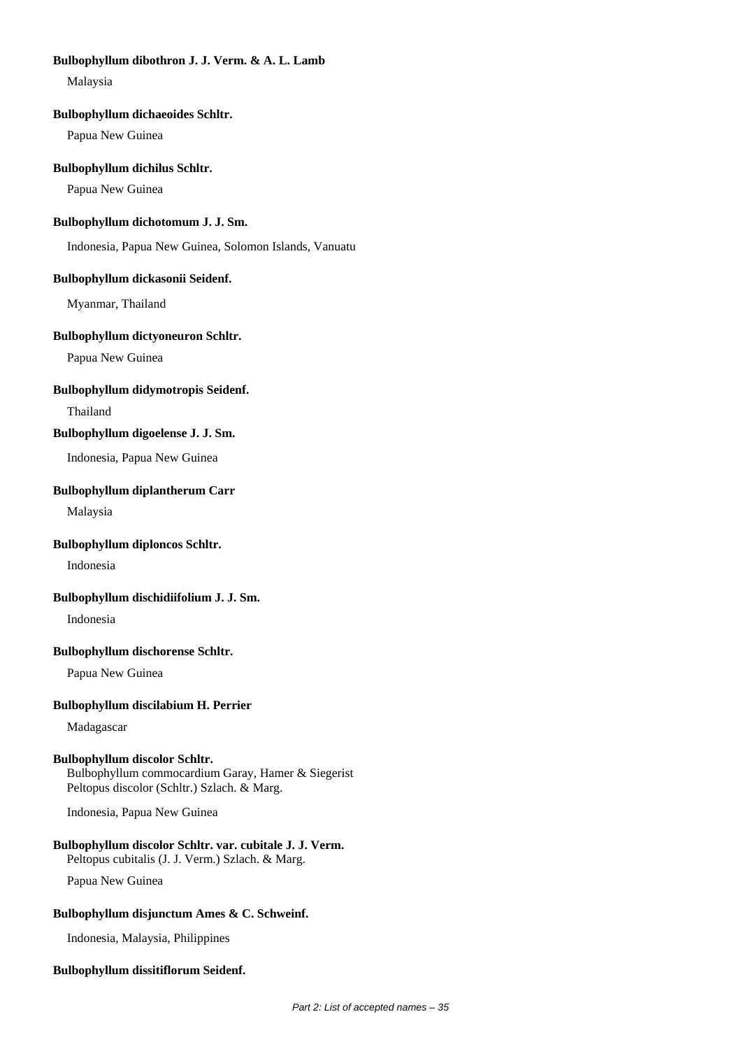**Bulbophyllum dibothron J. J. Verm. & A. L. Lamb**

Malaysia

**Bulbophyllum dichaeoides Schltr.**

Papua New Guinea

**Bulbophyllum dichilus Schltr.**

Papua New Guinea

**Bulbophyllum dichotomum J. J. Sm.**

Indonesia, Papua New Guinea, Solomon Islands, Vanuatu

**Bulbophyllum dickasonii Seidenf.**

Myanmar, Thailand

**Bulbophyllum dictyoneuron Schltr.**

Papua New Guinea

**Bulbophyllum didymotropis Seidenf.**

Thailand

**Bulbophyllum digoelense J. J. Sm.**

Indonesia, Papua New Guinea

**Bulbophyllum diplantherum Carr**

Malaysia

**Bulbophyllum diploncos Schltr.**

Indonesia

**Bulbophyllum dischidiifolium J. J. Sm.**

Indonesia

**Bulbophyllum dischorense Schltr.**

Papua New Guinea

**Bulbophyllum discilabium H. Perrier**

Madagascar

**Bulbophyllum discolor Schltr.**
Bulbophyllum commocardium Garay, Hamer & Siegerist
Peltopus discolor (Schltr.) Szlach. & Marg.

Indonesia, Papua New Guinea

**Bulbophyllum discolor Schltr. var. cubitale J. J. Verm.**
Peltopus cubitalis (J. J. Verm.) Szlach. & Marg.

Papua New Guinea

**Bulbophyllum disjunctum Ames & C. Schweinf.**

Indonesia, Malaysia, Philippines

**Bulbophyllum dissitiflorum Seidenf.**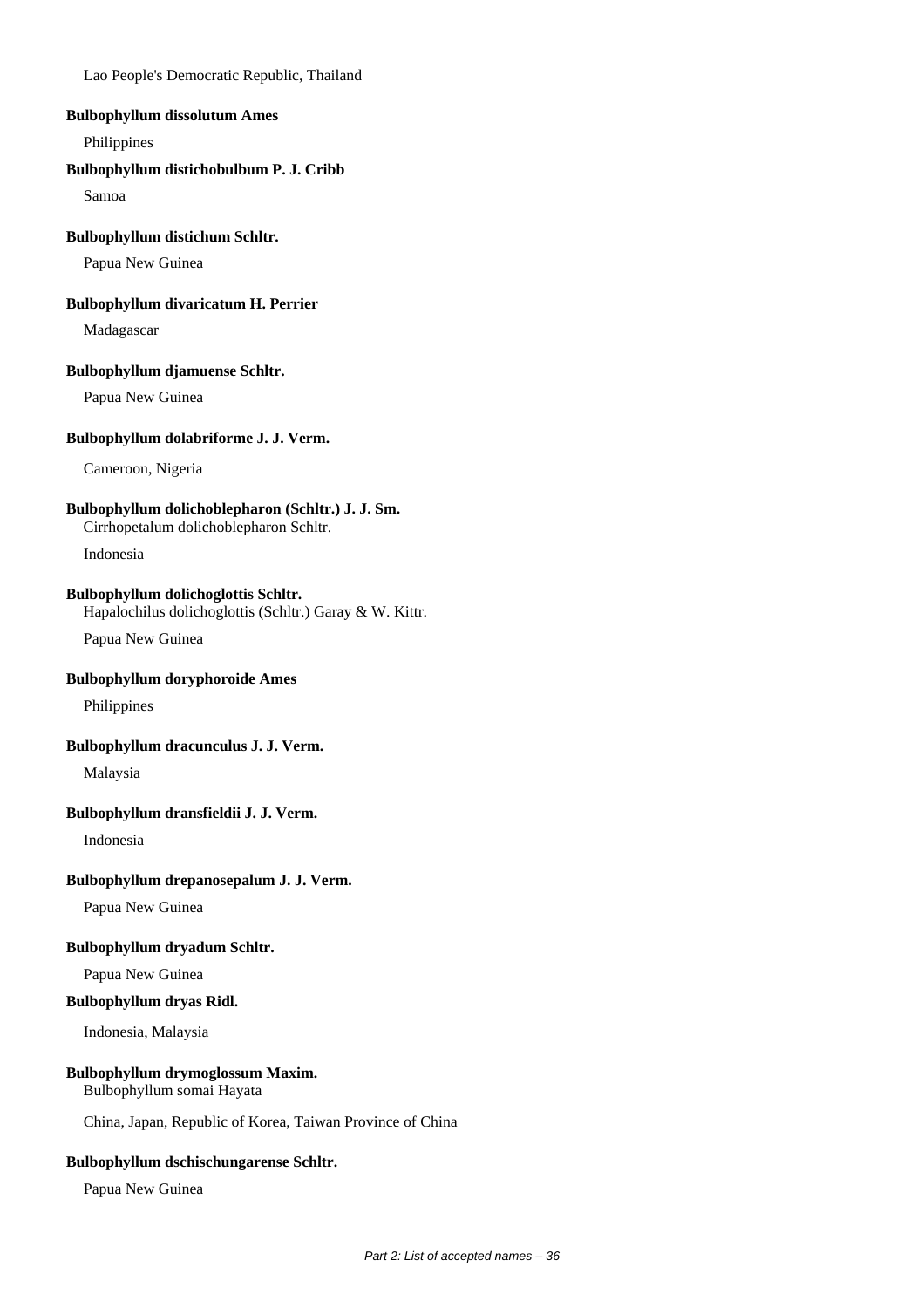Lao People's Democratic Republic, Thailand

**Bulbophyllum dissolutum Ames**

Philippines

**Bulbophyllum distichobulbum P. J. Cribb**

Samoa

**Bulbophyllum distichum Schltr.**

Papua New Guinea

**Bulbophyllum divaricatum H. Perrier**

Madagascar

**Bulbophyllum djamuense Schltr.**

Papua New Guinea

**Bulbophyllum dolabriforme J. J. Verm.**

Cameroon, Nigeria

**Bulbophyllum dolichoblepharon (Schltr.) J. J. Sm.**
Cirrhopetalum dolichoblepharon Schltr.

Indonesia

**Bulbophyllum dolichoglottis Schltr.**
Hapalochilus dolichoglottis (Schltr.) Garay & W. Kittr.

Papua New Guinea

**Bulbophyllum doryphoroide Ames**

Philippines

**Bulbophyllum dracunculus J. J. Verm.**

Malaysia

**Bulbophyllum dransfieldii J. J. Verm.**

Indonesia

**Bulbophyllum drepanosepalum J. J. Verm.**

Papua New Guinea

**Bulbophyllum dryadum Schltr.**

Papua New Guinea

**Bulbophyllum dryas Ridl.**

Indonesia, Malaysia

**Bulbophyllum drymoglossum Maxim.**
Bulbophyllum somai Hayata

China, Japan, Republic of Korea, Taiwan Province of China

**Bulbophyllum dschischungarense Schltr.**

Papua New Guinea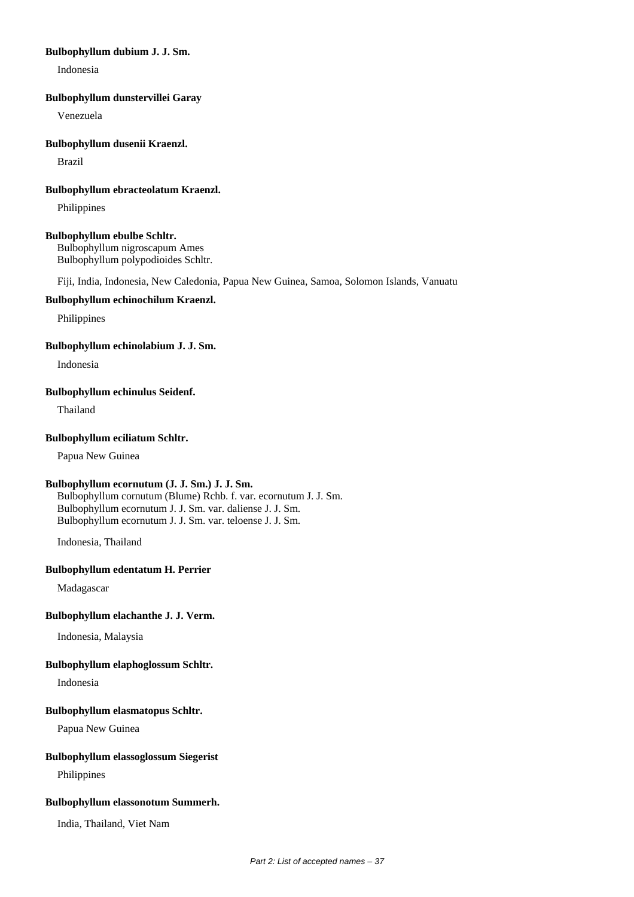**Bulbophyllum dubium J. J. Sm.**

Indonesia

**Bulbophyllum dunstervillei Garay**

Venezuela

**Bulbophyllum dusenii Kraenzl.**

Brazil

**Bulbophyllum ebracteolatum Kraenzl.**

Philippines

**Bulbophyllum ebulbe Schltr.**

Bulbophyllum nigroscapum Ames
Bulbophyllum polypodioides Schltr.

Fiji, India, Indonesia, New Caledonia, Papua New Guinea, Samoa, Solomon Islands, Vanuatu

**Bulbophyllum echinochilum Kraenzl.**

Philippines

**Bulbophyllum echinolabium J. J. Sm.**

Indonesia

**Bulbophyllum echinulus Seidenf.**

Thailand

**Bulbophyllum eciliatum Schltr.**

Papua New Guinea

**Bulbophyllum ecornutum (J. J. Sm.) J. J. Sm.**

Bulbophyllum cornutum (Blume) Rchb. f. var. ecornutum J. J. Sm.
Bulbophyllum ecornutum J. J. Sm. var. daliense J. J. Sm.
Bulbophyllum ecornutum J. J. Sm. var. teloense J. J. Sm.

Indonesia, Thailand

**Bulbophyllum edentatum H. Perrier**

Madagascar

**Bulbophyllum elachanthe J. J. Verm.**

Indonesia, Malaysia

**Bulbophyllum elaphoglossum Schltr.**

Indonesia

**Bulbophyllum elasmatopus Schltr.**

Papua New Guinea

**Bulbophyllum elassoglossum Siegerist**

Philippines

**Bulbophyllum elassonotum Summerh.**

India, Thailand, Viet Nam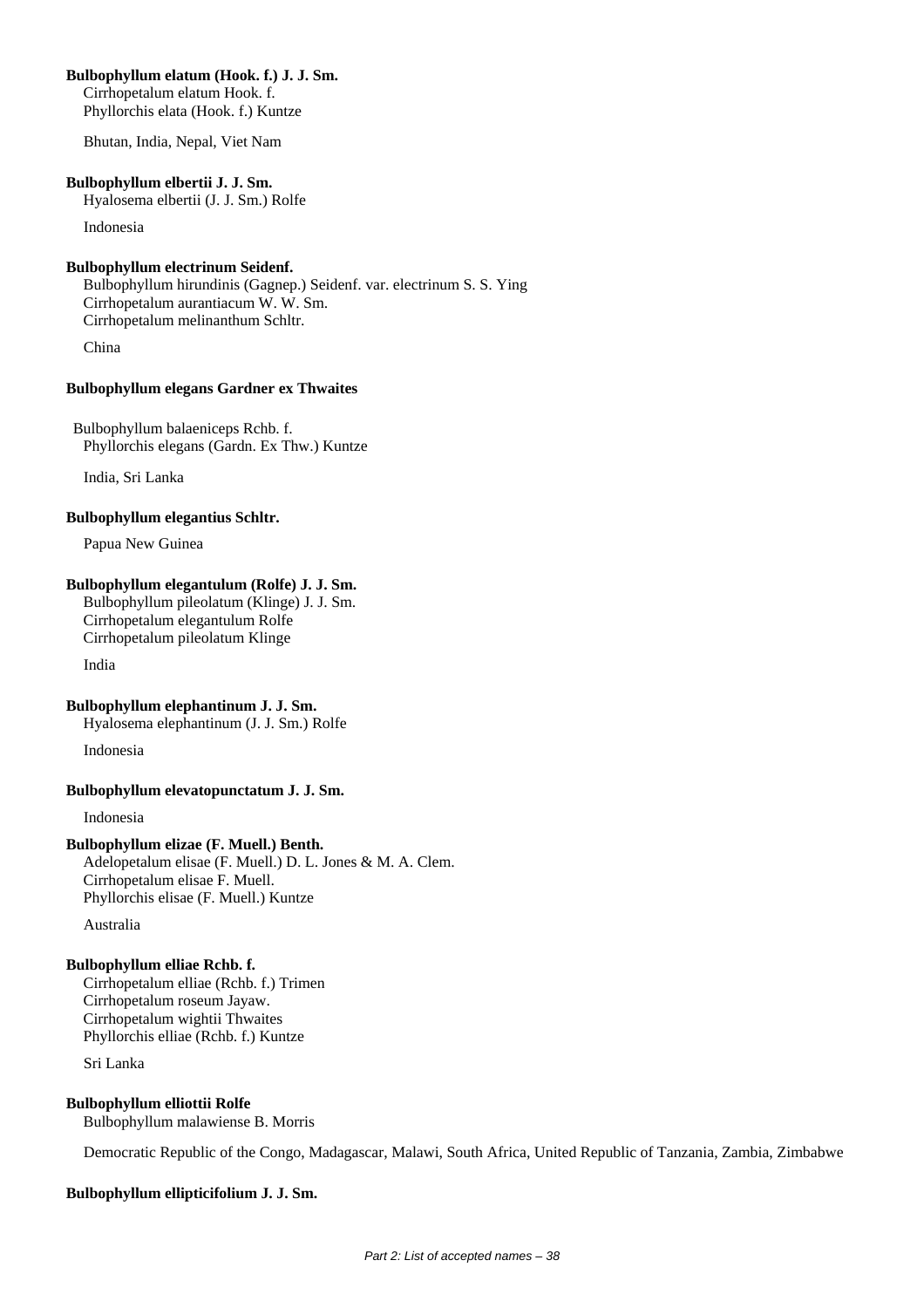**Bulbophyllum elatum (Hook. f.) J. J. Sm.**
Cirrhopetalum elatum Hook. f.
Phyllorchis elata (Hook. f.) Kuntze

Bhutan, India, Nepal, Viet Nam

**Bulbophyllum elbertii J. J. Sm.**
Hyalosema elbertii (J. J. Sm.) Rolfe

Indonesia

**Bulbophyllum electrinum Seidenf.**
Bulbophyllum hirundinis (Gagnep.) Seidenf. var. electrinum S. S. Ying
Cirrhopetalum aurantiacum W. W. Sm.
Cirrhopetalum melinanthum Schltr.

China

**Bulbophyllum elegans Gardner ex Thwaites**

Bulbophyllum balaeniceps Rchb. f.
Phyllorchis elegans (Gardn. Ex Thw.) Kuntze

India, Sri Lanka

**Bulbophyllum elegantius Schltr.**

Papua New Guinea

**Bulbophyllum elegantulum (Rolfe) J. J. Sm.**
Bulbophyllum pileolatum (Klinge) J. J. Sm.
Cirrhopetalum elegantulum Rolfe
Cirrhopetalum pileolatum Klinge

India

**Bulbophyllum elephantinum J. J. Sm.**
Hyalosema elephantinum (J. J. Sm.) Rolfe

Indonesia

**Bulbophyllum elevatopunctatum J. J. Sm.**

Indonesia

**Bulbophyllum elizae (F. Muell.) Benth.**
Adelopetalum elisae (F. Muell.) D. L. Jones & M. A. Clem.
Cirrhopetalum elisae F. Muell.
Phyllorchis elisae (F. Muell.) Kuntze

Australia

**Bulbophyllum elliae Rchb. f.**
Cirrhopetalum elliae (Rchb. f.) Trimen
Cirrhopetalum roseum Jayaw.
Cirrhopetalum wightii Thwaites
Phyllorchis elliae (Rchb. f.) Kuntze

Sri Lanka

**Bulbophyllum elliottii Rolfe**
Bulbophyllum malawiense B. Morris

Democratic Republic of the Congo, Madagascar, Malawi, South Africa, United Republic of Tanzania, Zambia, Zimbabwe

**Bulbophyllum ellipticifolium J. J. Sm.**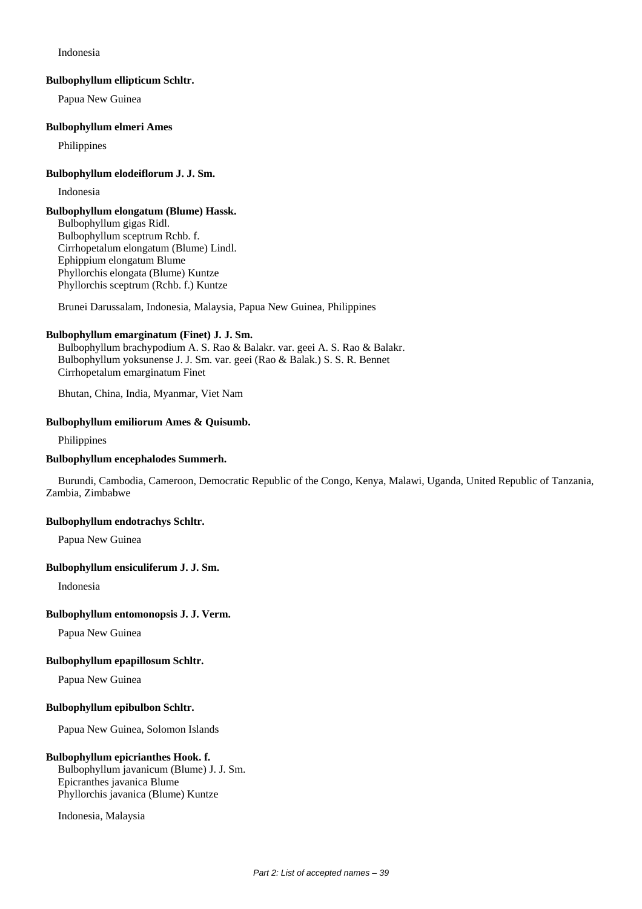Indonesia

**Bulbophyllum ellipticum Schltr.**

Papua New Guinea

**Bulbophyllum elmeri Ames**

Philippines

**Bulbophyllum elodeiflorum J. J. Sm.**

Indonesia

**Bulbophyllum elongatum (Blume) Hassk.**

Bulbophyllum gigas Ridl.
Bulbophyllum sceptrum Rchb. f.
Cirrhopetalum elongatum (Blume) Lindl.
Ephippium elongatum Blume
Phyllorchis elongata (Blume) Kuntze
Phyllorchis sceptrum (Rchb. f.) Kuntze

Brunei Darussalam, Indonesia, Malaysia, Papua New Guinea, Philippines

**Bulbophyllum emarginatum (Finet) J. J. Sm.**

Bulbophyllum brachypodium A. S. Rao & Balakr. var. geei A. S. Rao & Balakr.
Bulbophyllum yoksunense J. J. Sm. var. geei (Rao & Balak.) S. S. R. Bennet
Cirrhopetalum emarginatum Finet

Bhutan, China, India, Myanmar, Viet Nam

**Bulbophyllum emiliorum Ames & Quisumb.**

Philippines

**Bulbophyllum encephalodes Summerh.**

Burundi, Cambodia, Cameroon, Democratic Republic of the Congo, Kenya, Malawi, Uganda, United Republic of Tanzania, Zambia, Zimbabwe

**Bulbophyllum endotrachys Schltr.**

Papua New Guinea

**Bulbophyllum ensiculiferum J. J. Sm.**

Indonesia

**Bulbophyllum entomonopsis J. J. Verm.**

Papua New Guinea

**Bulbophyllum epapillosum Schltr.**

Papua New Guinea

**Bulbophyllum epibulbon Schltr.**

Papua New Guinea, Solomon Islands

**Bulbophyllum epicrianthes Hook. f.**

Bulbophyllum javanicum (Blume) J. J. Sm.
Epicranthes javanica Blume
Phyllorchis javanica (Blume) Kuntze

Indonesia, Malaysia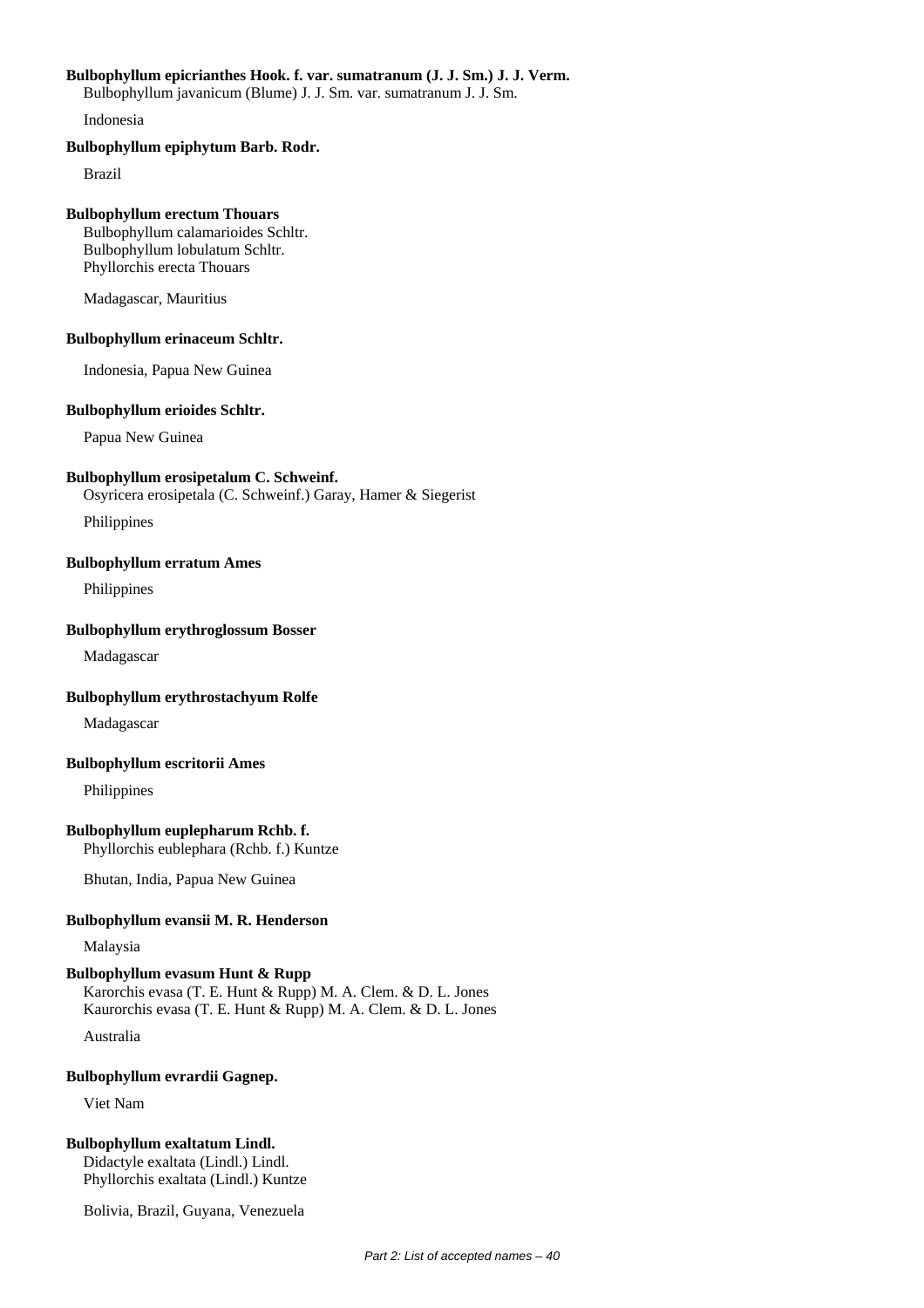**Bulbophyllum epicrianthes Hook. f. var. sumatranum (J. J. Sm.) J. J. Verm.**
Bulbophyllum javanicum (Blume) J. J. Sm. var. sumatranum J. J. Sm.

Indonesia

**Bulbophyllum epiphytum Barb. Rodr.**

Brazil

**Bulbophyllum erectum Thouars**
Bulbophyllum calamarioides Schltr.
Bulbophyllum lobulatum Schltr.
Phyllorchis erecta Thouars

Madagascar, Mauritius

**Bulbophyllum erinaceum Schltr.**

Indonesia, Papua New Guinea

**Bulbophyllum erioides Schltr.**

Papua New Guinea

**Bulbophyllum erosipetalum C. Schweinf.**
Osyricera erosipetala (C. Schweinf.) Garay, Hamer & Siegerist

Philippines

**Bulbophyllum erratum Ames**

Philippines

**Bulbophyllum erythroglossum Bosser**

Madagascar

**Bulbophyllum erythrostachyum Rolfe**

Madagascar

**Bulbophyllum escritorii Ames**

Philippines

**Bulbophyllum euplepharum Rchb. f.**
Phyllorchis eublephara (Rchb. f.) Kuntze

Bhutan, India, Papua New Guinea

**Bulbophyllum evansii M. R. Henderson**

Malaysia

**Bulbophyllum evasum Hunt & Rupp**
Karorchis evasa (T. E. Hunt & Rupp) M. A. Clem. & D. L. Jones
Kaurorchis evasa (T. E. Hunt & Rupp) M. A. Clem. & D. L. Jones

Australia

**Bulbophyllum evrardii Gagnep.**

Viet Nam

**Bulbophyllum exaltatum Lindl.**
Didactyle exaltata (Lindl.) Lindl.
Phyllorchis exaltata (Lindl.) Kuntze

Bolivia, Brazil, Guyana, Venezuela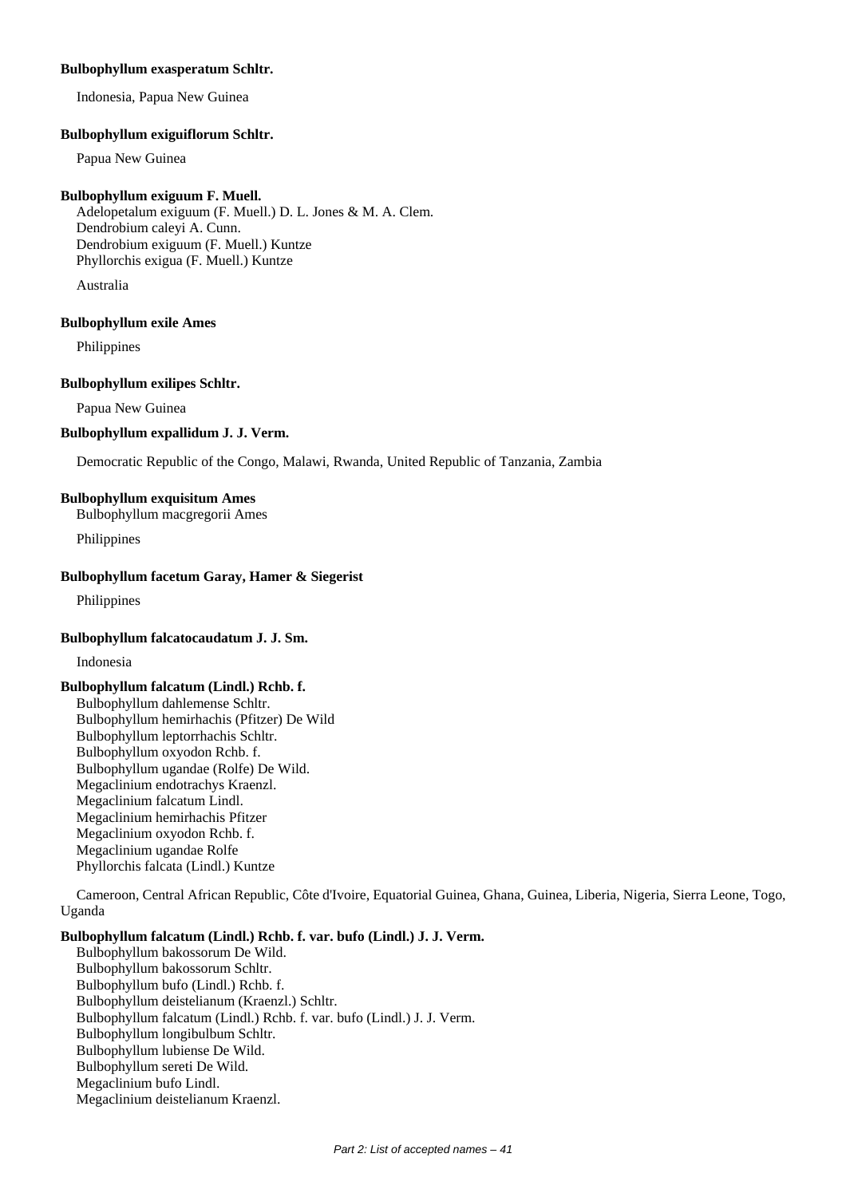**Bulbophyllum exasperatum Schltr.**

Indonesia, Papua New Guinea

**Bulbophyllum exiguiflorum Schltr.**

Papua New Guinea

**Bulbophyllum exiguum F. Muell.**

Adelopetalum exiguum (F. Muell.) D. L. Jones & M. A. Clem.
Dendrobium caleyi A. Cunn.
Dendrobium exiguum (F. Muell.) Kuntze
Phyllorchis exigua (F. Muell.) Kuntze

Australia

**Bulbophyllum exile Ames**

Philippines

**Bulbophyllum exilipes Schltr.**

Papua New Guinea

**Bulbophyllum expallidum J. J. Verm.**

Democratic Republic of the Congo, Malawi, Rwanda, United Republic of Tanzania, Zambia

**Bulbophyllum exquisitum Ames**

Bulbophyllum macgregorii Ames

Philippines

**Bulbophyllum facetum Garay, Hamer & Siegerist**

Philippines

**Bulbophyllum falcatocaudatum J. J. Sm.**

Indonesia

**Bulbophyllum falcatum (Lindl.) Rchb. f.**

Bulbophyllum dahlemense Schltr.
Bulbophyllum hemirhachis (Pfitzer) De Wild
Bulbophyllum leptorrhachis Schltr.
Bulbophyllum oxyodon Rchb. f.
Bulbophyllum ugandae (Rolfe) De Wild.
Megaclinium endotrachys Kraenzl.
Megaclinium falcatum Lindl.
Megaclinium hemirhachis Pfitzer
Megaclinium oxyodon Rchb. f.
Megaclinium ugandae Rolfe
Phyllorchis falcata (Lindl.) Kuntze

Cameroon, Central African Republic, Côte d'Ivoire, Equatorial Guinea, Ghana, Guinea, Liberia, Nigeria, Sierra Leone, Togo, Uganda

**Bulbophyllum falcatum (Lindl.) Rchb. f. var. bufo (Lindl.) J. J. Verm.**

Bulbophyllum bakossorum De Wild.
Bulbophyllum bakossorum Schltr.
Bulbophyllum bufo (Lindl.) Rchb. f.
Bulbophyllum deistelianum (Kraenzl.) Schltr.
Bulbophyllum falcatum (Lindl.) Rchb. f. var. bufo (Lindl.) J. J. Verm.
Bulbophyllum longibulbum Schltr.
Bulbophyllum lubiense De Wild.
Bulbophyllum sereti De Wild.
Megaclinium bufo Lindl.
Megaclinium deistelianum Kraenzl.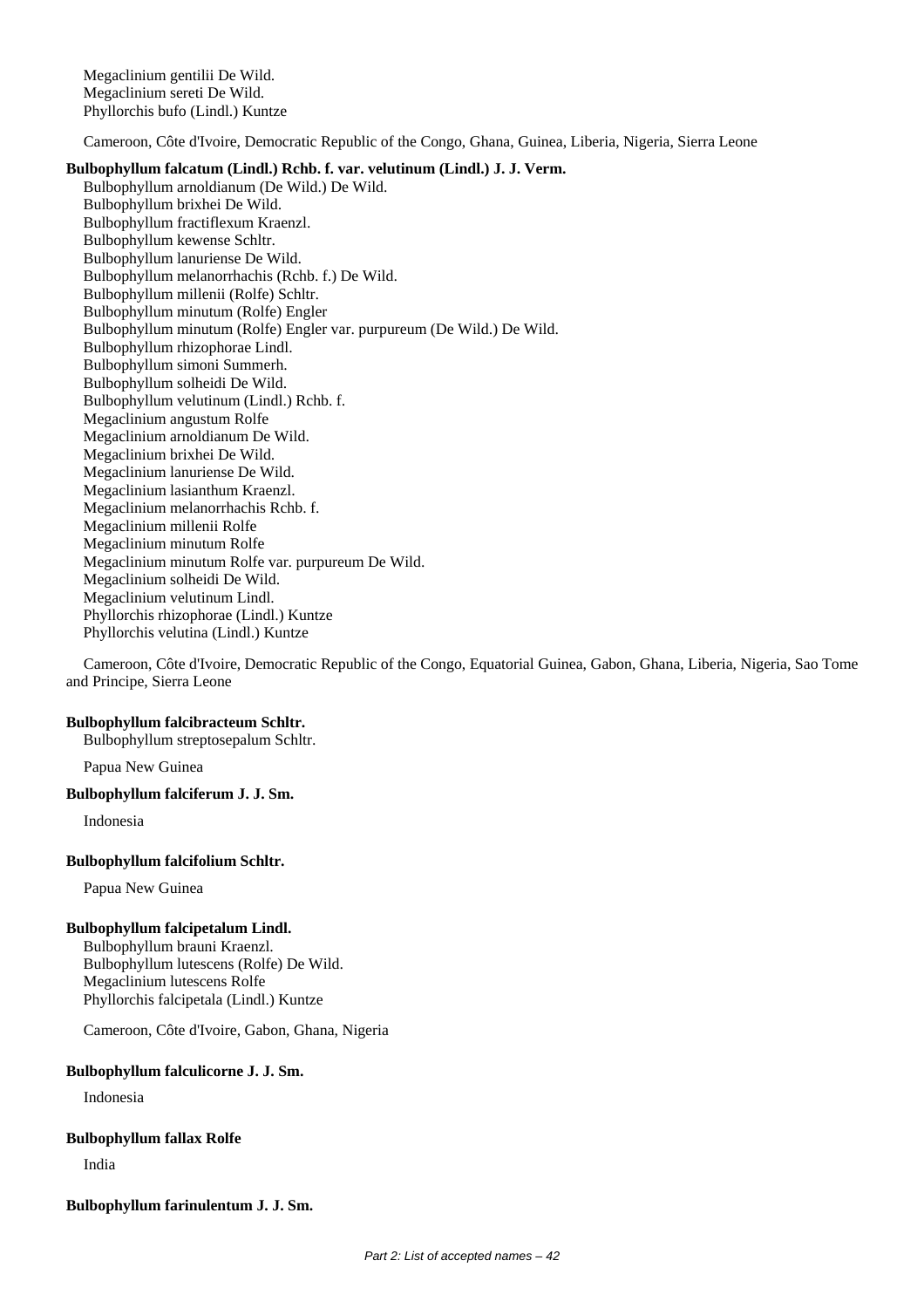Megaclinium gentilii De Wild.
Megaclinium sereti De Wild.
Phyllorchis bufo (Lindl.) Kuntze

Cameroon, Côte d'Ivoire, Democratic Republic of the Congo, Ghana, Guinea, Liberia, Nigeria, Sierra Leone

**Bulbophyllum falcatum (Lindl.) Rchb. f. var. velutinum (Lindl.) J. J. Verm.**

Bulbophyllum arnoldianum (De Wild.) De Wild.
Bulbophyllum brixhei De Wild.
Bulbophyllum fractiflexum Kraenzl.
Bulbophyllum kewense Schltr.
Bulbophyllum lanuriense De Wild.
Bulbophyllum melanorrhachis (Rchb. f.) De Wild.
Bulbophyllum millenii (Rolfe) Schltr.
Bulbophyllum minutum (Rolfe) Engler
Bulbophyllum minutum (Rolfe) Engler var. purpureum (De Wild.) De Wild.
Bulbophyllum rhizophorae Lindl.
Bulbophyllum simoni Summerh.
Bulbophyllum solheidi De Wild.
Bulbophyllum velutinum (Lindl.) Rchb. f.
Megaclinium angustum Rolfe
Megaclinium arnoldianum De Wild.
Megaclinium brixhei De Wild.
Megaclinium lanuriense De Wild.
Megaclinium lasianthum Kraenzl.
Megaclinium melanorrhachis Rchb. f.
Megaclinium millenii Rolfe
Megaclinium minutum Rolfe
Megaclinium minutum Rolfe var. purpureum De Wild.
Megaclinium solheidi De Wild.
Megaclinium velutinum Lindl.
Phyllorchis rhizophorae (Lindl.) Kuntze
Phyllorchis velutina (Lindl.) Kuntze

Cameroon, Côte d'Ivoire, Democratic Republic of the Congo, Equatorial Guinea, Gabon, Ghana, Liberia, Nigeria, Sao Tome and Principe, Sierra Leone

**Bulbophyllum falcibracteum Schltr.**

Bulbophyllum streptosepalum Schltr.

Papua New Guinea

**Bulbophyllum falciferum J. J. Sm.**

Indonesia

**Bulbophyllum falcifolium Schltr.**

Papua New Guinea

**Bulbophyllum falcipetalum Lindl.**

Bulbophyllum brauni Kraenzl.
Bulbophyllum lutescens (Rolfe) De Wild.
Megaclinium lutescens Rolfe
Phyllorchis falcipetala (Lindl.) Kuntze

Cameroon, Côte d'Ivoire, Gabon, Ghana, Nigeria

**Bulbophyllum falculicorne J. J. Sm.**

Indonesia

**Bulbophyllum fallax Rolfe**

India

**Bulbophyllum farinulentum J. J. Sm.**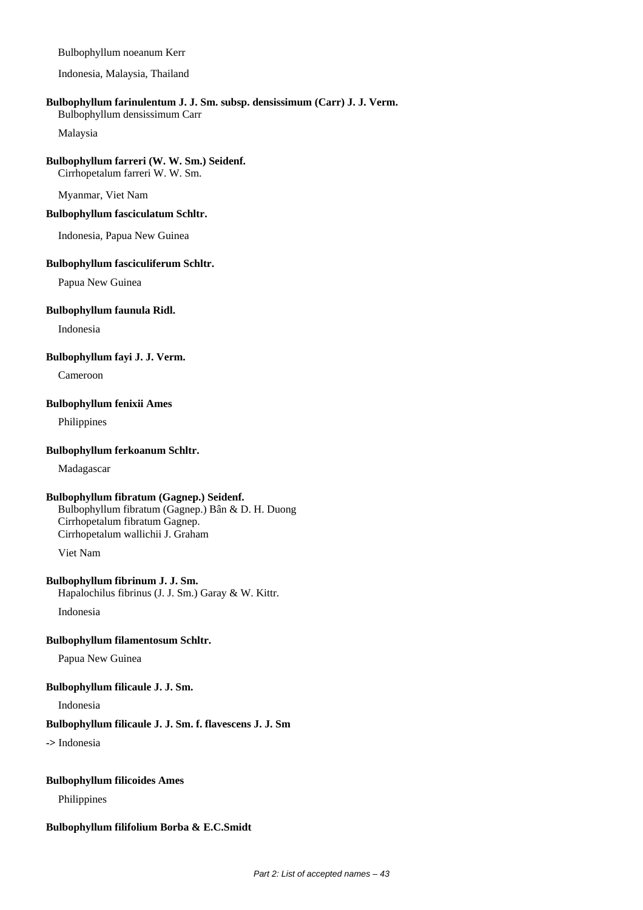Bulbophyllum noeanum Kerr

Indonesia, Malaysia, Thailand

**Bulbophyllum farinulentum J. J. Sm. subsp. densissimum (Carr) J. J. Verm.**
Bulbophyllum densissimum Carr

Malaysia

**Bulbophyllum farreri (W. W. Sm.) Seidenf.**
Cirrhopetalum farreri W. W. Sm.

Myanmar, Viet Nam

**Bulbophyllum fasciculatum Schltr.**

Indonesia, Papua New Guinea

**Bulbophyllum fasciculiferum Schltr.**

Papua New Guinea

**Bulbophyllum faunula Ridl.**

Indonesia

**Bulbophyllum fayi J. J. Verm.**

Cameroon

**Bulbophyllum fenixii Ames**

Philippines

**Bulbophyllum ferkoanum Schltr.**

Madagascar

**Bulbophyllum fibratum (Gagnep.) Seidenf.**
Bulbophyllum fibratum (Gagnep.) Bân & D. H. Duong
Cirrhopetalum fibratum Gagnep.
Cirrhopetalum wallichii J. Graham

Viet Nam

**Bulbophyllum fibrinum J. J. Sm.**
Hapalochilus fibrinus (J. J. Sm.) Garay & W. Kittr.

Indonesia

**Bulbophyllum filamentosum Schltr.**

Papua New Guinea

**Bulbophyllum filicaule J. J. Sm.**

Indonesia

**Bulbophyllum filicaule J. J. Sm. f. flavescens J. J. Sm**

-> Indonesia

**Bulbophyllum filicoides Ames**

Philippines

**Bulbophyllum filifolium Borba & E.C.Smidt**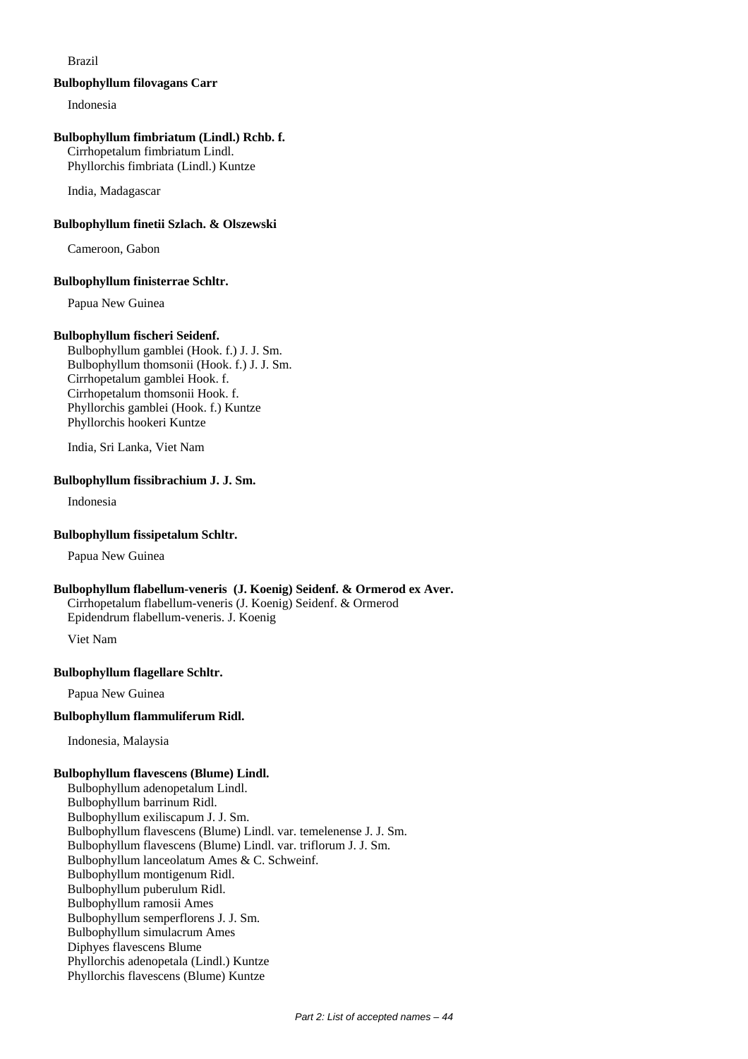Brazil

**Bulbophyllum filovagans Carr**

Indonesia

**Bulbophyllum fimbriatum (Lindl.) Rchb. f.**

Cirrhopetalum fimbriatum Lindl.
Phyllorchis fimbriata (Lindl.) Kuntze

India, Madagascar

**Bulbophyllum finetii Szlach. & Olszewski**

Cameroon, Gabon

**Bulbophyllum finisterrae Schltr.**

Papua New Guinea

**Bulbophyllum fischeri Seidenf.**

Bulbophyllum gamblei (Hook. f.) J. J. Sm.
Bulbophyllum thomsonii (Hook. f.) J. J. Sm.
Cirrhopetalum gamblei Hook. f.
Cirrhopetalum thomsonii Hook. f.
Phyllorchis gamblei (Hook. f.) Kuntze
Phyllorchis hookeri Kuntze

India, Sri Lanka, Viet Nam

**Bulbophyllum fissibrachium J. J. Sm.**

Indonesia

**Bulbophyllum fissipetalum Schltr.**

Papua New Guinea

**Bulbophyllum flabellum-veneris (J. Koenig) Seidenf. & Ormerod ex Aver.**

Cirrhopetalum flabellum-veneris (J. Koenig) Seidenf. & Ormerod
Epidendrum flabellum-veneris. J. Koenig

Viet Nam

**Bulbophyllum flagellare Schltr.**

Papua New Guinea

**Bulbophyllum flammuliferum Ridl.**

Indonesia, Malaysia

**Bulbophyllum flavescens (Blume) Lindl.**

Bulbophyllum adenopetalum Lindl.
Bulbophyllum barrinum Ridl.
Bulbophyllum exiliscapum J. J. Sm.
Bulbophyllum flavescens (Blume) Lindl. var. temelenense J. J. Sm.
Bulbophyllum flavescens (Blume) Lindl. var. triflorum J. J. Sm.
Bulbophyllum lanceolatum Ames & C. Schweinf.
Bulbophyllum montigenum Ridl.
Bulbophyllum puberulum Ridl.
Bulbophyllum ramosii Ames
Bulbophyllum semperflorens J. J. Sm.
Bulbophyllum simulacrum Ames
Diphyes flavescens Blume
Phyllorchis adenopetala (Lindl.) Kuntze
Phyllorchis flavescens (Blume) Kuntze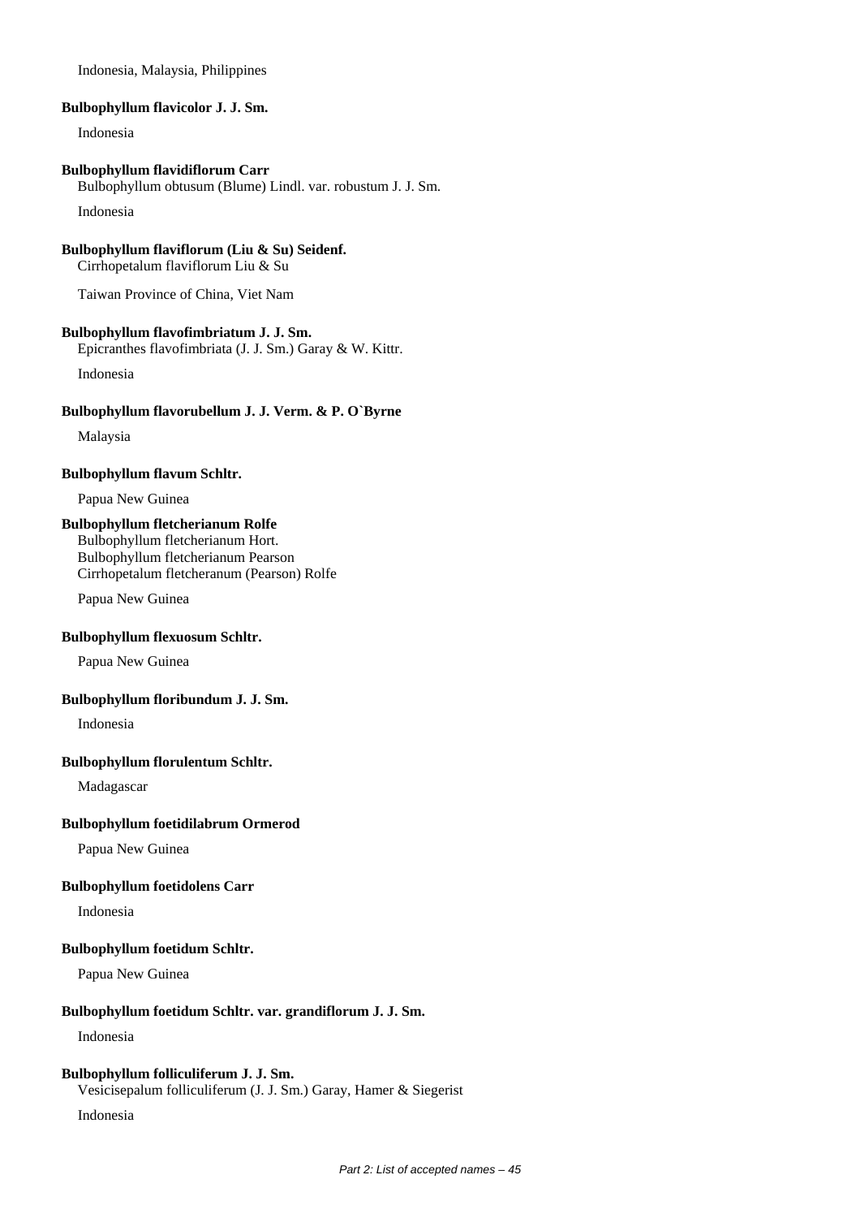Indonesia, Malaysia, Philippines

**Bulbophyllum flavicolor J. J. Sm.**

Indonesia

**Bulbophyllum flavidiflorum Carr**

Bulbophyllum obtusum (Blume) Lindl. var. robustum J. J. Sm.

Indonesia

**Bulbophyllum flaviflorum (Liu & Su) Seidenf.**

Cirrhopetalum flaviflorum Liu & Su

Taiwan Province of China, Viet Nam

**Bulbophyllum flavofimbriatum J. J. Sm.**

Epicranthes flavofimbriata (J. J. Sm.) Garay & W. Kittr.

Indonesia

**Bulbophyllum flavorubellum J. J. Verm. & P. O`Byrne**

Malaysia

**Bulbophyllum flavum Schltr.**

Papua New Guinea

**Bulbophyllum fletcherianum Rolfe**

Bulbophyllum fletcherianum Hort.
Bulbophyllum fletcherianum Pearson
Cirrhopetalum fletcheranum (Pearson) Rolfe

Papua New Guinea

**Bulbophyllum flexuosum Schltr.**

Papua New Guinea

**Bulbophyllum floribundum J. J. Sm.**

Indonesia

**Bulbophyllum florulentum Schltr.**

Madagascar

**Bulbophyllum foetidilabrum Ormerod**

Papua New Guinea

**Bulbophyllum foetidolens Carr**

Indonesia

**Bulbophyllum foetidum Schltr.**

Papua New Guinea

**Bulbophyllum foetidum Schltr. var. grandiflorum J. J. Sm.**

Indonesia

**Bulbophyllum folliculiferum J. J. Sm.**

Vesicisepalum folliculiferum (J. J. Sm.) Garay, Hamer & Siegerist

Indonesia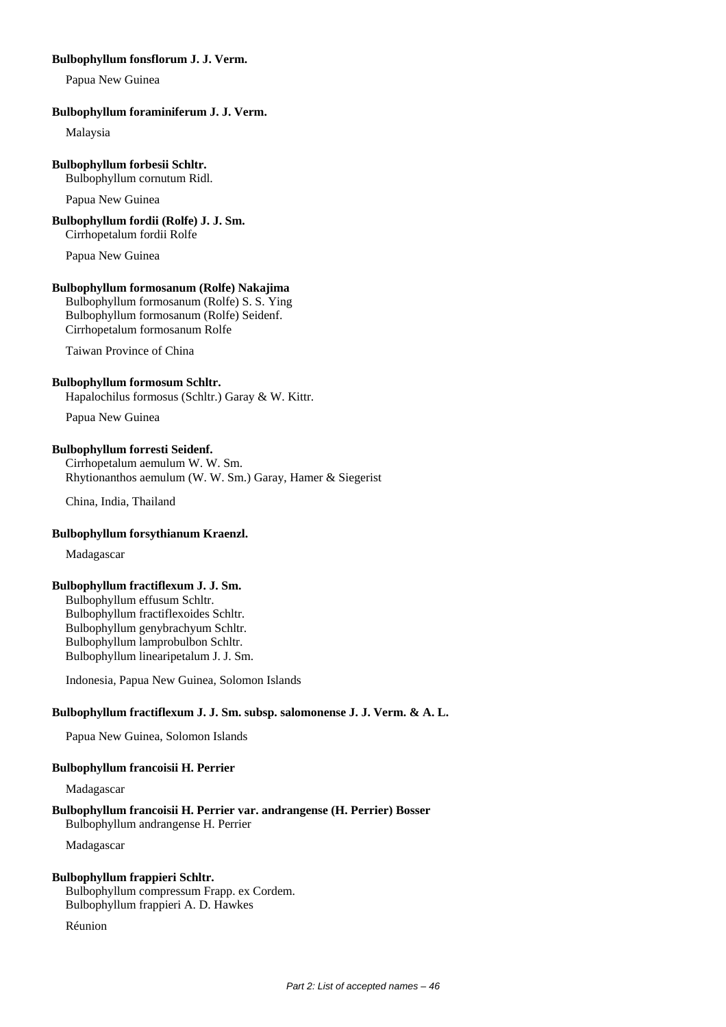**Bulbophyllum fonsflorum J. J. Verm.**

Papua New Guinea

**Bulbophyllum foraminiferum J. J. Verm.**

Malaysia

**Bulbophyllum forbesii Schltr.**

Bulbophyllum cornutum Ridl.

Papua New Guinea

**Bulbophyllum fordii (Rolfe) J. J. Sm.**

Cirrhopetalum fordii Rolfe

Papua New Guinea

**Bulbophyllum formosanum (Rolfe) Nakajima**

Bulbophyllum formosanum (Rolfe) S. S. Ying
Bulbophyllum formosanum (Rolfe) Seidenf.
Cirrhopetalum formosanum Rolfe

Taiwan Province of China

**Bulbophyllum formosum Schltr.**

Hapalochilus formosus (Schltr.) Garay & W. Kittr.

Papua New Guinea

**Bulbophyllum forresti Seidenf.**

Cirrhopetalum aemulum W. W. Sm.
Rhytionanthos aemulum (W. W. Sm.) Garay, Hamer & Siegerist

China, India, Thailand

**Bulbophyllum forsythianum Kraenzl.**

Madagascar

**Bulbophyllum fractiflexum J. J. Sm.**

Bulbophyllum effusum Schltr.
Bulbophyllum fractiflexoides Schltr.
Bulbophyllum genybrachyum Schltr.
Bulbophyllum lamprobulbon Schltr.
Bulbophyllum linearipetalum J. J. Sm.

Indonesia, Papua New Guinea, Solomon Islands

**Bulbophyllum fractiflexum J. J. Sm. subsp. salomonense J. J. Verm. & A. L.**

Papua New Guinea, Solomon Islands

**Bulbophyllum francoisii H. Perrier**

Madagascar

**Bulbophyllum francoisii H. Perrier var. andrangense (H. Perrier) Bosser**

Bulbophyllum andrangense H. Perrier

Madagascar

**Bulbophyllum frappieri Schltr.**

Bulbophyllum compressum Frapp. ex Cordem.
Bulbophyllum frappieri A. D. Hawkes

Réunion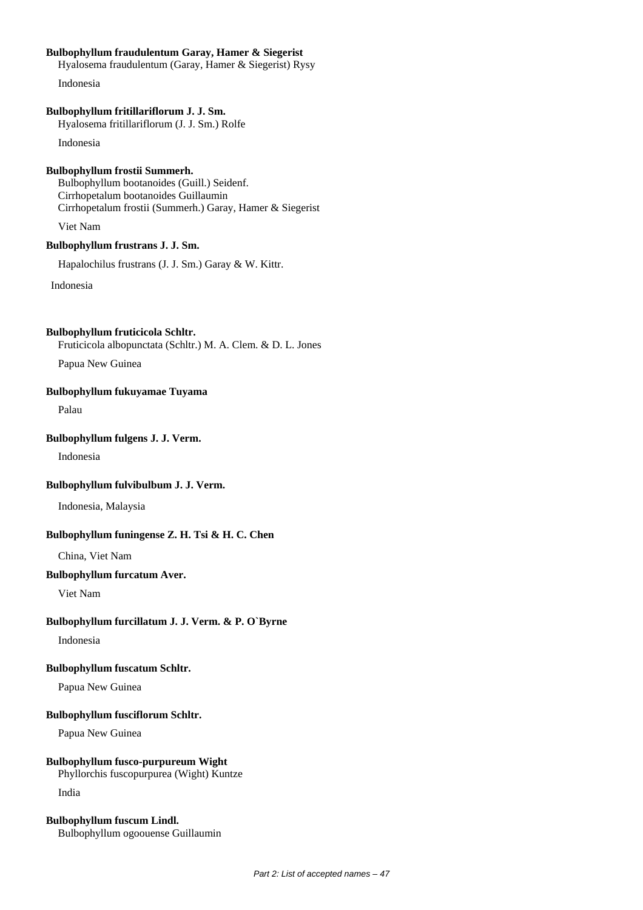**Bulbophyllum fraudulentum Garay, Hamer & Siegerist**
Hyalosema fraudulentum (Garay, Hamer & Siegerist) Rysy

Indonesia

**Bulbophyllum fritillariflorum J. J. Sm.**
Hyalosema fritillariflorum (J. J. Sm.) Rolfe

Indonesia

**Bulbophyllum frostii Summerh.**
Bulbophyllum bootanoides (Guill.) Seidenf.
Cirrhopetalum bootanoides Guillaumin
Cirrhopetalum frostii (Summerh.) Garay, Hamer & Siegerist

Viet Nam

**Bulbophyllum frustrans J. J. Sm.**

Hapalochilus frustrans (J. J. Sm.) Garay & W. Kittr.

Indonesia

**Bulbophyllum fruticicola Schltr.**
Fruticicola albopunctata (Schltr.) M. A. Clem. & D. L. Jones

Papua New Guinea

**Bulbophyllum fukuyamae Tuyama**

Palau

**Bulbophyllum fulgens J. J. Verm.**

Indonesia

**Bulbophyllum fulvibulbum J. J. Verm.**

Indonesia, Malaysia

**Bulbophyllum funingense Z. H. Tsi & H. C. Chen**

China, Viet Nam

**Bulbophyllum furcatum Aver.**

Viet Nam

**Bulbophyllum furcillatum J. J. Verm. & P. O`Byrne**

Indonesia

**Bulbophyllum fuscatum Schltr.**

Papua New Guinea

**Bulbophyllum fusciflorum Schltr.**

Papua New Guinea

**Bulbophyllum fusco-purpureum Wight**
Phyllorchis fuscopurpurea (Wight) Kuntze

India

**Bulbophyllum fuscum Lindl.**
Bulbophyllum ogoouense Guillaumin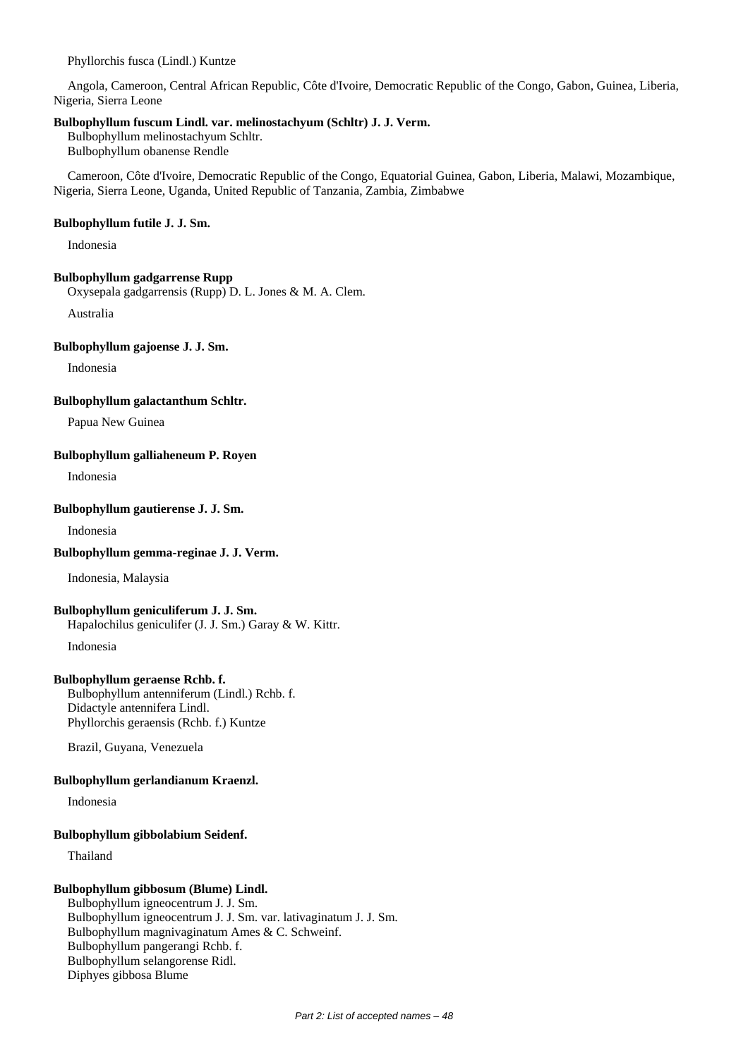Phyllorchis fusca (Lindl.) Kuntze

Angola, Cameroon, Central African Republic, Côte d'Ivoire, Democratic Republic of the Congo, Gabon, Guinea, Liberia, Nigeria, Sierra Leone

**Bulbophyllum fuscum Lindl. var. melinostachyum (Schltr) J. J. Verm.**
Bulbophyllum melinostachyum Schltr.
Bulbophyllum obanense Rendle

Cameroon, Côte d'Ivoire, Democratic Republic of the Congo, Equatorial Guinea, Gabon, Liberia, Malawi, Mozambique, Nigeria, Sierra Leone, Uganda, United Republic of Tanzania, Zambia, Zimbabwe

**Bulbophyllum futile J. J. Sm.**

Indonesia

**Bulbophyllum gadgarrense Rupp**
Oxysepala gadgarrensis (Rupp) D. L. Jones & M. A. Clem.

Australia

**Bulbophyllum gajoense J. J. Sm.**

Indonesia

**Bulbophyllum galactanthum Schltr.**

Papua New Guinea

**Bulbophyllum galliaheneum P. Royen**

Indonesia

**Bulbophyllum gautierense J. J. Sm.**

Indonesia

**Bulbophyllum gemma-reginae J. J. Verm.**

Indonesia, Malaysia

**Bulbophyllum geniculiferum J. J. Sm.**
Hapalochilus geniculifer (J. J. Sm.) Garay & W. Kittr.

Indonesia

**Bulbophyllum geraense Rchb. f.**
Bulbophyllum antenniferum (Lindl.) Rchb. f.
Didactyle antennifera Lindl.
Phyllorchis geraensis (Rchb. f.) Kuntze

Brazil, Guyana, Venezuela

**Bulbophyllum gerlandianum Kraenzl.**

Indonesia

**Bulbophyllum gibbolabium Seidenf.**

Thailand

**Bulbophyllum gibbosum (Blume) Lindl.**
Bulbophyllum igneocentrum J. J. Sm.
Bulbophyllum igneocentrum J. J. Sm. var. lativaginatum J. J. Sm.
Bulbophyllum magnivaginatum Ames & C. Schweinf.
Bulbophyllum pangerangi Rchb. f.
Bulbophyllum selangorense Ridl.
Diphyes gibbosa Blume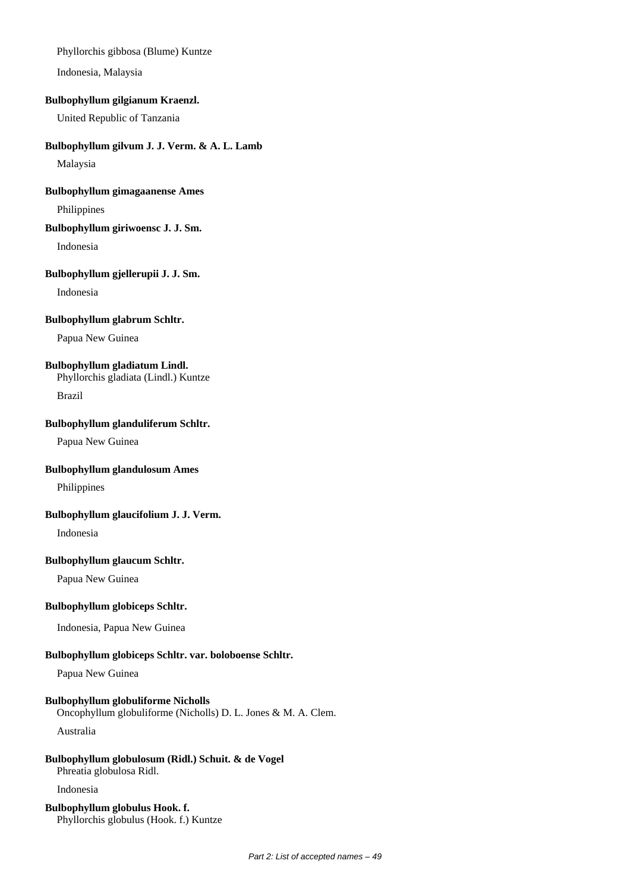Phyllorchis gibbosa (Blume) Kuntze

Indonesia, Malaysia

**Bulbophyllum gilgianum Kraenzl.**

United Republic of Tanzania

**Bulbophyllum gilvum J. J. Verm. & A. L. Lamb**

Malaysia

**Bulbophyllum gimagaanense Ames**

Philippines

**Bulbophyllum giriwoensc J. J. Sm.**

Indonesia

**Bulbophyllum gjellerupii J. J. Sm.**

Indonesia

**Bulbophyllum glabrum Schltr.**

Papua New Guinea

**Bulbophyllum gladiatum Lindl.**

Phyllorchis gladiata (Lindl.) Kuntze

Brazil

**Bulbophyllum glanduliferum Schltr.**

Papua New Guinea

**Bulbophyllum glandulosum Ames**

Philippines

**Bulbophyllum glaucifolium J. J. Verm.**

Indonesia

**Bulbophyllum glaucum Schltr.**

Papua New Guinea

**Bulbophyllum globiceps Schltr.**

Indonesia, Papua New Guinea

**Bulbophyllum globiceps Schltr. var. boloboense Schltr.**

Papua New Guinea

**Bulbophyllum globuliforme Nicholls**

Oncophyllum globuliforme (Nicholls) D. L. Jones & M. A. Clem.

Australia

**Bulbophyllum globulosum (Ridl.) Schuit. & de Vogel**

Phreatia globulosa Ridl.

Indonesia

**Bulbophyllum globulus Hook. f.**

Phyllorchis globulus (Hook. f.) Kuntze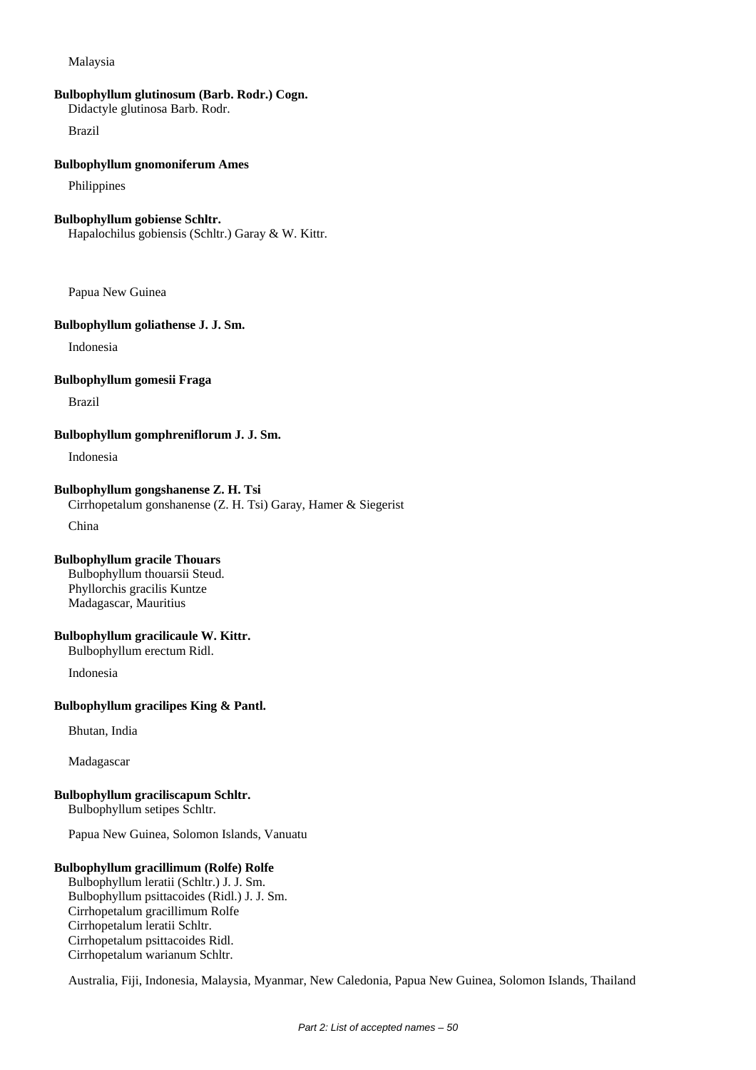Malaysia

**Bulbophyllum glutinosum (Barb. Rodr.) Cogn.**
Didactyle glutinosa Barb. Rodr.

Brazil

**Bulbophyllum gnomoniferum Ames**

Philippines

**Bulbophyllum gobiense Schltr.**
Hapalochilus gobiensis (Schltr.) Garay & W. Kittr.

Papua New Guinea

**Bulbophyllum goliathense J. J. Sm.**

Indonesia

**Bulbophyllum gomesii Fraga**

Brazil

**Bulbophyllum gomphreniflorum J. J. Sm.**

Indonesia

**Bulbophyllum gongshanense Z. H. Tsi**
Cirrhopetalum gonshanense (Z. H. Tsi) Garay, Hamer & Siegerist

China

**Bulbophyllum gracile Thouars**
Bulbophyllum thouarsii Steud.
Phyllorchis gracilis Kuntze
Madagascar, Mauritius

**Bulbophyllum gracilicaule W. Kittr.**
Bulbophyllum erectum Ridl.

Indonesia

**Bulbophyllum gracilipes King & Pantl.**

Bhutan, India

Madagascar

**Bulbophyllum graciliscapum Schltr.**
Bulbophyllum setipes Schltr.

Papua New Guinea, Solomon Islands, Vanuatu

**Bulbophyllum gracillimum (Rolfe) Rolfe**
Bulbophyllum leratii (Schltr.) J. J. Sm.
Bulbophyllum psittacoides (Ridl.) J. J. Sm.
Cirrhopetalum gracillimum Rolfe
Cirrhopetalum leratii Schltr.
Cirrhopetalum psittacoides Ridl.
Cirrhopetalum warianum Schltr.

Australia, Fiji, Indonesia, Malaysia, Myanmar, New Caledonia, Papua New Guinea, Solomon Islands, Thailand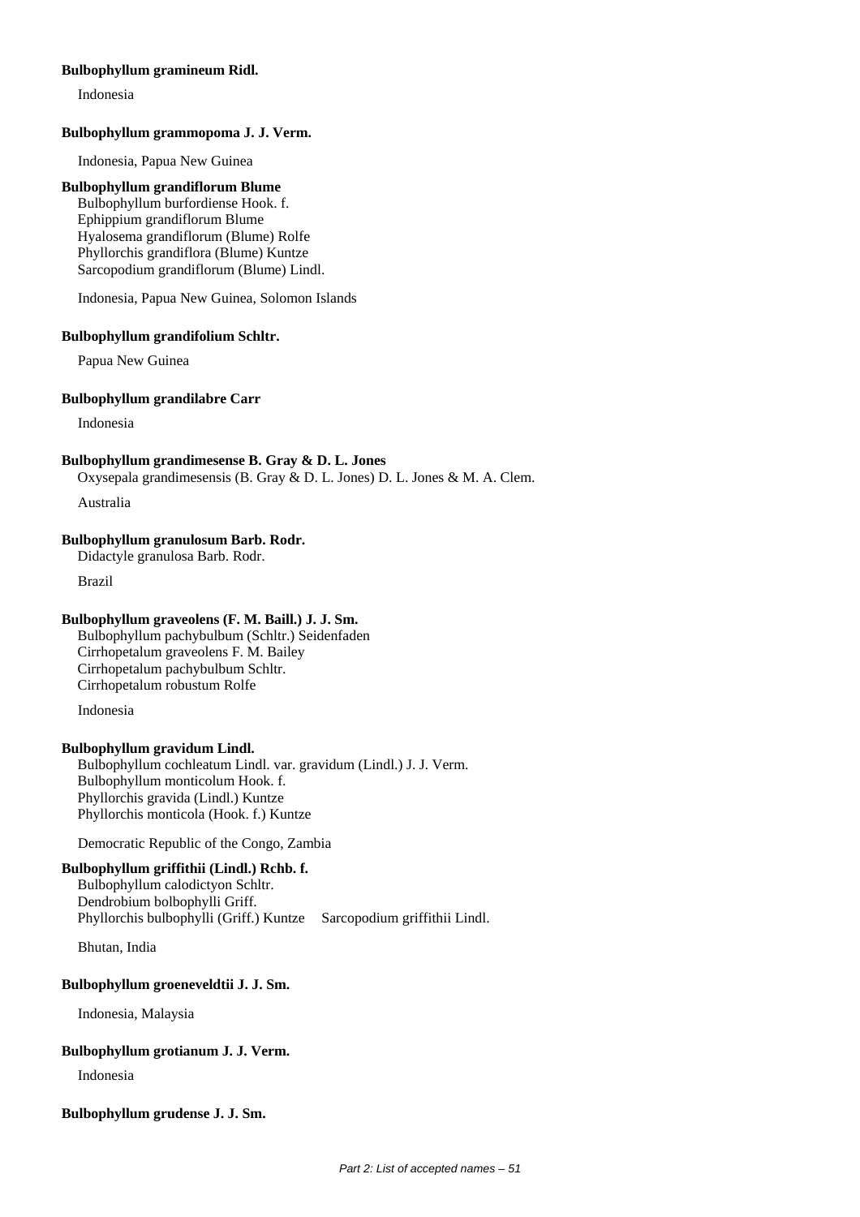**Bulbophyllum gramineum Ridl.**

Indonesia

**Bulbophyllum grammopoma J. J. Verm.**

Indonesia, Papua New Guinea

**Bulbophyllum grandiflorum Blume**

Bulbophyllum burfordiense Hook. f.
Ephippium grandiflorum Blume
Hyalosema grandiflorum (Blume) Rolfe
Phyllorchis grandiflora (Blume) Kuntze
Sarcopodium grandiflorum (Blume) Lindl.

Indonesia, Papua New Guinea, Solomon Islands

**Bulbophyllum grandifolium Schltr.**

Papua New Guinea

**Bulbophyllum grandilabre Carr**

Indonesia

**Bulbophyllum grandimesense B. Gray & D. L. Jones**

Oxysepala grandimesensis (B. Gray & D. L. Jones) D. L. Jones & M. A. Clem.

Australia

**Bulbophyllum granulosum Barb. Rodr.**

Didactyle granulosa Barb. Rodr.

Brazil

**Bulbophyllum graveolens (F. M. Baill.) J. J. Sm.**

Bulbophyllum pachybulbum (Schltr.) Seidenfaden
Cirrhopetalum graveolens F. M. Bailey
Cirrhopetalum pachybulbum Schltr.
Cirrhopetalum robustum Rolfe

Indonesia

**Bulbophyllum gravidum Lindl.**

Bulbophyllum cochleatum Lindl. var. gravidum (Lindl.) J. J. Verm.
Bulbophyllum monticolum Hook. f.
Phyllorchis gravida (Lindl.) Kuntze
Phyllorchis monticola (Hook. f.) Kuntze

Democratic Republic of the Congo, Zambia

**Bulbophyllum griffithii (Lindl.) Rchb. f.**

Bulbophyllum calodictyon Schltr.
Dendrobium bolbophylli Griff.
Phyllorchis bulbophylli (Griff.) Kuntze
Sarcopodium griffithii Lindl.

Bhutan, India

**Bulbophyllum groeneveldtii J. J. Sm.**

Indonesia, Malaysia

**Bulbophyllum grotianum J. J. Verm.**

Indonesia

**Bulbophyllum grudense J. J. Sm.**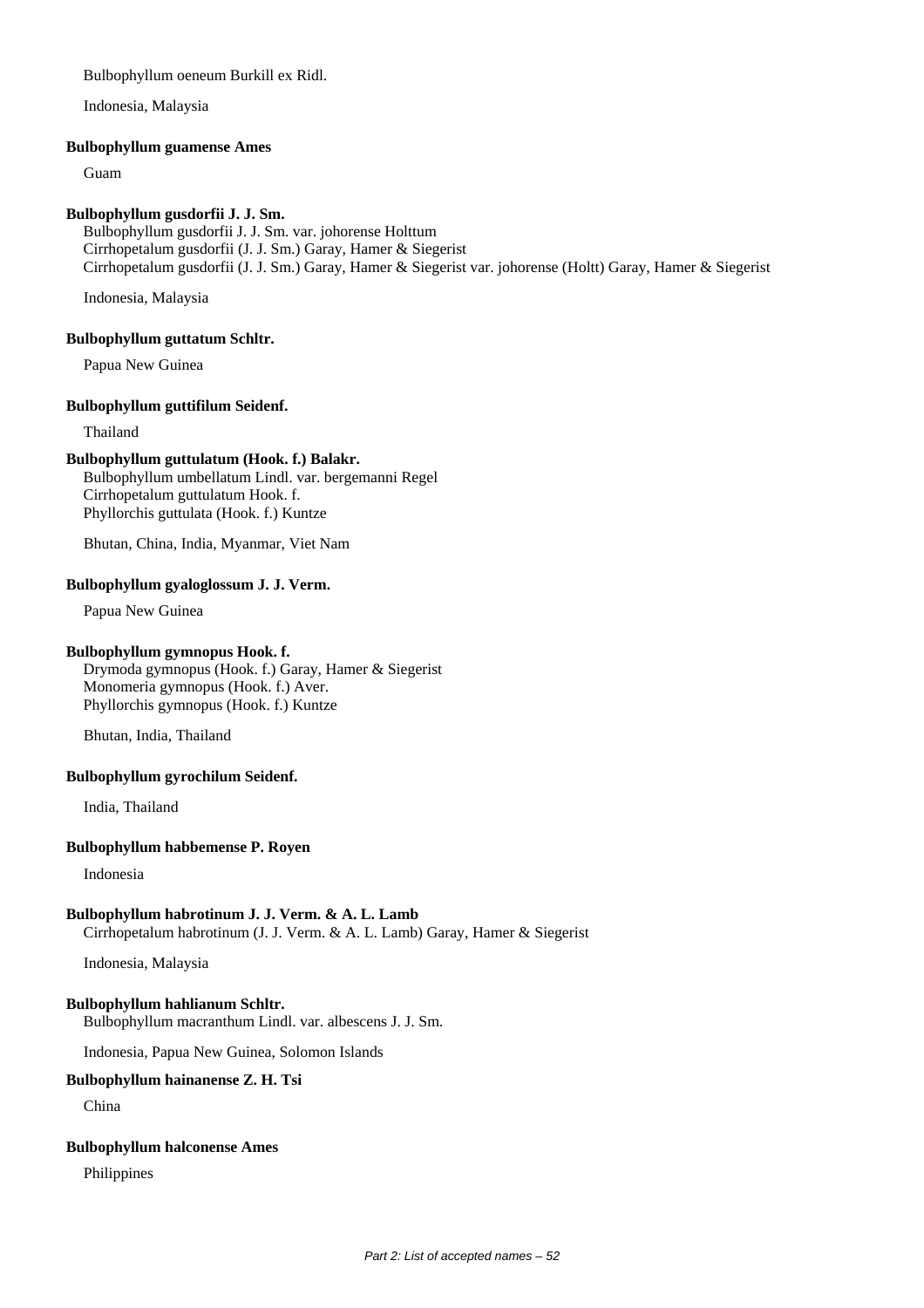Bulbophyllum oeneum Burkill ex Ridl.

Indonesia, Malaysia

**Bulbophyllum guamense Ames**

Guam

**Bulbophyllum gusdorfii J. J. Sm.**

Bulbophyllum gusdorfii J. J. Sm. var. johorense Holttum
Cirrhopetalum gusdorfii (J. J. Sm.) Garay, Hamer & Siegerist
Cirrhopetalum gusdorfii (J. J. Sm.) Garay, Hamer & Siegerist var. johorense (Holtt) Garay, Hamer & Siegerist

Indonesia, Malaysia

**Bulbophyllum guttatum Schltr.**

Papua New Guinea

**Bulbophyllum guttifilum Seidenf.**

Thailand

**Bulbophyllum guttulatum (Hook. f.) Balakr.**

Bulbophyllum umbellatum Lindl. var. bergemanni Regel
Cirrhopetalum guttulatum Hook. f.
Phyllorchis guttulata (Hook. f.) Kuntze

Bhutan, China, India, Myanmar, Viet Nam

**Bulbophyllum gyaloglossum J. J. Verm.**

Papua New Guinea

**Bulbophyllum gymnopus Hook. f.**

Drymoda gymnopus (Hook. f.) Garay, Hamer & Siegerist
Monomeria gymnopus (Hook. f.) Aver.
Phyllorchis gymnopus (Hook. f.) Kuntze

Bhutan, India, Thailand

**Bulbophyllum gyrochilum Seidenf.**

India, Thailand

**Bulbophyllum habbemense P. Royen**

Indonesia

**Bulbophyllum habrotinum J. J. Verm. & A. L. Lamb**

Cirrhopetalum habrotinum (J. J. Verm. & A. L. Lamb) Garay, Hamer & Siegerist

Indonesia, Malaysia

**Bulbophyllum hahlianum Schltr.**

Bulbophyllum macranthum Lindl. var. albescens J. J. Sm.

Indonesia, Papua New Guinea, Solomon Islands

**Bulbophyllum hainanense Z. H. Tsi**

China

**Bulbophyllum halconense Ames**

Philippines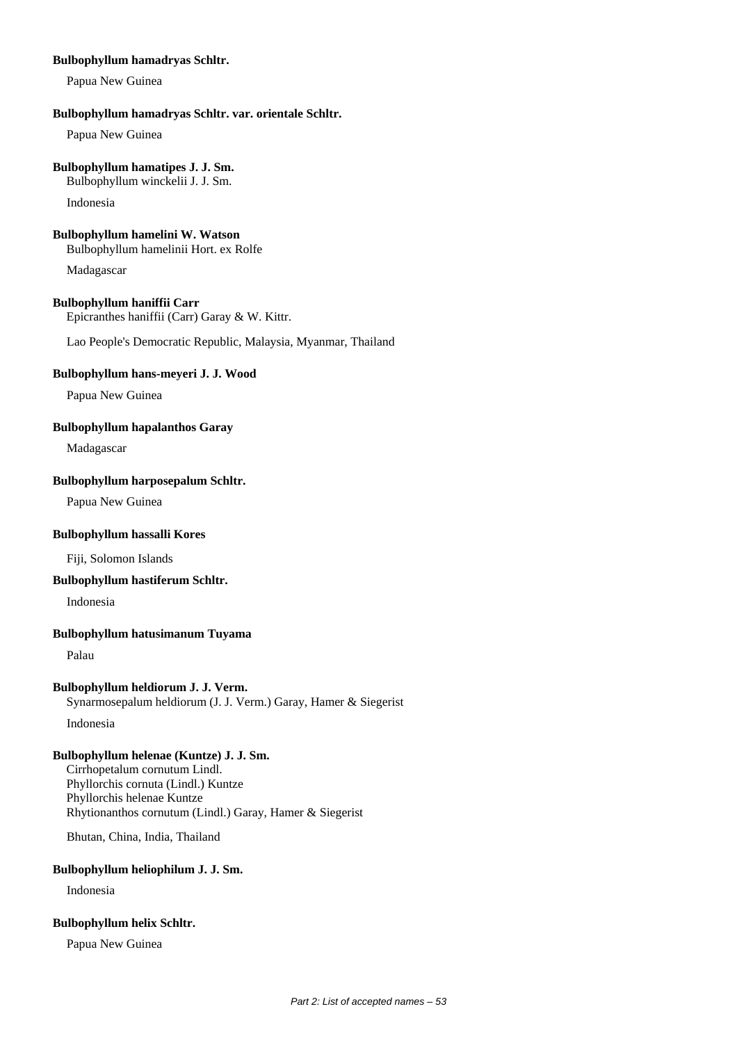**Bulbophyllum hamadryas Schltr.**

Papua New Guinea

**Bulbophyllum hamadryas Schltr. var. orientale Schltr.**

Papua New Guinea

**Bulbophyllum hamatipes J. J. Sm.**

Bulbophyllum winckelii J. J. Sm.

Indonesia

**Bulbophyllum hamelini W. Watson**

Bulbophyllum hamelinii Hort. ex Rolfe

Madagascar

**Bulbophyllum haniffii Carr**

Epicranthes haniffii (Carr) Garay & W. Kittr.

Lao People's Democratic Republic, Malaysia, Myanmar, Thailand

**Bulbophyllum hans-meyeri J. J. Wood**

Papua New Guinea

**Bulbophyllum hapalanthos Garay**

Madagascar

**Bulbophyllum harposepalum Schltr.**

Papua New Guinea

**Bulbophyllum hassalli Kores**

Fiji, Solomon Islands

**Bulbophyllum hastiferum Schltr.**

Indonesia

**Bulbophyllum hatusimanum Tuyama**

Palau

**Bulbophyllum heldiorum J. J. Verm.**

Synarmosepalum heldiorum (J. J. Verm.) Garay, Hamer & Siegerist

Indonesia

**Bulbophyllum helenae (Kuntze) J. J. Sm.**

Cirrhopetalum cornutum Lindl.
Phyllorchis cornuta (Lindl.) Kuntze
Phyllorchis helenae Kuntze
Rhytionanthos cornutum (Lindl.) Garay, Hamer & Siegerist

Bhutan, China, India, Thailand

**Bulbophyllum heliophilum J. J. Sm.**

Indonesia

**Bulbophyllum helix Schltr.**

Papua New Guinea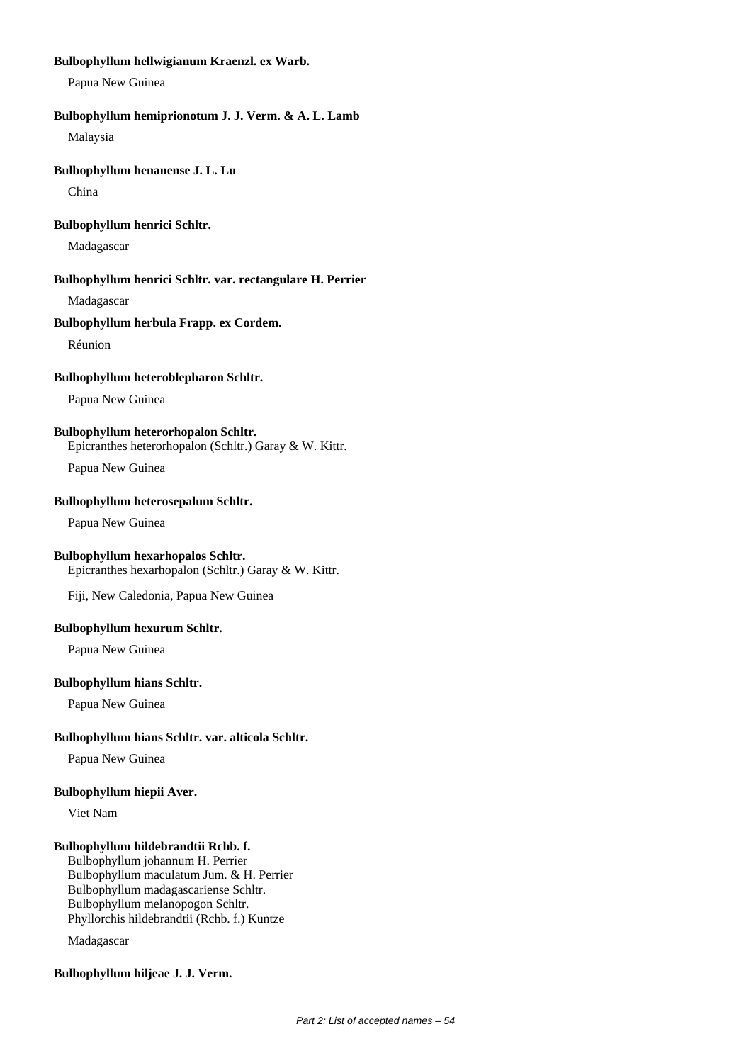**Bulbophyllum hellwigianum Kraenzl. ex Warb.**

Papua New Guinea

**Bulbophyllum hemiprionotum J. J. Verm. & A. L. Lamb**

Malaysia

**Bulbophyllum henanense J. L. Lu**

China

**Bulbophyllum henrici Schltr.**

Madagascar

**Bulbophyllum henrici Schltr. var. rectangulare H. Perrier**

Madagascar

**Bulbophyllum herbula Frapp. ex Cordem.**

Réunion

**Bulbophyllum heteroblepharon Schltr.**

Papua New Guinea

**Bulbophyllum heterorhopalon Schltr.**

Epicranthes heterorhopalon (Schltr.) Garay & W. Kittr.

Papua New Guinea

**Bulbophyllum heterosepalum Schltr.**

Papua New Guinea

**Bulbophyllum hexarhopalos Schltr.**

Epicranthes hexarhopalon (Schltr.) Garay & W. Kittr.

Fiji, New Caledonia, Papua New Guinea

**Bulbophyllum hexurum Schltr.**

Papua New Guinea

**Bulbophyllum hians Schltr.**

Papua New Guinea

**Bulbophyllum hians Schltr. var. alticola Schltr.**

Papua New Guinea

**Bulbophyllum hiepii Aver.**

Viet Nam

**Bulbophyllum hildebrandtii Rchb. f.**

Bulbophyllum johannum H. Perrier
Bulbophyllum maculatum Jum. & H. Perrier
Bulbophyllum madagascariense Schltr.
Bulbophyllum melanopogon Schltr.
Phyllorchis hildebrandtii (Rchb. f.) Kuntze

Madagascar

**Bulbophyllum hiljeae J. J. Verm.**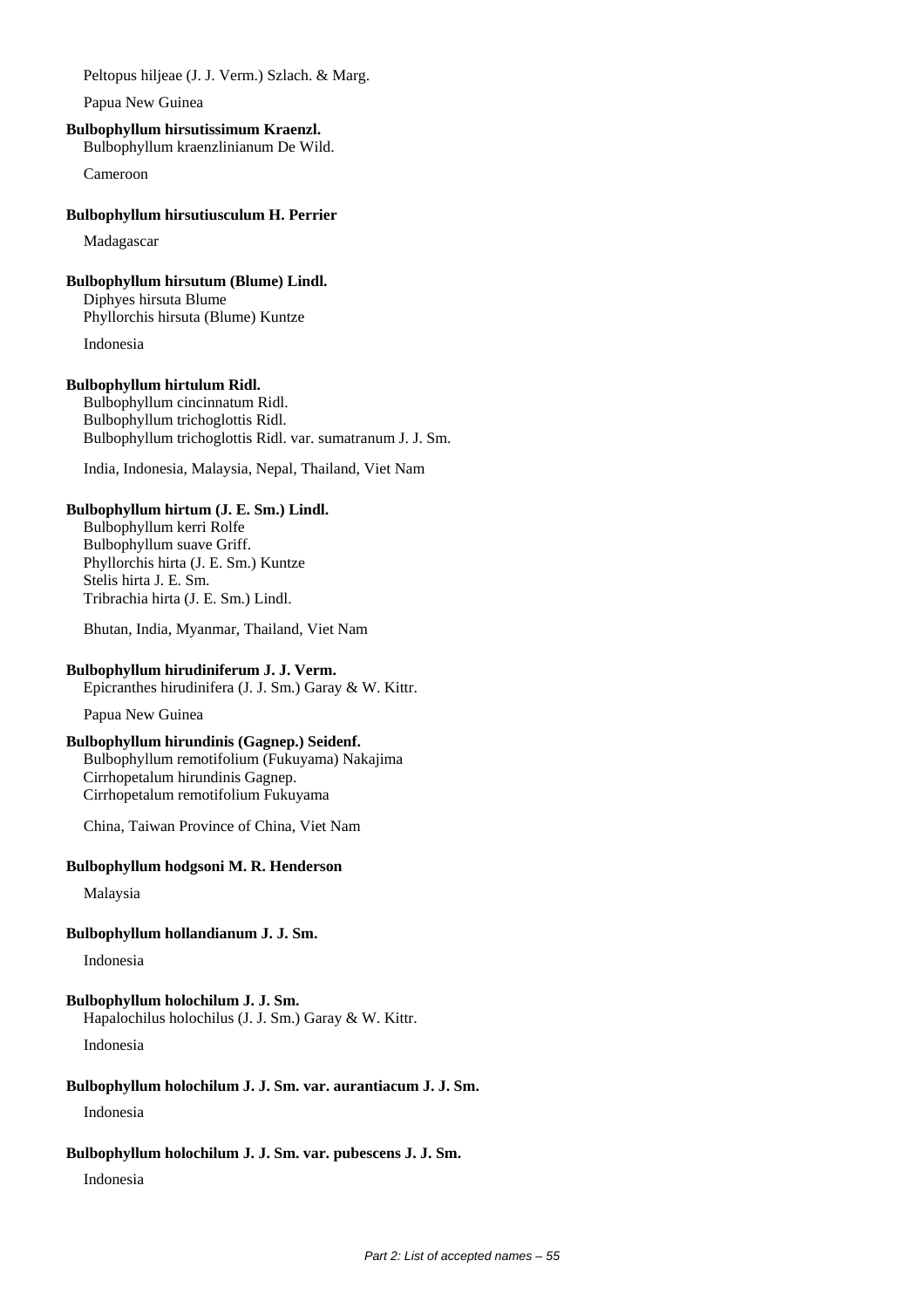Peltopus hiljeae (J. J. Verm.) Szlach. & Marg.

Papua New Guinea

**Bulbophyllum hirsutissimum Kraenzl.**
Bulbophyllum kraenzlinianum De Wild.

Cameroon

**Bulbophyllum hirsutiusculum H. Perrier**

Madagascar

**Bulbophyllum hirsutum (Blume) Lindl.**
Diphyes hirsuta Blume
Phyllorchis hirsuta (Blume) Kuntze

Indonesia

**Bulbophyllum hirtulum Ridl.**
Bulbophyllum cincinnatum Ridl.
Bulbophyllum trichoglottis Ridl.
Bulbophyllum trichoglottis Ridl. var. sumatranum J. J. Sm.

India, Indonesia, Malaysia, Nepal, Thailand, Viet Nam

**Bulbophyllum hirtum (J. E. Sm.) Lindl.**
Bulbophyllum kerri Rolfe
Bulbophyllum suave Griff.
Phyllorchis hirta (J. E. Sm.) Kuntze
Stelis hirta J. E. Sm.
Tribrachia hirta (J. E. Sm.) Lindl.

Bhutan, India, Myanmar, Thailand, Viet Nam

**Bulbophyllum hirudiniferum J. J. Verm.**
Epicranthes hirudinifera (J. J. Sm.) Garay & W. Kittr.

Papua New Guinea

**Bulbophyllum hirundinis (Gagnep.) Seidenf.**
Bulbophyllum remotifolium (Fukuyama) Nakajima
Cirrhopetalum hirundinis Gagnep.
Cirrhopetalum remotifolium Fukuyama

China, Taiwan Province of China, Viet Nam

**Bulbophyllum hodgsoni M. R. Henderson**

Malaysia

**Bulbophyllum hollandianum J. J. Sm.**

Indonesia

**Bulbophyllum holochilum J. J. Sm.**
Hapalochilus holochilus (J. J. Sm.) Garay & W. Kittr.

Indonesia

**Bulbophyllum holochilum J. J. Sm. var. aurantiacum J. J. Sm.**

Indonesia

**Bulbophyllum holochilum J. J. Sm. var. pubescens J. J. Sm.**

Indonesia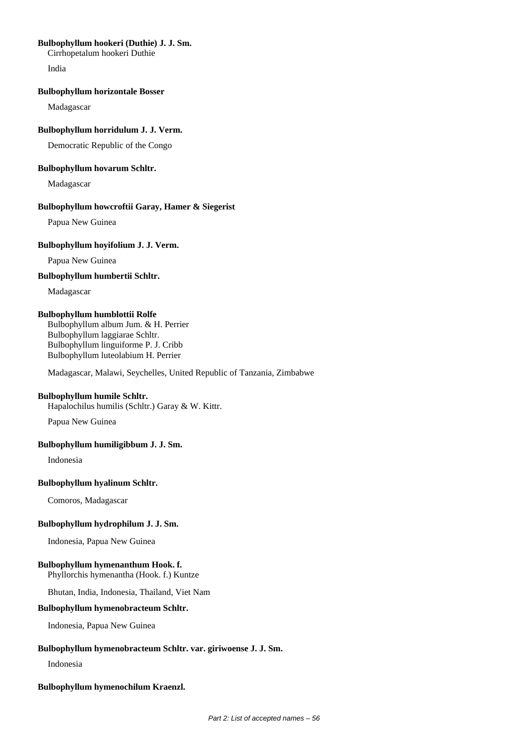**Bulbophyllum hookeri (Duthie) J. J. Sm.**

Cirrhopetalum hookeri Duthie

India

**Bulbophyllum horizontale Bosser**

Madagascar

**Bulbophyllum horridulum J. J. Verm.**

Democratic Republic of the Congo

**Bulbophyllum hovarum Schltr.**

Madagascar

**Bulbophyllum howcroftii Garay, Hamer & Siegerist**

Papua New Guinea

**Bulbophyllum hoyifolium J. J. Verm.**

Papua New Guinea

**Bulbophyllum humbertii Schltr.**

Madagascar

**Bulbophyllum humblottii Rolfe**

Bulbophyllum album Jum. & H. Perrier
Bulbophyllum laggiarae Schltr.
Bulbophyllum linguiforme P. J. Cribb
Bulbophyllum luteolabium H. Perrier

Madagascar, Malawi, Seychelles, United Republic of Tanzania, Zimbabwe

**Bulbophyllum humile Schltr.**

Hapalochilus humilis (Schltr.) Garay & W. Kittr.

Papua New Guinea

**Bulbophyllum humiligibbum J. J. Sm.**

Indonesia

**Bulbophyllum hyalinum Schltr.**

Comoros, Madagascar

**Bulbophyllum hydrophilum J. J. Sm.**

Indonesia, Papua New Guinea

**Bulbophyllum hymenanthum Hook. f.**

Phyllorchis hymenantha (Hook. f.) Kuntze

Bhutan, India, Indonesia, Thailand, Viet Nam

**Bulbophyllum hymenobracteum Schltr.**

Indonesia, Papua New Guinea

**Bulbophyllum hymenobracteum Schltr. var. giriwoense J. J. Sm.**

Indonesia

**Bulbophyllum hymenochilum Kraenzl.**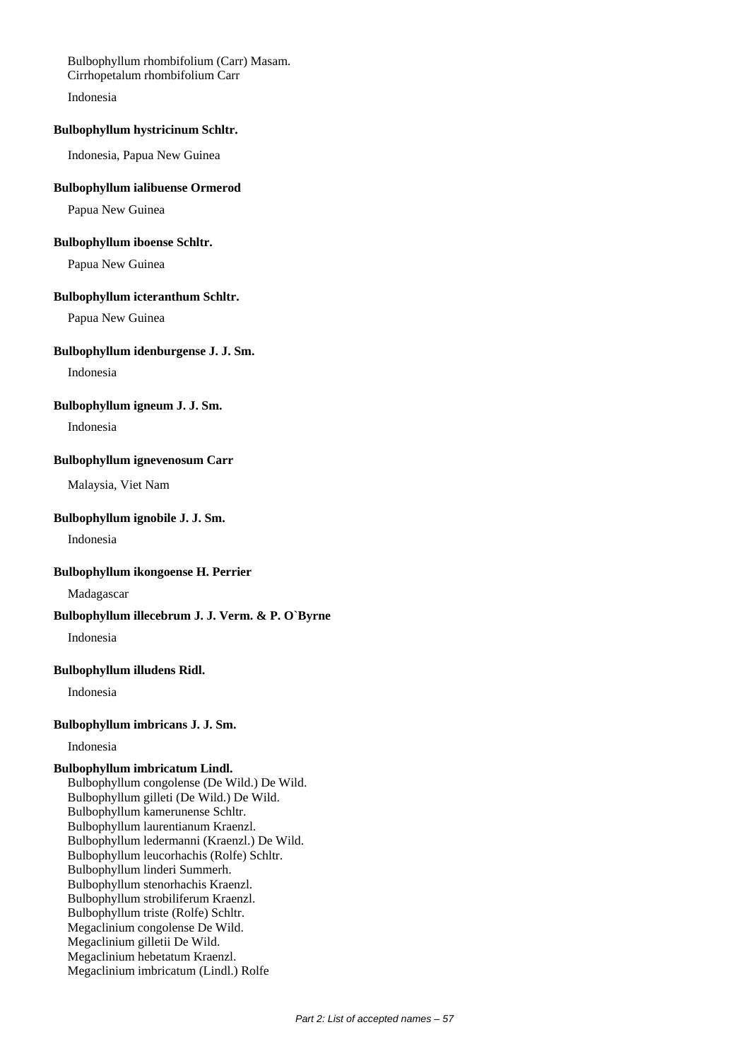Bulbophyllum rhombifolium (Carr) Masam.
Cirrhopetalum rhombifolium Carr

Indonesia

**Bulbophyllum hystricinum Schltr.**

Indonesia, Papua New Guinea

**Bulbophyllum ialibuense Ormerod**

Papua New Guinea

**Bulbophyllum iboense Schltr.**

Papua New Guinea

**Bulbophyllum icteranthum Schltr.**

Papua New Guinea

**Bulbophyllum idenburgense J. J. Sm.**

Indonesia

**Bulbophyllum igneum J. J. Sm.**

Indonesia

**Bulbophyllum ignevenosum Carr**

Malaysia, Viet Nam

**Bulbophyllum ignobile J. J. Sm.**

Indonesia

**Bulbophyllum ikongoense H. Perrier**

Madagascar

**Bulbophyllum illecebrum J. J. Verm. & P. O`Byrne**

Indonesia

**Bulbophyllum illudens Ridl.**

Indonesia

**Bulbophyllum imbricans J. J. Sm.**

Indonesia

**Bulbophyllum imbricatum Lindl.**

Bulbophyllum congolense (De Wild.) De Wild.
Bulbophyllum gilleti (De Wild.) De Wild.
Bulbophyllum kamerunense Schltr.
Bulbophyllum laurentianum Kraenzl.
Bulbophyllum ledermanni (Kraenzl.) De Wild.
Bulbophyllum leucorhachis (Rolfe) Schltr.
Bulbophyllum linderi Summerh.
Bulbophyllum stenorhachis Kraenzl.
Bulbophyllum strobiliferum Kraenzl.
Bulbophyllum triste (Rolfe) Schltr.
Megaclinium congolense De Wild.
Megaclinium gilletii De Wild.
Megaclinium hebetatum Kraenzl.
Megaclinium imbricatum (Lindl.) Rolfe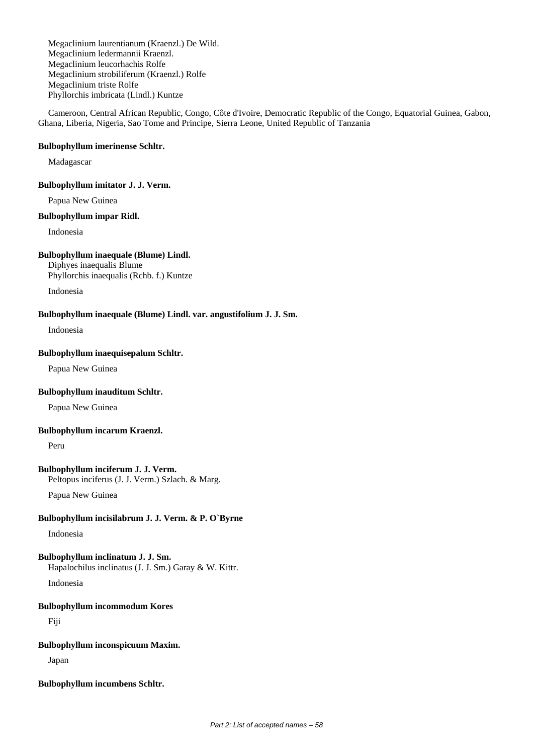Megaclinium laurentianum (Kraenzl.) De Wild.
Megaclinium ledermannii Kraenzl.
Megaclinium leucorhachis Rolfe
Megaclinium strobiliferum (Kraenzl.) Rolfe
Megaclinium triste Rolfe
Phyllorchis imbricata (Lindl.) Kuntze

Cameroon, Central African Republic, Congo, Côte d'Ivoire, Democratic Republic of the Congo, Equatorial Guinea, Gabon, Ghana, Liberia, Nigeria, Sao Tome and Principe, Sierra Leone, United Republic of Tanzania

**Bulbophyllum imerinense Schltr.**

Madagascar

**Bulbophyllum imitator J. J. Verm.**

Papua New Guinea

**Bulbophyllum impar Ridl.**

Indonesia

**Bulbophyllum inaequale (Blume) Lindl.**

Diphyes inaequalis Blume
Phyllorchis inaequalis (Rchb. f.) Kuntze

Indonesia

**Bulbophyllum inaequale (Blume) Lindl. var. angustifolium J. J. Sm.**

Indonesia

**Bulbophyllum inaequisepalum Schltr.**

Papua New Guinea

**Bulbophyllum inauditum Schltr.**

Papua New Guinea

**Bulbophyllum incarum Kraenzl.**

Peru

**Bulbophyllum inciferum J. J. Verm.**

Peltopus inciferus (J. J. Verm.) Szlach. & Marg.

Papua New Guinea

**Bulbophyllum incisilabrum J. J. Verm. & P. O`Byrne**

Indonesia

**Bulbophyllum inclinatum J. J. Sm.**

Hapalochilus inclinatus (J. J. Sm.) Garay & W. Kittr.

Indonesia

**Bulbophyllum incommodum Kores**

Fiji

**Bulbophyllum inconspicuum Maxim.**

Japan

**Bulbophyllum incumbens Schltr.**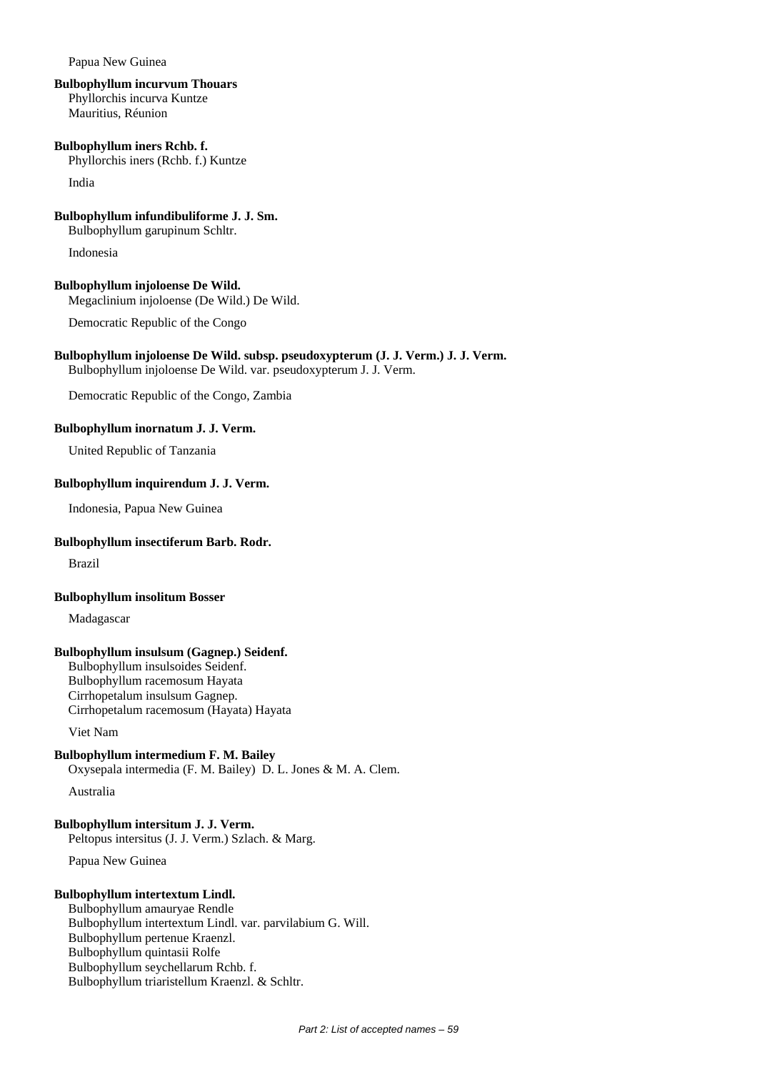Papua New Guinea

**Bulbophyllum incurvum Thouars**
Phyllorchis incurva Kuntze
Mauritius, Réunion

**Bulbophyllum iners Rchb. f.**
Phyllorchis iners (Rchb. f.) Kuntze

India

**Bulbophyllum infundibuliforme J. J. Sm.**
Bulbophyllum garupinum Schltr.

Indonesia

**Bulbophyllum injoloense De Wild.**
Megaclinium injoloense (De Wild.) De Wild.

Democratic Republic of the Congo

**Bulbophyllum injoloense De Wild. subsp. pseudoxypterum (J. J. Verm.) J. J. Verm.**
Bulbophyllum injoloense De Wild. var. pseudoxypterum J. J. Verm.

Democratic Republic of the Congo, Zambia

**Bulbophyllum inornatum J. J. Verm.**

United Republic of Tanzania

**Bulbophyllum inquirendum J. J. Verm.**

Indonesia, Papua New Guinea

**Bulbophyllum insectiferum Barb. Rodr.**

Brazil

**Bulbophyllum insolitum Bosser**

Madagascar

**Bulbophyllum insulsum (Gagnep.) Seidenf.**
Bulbophyllum insulsoides Seidenf.
Bulbophyllum racemosum Hayata
Cirrhopetalum insulsum Gagnep.
Cirrhopetalum racemosum (Hayata) Hayata

Viet Nam

**Bulbophyllum intermedium F. M. Bailey**
Oxysepala intermedia (F. M. Bailey) D. L. Jones & M. A. Clem.

Australia

**Bulbophyllum intersitum J. J. Verm.**
Peltopus intersitus (J. J. Verm.) Szlach. & Marg.

Papua New Guinea

**Bulbophyllum intertextum Lindl.**
Bulbophyllum amauryae Rendle
Bulbophyllum intertextum Lindl. var. parvilabium G. Will.
Bulbophyllum pertenue Kraenzl.
Bulbophyllum quintasii Rolfe
Bulbophyllum seychellarum Rchb. f.
Bulbophyllum triaristellum Kraenzl. & Schltr.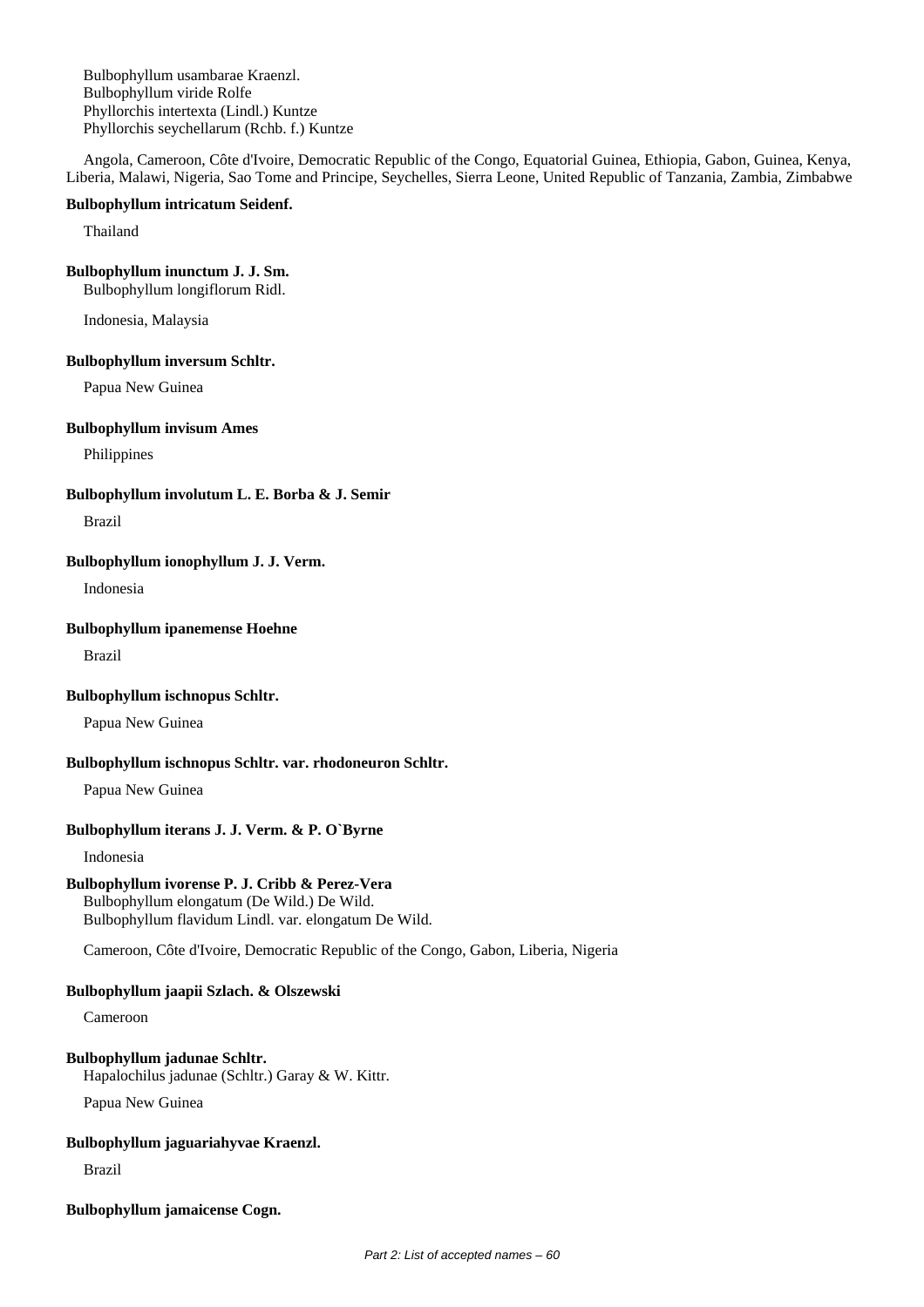Bulbophyllum usambarae Kraenzl.
Bulbophyllum viride Rolfe
Phyllorchis intertexta (Lindl.) Kuntze
Phyllorchis seychellarum (Rchb. f.) Kuntze

Angola, Cameroon, Côte d'Ivoire, Democratic Republic of the Congo, Equatorial Guinea, Ethiopia, Gabon, Guinea, Kenya, Liberia, Malawi, Nigeria, Sao Tome and Principe, Seychelles, Sierra Leone, United Republic of Tanzania, Zambia, Zimbabwe

**Bulbophyllum intricatum Seidenf.**

Thailand

**Bulbophyllum inunctum J. J. Sm.**
Bulbophyllum longiflorum Ridl.

Indonesia, Malaysia

**Bulbophyllum inversum Schltr.**

Papua New Guinea

**Bulbophyllum invisum Ames**

Philippines

**Bulbophyllum involutum L. E. Borba & J. Semir**

Brazil

**Bulbophyllum ionophyllum J. J. Verm.**

Indonesia

**Bulbophyllum ipanemense Hoehne**

Brazil

**Bulbophyllum ischnopus Schltr.**

Papua New Guinea

**Bulbophyllum ischnopus Schltr. var. rhodoneuron Schltr.**

Papua New Guinea

**Bulbophyllum iterans J. J. Verm. & P. O`Byrne**

Indonesia

**Bulbophyllum ivorense P. J. Cribb & Perez-Vera**
Bulbophyllum elongatum (De Wild.) De Wild.
Bulbophyllum flavidum Lindl. var. elongatum De Wild.

Cameroon, Côte d'Ivoire, Democratic Republic of the Congo, Gabon, Liberia, Nigeria

**Bulbophyllum jaapii Szlach. & Olszewski**

Cameroon

**Bulbophyllum jadunae Schltr.**
Hapalochilus jadunae (Schltr.) Garay & W. Kittr.

Papua New Guinea

**Bulbophyllum jaguariahyvae Kraenzl.**

Brazil

**Bulbophyllum jamaicense Cogn.**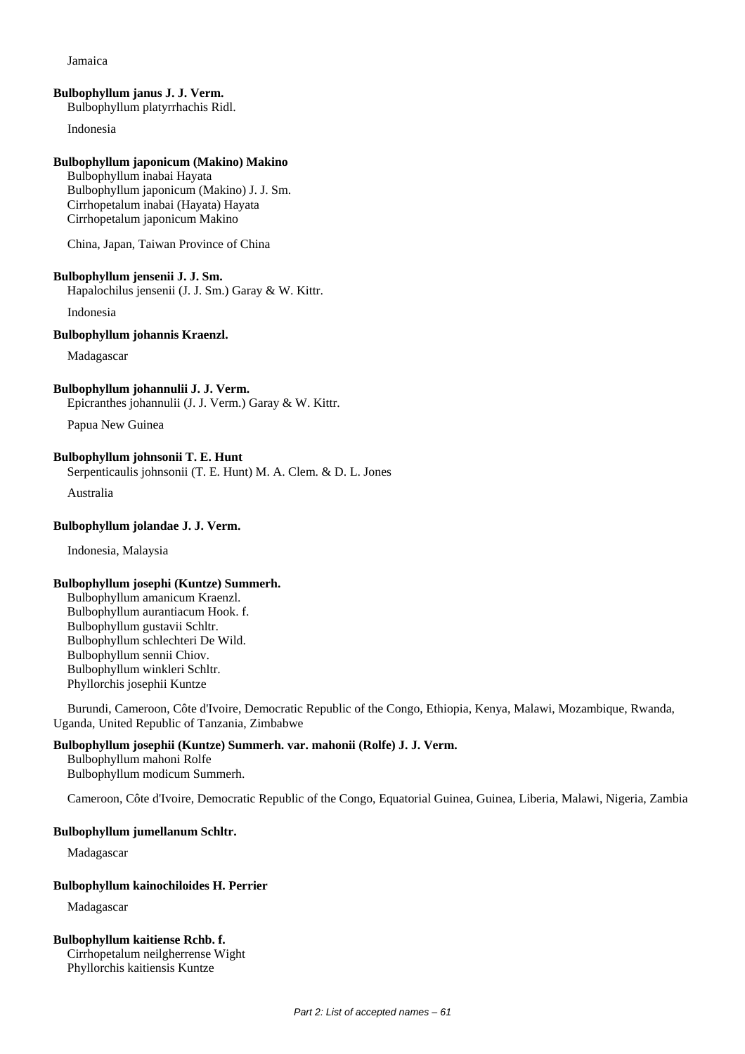Jamaica

**Bulbophyllum janus J. J. Verm.**
Bulbophyllum platyrrhachis Ridl.

Indonesia

**Bulbophyllum japonicum (Makino) Makino**
Bulbophyllum inabai Hayata
Bulbophyllum japonicum (Makino) J. J. Sm.
Cirrhopetalum inabai (Hayata) Hayata
Cirrhopetalum japonicum Makino

China, Japan, Taiwan Province of China

**Bulbophyllum jensenii J. J. Sm.**
Hapalochilus jensenii (J. J. Sm.) Garay & W. Kittr.

Indonesia

**Bulbophyllum johannis Kraenzl.**

Madagascar

**Bulbophyllum johannulii J. J. Verm.**
Epicranthes johannulii (J. J. Verm.) Garay & W. Kittr.

Papua New Guinea

**Bulbophyllum johnsonii T. E. Hunt**
Serpenticaulis johnsonii (T. E. Hunt) M. A. Clem. & D. L. Jones

Australia

**Bulbophyllum jolandae J. J. Verm.**

Indonesia, Malaysia

**Bulbophyllum josephi (Kuntze) Summerh.**
Bulbophyllum amanicum Kraenzl.
Bulbophyllum aurantiacum Hook. f.
Bulbophyllum gustavii Schltr.
Bulbophyllum schlechteri De Wild.
Bulbophyllum sennii Chiov.
Bulbophyllum winkleri Schltr.
Phyllorchis josephii Kuntze

Burundi, Cameroon, Côte d'Ivoire, Democratic Republic of the Congo, Ethiopia, Kenya, Malawi, Mozambique, Rwanda, Uganda, United Republic of Tanzania, Zimbabwe

**Bulbophyllum josephii (Kuntze) Summerh. var. mahonii (Rolfe) J. J. Verm.**
Bulbophyllum mahoni Rolfe
Bulbophyllum modicum Summerh.

Cameroon, Côte d'Ivoire, Democratic Republic of the Congo, Equatorial Guinea, Guinea, Liberia, Malawi, Nigeria, Zambia

**Bulbophyllum jumellanum Schltr.**

Madagascar

**Bulbophyllum kainochiloides H. Perrier**

Madagascar

**Bulbophyllum kaitiense Rchb. f.**
Cirrhopetalum neilgherrense Wight
Phyllorchis kaitiensis Kuntze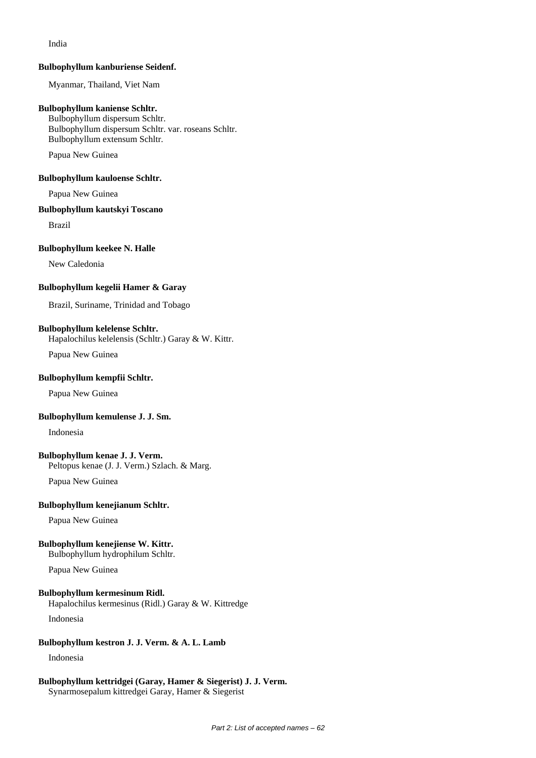India

**Bulbophyllum kanburiense Seidenf.**

Myanmar, Thailand, Viet Nam

**Bulbophyllum kaniense Schltr.**
Bulbophyllum dispersum Schltr.
Bulbophyllum dispersum Schltr. var. roseans Schltr.
Bulbophyllum extensum Schltr.

Papua New Guinea

**Bulbophyllum kauloense Schltr.**

Papua New Guinea

**Bulbophyllum kautskyi Toscano**

Brazil

**Bulbophyllum keekee N. Halle**

New Caledonia

**Bulbophyllum kegelii Hamer & Garay**

Brazil, Suriname, Trinidad and Tobago

**Bulbophyllum kelelense Schltr.**
Hapalochilus kelelensis (Schltr.) Garay & W. Kittr.

Papua New Guinea

**Bulbophyllum kempfii Schltr.**

Papua New Guinea

**Bulbophyllum kemulense J. J. Sm.**

Indonesia

**Bulbophyllum kenae J. J. Verm.**
Peltopus kenae (J. J. Verm.) Szlach. & Marg.

Papua New Guinea

**Bulbophyllum kenejianum Schltr.**

Papua New Guinea

**Bulbophyllum kenejiense W. Kittr.**
Bulbophyllum hydrophilum Schltr.

Papua New Guinea

**Bulbophyllum kermesinum Ridl.**
Hapalochilus kermesinus (Ridl.) Garay & W. Kittredge

Indonesia

**Bulbophyllum kestron J. J. Verm. & A. L. Lamb**

Indonesia

**Bulbophyllum kettridgei (Garay, Hamer & Siegerist) J. J. Verm.**
Synarmosepalum kittredgei Garay, Hamer & Siegerist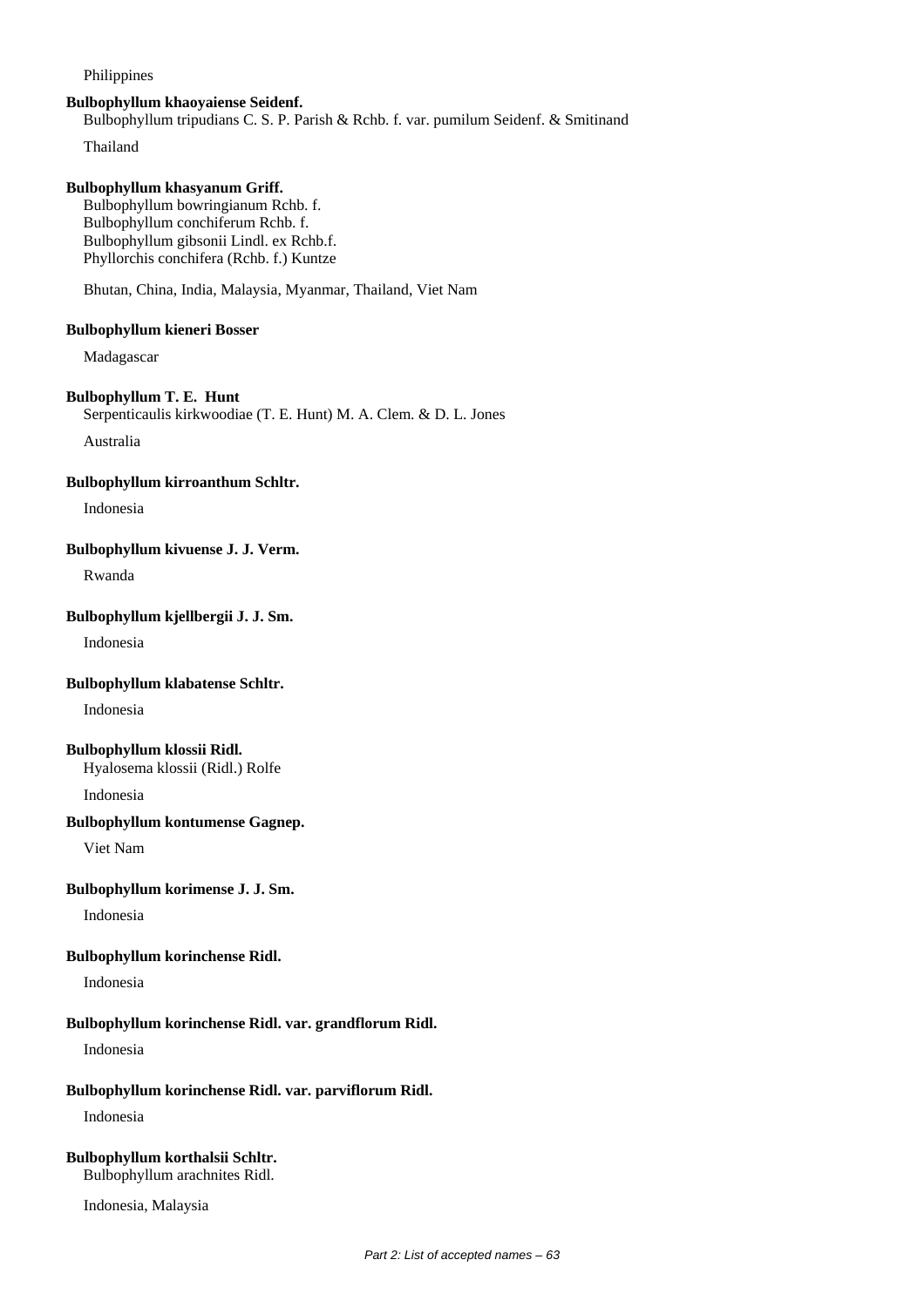Philippines

**Bulbophyllum khaoyaiense Seidenf.**
Bulbophyllum tripudians C. S. P. Parish & Rchb. f. var. pumilum Seidenf. & Smitinand

Thailand

**Bulbophyllum khasyanum Griff.**
Bulbophyllum bowringianum Rchb. f.
Bulbophyllum conchiferum Rchb. f.
Bulbophyllum gibsonii Lindl. ex Rchb.f.
Phyllorchis conchifera (Rchb. f.) Kuntze

Bhutan, China, India, Malaysia, Myanmar, Thailand, Viet Nam

**Bulbophyllum kieneri Bosser**

Madagascar

**Bulbophyllum T. E. Hunt**
Serpenticaulis kirkwoodiae (T. E. Hunt) M. A. Clem. & D. L. Jones

Australia

**Bulbophyllum kirroanthum Schltr.**

Indonesia

**Bulbophyllum kivuense J. J. Verm.**

Rwanda

**Bulbophyllum kjellbergii J. J. Sm.**

Indonesia

**Bulbophyllum klabatense Schltr.**

Indonesia

**Bulbophyllum klossii Ridl.**
Hyalosema klossii (Ridl.) Rolfe

Indonesia

**Bulbophyllum kontumense Gagnep.**

Viet Nam

**Bulbophyllum korimense J. J. Sm.**

Indonesia

**Bulbophyllum korinchense Ridl.**

Indonesia

**Bulbophyllum korinchense Ridl. var. grandflorum Ridl.**

Indonesia

**Bulbophyllum korinchense Ridl. var. parviflorum Ridl.**

Indonesia

**Bulbophyllum korthalsii Schltr.**
Bulbophyllum arachnites Ridl.

Indonesia, Malaysia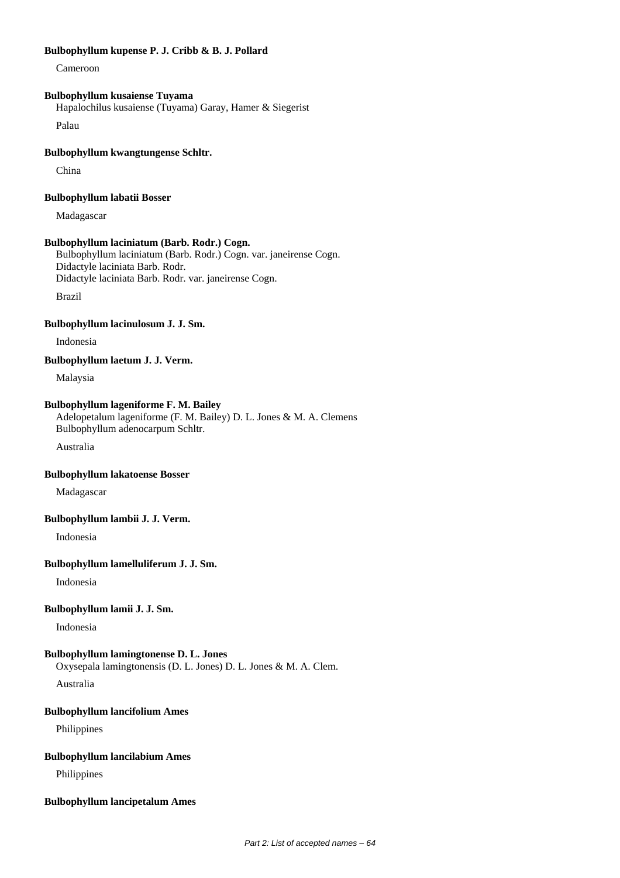**Bulbophyllum kupense P. J. Cribb & B. J. Pollard**

Cameroon

**Bulbophyllum kusaiense Tuyama**

Hapalochilus kusaiense (Tuyama) Garay, Hamer & Siegerist

Palau

**Bulbophyllum kwangtungense Schltr.**

China

**Bulbophyllum labatii Bosser**

Madagascar

**Bulbophyllum laciniatum (Barb. Rodr.) Cogn.**

Bulbophyllum laciniatum (Barb. Rodr.) Cogn. var. janeirense Cogn.
Didactyle laciniata Barb. Rodr.
Didactyle laciniata Barb. Rodr. var. janeirense Cogn.

Brazil

**Bulbophyllum lacinulosum J. J. Sm.**

Indonesia

**Bulbophyllum laetum J. J. Verm.**

Malaysia

**Bulbophyllum lageniforme F. M. Bailey**

Adelopetalum lageniforme (F. M. Bailey) D. L. Jones & M. A. Clemens
Bulbophyllum adenocarpum Schltr.

Australia

**Bulbophyllum lakatoense Bosser**

Madagascar

**Bulbophyllum lambii J. J. Verm.**

Indonesia

**Bulbophyllum lamelluliferum J. J. Sm.**

Indonesia

**Bulbophyllum lamii J. J. Sm.**

Indonesia

**Bulbophyllum lamingtonense D. L. Jones**

Oxysepala lamingtonensis (D. L. Jones) D. L. Jones & M. A. Clem.

Australia

**Bulbophyllum lancifolium Ames**

Philippines

**Bulbophyllum lancilabium Ames**

Philippines

**Bulbophyllum lancipetalum Ames**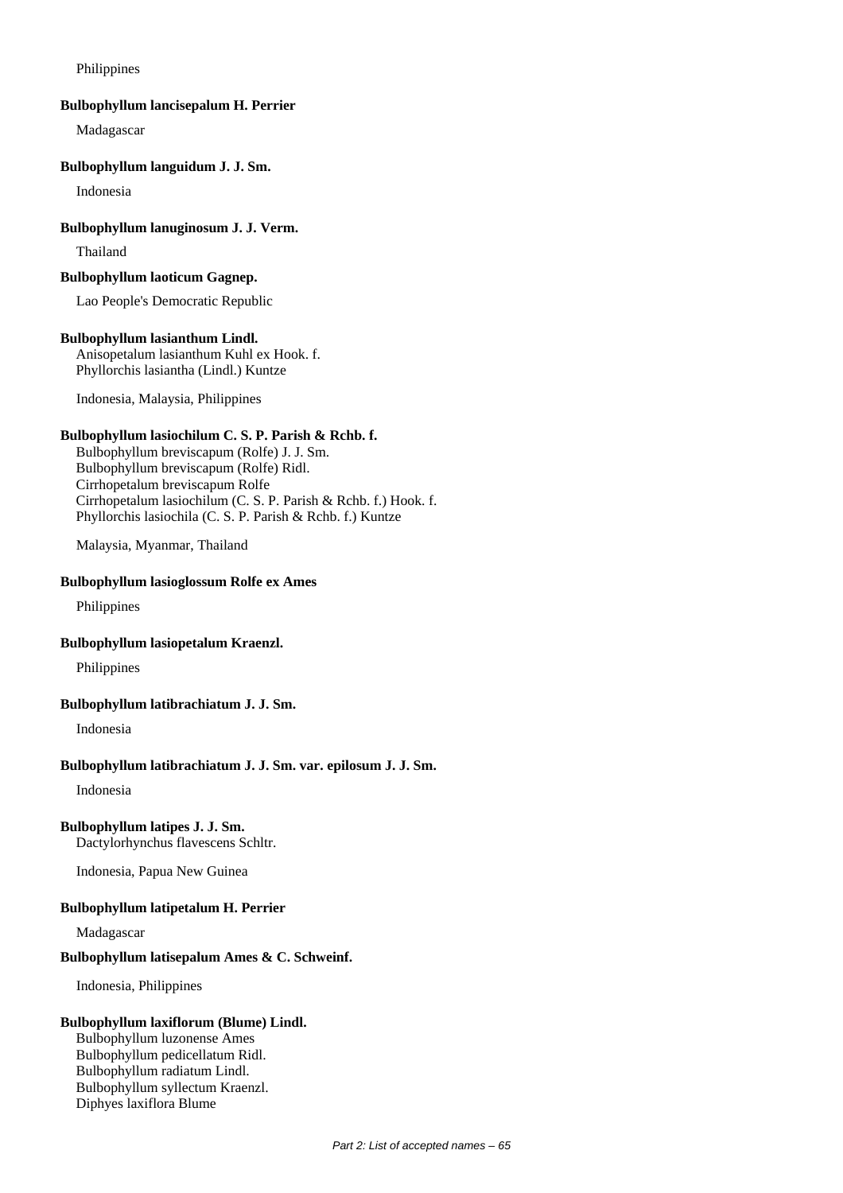Philippines

**Bulbophyllum lancisepalum H. Perrier**

Madagascar

**Bulbophyllum languidum J. J. Sm.**

Indonesia

**Bulbophyllum lanuginosum J. J. Verm.**

Thailand

**Bulbophyllum laoticum Gagnep.**

Lao People's Democratic Republic

**Bulbophyllum lasianthum Lindl.**

Anisopetalum lasianthum Kuhl ex Hook. f.
Phyllorchis lasiantha (Lindl.) Kuntze

Indonesia, Malaysia, Philippines

**Bulbophyllum lasiochilum C. S. P. Parish & Rchb. f.**

Bulbophyllum breviscapum (Rolfe) J. J. Sm.
Bulbophyllum breviscapum (Rolfe) Ridl.
Cirrhopetalum breviscapum Rolfe
Cirrhopetalum lasiochilum (C. S. P. Parish & Rchb. f.) Hook. f.
Phyllorchis lasiochila (C. S. P. Parish & Rchb. f.) Kuntze

Malaysia, Myanmar, Thailand

**Bulbophyllum lasioglossum Rolfe ex Ames**

Philippines

**Bulbophyllum lasiopetalum Kraenzl.**

Philippines

**Bulbophyllum latibrachiatum J. J. Sm.**

Indonesia

**Bulbophyllum latibrachiatum J. J. Sm. var. epilosum J. J. Sm.**

Indonesia

**Bulbophyllum latipes J. J. Sm.**

Dactylorhynchus flavescens Schltr.

Indonesia, Papua New Guinea

**Bulbophyllum latipetalum H. Perrier**

Madagascar

**Bulbophyllum latisepalum Ames & C. Schweinf.**

Indonesia, Philippines

**Bulbophyllum laxiflorum (Blume) Lindl.**

Bulbophyllum luzonense Ames
Bulbophyllum pedicellatum Ridl.
Bulbophyllum radiatum Lindl.
Bulbophyllum syllectum Kraenzl.
Diphyes laxiflora Blume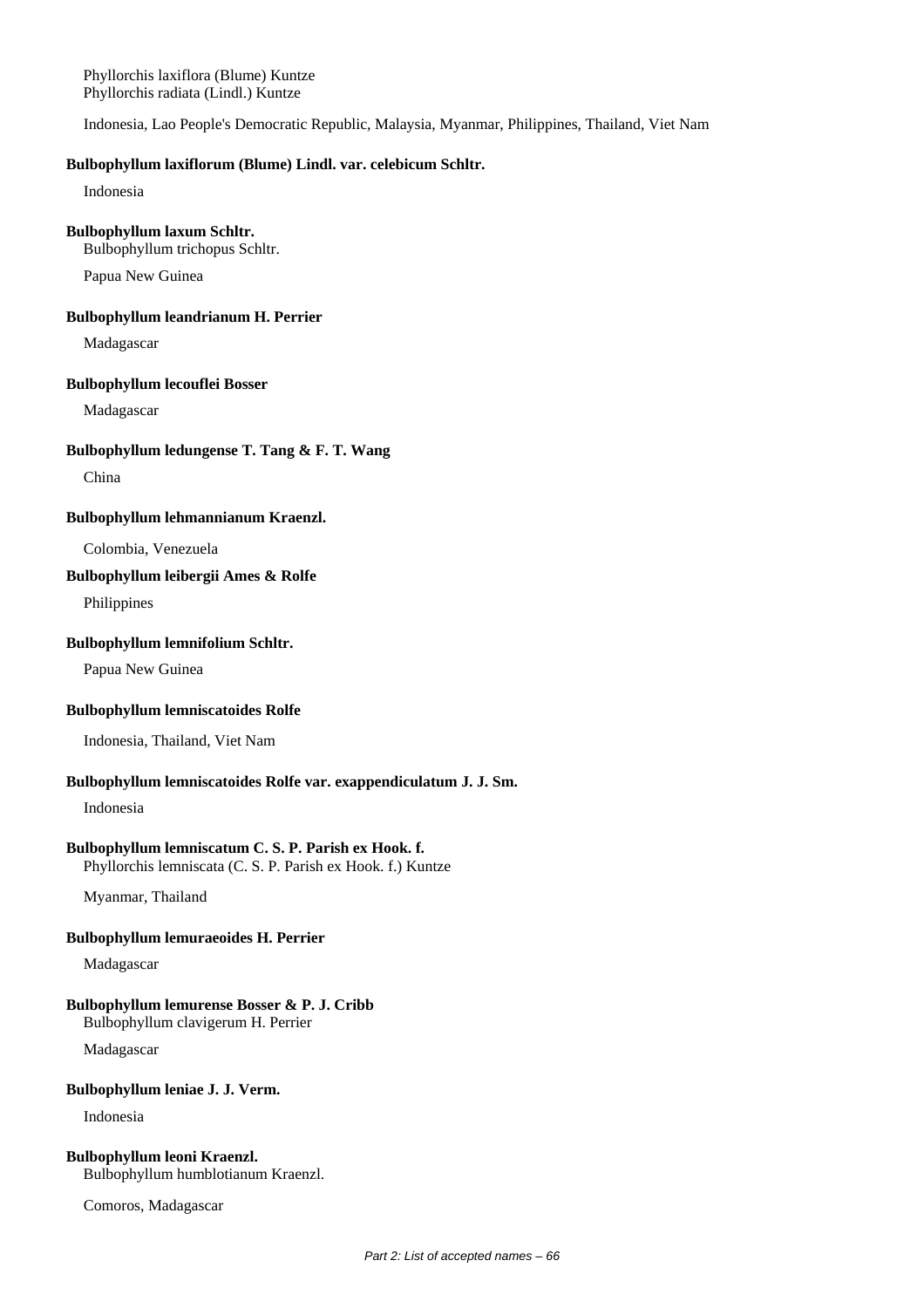Phyllorchis laxiflora (Blume) Kuntze
Phyllorchis radiata (Lindl.) Kuntze

Indonesia, Lao People's Democratic Republic, Malaysia, Myanmar, Philippines, Thailand, Viet Nam

**Bulbophyllum laxiflorum (Blume) Lindl. var. celebicum Schltr.**

Indonesia

**Bulbophyllum laxum Schltr.**
Bulbophyllum trichopus Schltr.

Papua New Guinea

**Bulbophyllum leandrianum H. Perrier**

Madagascar

**Bulbophyllum lecouflei Bosser**

Madagascar

**Bulbophyllum ledungense T. Tang & F. T. Wang**

China

**Bulbophyllum lehmannianum Kraenzl.**

Colombia, Venezuela

**Bulbophyllum leibergii Ames & Rolfe**

Philippines

**Bulbophyllum lemnifolium Schltr.**

Papua New Guinea

**Bulbophyllum lemniscatoides Rolfe**

Indonesia, Thailand, Viet Nam

**Bulbophyllum lemniscatoides Rolfe var. exappendiculatum J. J. Sm.**

Indonesia

**Bulbophyllum lemniscatum C. S. P. Parish ex Hook. f.**
Phyllorchis lemniscata (C. S. P. Parish ex Hook. f.) Kuntze

Myanmar, Thailand

**Bulbophyllum lemuraeoides H. Perrier**

Madagascar

**Bulbophyllum lemurense Bosser & P. J. Cribb**
Bulbophyllum clavigerum H. Perrier

Madagascar

**Bulbophyllum leniae J. J. Verm.**

Indonesia

**Bulbophyllum leoni Kraenzl.**
Bulbophyllum humblotianum Kraenzl.

Comoros, Madagascar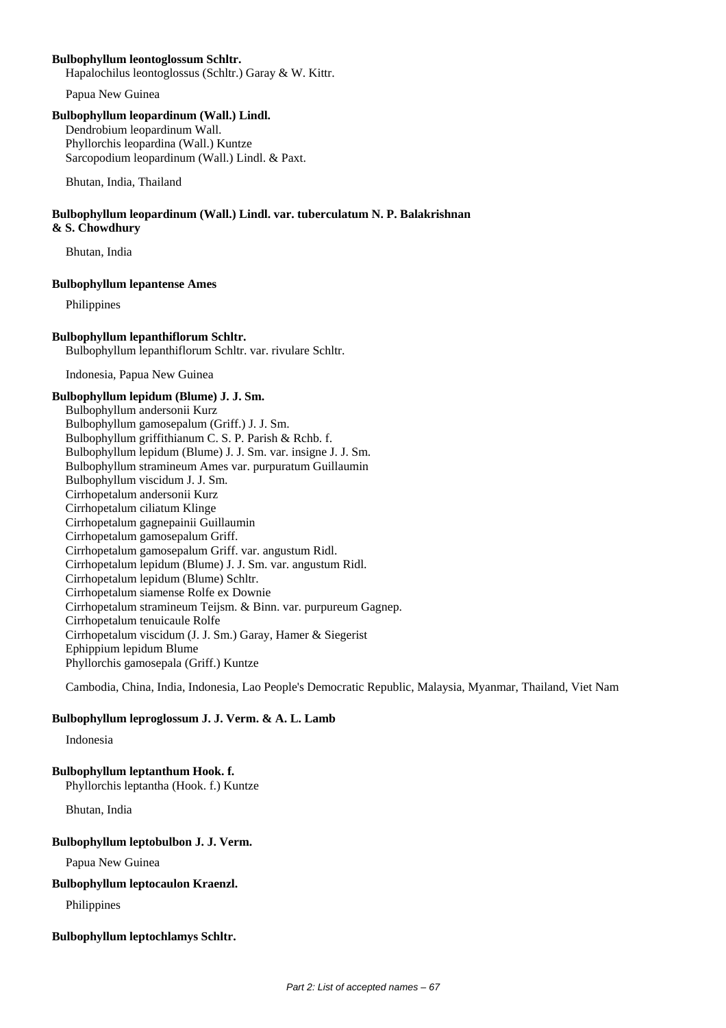**Bulbophyllum leontoglossum Schltr.**
Hapalochilus leontoglossus (Schltr.) Garay & W. Kittr.

Papua New Guinea

**Bulbophyllum leopardinum (Wall.) Lindl.**
Dendrobium leopardinum Wall.
Phyllorchis leopardina (Wall.) Kuntze
Sarcopodium leopardinum (Wall.) Lindl. & Paxt.

Bhutan, India, Thailand

**Bulbophyllum leopardinum (Wall.) Lindl. var. tuberculatum N. P. Balakrishnan & S. Chowdhury**

Bhutan, India

**Bulbophyllum lepantense Ames**

Philippines

**Bulbophyllum lepanthiflorum Schltr.**
Bulbophyllum lepanthiflorum Schltr. var. rivulare Schltr.

Indonesia, Papua New Guinea

**Bulbophyllum lepidum (Blume) J. J. Sm.**
Bulbophyllum andersonii Kurz
Bulbophyllum gamosepalum (Griff.) J. J. Sm.
Bulbophyllum griffithianum C. S. P. Parish & Rchb. f.
Bulbophyllum lepidum (Blume) J. J. Sm. var. insigne J. J. Sm.
Bulbophyllum stramineum Ames var. purpuratum Guillaumin
Bulbophyllum viscidum J. J. Sm.
Cirrhopetalum andersonii Kurz
Cirrhopetalum ciliatum Klinge
Cirrhopetalum gagnepainii Guillaumin
Cirrhopetalum gamosepalum Griff.
Cirrhopetalum gamosepalum Griff. var. angustum Ridl.
Cirrhopetalum lepidum (Blume) J. J. Sm. var. angustum Ridl.
Cirrhopetalum lepidum (Blume) Schltr.
Cirrhopetalum siamense Rolfe ex Downie
Cirrhopetalum stramineum Teijsm. & Binn. var. purpureum Gagnep.
Cirrhopetalum tenuicaule Rolfe
Cirrhopetalum viscidum (J. J. Sm.) Garay, Hamer & Siegerist
Ephippium lepidum Blume
Phyllorchis gamosepala (Griff.) Kuntze

Cambodia, China, India, Indonesia, Lao People's Democratic Republic, Malaysia, Myanmar, Thailand, Viet Nam

**Bulbophyllum leproglossum J. J. Verm. & A. L. Lamb**

Indonesia

**Bulbophyllum leptanthum Hook. f.**
Phyllorchis leptantha (Hook. f.) Kuntze

Bhutan, India

**Bulbophyllum leptobulbon J. J. Verm.**

Papua New Guinea

**Bulbophyllum leptocaulon Kraenzl.**

Philippines

**Bulbophyllum leptochlamys Schltr.**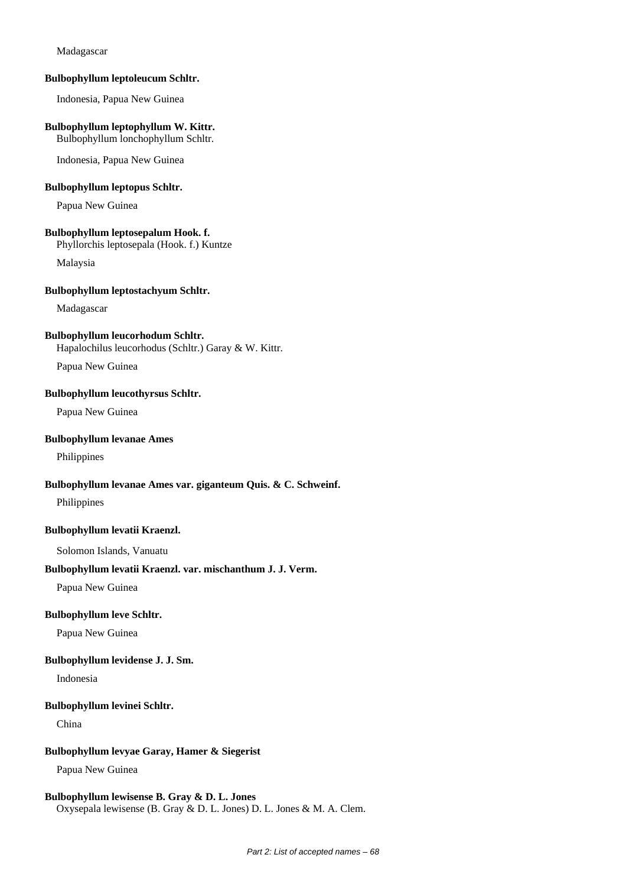Madagascar

**Bulbophyllum leptoleucum Schltr.**

Indonesia, Papua New Guinea

**Bulbophyllum leptophyllum W. Kittr.**
Bulbophyllum lonchophyllum Schltr.

Indonesia, Papua New Guinea

**Bulbophyllum leptopus Schltr.**

Papua New Guinea

**Bulbophyllum leptosepalum Hook. f.**
Phyllorchis leptosepala (Hook. f.) Kuntze

Malaysia

**Bulbophyllum leptostachyum Schltr.**

Madagascar

**Bulbophyllum leucorhodum Schltr.**
Hapalochilus leucorhodus (Schltr.) Garay & W. Kittr.

Papua New Guinea

**Bulbophyllum leucothyrsus Schltr.**

Papua New Guinea

**Bulbophyllum levanae Ames**

Philippines

**Bulbophyllum levanae Ames var. giganteum Quis. & C. Schweinf.**

Philippines

**Bulbophyllum levatii Kraenzl.**

Solomon Islands, Vanuatu

**Bulbophyllum levatii Kraenzl. var. mischanthum J. J. Verm.**

Papua New Guinea

**Bulbophyllum leve Schltr.**

Papua New Guinea

**Bulbophyllum levidense J. J. Sm.**

Indonesia

**Bulbophyllum levinei Schltr.**

China

**Bulbophyllum levyae Garay, Hamer & Siegerist**

Papua New Guinea

**Bulbophyllum lewisense B. Gray & D. L. Jones**
Oxysepala lewisense (B. Gray & D. L. Jones) D. L. Jones & M. A. Clem.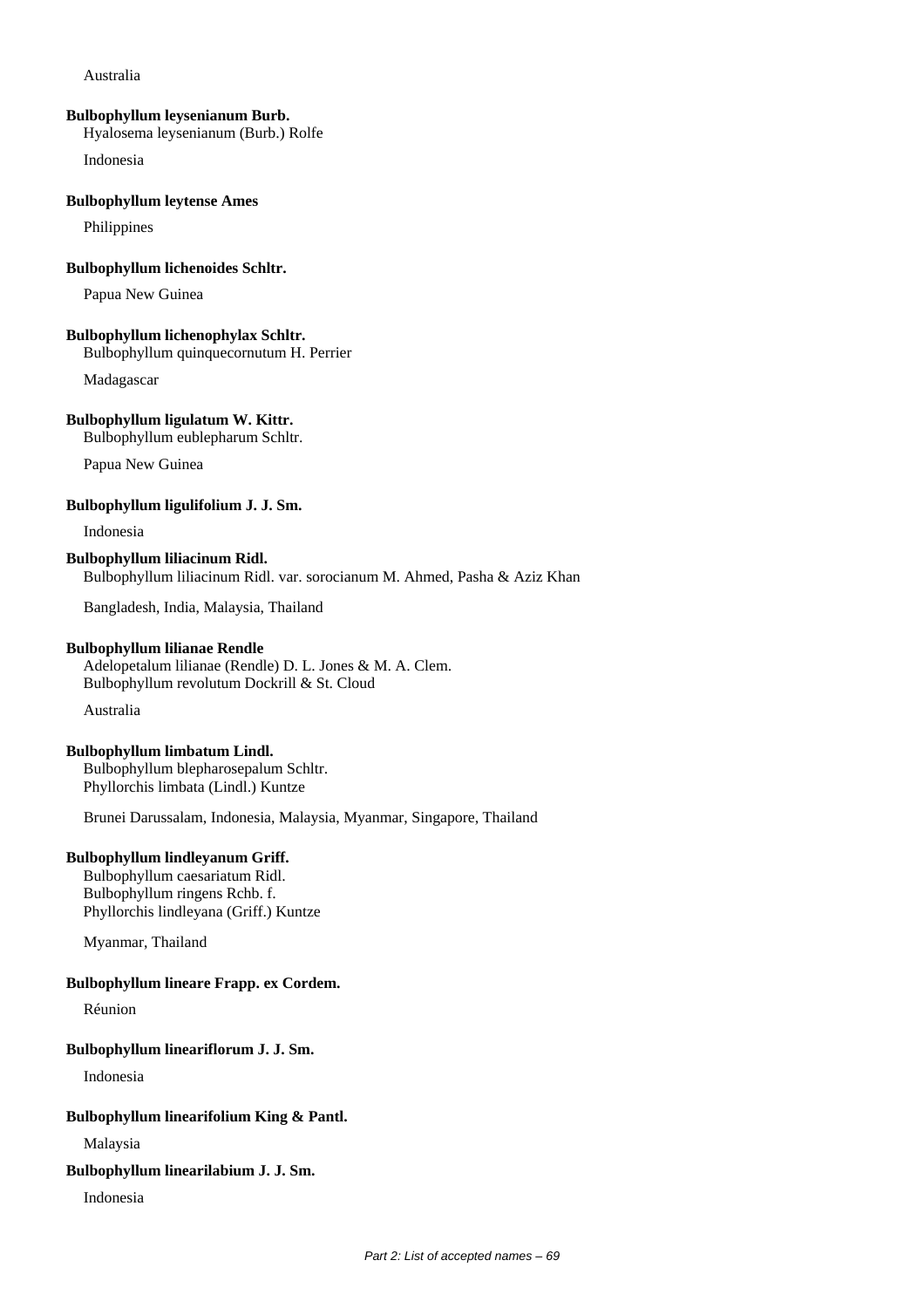Australia

**Bulbophyllum leysenianum Burb.**
Hyalosema leysenianum (Burb.) Rolfe

Indonesia

**Bulbophyllum leytense Ames**

Philippines

**Bulbophyllum lichenoides Schltr.**

Papua New Guinea

**Bulbophyllum lichenophylax Schltr.**
Bulbophyllum quinquecornutum H. Perrier

Madagascar

**Bulbophyllum ligulatum W. Kittr.**
Bulbophyllum eublepharum Schltr.

Papua New Guinea

**Bulbophyllum ligulifolium J. J. Sm.**

Indonesia

**Bulbophyllum liliacinum Ridl.**
Bulbophyllum liliacinum Ridl. var. sorocianum M. Ahmed, Pasha & Aziz Khan

Bangladesh, India, Malaysia, Thailand

**Bulbophyllum lilianae Rendle**
Adelopetalum lilianae (Rendle) D. L. Jones & M. A. Clem.
Bulbophyllum revolutum Dockrill & St. Cloud

Australia

**Bulbophyllum limbatum Lindl.**
Bulbophyllum blepharosepalum Schltr.
Phyllorchis limbata (Lindl.) Kuntze

Brunei Darussalam, Indonesia, Malaysia, Myanmar, Singapore, Thailand

**Bulbophyllum lindleyanum Griff.**
Bulbophyllum caesariatum Ridl.
Bulbophyllum ringens Rchb. f.
Phyllorchis lindleyana (Griff.) Kuntze

Myanmar, Thailand

**Bulbophyllum lineare Frapp. ex Cordem.**

Réunion

**Bulbophyllum lineariflorum J. J. Sm.**

Indonesia

**Bulbophyllum linearifolium King & Pantl.**

Malaysia

**Bulbophyllum linearilabium J. J. Sm.**

Indonesia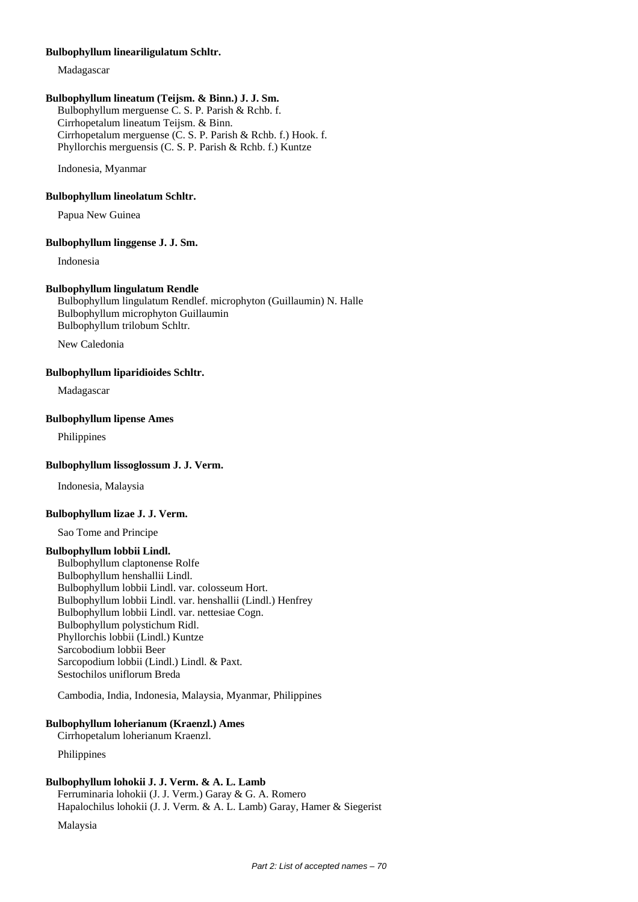**Bulbophyllum leariligulatum Schltr.**

Madagascar

**Bulbophyllum lineatum (Teijsm. & Binn.) J. J. Sm.**

Bulbophyllum merguense C. S. P. Parish & Rchb. f.
Cirrhopetalum lineatum Teijsm. & Binn.
Cirrhopetalum merguense (C. S. P. Parish & Rchb. f.) Hook. f.
Phyllorchis merguensis (C. S. P. Parish & Rchb. f.) Kuntze

Indonesia, Myanmar

**Bulbophyllum lineolatum Schltr.**

Papua New Guinea

**Bulbophyllum linggense J. J. Sm.**

Indonesia

**Bulbophyllum lingulatum Rendle**

Bulbophyllum lingulatum Rendlef. microphyton (Guillaumin) N. Halle
Bulbophyllum microphyton Guillaumin
Bulbophyllum trilobum Schltr.

New Caledonia

**Bulbophyllum liparidioides Schltr.**

Madagascar

**Bulbophyllum lipense Ames**

Philippines

**Bulbophyllum lissoglossum J. J. Verm.**

Indonesia, Malaysia

**Bulbophyllum lizae J. J. Verm.**

Sao Tome and Principe

**Bulbophyllum lobbii Lindl.**

Bulbophyllum claptonense Rolfe
Bulbophyllum henshallii Lindl.
Bulbophyllum lobbii Lindl. var. colosseum Hort.
Bulbophyllum lobbii Lindl. var. henshallii (Lindl.) Henfrey
Bulbophyllum lobbii Lindl. var. nettesiae Cogn.
Bulbophyllum polystichum Ridl.
Phyllorchis lobbii (Lindl.) Kuntze
Sarcobodium lobbii Beer
Sarcopodium lobbii (Lindl.) Lindl. & Paxt.
Sestochilos uniflorum Breda

Cambodia, India, Indonesia, Malaysia, Myanmar, Philippines

**Bulbophyllum loherianum (Kraenzl.) Ames**

Cirrhopetalum loherianum Kraenzl.

Philippines

**Bulbophyllum lohokii J. J. Verm. & A. L. Lamb**

Ferruminaria lohokii (J. J. Verm.) Garay & G. A. Romero
Hapalochilus lohokii (J. J. Verm. & A. L. Lamb) Garay, Hamer & Siegerist

Malaysia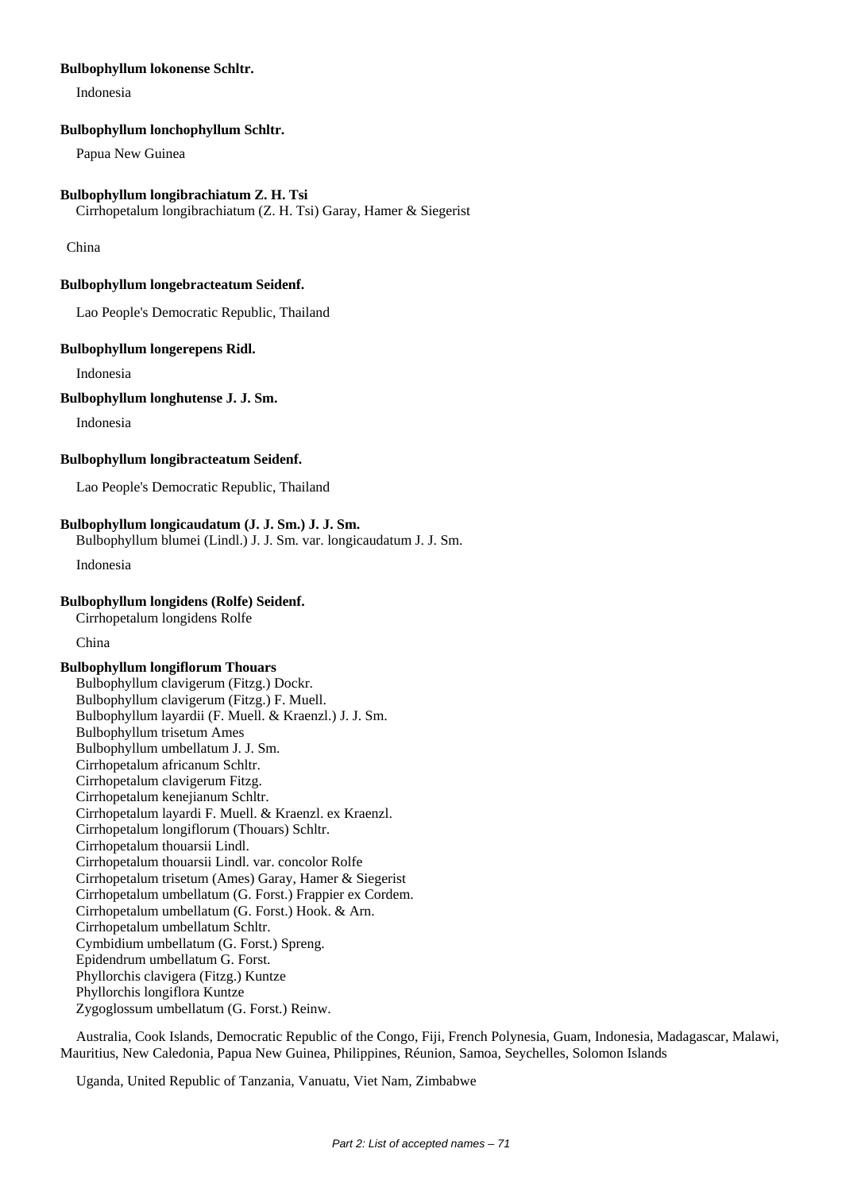**Bulbophyllum lokonense Schltr.**

Indonesia

**Bulbophyllum lonchophyllum Schltr.**

Papua New Guinea

**Bulbophyllum longibrachiatum Z. H. Tsi**

Cirrhopetalum longibrachiatum (Z. H. Tsi) Garay, Hamer & Siegerist

China

**Bulbophyllum longebracteatum Seidenf.**

Lao People's Democratic Republic, Thailand

**Bulbophyllum longerepens Ridl.**

Indonesia

**Bulbophyllum longhutense J. J. Sm.**

Indonesia

**Bulbophyllum longibracteatum Seidenf.**

Lao People's Democratic Republic, Thailand

**Bulbophyllum longicaudatum (J. J. Sm.) J. J. Sm.**

Bulbophyllum blumei (Lindl.) J. J. Sm. var. longicaudatum J. J. Sm.

Indonesia

**Bulbophyllum longidens (Rolfe) Seidenf.**

Cirrhopetalum longidens Rolfe

China

**Bulbophyllum longiflorum Thouars**

Bulbophyllum clavigerum (Fitzg.) Dockr.
Bulbophyllum clavigerum (Fitzg.) F. Muell.
Bulbophyllum layardii (F. Muell. & Kraenzl.) J. J. Sm.
Bulbophyllum trisetum Ames
Bulbophyllum umbellatum J. J. Sm.
Cirrhopetalum africanum Schltr.
Cirrhopetalum clavigerum Fitzg.
Cirrhopetalum kenejianum Schltr.
Cirrhopetalum layardi F. Muell. & Kraenzl. ex Kraenzl.
Cirrhopetalum longiflorum (Thouars) Schltr.
Cirrhopetalum thouarsii Lindl.
Cirrhopetalum thouarsii Lindl. var. concolor Rolfe
Cirrhopetalum trisetum (Ames) Garay, Hamer & Siegerist
Cirrhopetalum umbellatum (G. Forst.) Frappier ex Cordem.
Cirrhopetalum umbellatum (G. Forst.) Hook. & Arn.
Cirrhopetalum umbellatum Schltr.
Cymbidium umbellatum (G. Forst.) Spreng.
Epidendrum umbellatum G. Forst.
Phyllorchis clavigera (Fitzg.) Kuntze
Phyllorchis longiflora Kuntze
Zygoglossum umbellatum (G. Forst.) Reinw.

Australia, Cook Islands, Democratic Republic of the Congo, Fiji, French Polynesia, Guam, Indonesia, Madagascar, Malawi, Mauritius, New Caledonia, Papua New Guinea, Philippines, Réunion, Samoa, Seychelles, Solomon Islands

Uganda, United Republic of Tanzania, Vanuatu, Viet Nam, Zimbabwe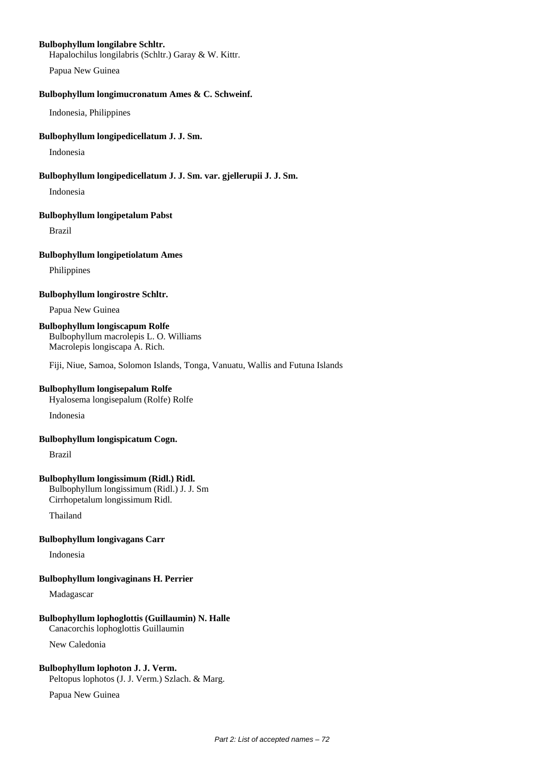**Bulbophyllum longilabre Schltr.**
Hapalochilus longilabris (Schltr.) Garay & W. Kittr.

Papua New Guinea

**Bulbophyllum longimucronatum Ames & C. Schweinf.**

Indonesia, Philippines

**Bulbophyllum longipedicellatum J. J. Sm.**

Indonesia

**Bulbophyllum longipedicellatum J. J. Sm. var. gjellerupii J. J. Sm.**

Indonesia

**Bulbophyllum longipetalum Pabst**

Brazil

**Bulbophyllum longipetiolatum Ames**

Philippines

**Bulbophyllum longirostre Schltr.**

Papua New Guinea

**Bulbophyllum longiscapum Rolfe**
Bulbophyllum macrolepis L. O. Williams
Macrolepis longiscapa A. Rich.

Fiji, Niue, Samoa, Solomon Islands, Tonga, Vanuatu, Wallis and Futuna Islands

**Bulbophyllum longisepalum Rolfe**
Hyalosema longisepalum (Rolfe) Rolfe

Indonesia

**Bulbophyllum longispicatum Cogn.**

Brazil

**Bulbophyllum longissimum (Ridl.) Ridl.**
Bulbophyllum longissimum (Ridl.) J. J. Sm
Cirrhopetalum longissimum Ridl.

Thailand

**Bulbophyllum longivagans Carr**

Indonesia

**Bulbophyllum longivaginans H. Perrier**

Madagascar

**Bulbophyllum lophoglottis (Guillaumin) N. Halle**
Canacorchis lophoglottis Guillaumin

New Caledonia

**Bulbophyllum lophoton J. J. Verm.**
Peltopus lophotos (J. J. Verm.) Szlach. & Marg.

Papua New Guinea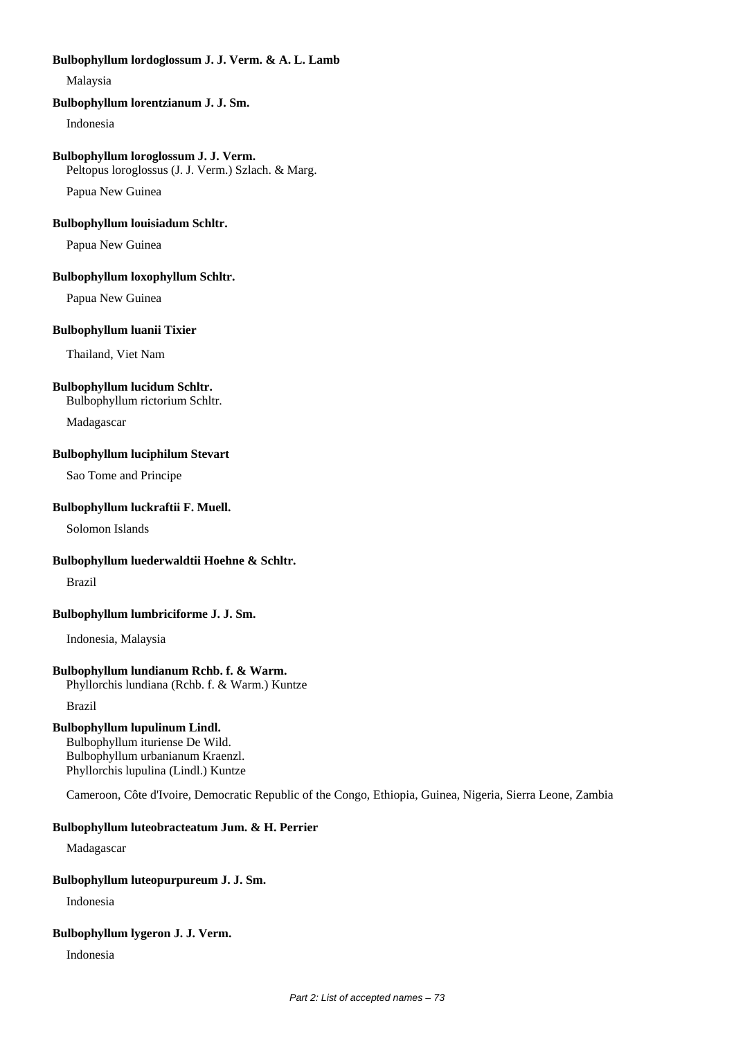**Bulbophyllum lordoglossum J. J. Verm. & A. L. Lamb**

Malaysia

**Bulbophyllum lorentzianum J. J. Sm.**

Indonesia

**Bulbophyllum loroglossum J. J. Verm.**

Peltopus loroglossus (J. J. Verm.) Szlach. & Marg.

Papua New Guinea

**Bulbophyllum louisiadum Schltr.**

Papua New Guinea

**Bulbophyllum loxophyllum Schltr.**

Papua New Guinea

**Bulbophyllum luanii Tixier**

Thailand, Viet Nam

**Bulbophyllum lucidum Schltr.**

Bulbophyllum rictorium Schltr.

Madagascar

**Bulbophyllum luciphilum Stevart**

Sao Tome and Principe

**Bulbophyllum luckraftii F. Muell.**

Solomon Islands

**Bulbophyllum luederwaldtii Hoehne & Schltr.**

Brazil

**Bulbophyllum lumbriciforme J. J. Sm.**

Indonesia, Malaysia

**Bulbophyllum lundianum Rchb. f. & Warm.**

Phyllorchis lundiana (Rchb. f. & Warm.) Kuntze

Brazil

**Bulbophyllum lupulinum Lindl.**

Bulbophyllum ituriense De Wild.
Bulbophyllum urbanianum Kraenzl.
Phyllorchis lupulina (Lindl.) Kuntze

Cameroon, Côte d'Ivoire, Democratic Republic of the Congo, Ethiopia, Guinea, Nigeria, Sierra Leone, Zambia

**Bulbophyllum luteobracteatum Jum. & H. Perrier**

Madagascar

**Bulbophyllum luteopurpureum J. J. Sm.**

Indonesia

**Bulbophyllum lygeron J. J. Verm.**

Indonesia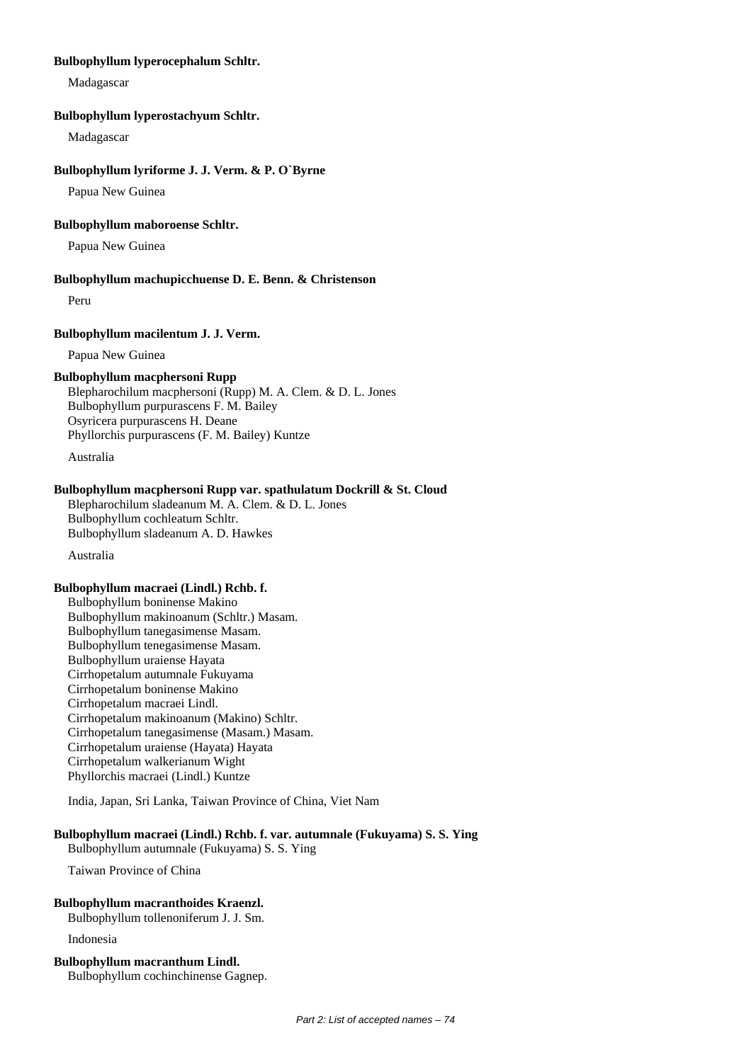**Bulbophyllum lyperocephalum Schltr.**

Madagascar

**Bulbophyllum lyperostachyum Schltr.**

Madagascar

**Bulbophyllum lyriforme J. J. Verm. & P. O`Byrne**

Papua New Guinea

**Bulbophyllum maboroense Schltr.**

Papua New Guinea

**Bulbophyllum machupicchuense D. E. Benn. & Christenson**

Peru

**Bulbophyllum macilentum J. J. Verm.**

Papua New Guinea

**Bulbophyllum macphersoni Rupp**

Blepharochilum macphersoni (Rupp) M. A. Clem. & D. L. Jones
Bulbophyllum purpurascens F. M. Bailey
Osyricera purpurascens H. Deane
Phyllorchis purpurascens (F. M. Bailey) Kuntze

Australia

**Bulbophyllum macphersoni Rupp var. spathulatum Dockrill & St. Cloud**

Blepharochilum sladeanum M. A. Clem. & D. L. Jones
Bulbophyllum cochleatum Schltr.
Bulbophyllum sladeanum A. D. Hawkes

Australia

**Bulbophyllum macraei (Lindl.) Rchb. f.**

Bulbophyllum boninense Makino
Bulbophyllum makinoanum (Schltr.) Masam.
Bulbophyllum tanegasimense Masam.
Bulbophyllum tenegasimense Masam.
Bulbophyllum uraiense Hayata
Cirrhopetalum autumnale Fukuyama
Cirrhopetalum boninense Makino
Cirrhopetalum macraei Lindl.
Cirrhopetalum makinoanum (Makino) Schltr.
Cirrhopetalum tanegasimense (Masam.) Masam.
Cirrhopetalum uraiense (Hayata) Hayata
Cirrhopetalum walkerianum Wight
Phyllorchis macraei (Lindl.) Kuntze

India, Japan, Sri Lanka, Taiwan Province of China, Viet Nam

**Bulbophyllum macraei (Lindl.) Rchb. f. var. autumnale (Fukuyama) S. S. Ying**

Bulbophyllum autumnale (Fukuyama) S. S. Ying

Taiwan Province of China

**Bulbophyllum macranthoides Kraenzl.**

Bulbophyllum tollenoniferum J. J. Sm.

Indonesia

**Bulbophyllum macranthum Lindl.**

Bulbophyllum cochinchinense Gagnep.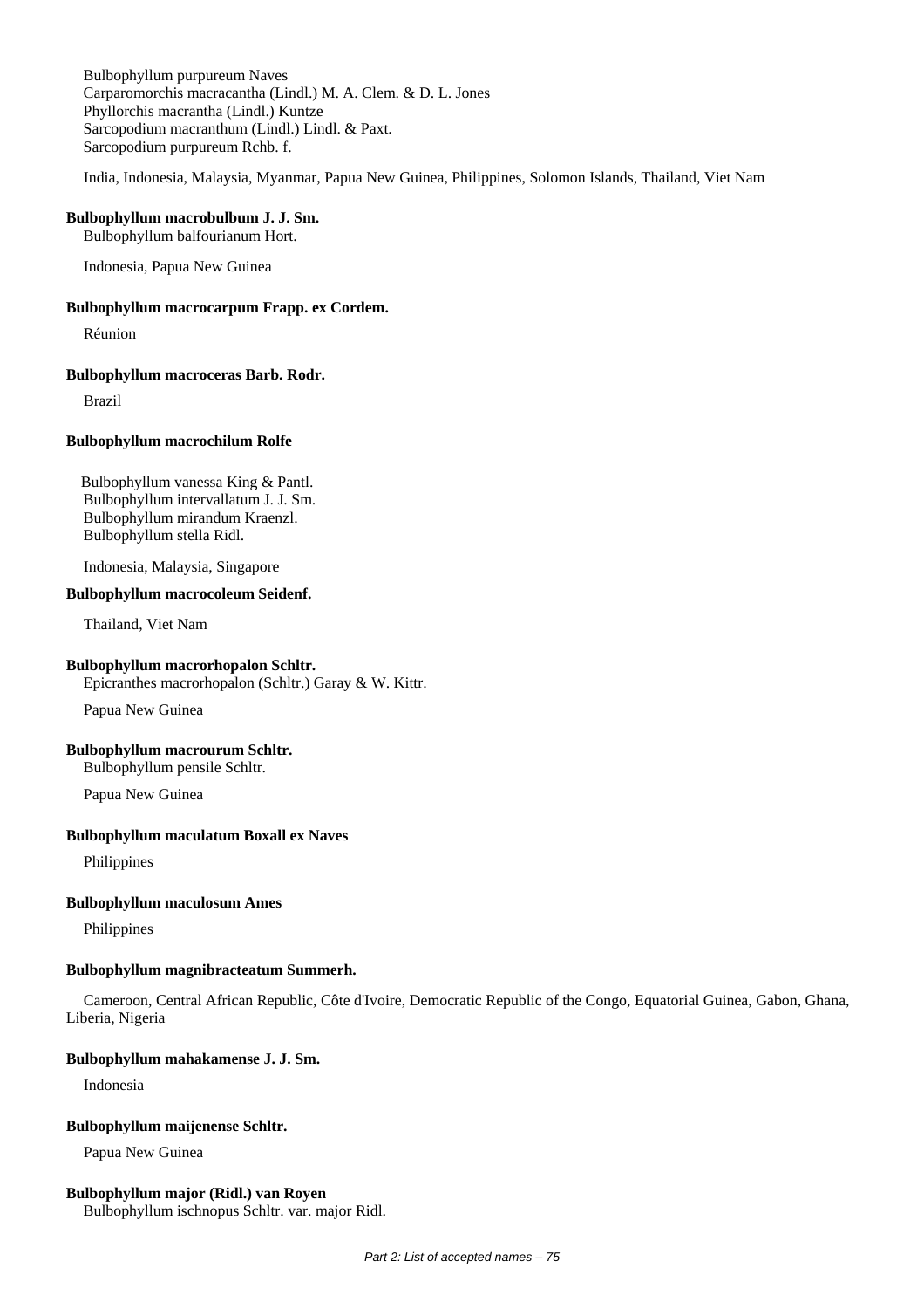Bulbophyllum purpureum Naves
Carparomorchis macracantha (Lindl.) M. A. Clem. & D. L. Jones
Phyllorchis macrantha (Lindl.) Kuntze
Sarcopodium macranthum (Lindl.) Lindl. & Paxt.
Sarcopodium purpureum Rchb. f.

India, Indonesia, Malaysia, Myanmar, Papua New Guinea, Philippines, Solomon Islands, Thailand, Viet Nam

**Bulbophyllum macrobulbum J. J. Sm.**
Bulbophyllum balfourianum Hort.

Indonesia, Papua New Guinea

**Bulbophyllum macrocarpum Frapp. ex Cordem.**

Réunion

**Bulbophyllum macroceras Barb. Rodr.**

Brazil

**Bulbophyllum macrochilum Rolfe**

Bulbophyllum vanessa King & Pantl.
Bulbophyllum intervallatum J. J. Sm.
Bulbophyllum mirandum Kraenzl.
Bulbophyllum stella Ridl.

Indonesia, Malaysia, Singapore

**Bulbophyllum macrocoleum Seidenf.**

Thailand, Viet Nam

**Bulbophyllum macrorhopalon Schltr.**
Epicranthes macrorhopalon (Schltr.) Garay & W. Kittr.

Papua New Guinea

**Bulbophyllum macrourum Schltr.**
Bulbophyllum pensile Schltr.

Papua New Guinea

**Bulbophyllum maculatum Boxall ex Naves**

Philippines

**Bulbophyllum maculosum Ames**

Philippines

**Bulbophyllum magnibracteatum Summerh.**

Cameroon, Central African Republic, Côte d'Ivoire, Democratic Republic of the Congo, Equatorial Guinea, Gabon, Ghana, Liberia, Nigeria

**Bulbophyllum mahakamense J. J. Sm.**

Indonesia

**Bulbophyllum maijenense Schltr.**

Papua New Guinea

**Bulbophyllum major (Ridl.) van Royen**
Bulbophyllum ischnopus Schltr. var. major Ridl.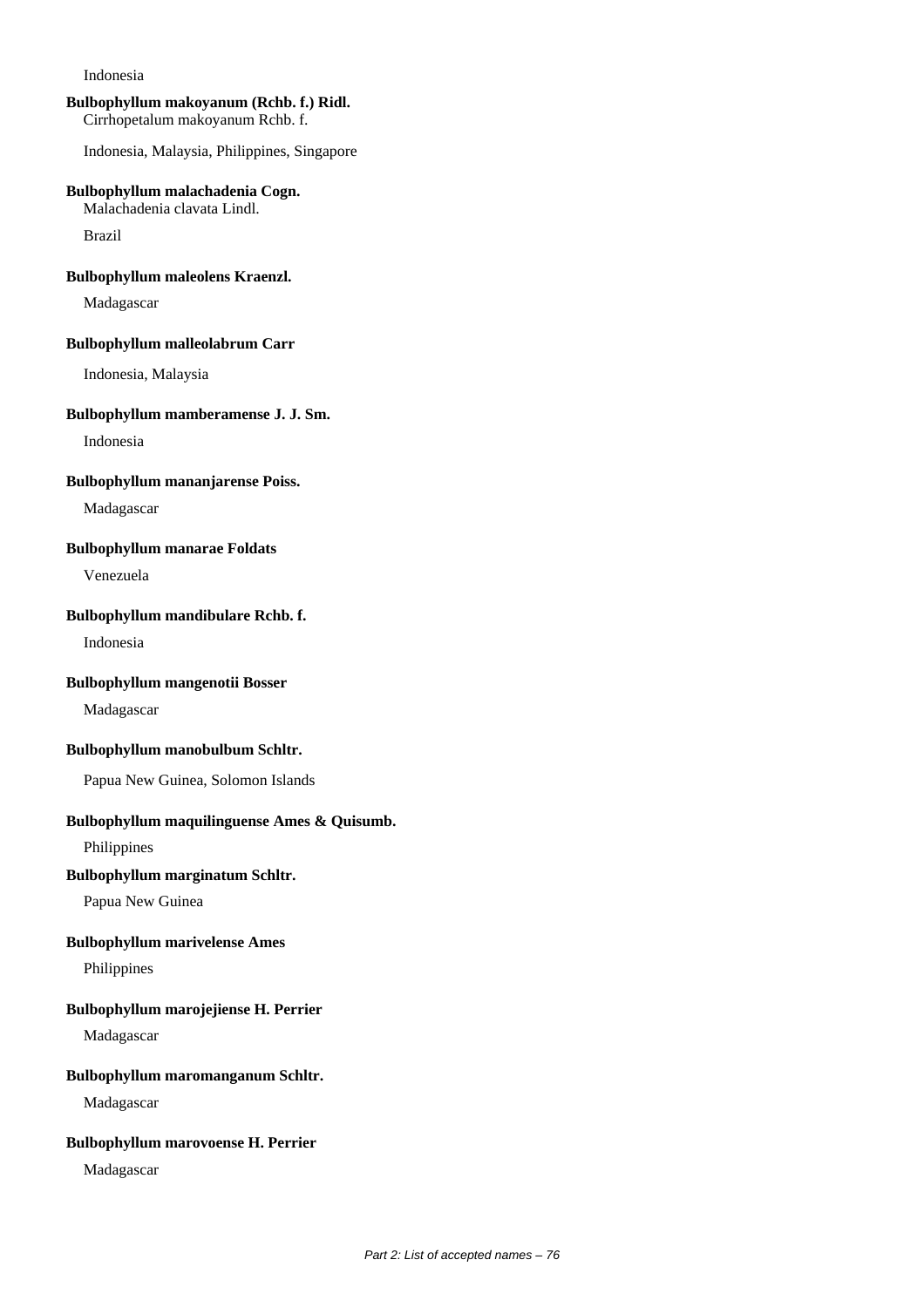Indonesia

**Bulbophyllum makoyanum (Rchb. f.) Ridl.**
Cirrhopetalum makoyanum Rchb. f.

Indonesia, Malaysia, Philippines, Singapore

**Bulbophyllum malachadenia Cogn.**
Malachadenia clavata Lindl.

Brazil

**Bulbophyllum maleolens Kraenzl.**

Madagascar

**Bulbophyllum malleolabrum Carr**

Indonesia, Malaysia

**Bulbophyllum mamberamense J. J. Sm.**

Indonesia

**Bulbophyllum mananjarense Poiss.**

Madagascar

**Bulbophyllum manarae Foldats**

Venezuela

**Bulbophyllum mandibulare Rchb. f.**

Indonesia

**Bulbophyllum mangenotii Bosser**

Madagascar

**Bulbophyllum manobulbum Schltr.**

Papua New Guinea, Solomon Islands

**Bulbophyllum maquilinguense Ames & Quisumb.**

Philippines

**Bulbophyllum marginatum Schltr.**

Papua New Guinea

**Bulbophyllum marivelense Ames**

Philippines

**Bulbophyllum marojejiense H. Perrier**

Madagascar

**Bulbophyllum maromanganum Schltr.**

Madagascar

**Bulbophyllum marovoense H. Perrier**

Madagascar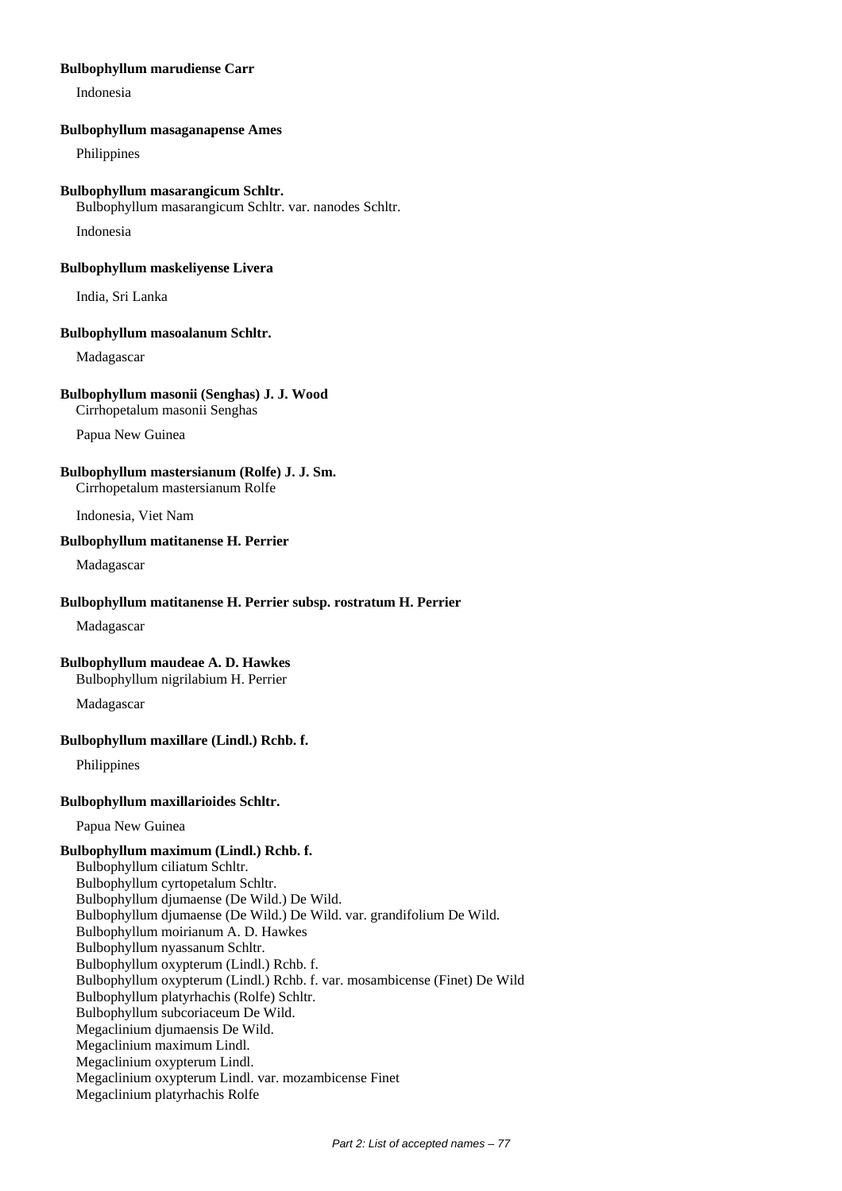**Bulbophyllum marudiense Carr**

Indonesia

**Bulbophyllum masaganapense Ames**

Philippines

**Bulbophyllum masarangicum Schltr.**

Bulbophyllum masarangicum Schltr. var. nanodes Schltr.

Indonesia

**Bulbophyllum maskeliyense Livera**

India, Sri Lanka

**Bulbophyllum masoalanum Schltr.**

Madagascar

**Bulbophyllum masonii (Senghas) J. J. Wood**

Cirrhopetalum masonii Senghas

Papua New Guinea

**Bulbophyllum mastersianum (Rolfe) J. J. Sm.**

Cirrhopetalum mastersianum Rolfe

Indonesia, Viet Nam

**Bulbophyllum matitanense H. Perrier**

Madagascar

**Bulbophyllum matitanense H. Perrier subsp. rostratum H. Perrier**

Madagascar

**Bulbophyllum maudeae A. D. Hawkes**

Bulbophyllum nigrilabium H. Perrier

Madagascar

**Bulbophyllum maxillare (Lindl.) Rchb. f.**

Philippines

**Bulbophyllum maxillarioides Schltr.**

Papua New Guinea

**Bulbophyllum maximum (Lindl.) Rchb. f.**

Bulbophyllum ciliatum Schltr.
Bulbophyllum cyrtopetalum Schltr.
Bulbophyllum djumaense (De Wild.) De Wild.
Bulbophyllum djumaense (De Wild.) De Wild. var. grandifolium De Wild.
Bulbophyllum moirianum A. D. Hawkes
Bulbophyllum nyassanum Schltr.
Bulbophyllum oxypterum (Lindl.) Rchb. f.
Bulbophyllum oxypterum (Lindl.) Rchb. f. var. mosambicense (Finet) De Wild
Bulbophyllum platyrhachis (Rolfe) Schltr.
Bulbophyllum subcoriaceum De Wild.
Megaclinium djumaensis De Wild.
Megaclinium maximum Lindl.
Megaclinium oxypterum Lindl.
Megaclinium oxypterum Lindl. var. mozambicense Finet
Megaclinium platyrhachis Rolfe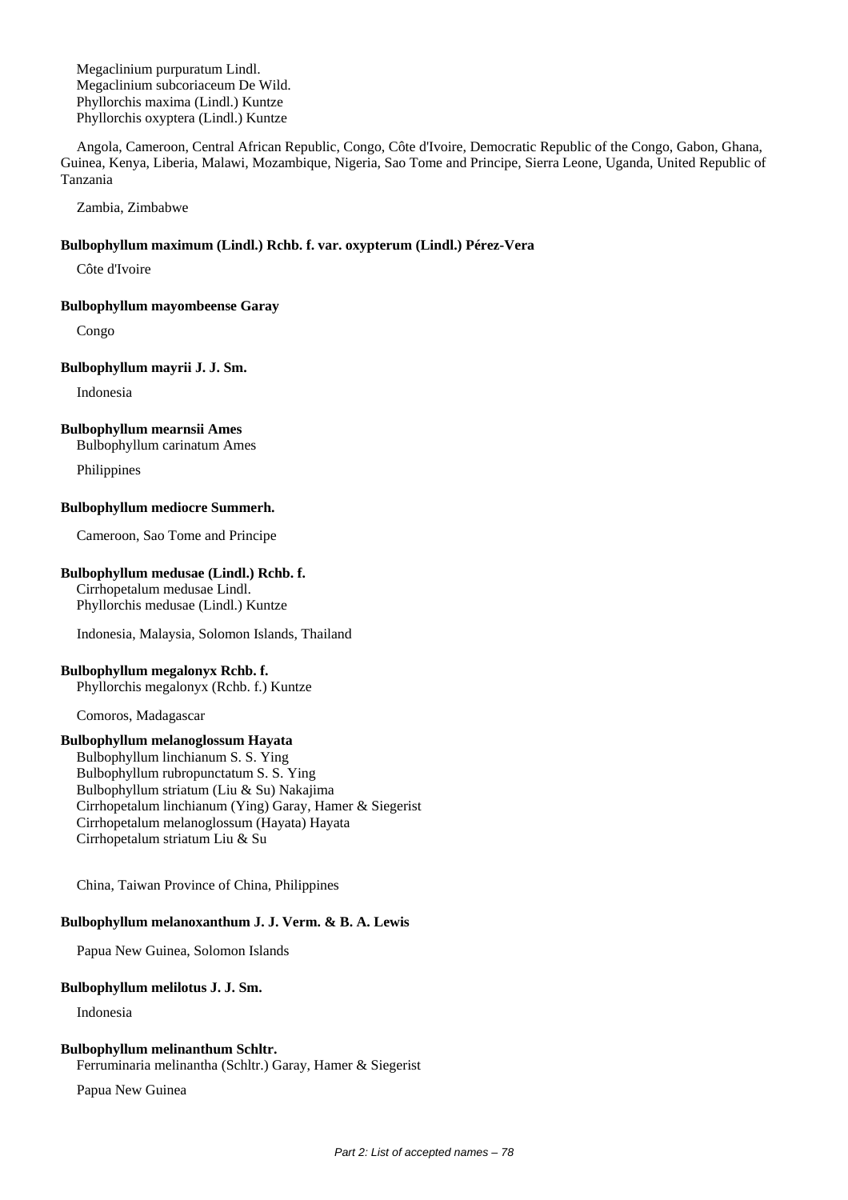Megaclinium purpuratum Lindl.
Megaclinium subcoriaceum De Wild.
Phyllorchis maxima (Lindl.) Kuntze
Phyllorchis oxyptera (Lindl.) Kuntze

Angola, Cameroon, Central African Republic, Congo, Côte d'Ivoire, Democratic Republic of the Congo, Gabon, Ghana, Guinea, Kenya, Liberia, Malawi, Mozambique, Nigeria, Sao Tome and Principe, Sierra Leone, Uganda, United Republic of Tanzania

Zambia, Zimbabwe

**Bulbophyllum maximum (Lindl.) Rchb. f. var. oxypterum (Lindl.) Pérez-Vera**

Côte d'Ivoire

**Bulbophyllum mayombeense Garay**

Congo

**Bulbophyllum mayrii J. J. Sm.**

Indonesia

**Bulbophyllum mearnsii Ames**
Bulbophyllum carinatum Ames

Philippines

**Bulbophyllum mediocre Summerh.**

Cameroon, Sao Tome and Principe

**Bulbophyllum medusae (Lindl.) Rchb. f.**
Cirrhopetalum medusae Lindl.
Phyllorchis medusae (Lindl.) Kuntze

Indonesia, Malaysia, Solomon Islands, Thailand

**Bulbophyllum megalonyx Rchb. f.**
Phyllorchis megalonyx (Rchb. f.) Kuntze

Comoros, Madagascar

**Bulbophyllum melanoglossum Hayata**
Bulbophyllum linchianum S. S. Ying
Bulbophyllum rubropunctatum S. S. Ying
Bulbophyllum striatum (Liu & Su) Nakajima
Cirrhopetalum linchianum (Ying) Garay, Hamer & Siegerist
Cirrhopetalum melanoglossum (Hayata) Hayata
Cirrhopetalum striatum Liu & Su

China, Taiwan Province of China, Philippines

**Bulbophyllum melanoxanthum J. J. Verm. & B. A. Lewis**

Papua New Guinea, Solomon Islands

**Bulbophyllum melilotus J. J. Sm.**

Indonesia

**Bulbophyllum melinanthum Schltr.**
Ferruminaria melinantha (Schltr.) Garay, Hamer & Siegerist

Papua New Guinea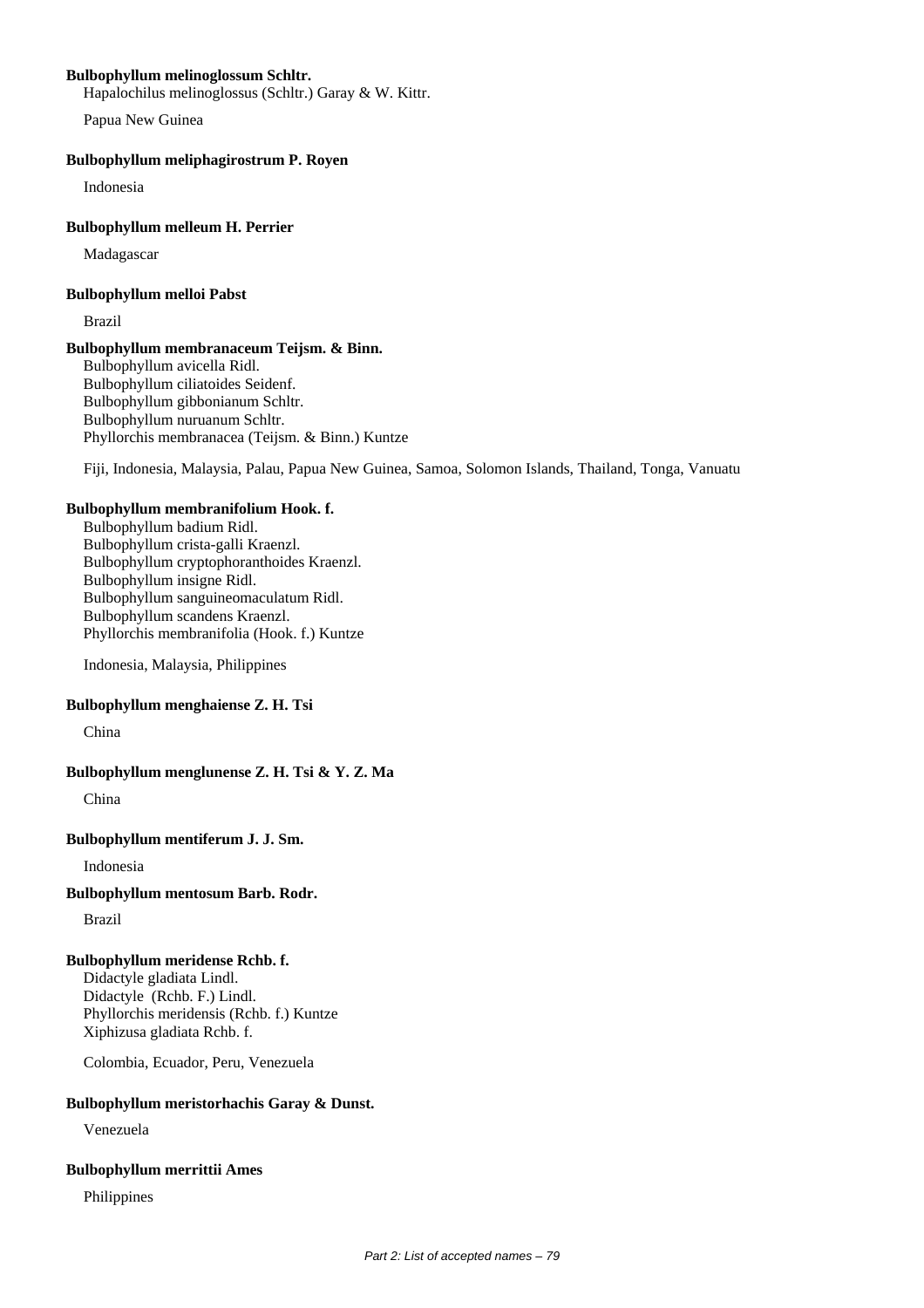**Bulbophyllum melinoglossum Schltr.**

Hapalochilus melinoglossus (Schltr.) Garay & W. Kittr.

Papua New Guinea

**Bulbophyllum meliphagirostrum P. Royen**

Indonesia

**Bulbophyllum melleum H. Perrier**

Madagascar

**Bulbophyllum melloi Pabst**

Brazil

**Bulbophyllum membranaceum Teijsm. & Binn.**

Bulbophyllum avicella Ridl.
Bulbophyllum ciliatoides Seidenf.
Bulbophyllum gibbonianum Schltr.
Bulbophyllum nuruanum Schltr.
Phyllorchis membranacea (Teijsm. & Binn.) Kuntze

Fiji, Indonesia, Malaysia, Palau, Papua New Guinea, Samoa, Solomon Islands, Thailand, Tonga, Vanuatu

**Bulbophyllum membranifolium Hook. f.**

Bulbophyllum badium Ridl.
Bulbophyllum crista-galli Kraenzl.
Bulbophyllum cryptophoranthoides Kraenzl.
Bulbophyllum insigne Ridl.
Bulbophyllum sanguineomaculatum Ridl.
Bulbophyllum scandens Kraenzl.
Phyllorchis membranifolia (Hook. f.) Kuntze

Indonesia, Malaysia, Philippines

**Bulbophyllum menghaiense Z. H. Tsi**

China

**Bulbophyllum menglunense Z. H. Tsi & Y. Z. Ma**

China

**Bulbophyllum mentiferum J. J. Sm.**

Indonesia

**Bulbophyllum mentosum Barb. Rodr.**

Brazil

**Bulbophyllum meridense Rchb. f.**

Didactyle gladiata Lindl.
Didactyle  (Rchb. F.) Lindl.
Phyllorchis meridensis (Rchb. f.) Kuntze
Xiphizusa gladiata Rchb. f.

Colombia, Ecuador, Peru, Venezuela

**Bulbophyllum meristorhachis Garay & Dunst.**

Venezuela

**Bulbophyllum merrittii Ames**

Philippines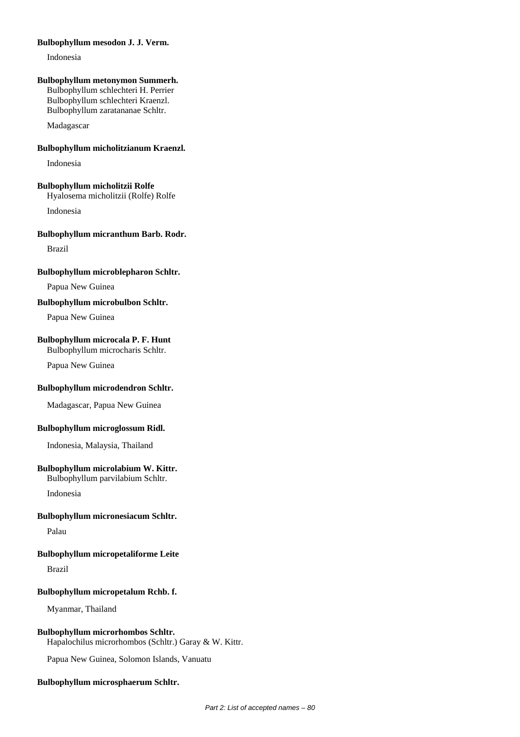**Bulbophyllum mesodon J. J. Verm.**

Indonesia

**Bulbophyllum metonymon Summerh.**

Bulbophyllum schlechteri H. Perrier
Bulbophyllum schlechteri Kraenzl.
Bulbophyllum zaratananae Schltr.

Madagascar

**Bulbophyllum micholitzianum Kraenzl.**

Indonesia

**Bulbophyllum micholitzii Rolfe**

Hyalosema micholitzii (Rolfe) Rolfe

Indonesia

**Bulbophyllum micranthum Barb. Rodr.**

Brazil

**Bulbophyllum microblepharon Schltr.**

Papua New Guinea

**Bulbophyllum microbulbon Schltr.**

Papua New Guinea

**Bulbophyllum microcala P. F. Hunt**

Bulbophyllum microcharis Schltr.

Papua New Guinea

**Bulbophyllum microdendron Schltr.**

Madagascar, Papua New Guinea

**Bulbophyllum microglossum Ridl.**

Indonesia, Malaysia, Thailand

**Bulbophyllum microlabium W. Kittr.**

Bulbophyllum parvilabium Schltr.

Indonesia

**Bulbophyllum micronesiacum Schltr.**

Palau

**Bulbophyllum micropetaliforme Leite**

Brazil

**Bulbophyllum micropetalum Rchb. f.**

Myanmar, Thailand

**Bulbophyllum microrhombos Schltr.**

Hapalochilus microrhombos (Schltr.) Garay & W. Kittr.

Papua New Guinea, Solomon Islands, Vanuatu

**Bulbophyllum microsphaerum Schltr.**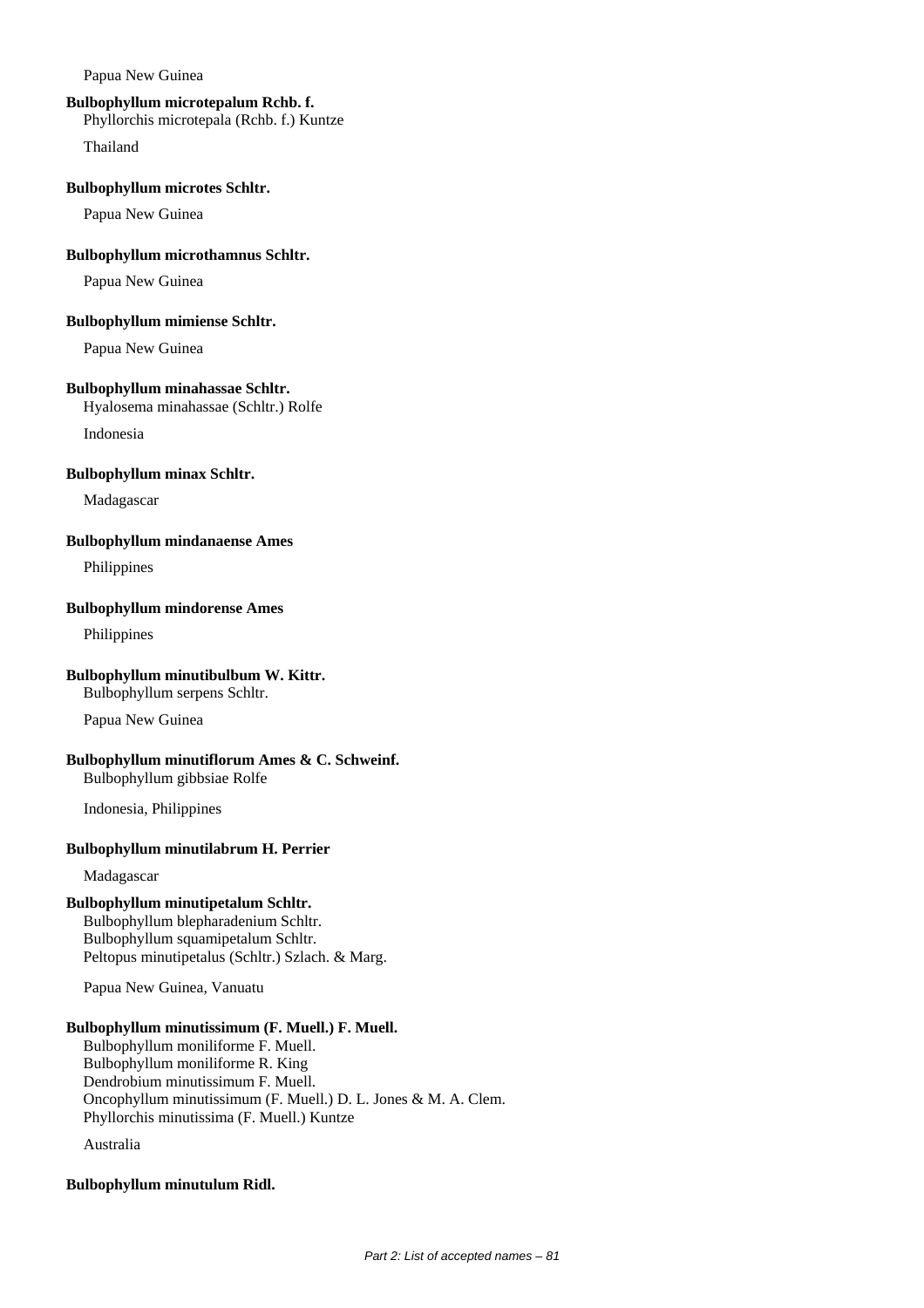Papua New Guinea

**Bulbophyllum microtepalum Rchb. f.**
Phyllorchis microtepala (Rchb. f.) Kuntze

Thailand

**Bulbophyllum microtes Schltr.**

Papua New Guinea

**Bulbophyllum microthamnus Schltr.**

Papua New Guinea

**Bulbophyllum mimiense Schltr.**

Papua New Guinea

**Bulbophyllum minahassae Schltr.**
Hyalosema minahassae (Schltr.) Rolfe

Indonesia

**Bulbophyllum minax Schltr.**

Madagascar

**Bulbophyllum mindanaense Ames**

Philippines

**Bulbophyllum mindorense Ames**

Philippines

**Bulbophyllum minutibulbum W. Kittr.**
Bulbophyllum serpens Schltr.

Papua New Guinea

**Bulbophyllum minutiflorum Ames & C. Schweinf.**
Bulbophyllum gibbsiae Rolfe

Indonesia, Philippines

**Bulbophyllum minutilabrum H. Perrier**

Madagascar

**Bulbophyllum minutipetalum Schltr.**
Bulbophyllum blepharadenium Schltr.
Bulbophyllum squamipetalum Schltr.
Peltopus minutipetalus (Schltr.) Szlach. & Marg.

Papua New Guinea, Vanuatu

**Bulbophyllum minutissimum (F. Muell.) F. Muell.**
Bulbophyllum moniliforme F. Muell.
Bulbophyllum moniliforme R. King
Dendrobium minutissimum F. Muell.
Oncophyllum minutissimum (F. Muell.) D. L. Jones & M. A. Clem.
Phyllorchis minutissima (F. Muell.) Kuntze

Australia

**Bulbophyllum minutulum Ridl.**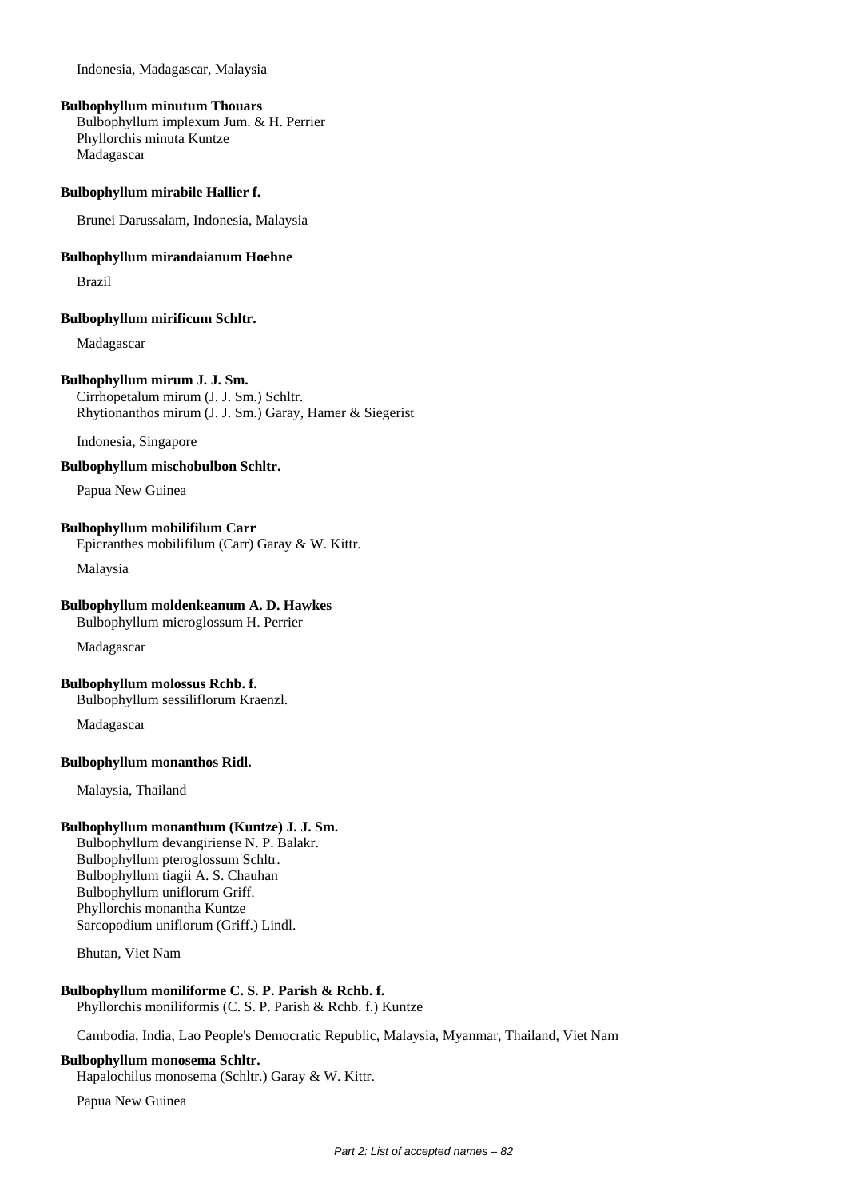Indonesia, Madagascar, Malaysia

**Bulbophyllum minutum Thouars**
Bulbophyllum implexum Jum. & H. Perrier
Phyllorchis minuta Kuntze
Madagascar

**Bulbophyllum mirabile Hallier f.**

Brunei Darussalam, Indonesia, Malaysia

**Bulbophyllum mirandaianum Hoehne**

Brazil

**Bulbophyllum mirificum Schltr.**

Madagascar

**Bulbophyllum mirum J. J. Sm.**
Cirrhopetalum mirum (J. J. Sm.) Schltr.
Rhytionanthos mirum (J. J. Sm.) Garay, Hamer & Siegerist

Indonesia, Singapore

**Bulbophyllum mischobulbon Schltr.**

Papua New Guinea

**Bulbophyllum mobilifilum Carr**
Epicranthes mobilifilum (Carr) Garay & W. Kittr.

Malaysia

**Bulbophyllum moldenkeanum A. D. Hawkes**
Bulbophyllum microglossum H. Perrier

Madagascar

**Bulbophyllum molossus Rchb. f.**
Bulbophyllum sessiliflorum Kraenzl.

Madagascar

**Bulbophyllum monanthos Ridl.**

Malaysia, Thailand

**Bulbophyllum monanthum (Kuntze) J. J. Sm.**
Bulbophyllum devangiriense N. P. Balakr.
Bulbophyllum pteroglossum Schltr.
Bulbophyllum tiagii A. S. Chauhan
Bulbophyllum uniflorum Griff.
Phyllorchis monantha Kuntze
Sarcopodium uniflorum (Griff.) Lindl.

Bhutan, Viet Nam

**Bulbophyllum moniliforme C. S. P. Parish & Rchb. f.**
Phyllorchis moniliformis (C. S. P. Parish & Rchb. f.) Kuntze

Cambodia, India, Lao People's Democratic Republic, Malaysia, Myanmar, Thailand, Viet Nam

**Bulbophyllum monosema Schltr.**
Hapalochilus monosema (Schltr.) Garay & W. Kittr.

Papua New Guinea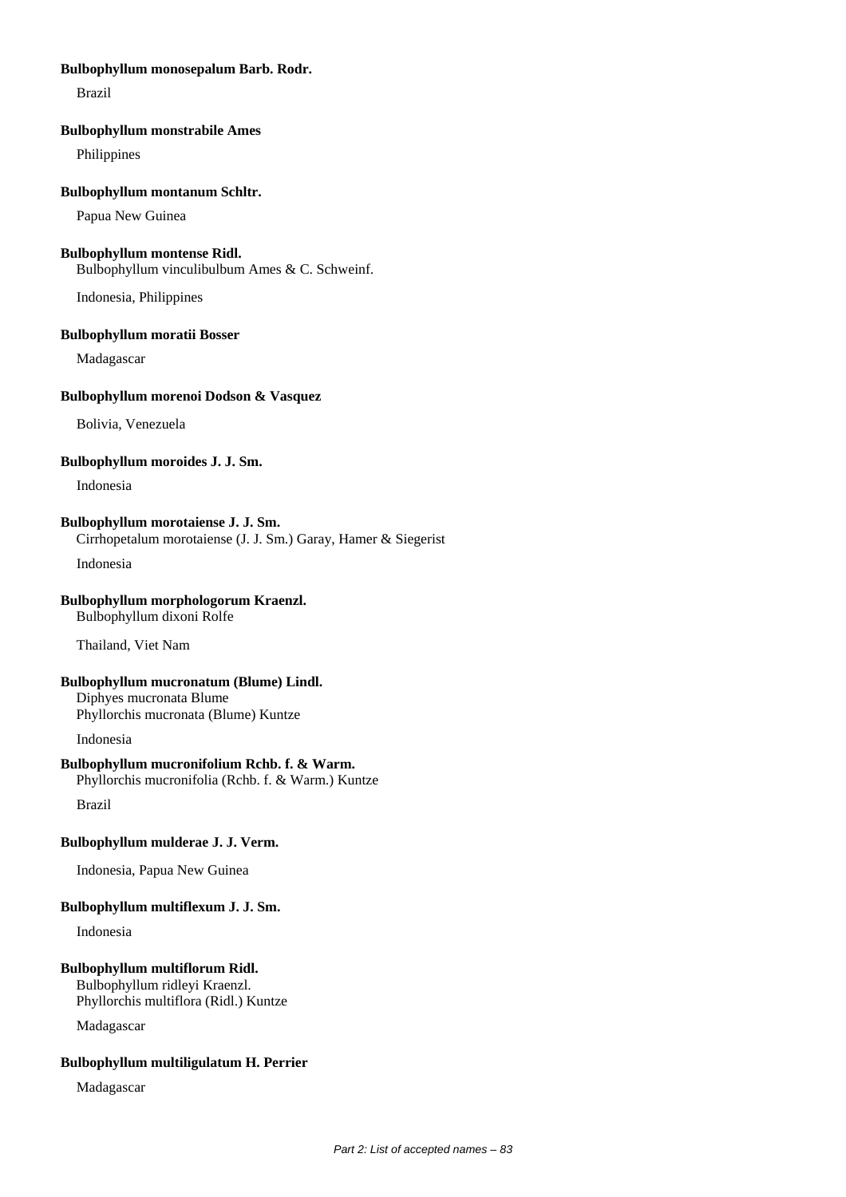**Bulbophyllum monosepalum Barb. Rodr.**

Brazil

**Bulbophyllum monstrabile Ames**

Philippines

**Bulbophyllum montanum Schltr.**

Papua New Guinea

**Bulbophyllum montense Ridl.**

Bulbophyllum vinculibulbum Ames & C. Schweinf.

Indonesia, Philippines

**Bulbophyllum moratii Bosser**

Madagascar

**Bulbophyllum morenoi Dodson & Vasquez**

Bolivia, Venezuela

**Bulbophyllum moroides J. J. Sm.**

Indonesia

**Bulbophyllum morotaiense J. J. Sm.**

Cirrhopetalum morotaiense (J. J. Sm.) Garay, Hamer & Siegerist

Indonesia

**Bulbophyllum morphologorum Kraenzl.**

Bulbophyllum dixoni Rolfe

Thailand, Viet Nam

**Bulbophyllum mucronatum (Blume) Lindl.**

Diphyes mucronata Blume
Phyllorchis mucronata (Blume) Kuntze

Indonesia

**Bulbophyllum mucronifolium Rchb. f. & Warm.**

Phyllorchis mucronifolia (Rchb. f. & Warm.) Kuntze

Brazil

**Bulbophyllum mulderae J. J. Verm.**

Indonesia, Papua New Guinea

**Bulbophyllum multiflexum J. J. Sm.**

Indonesia

**Bulbophyllum multiflorum Ridl.**

Bulbophyllum ridleyi Kraenzl.
Phyllorchis multiflora (Ridl.) Kuntze

Madagascar

**Bulbophyllum multiligulatum H. Perrier**

Madagascar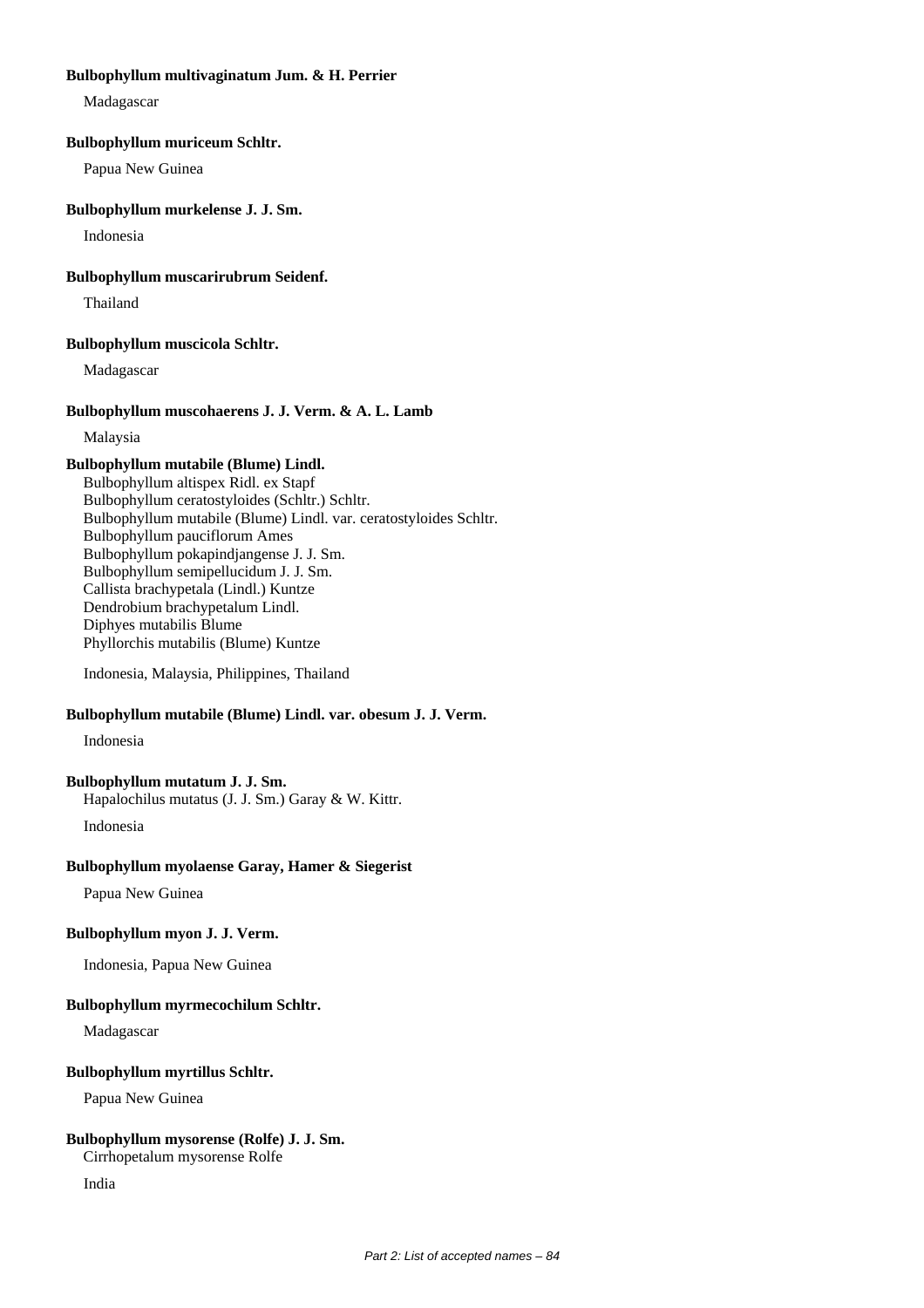**Bulbophyllum multivaginatum Jum. & H. Perrier**

Madagascar

**Bulbophyllum muriceum Schltr.**

Papua New Guinea

**Bulbophyllum murkelense J. J. Sm.**

Indonesia

**Bulbophyllum muscarirubrum Seidenf.**

Thailand

**Bulbophyllum muscicola Schltr.**

Madagascar

**Bulbophyllum muscohaerens J. J. Verm. & A. L. Lamb**

Malaysia

**Bulbophyllum mutabile (Blume) Lindl.**

Bulbophyllum altispex Ridl. ex Stapf
Bulbophyllum ceratostyloides (Schltr.) Schltr.
Bulbophyllum mutabile (Blume) Lindl. var. ceratostyloides Schltr.
Bulbophyllum pauciflorum Ames
Bulbophyllum pokapindjangense J. J. Sm.
Bulbophyllum semipellucidum J. J. Sm.
Callista brachypetala (Lindl.) Kuntze
Dendrobium brachypetalum Lindl.
Diphyes mutabilis Blume
Phyllorchis mutabilis (Blume) Kuntze

Indonesia, Malaysia, Philippines, Thailand

**Bulbophyllum mutabile (Blume) Lindl. var. obesum J. J. Verm.**

Indonesia

**Bulbophyllum mutatum J. J. Sm.**

Hapalochilus mutatus (J. J. Sm.) Garay & W. Kittr.

Indonesia

**Bulbophyllum myolaense Garay, Hamer & Siegerist**

Papua New Guinea

**Bulbophyllum myon J. J. Verm.**

Indonesia, Papua New Guinea

**Bulbophyllum myrmecochilum Schltr.**

Madagascar

**Bulbophyllum myrtillus Schltr.**

Papua New Guinea

**Bulbophyllum mysorense (Rolfe) J. J. Sm.**

Cirrhopetalum mysorense Rolfe

India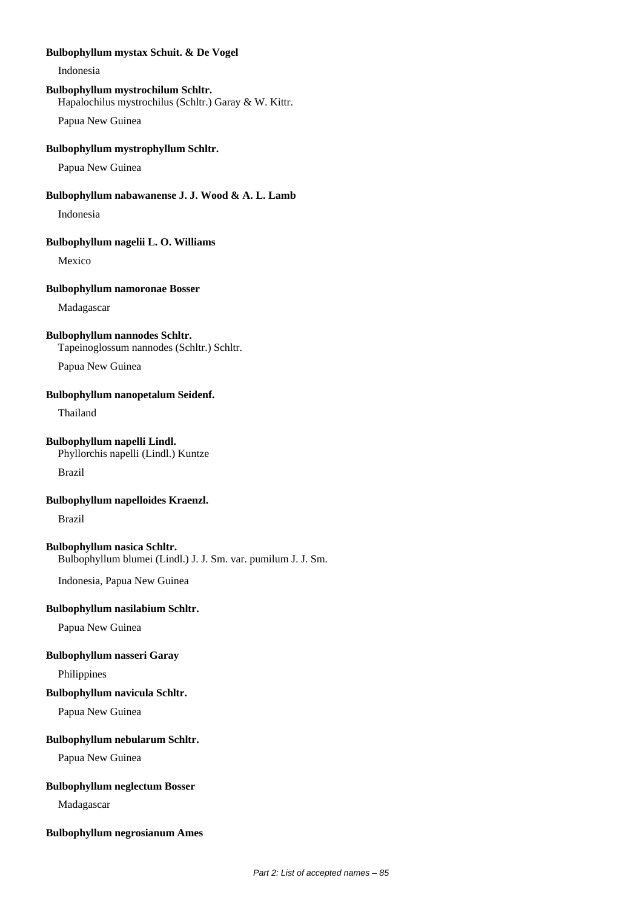**Bulbophyllum mystax Schuit. & De Vogel**

Indonesia

**Bulbophyllum mystrochilum Schltr.**

Hapalochilus mystrochilus (Schltr.) Garay & W. Kittr.

Papua New Guinea

**Bulbophyllum mystrophyllum Schltr.**

Papua New Guinea

**Bulbophyllum nabawanense J. J. Wood & A. L. Lamb**

Indonesia

**Bulbophyllum nagelii L. O. Williams**

Mexico

**Bulbophyllum namoronae Bosser**

Madagascar

**Bulbophyllum nannodes Schltr.**

Tapeinoglossum nannodes (Schltr.) Schltr.

Papua New Guinea

**Bulbophyllum nanopetalum Seidenf.**

Thailand

**Bulbophyllum napelli Lindl.**

Phyllorchis napelli (Lindl.) Kuntze

Brazil

**Bulbophyllum napelloides Kraenzl.**

Brazil

**Bulbophyllum nasica Schltr.**

Bulbophyllum blumei (Lindl.) J. J. Sm. var. pumilum J. J. Sm.

Indonesia, Papua New Guinea

**Bulbophyllum nasilabium Schltr.**

Papua New Guinea

**Bulbophyllum nasseri Garay**

Philippines

**Bulbophyllum navicula Schltr.**

Papua New Guinea

**Bulbophyllum nebularum Schltr.**

Papua New Guinea

**Bulbophyllum neglectum Bosser**

Madagascar

**Bulbophyllum negrosianum Ames**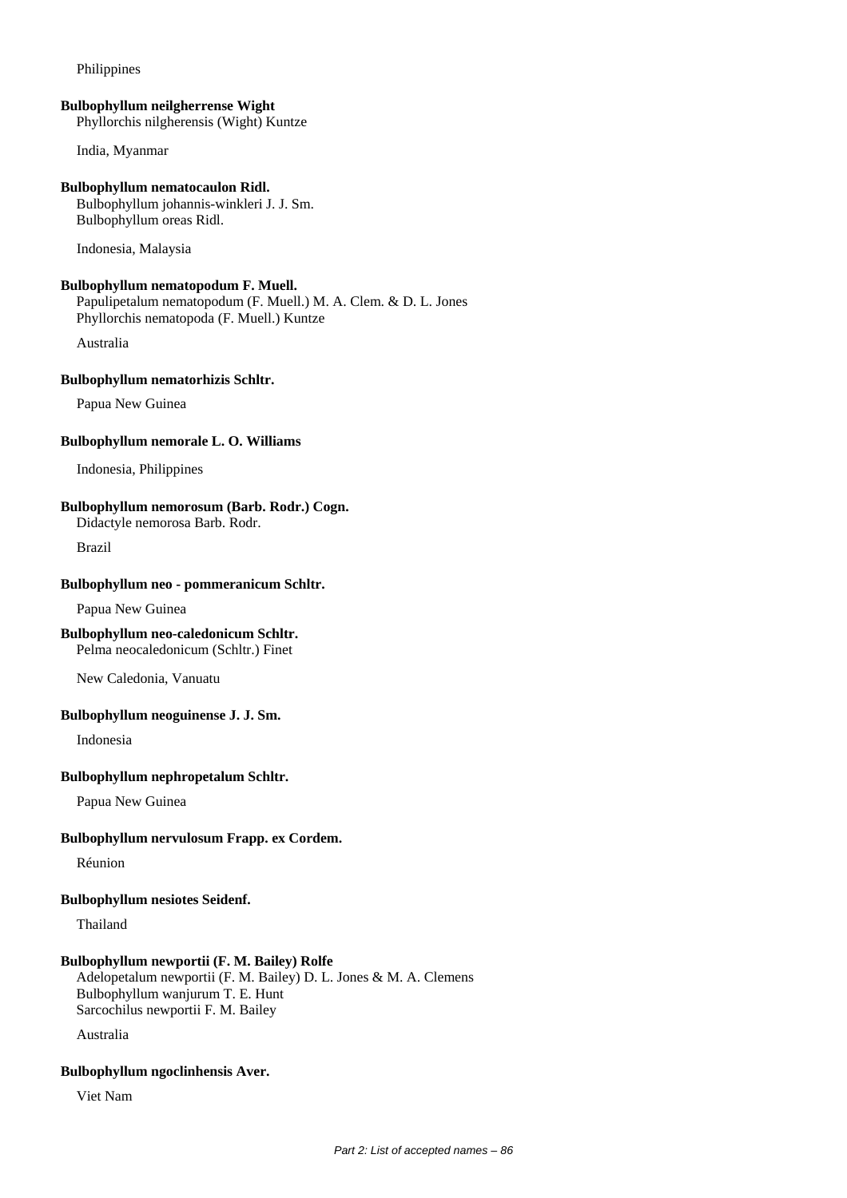Philippines

**Bulbophyllum neilgherrense Wight**
Phyllorchis nilgherensis (Wight) Kuntze

India, Myanmar

**Bulbophyllum nematocaulon Ridl.**
Bulbophyllum johannis-winkleri J. J. Sm.
Bulbophyllum oreas Ridl.

Indonesia, Malaysia

**Bulbophyllum nematopodum F. Muell.**
Papulipetalum nematopodum (F. Muell.) M. A. Clem. & D. L. Jones
Phyllorchis nematopoda (F. Muell.) Kuntze

Australia

**Bulbophyllum nematorhizis Schltr.**

Papua New Guinea

**Bulbophyllum nemorale L. O. Williams**

Indonesia, Philippines

**Bulbophyllum nemorosum (Barb. Rodr.) Cogn.**
Didactyle nemorosa Barb. Rodr.

Brazil

**Bulbophyllum neo - pommeranicum Schltr.**

Papua New Guinea

**Bulbophyllum neo-caledonicum Schltr.**
Pelma neocaledonicum (Schltr.) Finet

New Caledonia, Vanuatu

**Bulbophyllum neoguinense J. J. Sm.**

Indonesia

**Bulbophyllum nephropetalum Schltr.**

Papua New Guinea

**Bulbophyllum nervulosum Frapp. ex Cordem.**

Réunion

**Bulbophyllum nesiotes Seidenf.**

Thailand

**Bulbophyllum newportii (F. M. Bailey) Rolfe**
Adelopetalum newportii (F. M. Bailey) D. L. Jones & M. A. Clemens
Bulbophyllum wanjurum T. E. Hunt
Sarcochilus newportii F. M. Bailey

Australia

**Bulbophyllum ngoclinhensis Aver.**

Viet Nam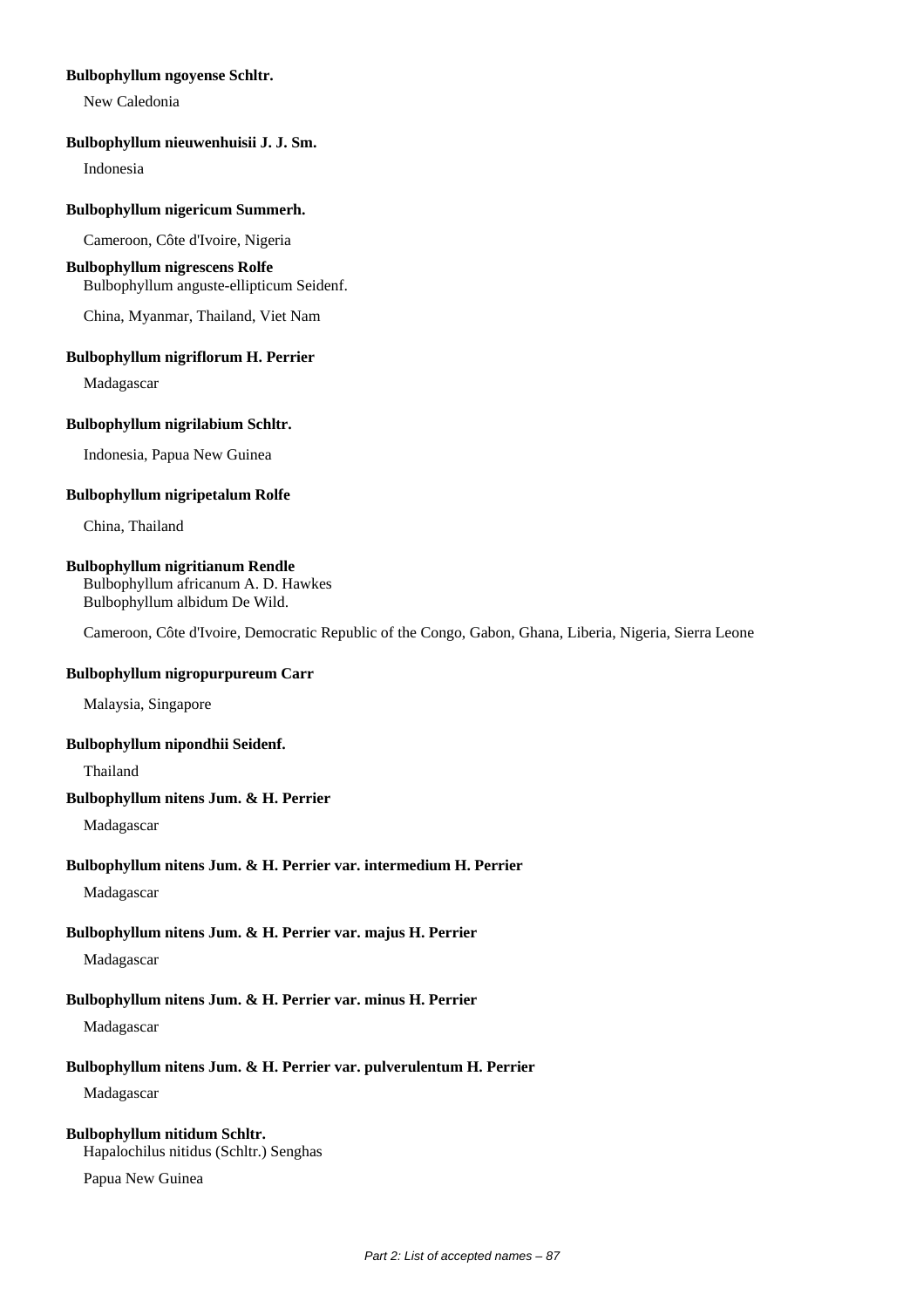**Bulbophyllum ngoyense Schltr.**

New Caledonia

**Bulbophyllum nieuwenhuisii J. J. Sm.**

Indonesia

**Bulbophyllum nigericum Summerh.**

Cameroon, Côte d'Ivoire, Nigeria

**Bulbophyllum nigrescens Rolfe**
Bulbophyllum anguste-ellipticum Seidenf.

China, Myanmar, Thailand, Viet Nam

**Bulbophyllum nigriflorum H. Perrier**

Madagascar

**Bulbophyllum nigrilabium Schltr.**

Indonesia, Papua New Guinea

**Bulbophyllum nigripetalum Rolfe**

China, Thailand

**Bulbophyllum nigritianum Rendle**
Bulbophyllum africanum A. D. Hawkes
Bulbophyllum albidum De Wild.

Cameroon, Côte d'Ivoire, Democratic Republic of the Congo, Gabon, Ghana, Liberia, Nigeria, Sierra Leone

**Bulbophyllum nigropurpureum Carr**

Malaysia, Singapore

**Bulbophyllum nipondhii Seidenf.**

Thailand

**Bulbophyllum nitens Jum. & H. Perrier**

Madagascar

**Bulbophyllum nitens Jum. & H. Perrier var. intermedium H. Perrier**

Madagascar

**Bulbophyllum nitens Jum. & H. Perrier var. majus H. Perrier**

Madagascar

**Bulbophyllum nitens Jum. & H. Perrier var. minus H. Perrier**

Madagascar

**Bulbophyllum nitens Jum. & H. Perrier var. pulverulentum H. Perrier**

Madagascar

**Bulbophyllum nitidum Schltr.**
Hapalochilus nitidus (Schltr.) Senghas

Papua New Guinea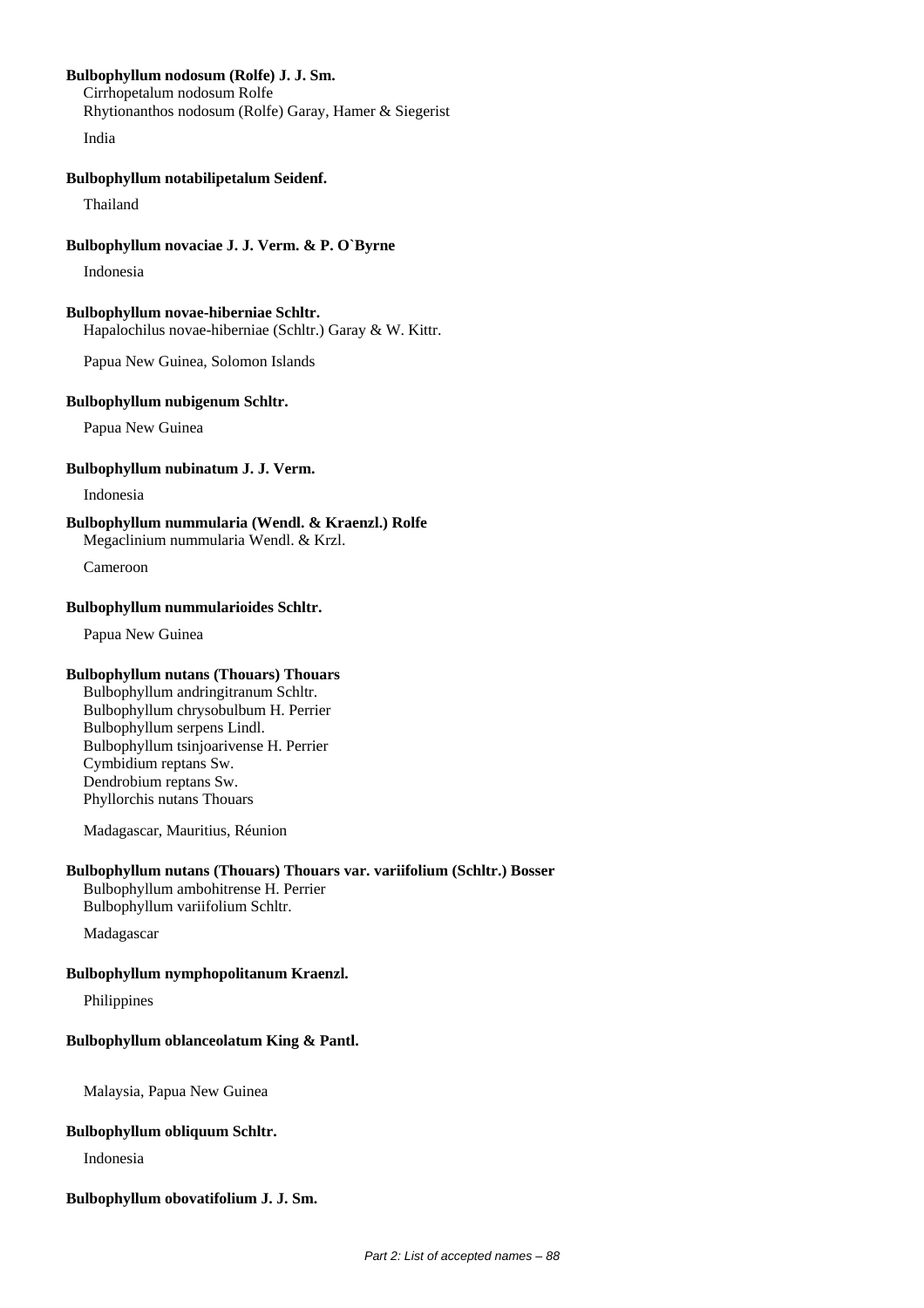**Bulbophyllum nodosum (Rolfe) J. J. Sm.**
Cirrhopetalum nodosum Rolfe
Rhytionanthos nodosum (Rolfe) Garay, Hamer & Siegerist

India

**Bulbophyllum notabilipetalum Seidenf.**

Thailand

**Bulbophyllum novaciae J. J. Verm. & P. O`Byrne**

Indonesia

**Bulbophyllum novae-hiberniae Schltr.**
Hapalochilus novae-hiberniae (Schltr.) Garay & W. Kittr.

Papua New Guinea, Solomon Islands

**Bulbophyllum nubigenum Schltr.**

Papua New Guinea

**Bulbophyllum nubinatum J. J. Verm.**

Indonesia

**Bulbophyllum nummularia (Wendl. & Kraenzl.) Rolfe**
Megaclinium nummularia Wendl. & Krzl.

Cameroon

**Bulbophyllum nummularioides Schltr.**

Papua New Guinea

**Bulbophyllum nutans (Thouars) Thouars**
Bulbophyllum andringitranum Schltr.
Bulbophyllum chrysobulbum H. Perrier
Bulbophyllum serpens Lindl.
Bulbophyllum tsinjoarivense H. Perrier
Cymbidium reptans Sw.
Dendrobium reptans Sw.
Phyllorchis nutans Thouars

Madagascar, Mauritius, Réunion

**Bulbophyllum nutans (Thouars) Thouars var. variifolium (Schltr.) Bosser**
Bulbophyllum ambohitrense H. Perrier
Bulbophyllum variifolium Schltr.

Madagascar

**Bulbophyllum nymphopolitanum Kraenzl.**

Philippines

**Bulbophyllum oblanceolatum King & Pantl.**

Malaysia, Papua New Guinea

**Bulbophyllum obliquum Schltr.**

Indonesia

**Bulbophyllum obovatifolium J. J. Sm.**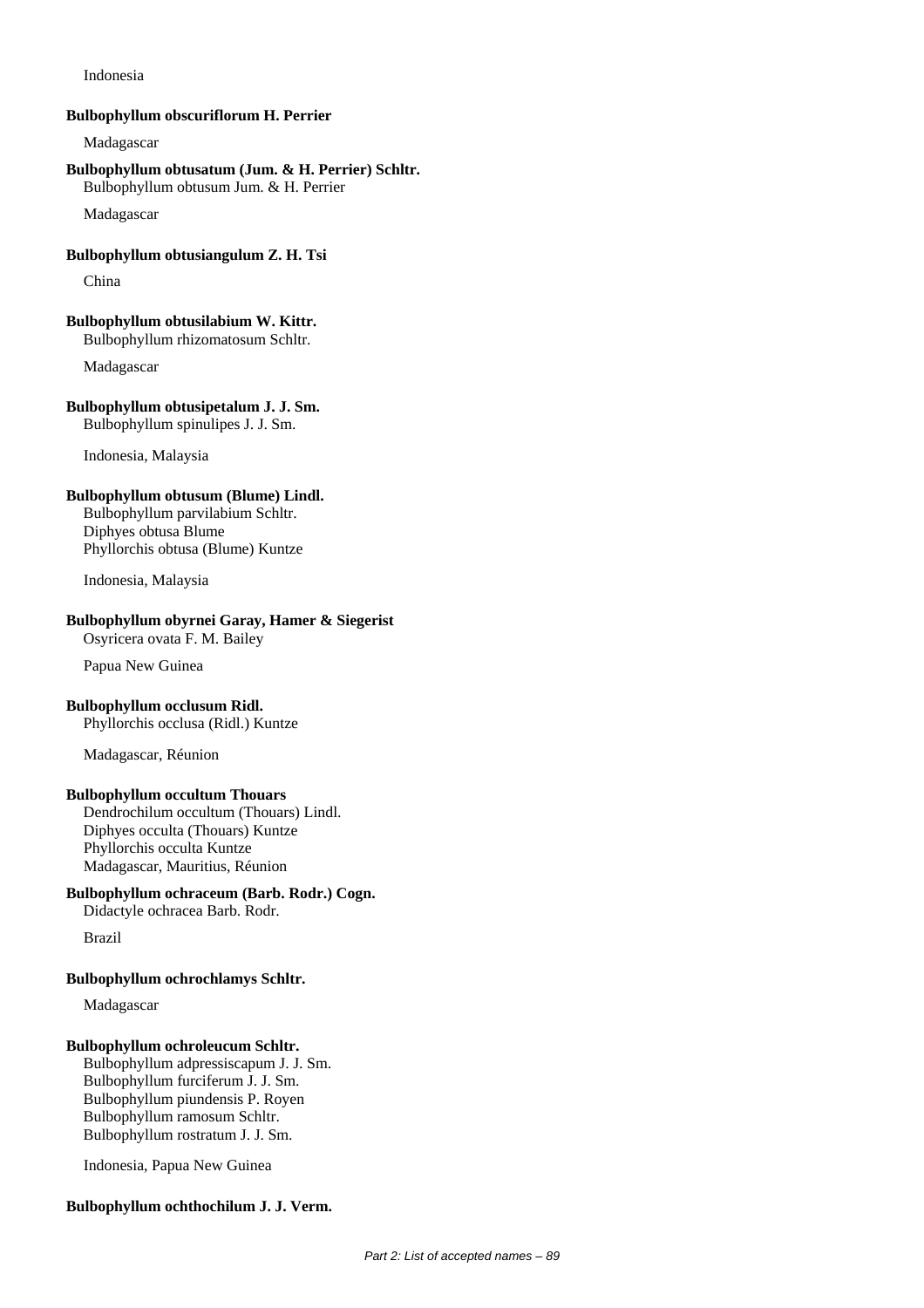Indonesia

**Bulbophyllum obscuriflorum H. Perrier**

Madagascar

**Bulbophyllum obtusatum (Jum. & H. Perrier) Schltr.**

Bulbophyllum obtusum Jum. & H. Perrier

Madagascar

**Bulbophyllum obtusiangulum Z. H. Tsi**

China

**Bulbophyllum obtusilabium W. Kittr.**

Bulbophyllum rhizomatosum Schltr.

Madagascar

**Bulbophyllum obtusipetalum J. J. Sm.**

Bulbophyllum spinulipes J. J. Sm.

Indonesia, Malaysia

**Bulbophyllum obtusum (Blume) Lindl.**

Bulbophyllum parvilabium Schltr.
Diphyes obtusa Blume
Phyllorchis obtusa (Blume) Kuntze

Indonesia, Malaysia

**Bulbophyllum obyrnei Garay, Hamer & Siegerist**

Osyricera ovata F. M. Bailey

Papua New Guinea

**Bulbophyllum occlusum Ridl.**

Phyllorchis occlusa (Ridl.) Kuntze

Madagascar, Réunion

**Bulbophyllum occultum Thouars**

Dendrochilum occultum (Thouars) Lindl.
Diphyes occulta (Thouars) Kuntze
Phyllorchis occulta Kuntze
Madagascar, Mauritius, Réunion

**Bulbophyllum ochraceum (Barb. Rodr.) Cogn.**

Didactyle ochracea Barb. Rodr.

Brazil

**Bulbophyllum ochrochlamys Schltr.**

Madagascar

**Bulbophyllum ochroleucum Schltr.**

Bulbophyllum adpressiscapum J. J. Sm.
Bulbophyllum furciferum J. J. Sm.
Bulbophyllum piundensis P. Royen
Bulbophyllum ramosum Schltr.
Bulbophyllum rostratum J. J. Sm.

Indonesia, Papua New Guinea

**Bulbophyllum ochthochilum J. J. Verm.**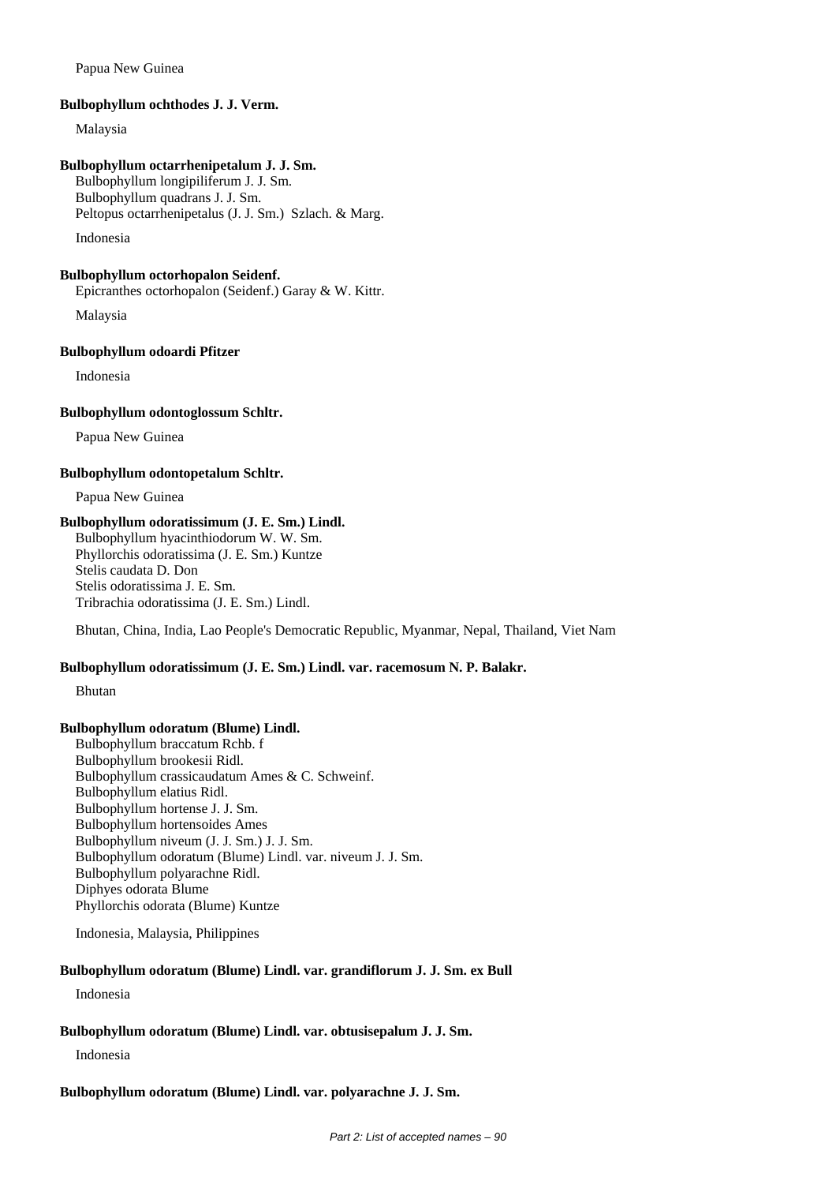Papua New Guinea

**Bulbophyllum ochthodes J. J. Verm.**

Malaysia

**Bulbophyllum octarrhenipetalum J. J. Sm.**

Bulbophyllum longipiliferum J. J. Sm.
Bulbophyllum quadrans J. J. Sm.
Peltopus octarrhenipetalus (J. J. Sm.) Szlach. & Marg.

Indonesia

**Bulbophyllum octorhopalon Seidenf.**

Epicranthes octorhopalon (Seidenf.) Garay & W. Kittr.

Malaysia

**Bulbophyllum odoardi Pfitzer**

Indonesia

**Bulbophyllum odontoglossum Schltr.**

Papua New Guinea

**Bulbophyllum odontopetalum Schltr.**

Papua New Guinea

**Bulbophyllum odoratissimum (J. E. Sm.) Lindl.**

Bulbophyllum hyacinthiodorum W. W. Sm.
Phyllorchis odoratissima (J. E. Sm.) Kuntze
Stelis caudata D. Don
Stelis odoratissima J. E. Sm.
Tribrachia odoratissima (J. E. Sm.) Lindl.

Bhutan, China, India, Lao People's Democratic Republic, Myanmar, Nepal, Thailand, Viet Nam

**Bulbophyllum odoratissimum (J. E. Sm.) Lindl. var. racemosum N. P. Balakr.**

Bhutan

**Bulbophyllum odoratum (Blume) Lindl.**

Bulbophyllum braccatum Rchb. f
Bulbophyllum brookesii Ridl.
Bulbophyllum crassicaudatum Ames & C. Schweinf.
Bulbophyllum elatius Ridl.
Bulbophyllum hortense J. J. Sm.
Bulbophyllum hortensoides Ames
Bulbophyllum niveum (J. J. Sm.) J. J. Sm.
Bulbophyllum odoratum (Blume) Lindl. var. niveum J. J. Sm.
Bulbophyllum polyarachne Ridl.
Diphyes odorata Blume
Phyllorchis odorata (Blume) Kuntze

Indonesia, Malaysia, Philippines

**Bulbophyllum odoratum (Blume) Lindl. var. grandiflorum J. J. Sm. ex Bull**

Indonesia

**Bulbophyllum odoratum (Blume) Lindl. var. obtusisepalum J. J. Sm.**

Indonesia

**Bulbophyllum odoratum (Blume) Lindl. var. polyarachne J. J. Sm.**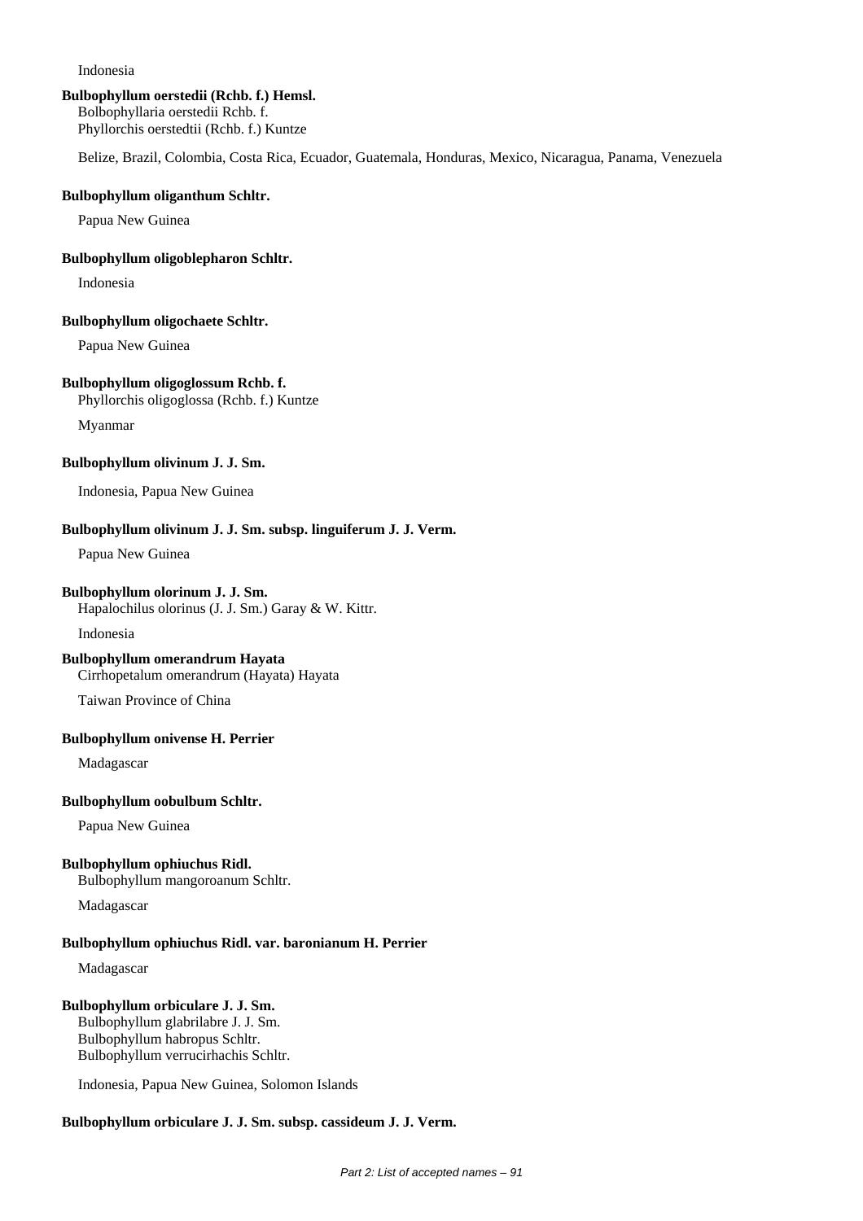Indonesia

**Bulbophyllum oerstedii (Rchb. f.) Hemsl.**
Bolbophyllaria oerstedii Rchb. f.
Phyllorchis oerstedtii (Rchb. f.) Kuntze

Belize, Brazil, Colombia, Costa Rica, Ecuador, Guatemala, Honduras, Mexico, Nicaragua, Panama, Venezuela

**Bulbophyllum oliganthum Schltr.**

Papua New Guinea

**Bulbophyllum oligoblepharon Schltr.**

Indonesia

**Bulbophyllum oligochaete Schltr.**

Papua New Guinea

**Bulbophyllum oligoglossum Rchb. f.**
Phyllorchis oligoglossa (Rchb. f.) Kuntze

Myanmar

**Bulbophyllum olivinum J. J. Sm.**

Indonesia, Papua New Guinea

**Bulbophyllum olivinum J. J. Sm. subsp. linguiferum J. J. Verm.**

Papua New Guinea

**Bulbophyllum olorinum J. J. Sm.**
Hapalochilus olorinus (J. J. Sm.) Garay & W. Kittr.

Indonesia

**Bulbophyllum omerandrum Hayata**
Cirrhopetalum omerandrum (Hayata) Hayata

Taiwan Province of China

**Bulbophyllum onivense H. Perrier**

Madagascar

**Bulbophyllum oobulbum Schltr.**

Papua New Guinea

**Bulbophyllum ophiuchus Ridl.**
Bulbophyllum mangoroanum Schltr.

Madagascar

**Bulbophyllum ophiuchus Ridl. var. baronianum H. Perrier**

Madagascar

**Bulbophyllum orbiculare J. J. Sm.**
Bulbophyllum glabrilabre J. J. Sm.
Bulbophyllum habropus Schltr.
Bulbophyllum verrucirhachis Schltr.

Indonesia, Papua New Guinea, Solomon Islands

**Bulbophyllum orbiculare J. J. Sm. subsp. cassideum J. J. Verm.**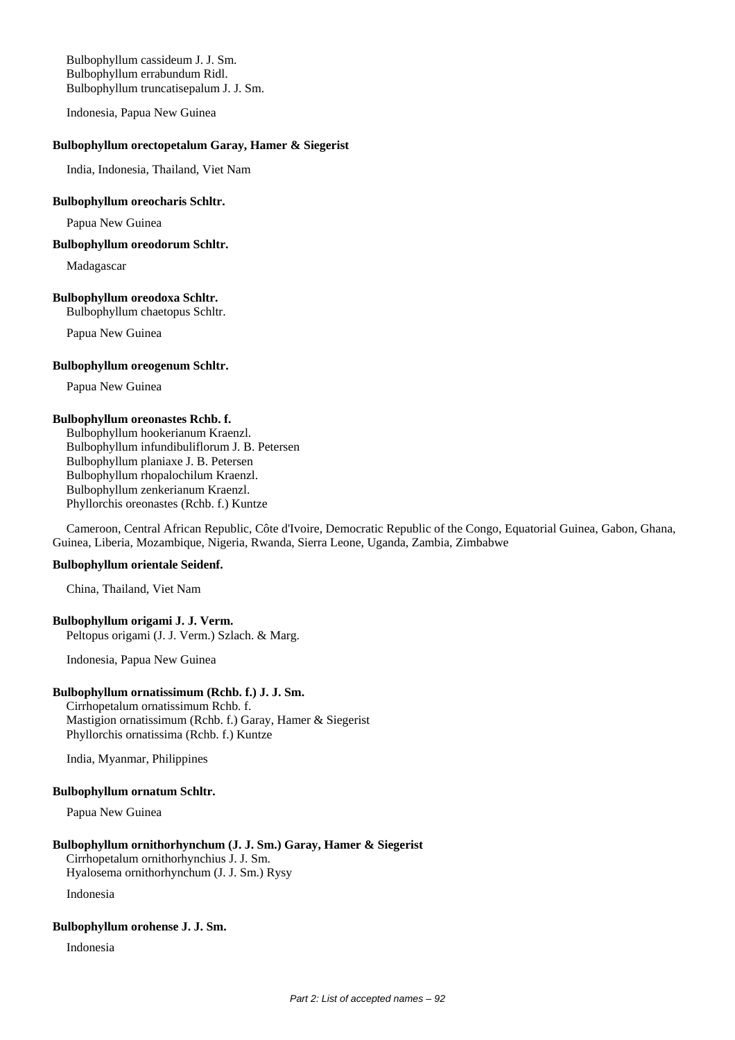Bulbophyllum cassideum J. J. Sm.
Bulbophyllum errabundum Ridl.
Bulbophyllum truncatisepalum J. J. Sm.

Indonesia, Papua New Guinea

**Bulbophyllum orectopetalum Garay, Hamer & Siegerist**

India, Indonesia, Thailand, Viet Nam

**Bulbophyllum oreocharis Schltr.**

Papua New Guinea

**Bulbophyllum oreodorum Schltr.**

Madagascar

**Bulbophyllum oreodoxa Schltr.**
Bulbophyllum chaetopus Schltr.

Papua New Guinea

**Bulbophyllum oreogenum Schltr.**

Papua New Guinea

**Bulbophyllum oreonastes Rchb. f.**
Bulbophyllum hookerianum Kraenzl.
Bulbophyllum infundibuliflorum J. B. Petersen
Bulbophyllum planiaxe J. B. Petersen
Bulbophyllum rhopalochilum Kraenzl.
Bulbophyllum zenkerianum Kraenzl.
Phyllorchis oreonastes (Rchb. f.) Kuntze

Cameroon, Central African Republic, Côte d'Ivoire, Democratic Republic of the Congo, Equatorial Guinea, Gabon, Ghana, Guinea, Liberia, Mozambique, Nigeria, Rwanda, Sierra Leone, Uganda, Zambia, Zimbabwe

**Bulbophyllum orientale Seidenf.**

China, Thailand, Viet Nam

**Bulbophyllum origami J. J. Verm.**
Peltopus origami (J. J. Verm.) Szlach. & Marg.

Indonesia, Papua New Guinea

**Bulbophyllum ornatissimum (Rchb. f.) J. J. Sm.**
Cirrhopetalum ornatissimum Rchb. f.
Mastigion ornatissimum (Rchb. f.) Garay, Hamer & Siegerist
Phyllorchis ornatissima (Rchb. f.) Kuntze

India, Myanmar, Philippines

**Bulbophyllum ornatum Schltr.**

Papua New Guinea

**Bulbophyllum ornithorhynchum (J. J. Sm.) Garay, Hamer & Siegerist**
Cirrhopetalum ornithorhynchius J. J. Sm.
Hyalosema ornithorhynchum (J. J. Sm.) Rysy

Indonesia

**Bulbophyllum orohense J. J. Sm.**

Indonesia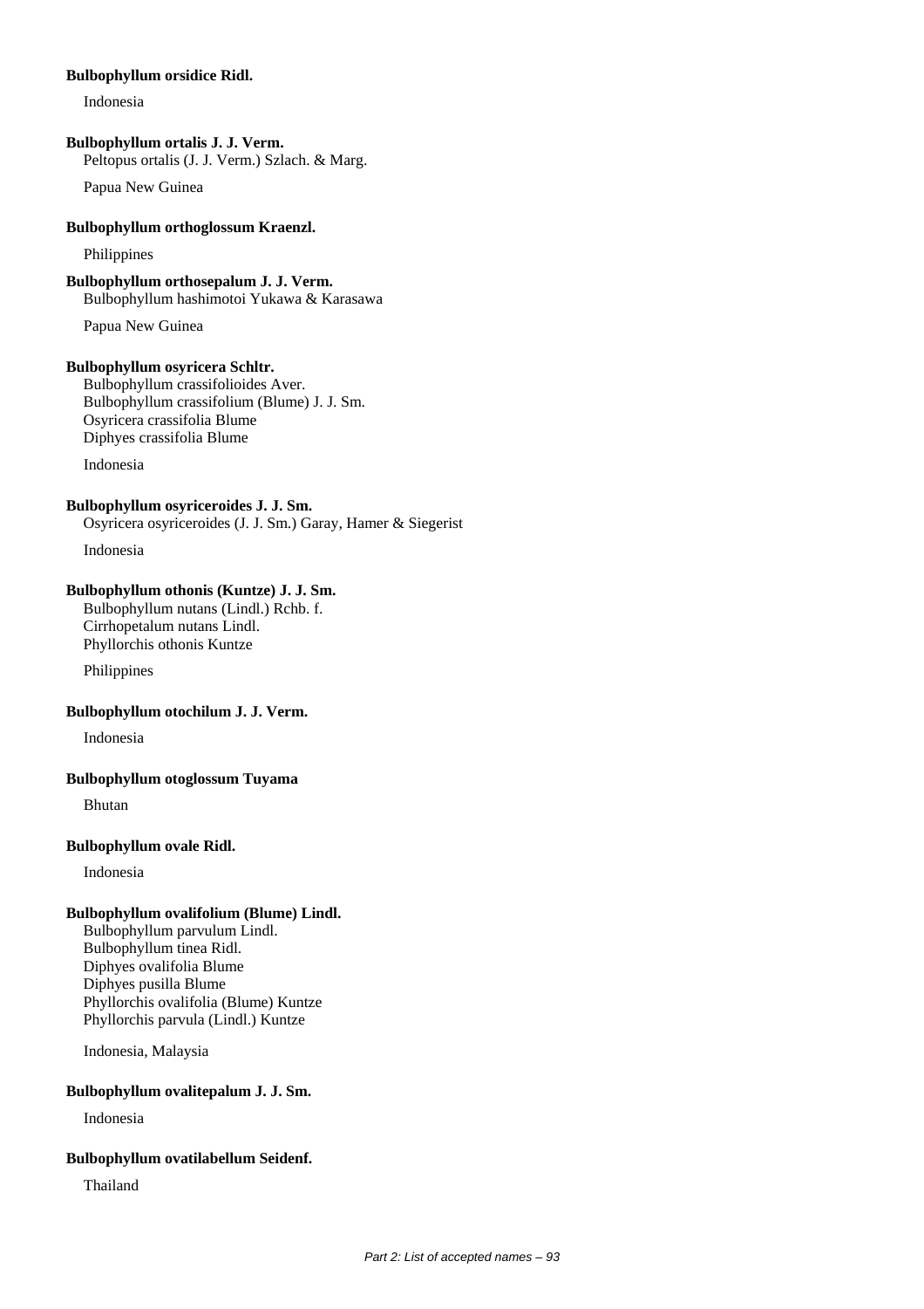**Bulbophyllum orsidice Ridl.**

Indonesia

**Bulbophyllum ortalis J. J. Verm.**

Peltopus ortalis (J. J. Verm.) Szlach. & Marg.

Papua New Guinea

**Bulbophyllum orthoglossum Kraenzl.**

Philippines

**Bulbophyllum orthosepalum J. J. Verm.**

Bulbophyllum hashimotoi Yukawa & Karasawa

Papua New Guinea

**Bulbophyllum osyricera Schltr.**

Bulbophyllum crassifolioides Aver.
Bulbophyllum crassifolium (Blume) J. J. Sm.
Osyricera crassifolia Blume
Diphyes crassifolia Blume

Indonesia

**Bulbophyllum osyriceroides J. J. Sm.**

Osyricera osyriceroides (J. J. Sm.) Garay, Hamer & Siegerist

Indonesia

**Bulbophyllum othonis (Kuntze) J. J. Sm.**

Bulbophyllum nutans (Lindl.) Rchb. f.
Cirrhopetalum nutans Lindl.
Phyllorchis othonis Kuntze

Philippines

**Bulbophyllum otochilum J. J. Verm.**

Indonesia

**Bulbophyllum otoglossum Tuyama**

Bhutan

**Bulbophyllum ovale Ridl.**

Indonesia

**Bulbophyllum ovalifolium (Blume) Lindl.**

Bulbophyllum parvulum Lindl.
Bulbophyllum tinea Ridl.
Diphyes ovalifolia Blume
Diphyes pusilla Blume
Phyllorchis ovalifolia (Blume) Kuntze
Phyllorchis parvula (Lindl.) Kuntze

Indonesia, Malaysia

**Bulbophyllum ovalitepalum J. J. Sm.**

Indonesia

**Bulbophyllum ovatilabellum Seidenf.**

Thailand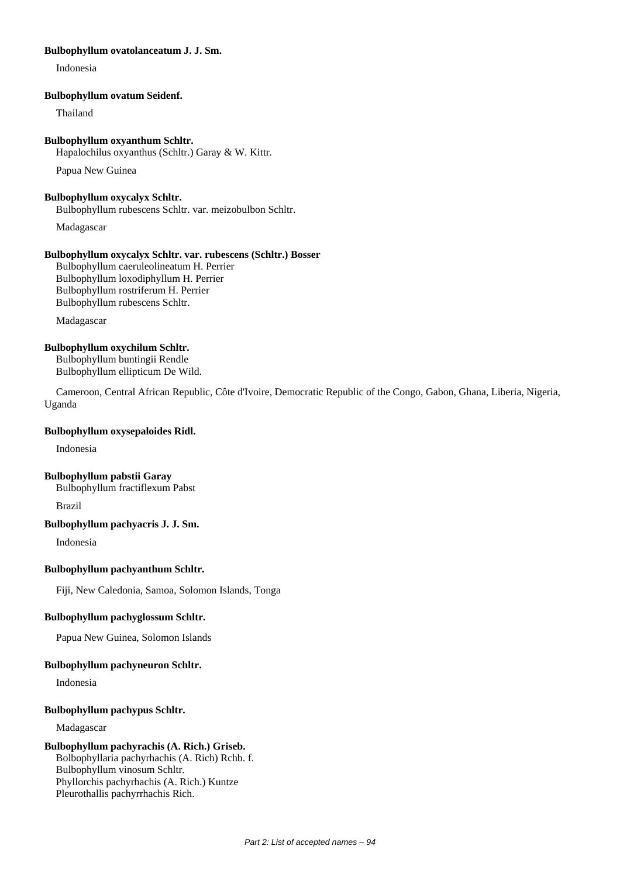**Bulbophyllum ovatolanceatum J. J. Sm.**

Indonesia

**Bulbophyllum ovatum Seidenf.**

Thailand

**Bulbophyllum oxyanthum Schltr.**

Hapalochilus oxyanthus (Schltr.) Garay & W. Kittr.

Papua New Guinea

**Bulbophyllum oxycalyx Schltr.**

Bulbophyllum rubescens Schltr. var. meizobulbon Schltr.

Madagascar

**Bulbophyllum oxycalyx Schltr. var. rubescens (Schltr.) Bosser**

Bulbophyllum caeruleolineatum H. Perrier
Bulbophyllum loxodiphyllum H. Perrier
Bulbophyllum rostriferum H. Perrier
Bulbophyllum rubescens Schltr.

Madagascar

**Bulbophyllum oxychilum Schltr.**

Bulbophyllum buntingii Rendle
Bulbophyllum ellipticum De Wild.

Cameroon, Central African Republic, Côte d'Ivoire, Democratic Republic of the Congo, Gabon, Ghana, Liberia, Nigeria, Uganda

**Bulbophyllum oxysepaloides Ridl.**

Indonesia

**Bulbophyllum pabstii Garay**

Bulbophyllum fractiflexum Pabst

Brazil

**Bulbophyllum pachyacris J. J. Sm.**

Indonesia

**Bulbophyllum pachyanthum Schltr.**

Fiji, New Caledonia, Samoa, Solomon Islands, Tonga

**Bulbophyllum pachyglossum Schltr.**

Papua New Guinea, Solomon Islands

**Bulbophyllum pachyneuron Schltr.**

Indonesia

**Bulbophyllum pachypus Schltr.**

Madagascar

**Bulbophyllum pachyrachis (A. Rich.) Griseb.**

Bolbophyllaria pachyrhachis (A. Rich) Rchb. f.
Bulbophyllum vinosum Schltr.
Phyllorchis pachyrhachis (A. Rich.) Kuntze
Pleurothallis pachyrrhachis Rich.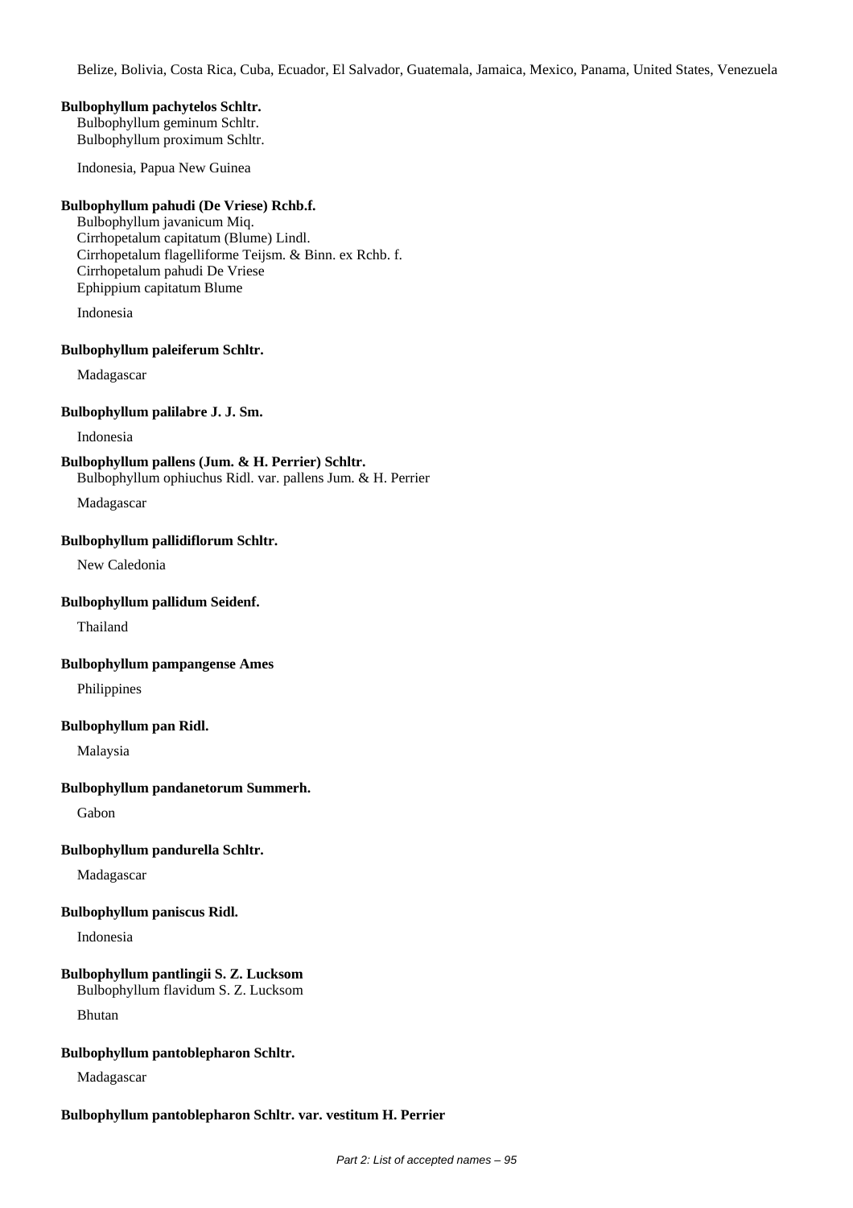Belize, Bolivia, Costa Rica, Cuba, Ecuador, El Salvador, Guatemala, Jamaica, Mexico, Panama, United States, Venezuela

**Bulbophyllum pachytelos Schltr.**
Bulbophyllum geminum Schltr.
Bulbophyllum proximum Schltr.

Indonesia, Papua New Guinea

**Bulbophyllum pahudi (De Vriese) Rchb.f.**
Bulbophyllum javanicum Miq.
Cirrhopetalum capitatum (Blume) Lindl.
Cirrhopetalum flagelliforme Teijsm. & Binn. ex Rchb. f.
Cirrhopetalum pahudi De Vriese
Ephippium capitatum Blume

Indonesia

**Bulbophyllum paleiferum Schltr.**

Madagascar

**Bulbophyllum palilabre J. J. Sm.**

Indonesia

**Bulbophyllum pallens (Jum. & H. Perrier) Schltr.**
Bulbophyllum ophiuchus Ridl. var. pallens Jum. & H. Perrier

Madagascar

**Bulbophyllum pallidiflorum Schltr.**

New Caledonia

**Bulbophyllum pallidum Seidenf.**

Thailand

**Bulbophyllum pampangense Ames**

Philippines

**Bulbophyllum pan Ridl.**

Malaysia

**Bulbophyllum pandanetorum Summerh.**

Gabon

**Bulbophyllum pandurella Schltr.**

Madagascar

**Bulbophyllum paniscus Ridl.**

Indonesia

**Bulbophyllum pantlingii S. Z. Lucksom**
Bulbophyllum flavidum S. Z. Lucksom

Bhutan

**Bulbophyllum pantoblepharon Schltr.**

Madagascar

**Bulbophyllum pantoblepharon Schltr. var. vestitum H. Perrier**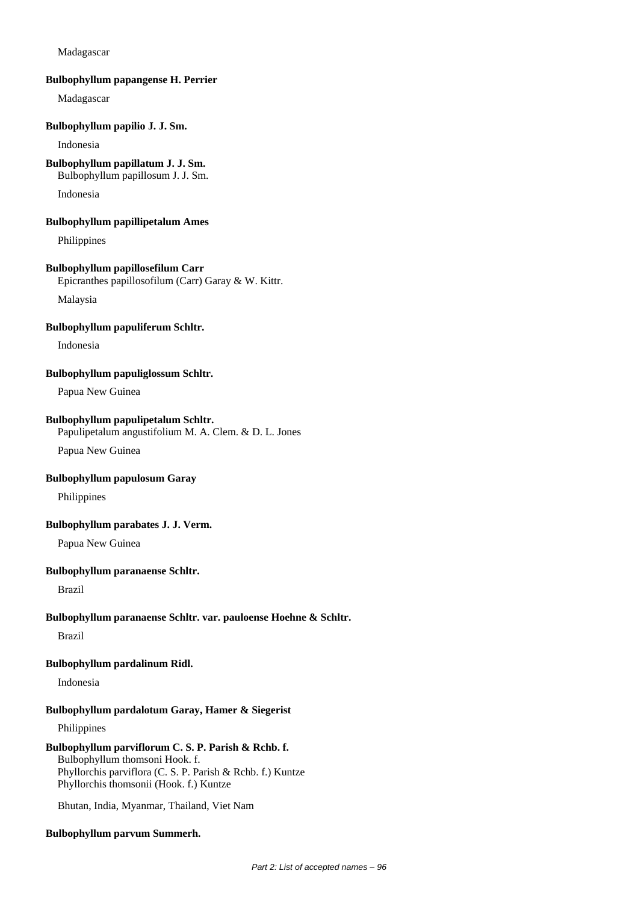Madagascar

**Bulbophyllum papangense H. Perrier**

Madagascar

**Bulbophyllum papilio J. J. Sm.**

Indonesia

**Bulbophyllum papillatum J. J. Sm.**
Bulbophyllum papillosum J. J. Sm.

Indonesia

**Bulbophyllum papillipetalum Ames**

Philippines

**Bulbophyllum papillosefilum Carr**
Epicranthes papillosofilum (Carr) Garay & W. Kittr.

Malaysia

**Bulbophyllum papuliferum Schltr.**

Indonesia

**Bulbophyllum papuliglossum Schltr.**

Papua New Guinea

**Bulbophyllum papulipetalum Schltr.**
Papulipetalum angustifolium M. A. Clem. & D. L. Jones

Papua New Guinea

**Bulbophyllum papulosum Garay**

Philippines

**Bulbophyllum parabates J. J. Verm.**

Papua New Guinea

**Bulbophyllum paranaense Schltr.**

Brazil

**Bulbophyllum paranaense Schltr. var. pauloense Hoehne & Schltr.**

Brazil

**Bulbophyllum pardalinum Ridl.**

Indonesia

**Bulbophyllum pardalotum Garay, Hamer & Siegerist**

Philippines

**Bulbophyllum parviflorum C. S. P. Parish & Rchb. f.**
Bulbophyllum thomsoni Hook. f.
Phyllorchis parviflora (C. S. P. Parish & Rchb. f.) Kuntze
Phyllorchis thomsonii (Hook. f.) Kuntze

Bhutan, India, Myanmar, Thailand, Viet Nam

**Bulbophyllum parvum Summerh.**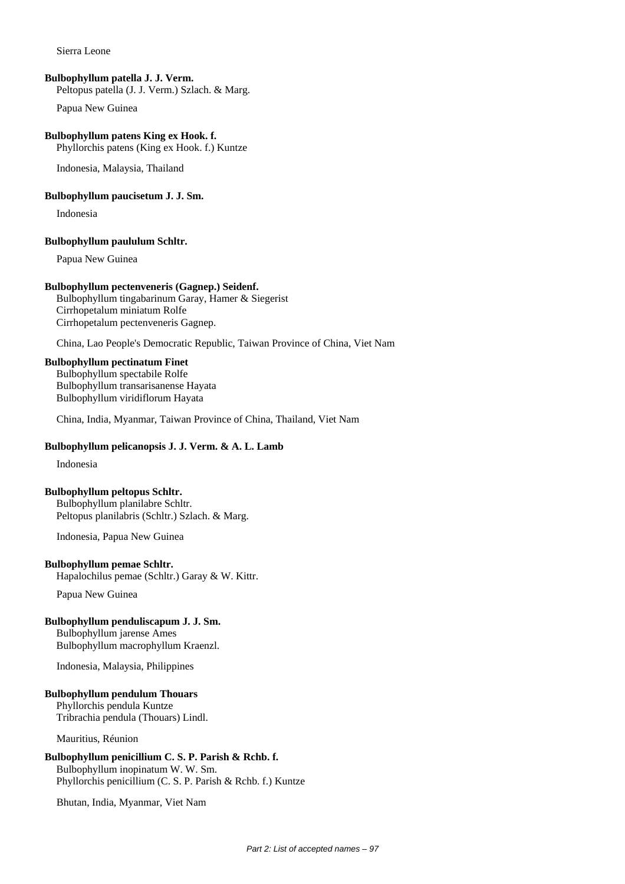Sierra Leone

**Bulbophyllum patella J. J. Verm.**
Peltopus patella (J. J. Verm.) Szlach. & Marg.

Papua New Guinea

**Bulbophyllum patens King ex Hook. f.**
Phyllorchis patens (King ex Hook. f.) Kuntze

Indonesia, Malaysia, Thailand

**Bulbophyllum paucisetum J. J. Sm.**

Indonesia

**Bulbophyllum paululum Schltr.**

Papua New Guinea

**Bulbophyllum pectenveneris (Gagnep.) Seidenf.**
Bulbophyllum tingabarinum Garay, Hamer & Siegerist
Cirrhopetalum miniatum Rolfe
Cirrhopetalum pectenveneris Gagnep.

China, Lao People's Democratic Republic, Taiwan Province of China, Viet Nam

**Bulbophyllum pectinatum Finet**
Bulbophyllum spectabile Rolfe
Bulbophyllum transarisanense Hayata
Bulbophyllum viridiflorum Hayata

China, India, Myanmar, Taiwan Province of China, Thailand, Viet Nam

**Bulbophyllum pelicanopsis J. J. Verm. & A. L. Lamb**

Indonesia

**Bulbophyllum peltopus Schltr.**
Bulbophyllum planilabre Schltr.
Peltopus planilabris (Schltr.) Szlach. & Marg.

Indonesia, Papua New Guinea

**Bulbophyllum pemae Schltr.**
Hapalochilus pemae (Schltr.) Garay & W. Kittr.

Papua New Guinea

**Bulbophyllum penduliscapum J. J. Sm.**
Bulbophyllum jarense Ames
Bulbophyllum macrophyllum Kraenzl.

Indonesia, Malaysia, Philippines

**Bulbophyllum pendulum Thouars**
Phyllorchis pendula Kuntze
Tribrachia pendula (Thouars) Lindl.

Mauritius, Réunion

**Bulbophyllum penicillium C. S. P. Parish & Rchb. f.**
Bulbophyllum inopinatum W. W. Sm.
Phyllorchis penicillium (C. S. P. Parish & Rchb. f.) Kuntze

Bhutan, India, Myanmar, Viet Nam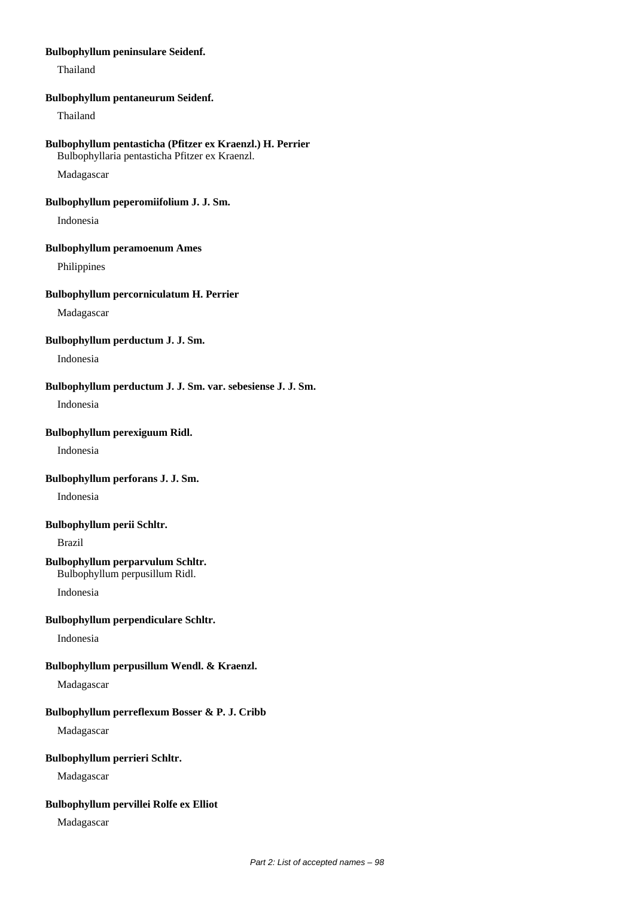**Bulbophyllum peninsulare Seidenf.**

Thailand

**Bulbophyllum pentaneurum Seidenf.**

Thailand

**Bulbophyllum pentasticha (Pfitzer ex Kraenzl.) H. Perrier**
Bulbophyllaria pentasticha Pfitzer ex Kraenzl.

Madagascar

**Bulbophyllum peperomiifolium J. J. Sm.**

Indonesia

**Bulbophyllum peramoenum Ames**

Philippines

**Bulbophyllum percorniculatum H. Perrier**

Madagascar

**Bulbophyllum perductum J. J. Sm.**

Indonesia

**Bulbophyllum perductum J. J. Sm. var. sebesiense J. J. Sm.**

Indonesia

**Bulbophyllum perexiguum Ridl.**

Indonesia

**Bulbophyllum perforans J. J. Sm.**

Indonesia

**Bulbophyllum perii Schltr.**

Brazil

**Bulbophyllum perparvulum Schltr.**
Bulbophyllum perpusillum Ridl.

Indonesia

**Bulbophyllum perpendiculare Schltr.**

Indonesia

**Bulbophyllum perpusillum Wendl. & Kraenzl.**

Madagascar

**Bulbophyllum perreflexum Bosser & P. J. Cribb**

Madagascar

**Bulbophyllum perrieri Schltr.**

Madagascar

**Bulbophyllum pervillei Rolfe ex Elliot**

Madagascar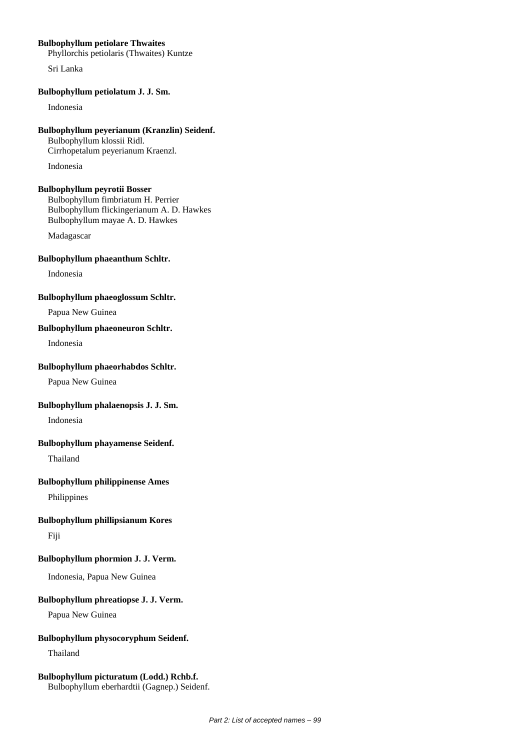**Bulbophyllum petiolare Thwaites**
Phyllorchis petiolaris (Thwaites) Kuntze

Sri Lanka

**Bulbophyllum petiolatum J. J. Sm.**

Indonesia

**Bulbophyllum peyerianum (Kranzlin) Seidenf.**
Bulbophyllum klossii Ridl.
Cirrhopetalum peyerianum Kraenzl.

Indonesia

**Bulbophyllum peyrotii Bosser**
Bulbophyllum fimbriatum H. Perrier
Bulbophyllum flickingerianum A. D. Hawkes
Bulbophyllum mayae A. D. Hawkes

Madagascar

**Bulbophyllum phaeanthum Schltr.**

Indonesia

**Bulbophyllum phaeoglossum Schltr.**

Papua New Guinea

**Bulbophyllum phaeoneuron Schltr.**

Indonesia

**Bulbophyllum phaeorhabdos Schltr.**

Papua New Guinea

**Bulbophyllum phalaenopsis J. J. Sm.**

Indonesia

**Bulbophyllum phayamense Seidenf.**

Thailand

**Bulbophyllum philippinense Ames**

Philippines

**Bulbophyllum phillipsianum Kores**

Fiji

**Bulbophyllum phormion J. J. Verm.**

Indonesia, Papua New Guinea

**Bulbophyllum phreatiopse J. J. Verm.**

Papua New Guinea

**Bulbophyllum physocoryphum Seidenf.**

Thailand

**Bulbophyllum picturatum (Lodd.) Rchb.f.**
Bulbophyllum eberhardtii (Gagnep.) Seidenf.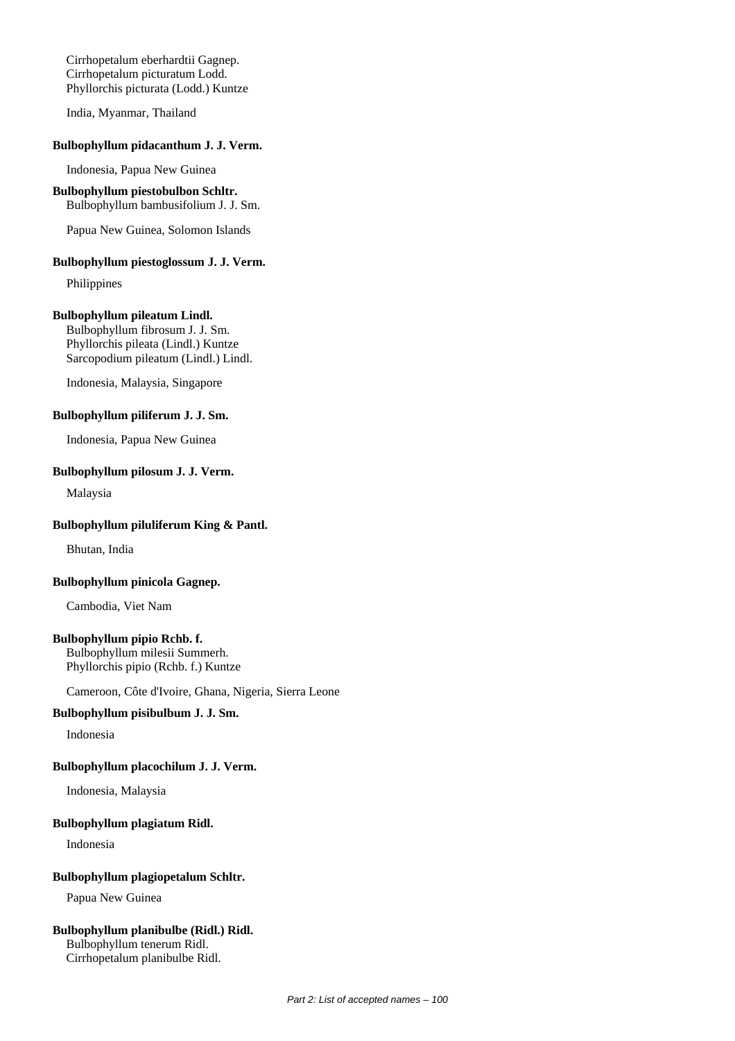Cirrhopetalum eberhardtii Gagnep.
Cirrhopetalum picturatum Lodd.
Phyllorchis picturata (Lodd.) Kuntze

India, Myanmar, Thailand

**Bulbophyllum pidacanthum J. J. Verm.**

Indonesia, Papua New Guinea

**Bulbophyllum piestobulbon Schltr.**
Bulbophyllum bambusifolium J. J. Sm.

Papua New Guinea, Solomon Islands

**Bulbophyllum piestoglossum J. J. Verm.**

Philippines

**Bulbophyllum pileatum Lindl.**
Bulbophyllum fibrosum J. J. Sm.
Phyllorchis pileata (Lindl.) Kuntze
Sarcopodium pileatum (Lindl.) Lindl.

Indonesia, Malaysia, Singapore

**Bulbophyllum piliferum J. J. Sm.**

Indonesia, Papua New Guinea

**Bulbophyllum pilosum J. J. Verm.**

Malaysia

**Bulbophyllum piluliferum King & Pantl.**

Bhutan, India

**Bulbophyllum pinicola Gagnep.**

Cambodia, Viet Nam

**Bulbophyllum pipio Rchb. f.**
Bulbophyllum milesii Summerh.
Phyllorchis pipio (Rchb. f.) Kuntze

Cameroon, Côte d'Ivoire, Ghana, Nigeria, Sierra Leone

**Bulbophyllum pisibulbum J. J. Sm.**

Indonesia

**Bulbophyllum placochilum J. J. Verm.**

Indonesia, Malaysia

**Bulbophyllum plagiatum Ridl.**

Indonesia

**Bulbophyllum plagiopetalum Schltr.**

Papua New Guinea

**Bulbophyllum planibulbe (Ridl.) Ridl.**
Bulbophyllum tenerum Ridl.
Cirrhopetalum planibulbe Ridl.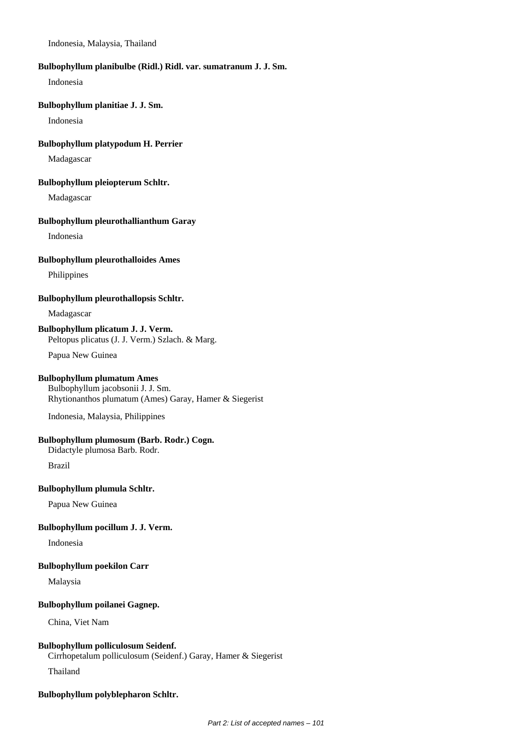Indonesia, Malaysia, Thailand

**Bulbophyllum planibulbe (Ridl.) Ridl. var. sumatranum J. J. Sm.**

Indonesia

**Bulbophyllum planitiae J. J. Sm.**

Indonesia

**Bulbophyllum platypodum H. Perrier**

Madagascar

**Bulbophyllum pleiopterum Schltr.**

Madagascar

**Bulbophyllum pleurothallianthum Garay**

Indonesia

**Bulbophyllum pleurothalloides Ames**

Philippines

**Bulbophyllum pleurothallopsis Schltr.**

Madagascar

**Bulbophyllum plicatum J. J. Verm.**
Peltopus plicatus (J. J. Verm.) Szlach. & Marg.

Papua New Guinea

**Bulbophyllum plumatum Ames**
Bulbophyllum jacobsonii J. J. Sm.
Rhytionanthos plumatum (Ames) Garay, Hamer & Siegerist

Indonesia, Malaysia, Philippines

**Bulbophyllum plumosum (Barb. Rodr.) Cogn.**
Didactyle plumosa Barb. Rodr.

Brazil

**Bulbophyllum plumula Schltr.**

Papua New Guinea

**Bulbophyllum pocillum J. J. Verm.**

Indonesia

**Bulbophyllum poekilon Carr**

Malaysia

**Bulbophyllum poilanei Gagnep.**

China, Viet Nam

**Bulbophyllum polliculosum Seidenf.**
Cirrhopetalum polliculosum (Seidenf.) Garay, Hamer & Siegerist

Thailand

**Bulbophyllum polyblepharon Schltr.**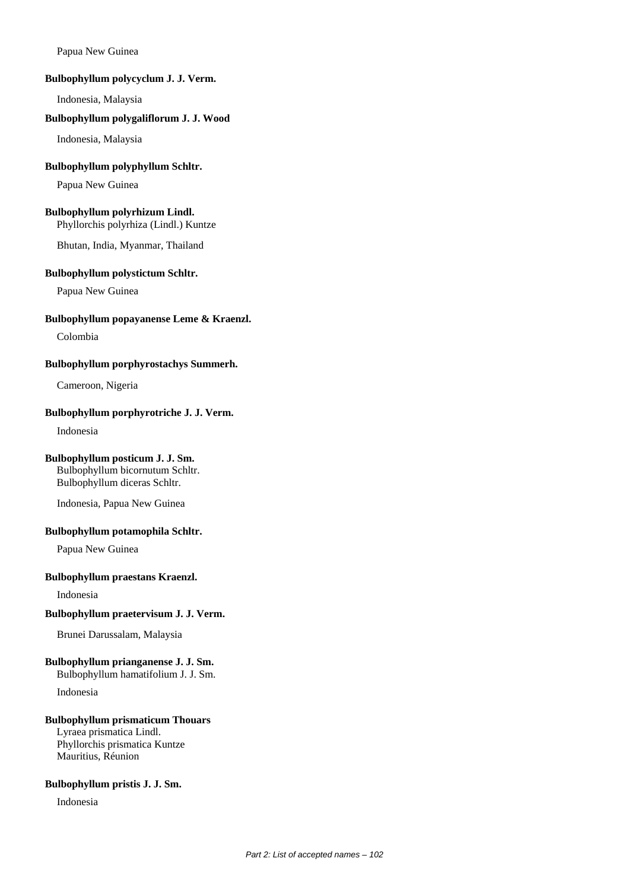Papua New Guinea

**Bulbophyllum polycyclum J. J. Verm.**

Indonesia, Malaysia

**Bulbophyllum polygaliflorum J. J. Wood**

Indonesia, Malaysia

**Bulbophyllum polyphyllum Schltr.**

Papua New Guinea

**Bulbophyllum polyrhizum Lindl.**
Phyllorchis polyrhiza (Lindl.) Kuntze

Bhutan, India, Myanmar, Thailand

**Bulbophyllum polystictum Schltr.**

Papua New Guinea

**Bulbophyllum popayanense Leme & Kraenzl.**

Colombia

**Bulbophyllum porphyrostachys Summerh.**

Cameroon, Nigeria

**Bulbophyllum porphyrotriche J. J. Verm.**

Indonesia

**Bulbophyllum posticum J. J. Sm.**
Bulbophyllum bicornutum Schltr.
Bulbophyllum diceras Schltr.

Indonesia, Papua New Guinea

**Bulbophyllum potamophila Schltr.**

Papua New Guinea

**Bulbophyllum praestans Kraenzl.**

Indonesia

**Bulbophyllum praetervisum J. J. Verm.**

Brunei Darussalam, Malaysia

**Bulbophyllum prianganense J. J. Sm.**
Bulbophyllum hamatifolium J. J. Sm.

Indonesia

**Bulbophyllum prismaticum Thouars**
Lyraea prismatica Lindl.
Phyllorchis prismatica Kuntze
Mauritius, Réunion

**Bulbophyllum pristis J. J. Sm.**

Indonesia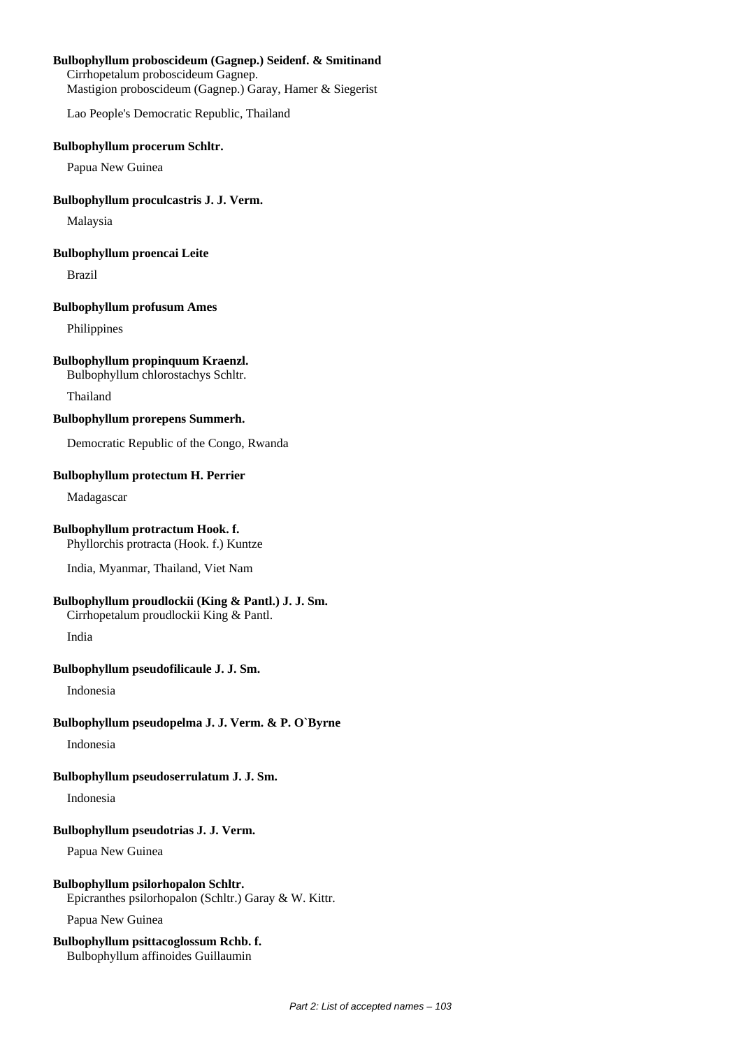**Bulbophyllum proboscideum (Gagnep.) Seidenf. & Smitinand**
Cirrhopetalum proboscideum Gagnep.
Mastigion proboscideum (Gagnep.) Garay, Hamer & Siegerist

Lao People's Democratic Republic, Thailand

**Bulbophyllum procerum Schltr.**

Papua New Guinea

**Bulbophyllum proculcastris J. J. Verm.**

Malaysia

**Bulbophyllum proencai Leite**

Brazil

**Bulbophyllum profusum Ames**

Philippines

**Bulbophyllum propinquum Kraenzl.**
Bulbophyllum chlorostachys Schltr.

Thailand

**Bulbophyllum prorepens Summerh.**

Democratic Republic of the Congo, Rwanda

**Bulbophyllum protectum H. Perrier**

Madagascar

**Bulbophyllum protractum Hook. f.**
Phyllorchis protracta (Hook. f.) Kuntze

India, Myanmar, Thailand, Viet Nam

**Bulbophyllum proudlockii (King & Pantl.) J. J. Sm.**
Cirrhopetalum proudlockii King & Pantl.

India

**Bulbophyllum pseudofilicaule J. J. Sm.**

Indonesia

**Bulbophyllum pseudopelma J. J. Verm. & P. O`Byrne**

Indonesia

**Bulbophyllum pseudoserrulatum J. J. Sm.**

Indonesia

**Bulbophyllum pseudotrias J. J. Verm.**

Papua New Guinea

**Bulbophyllum psilorhopalon Schltr.**
Epicranthes psilorhopalon (Schltr.) Garay & W. Kittr.

Papua New Guinea

**Bulbophyllum psittacoglossum Rchb. f.**
Bulbophyllum affinoides Guillaumin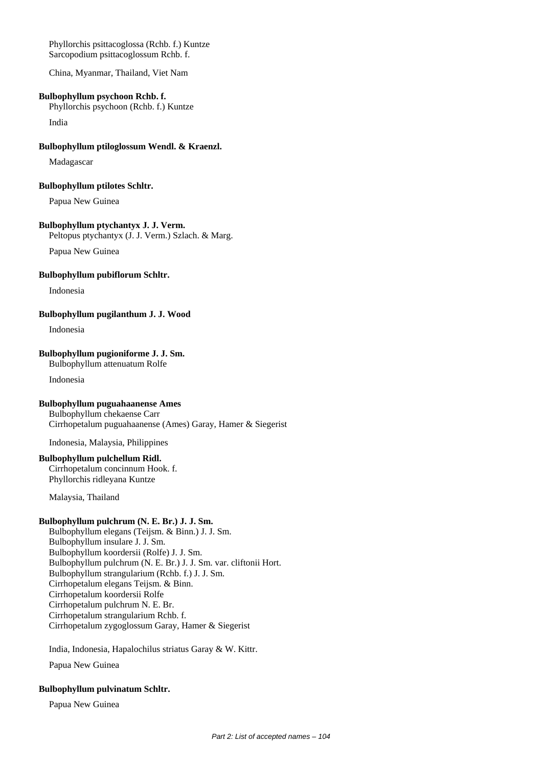Phyllorchis psittacoglossa (Rchb. f.) Kuntze
Sarcopodium psittacoglossum Rchb. f.

China, Myanmar, Thailand, Viet Nam

**Bulbophyllum psychoon Rchb. f.**
Phyllorchis psychoon (Rchb. f.) Kuntze

India

**Bulbophyllum ptiloglossum Wendl. & Kraenzl.**

Madagascar

**Bulbophyllum ptilotes Schltr.**

Papua New Guinea

**Bulbophyllum ptychantyx J. J. Verm.**
Peltopus ptychantyx (J. J. Verm.) Szlach. & Marg.

Papua New Guinea

**Bulbophyllum pubiflorum Schltr.**

Indonesia

**Bulbophyllum pugilanthum J. J. Wood**

Indonesia

**Bulbophyllum pugioniforme J. J. Sm.**
Bulbophyllum attenuatum Rolfe

Indonesia

**Bulbophyllum puguahaanense Ames**
Bulbophyllum chekaense Carr
Cirrhopetalum puguahaanense (Ames) Garay, Hamer & Siegerist

Indonesia, Malaysia, Philippines

**Bulbophyllum pulchellum Ridl.**
Cirrhopetalum concinnum Hook. f.
Phyllorchis ridleyana Kuntze

Malaysia, Thailand

**Bulbophyllum pulchrum (N. E. Br.) J. J. Sm.**
Bulbophyllum elegans (Teijsm. & Binn.) J. J. Sm.
Bulbophyllum insulare J. J. Sm.
Bulbophyllum koordersii (Rolfe) J. J. Sm.
Bulbophyllum pulchrum (N. E. Br.) J. J. Sm. var. cliftonii Hort.
Bulbophyllum strangularium (Rchb. f.) J. J. Sm.
Cirrhopetalum elegans Teijsm. & Binn.
Cirrhopetalum koordersii Rolfe
Cirrhopetalum pulchrum N. E. Br.
Cirrhopetalum strangularium Rchb. f.
Cirrhopetalum zygoglossum Garay, Hamer & Siegerist

India, Indonesia, Hapalochilus striatus Garay & W. Kittr.

Papua New Guinea

**Bulbophyllum pulvinatum Schltr.**

Papua New Guinea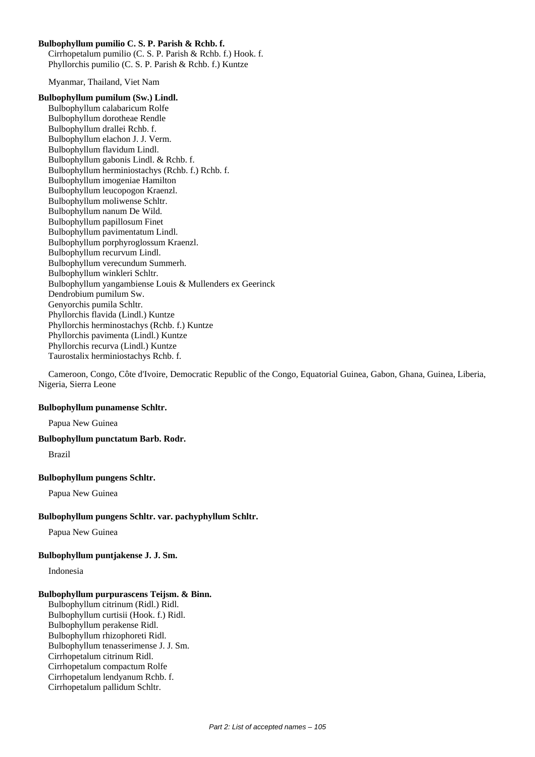**Bulbophyllum pumilio C. S. P. Parish & Rchb. f.**

Cirrhopetalum pumilio (C. S. P. Parish & Rchb. f.) Hook. f.
Phyllorchis pumilio (C. S. P. Parish & Rchb. f.) Kuntze

Myanmar, Thailand, Viet Nam

**Bulbophyllum pumilum (Sw.) Lindl.**

Bulbophyllum calabaricum Rolfe
Bulbophyllum dorotheae Rendle
Bulbophyllum drallei Rchb. f.
Bulbophyllum elachon J. J. Verm.
Bulbophyllum flavidum Lindl.
Bulbophyllum gabonis Lindl. & Rchb. f.
Bulbophyllum herminiostachys (Rchb. f.) Rchb. f.
Bulbophyllum imogeniae Hamilton
Bulbophyllum leucopogon Kraenzl.
Bulbophyllum moliwense Schltr.
Bulbophyllum nanum De Wild.
Bulbophyllum papillosum Finet
Bulbophyllum pavimentatum Lindl.
Bulbophyllum porphyroglossum Kraenzl.
Bulbophyllum recurvum Lindl.
Bulbophyllum verecundum Summerh.
Bulbophyllum winkleri Schltr.
Bulbophyllum yangambiense Louis & Mullenders ex Geerinck
Dendrobium pumilum Sw.
Genyorchis pumila Schltr.
Phyllorchis flavida (Lindl.) Kuntze
Phyllorchis herminostachys (Rchb. f.) Kuntze
Phyllorchis pavimenta (Lindl.) Kuntze
Phyllorchis recurva (Lindl.) Kuntze
Taurostalix herminiostachys Rchb. f.

Cameroon, Congo, Côte d'Ivoire, Democratic Republic of the Congo, Equatorial Guinea, Gabon, Ghana, Guinea, Liberia, Nigeria, Sierra Leone

**Bulbophyllum punamense Schltr.**

Papua New Guinea

**Bulbophyllum punctatum Barb. Rodr.**

Brazil

**Bulbophyllum pungens Schltr.**

Papua New Guinea

**Bulbophyllum pungens Schltr. var. pachyphyllum Schltr.**

Papua New Guinea

**Bulbophyllum puntjakense J. J. Sm.**

Indonesia

**Bulbophyllum purpurascens Teijsm. & Binn.**

Bulbophyllum citrinum (Ridl.) Ridl.
Bulbophyllum curtisii (Hook. f.) Ridl.
Bulbophyllum perakense Ridl.
Bulbophyllum rhizophoreti Ridl.
Bulbophyllum tenasserimense J. J. Sm.
Cirrhopetalum citrinum Ridl.
Cirrhopetalum compactum Rolfe
Cirrhopetalum lendyanum Rchb. f.
Cirrhopetalum pallidum Schltr.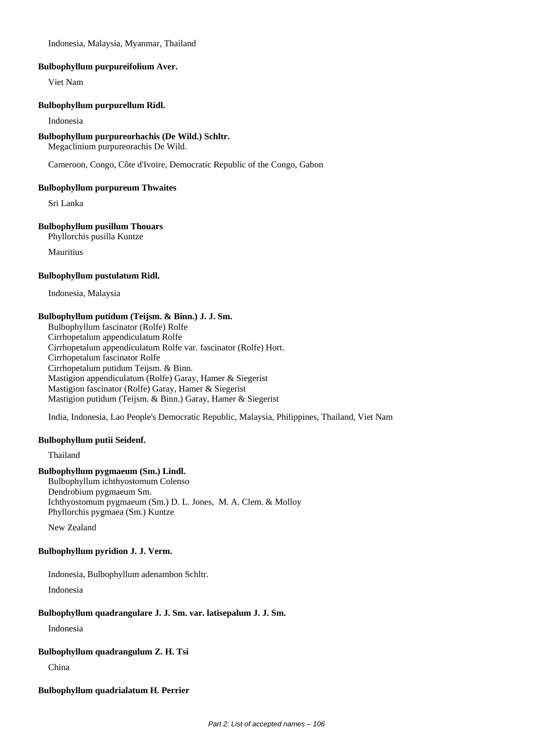Indonesia, Malaysia, Myanmar, Thailand

**Bulbophyllum purpureifolium Aver.**

Viet Nam

**Bulbophyllum purpurellum Ridl.**

Indonesia

**Bulbophyllum purpureorhachis (De Wild.) Schltr.**

Megaclinium purpureorachis De Wild.

Cameroon, Congo, Côte d'Ivoire, Democratic Republic of the Congo, Gabon

**Bulbophyllum purpureum Thwaites**

Sri Lanka

**Bulbophyllum pusillum Thouars**

Phyllorchis pusilla Kuntze

Mauritius

**Bulbophyllum pustulatum Ridl.**

Indonesia, Malaysia

**Bulbophyllum putidum (Teijsm. & Binn.) J. J. Sm.**

Bulbophyllum fascinator (Rolfe) Rolfe
Cirrhopetalum appendiculatum Rolfe
Cirrhopetalum appendiculatum Rolfe var. fascinator (Rolfe) Hort.
Cirrhopetalum fascinator Rolfe
Cirrhopetalum putidum Teijsm. & Binn.
Mastigion appendiculatum (Rolfe) Garay, Hamer & Siegerist
Mastigion fascinator (Rolfe) Garay, Hamer & Siegerist
Mastigion putidum (Teijsm. & Binn.) Garay, Hamer & Siegerist

India, Indonesia, Lao People's Democratic Republic, Malaysia, Philippines, Thailand, Viet Nam

**Bulbophyllum putii Seidenf.**

Thailand

**Bulbophyllum pygmaeum (Sm.) Lindl.**

Bulbophyllum ichthyostomum Colenso
Dendrobium pygmaeum Sm.
Ichthyostomum pygmaeum (Sm.) D. L. Jones, M. A. Clem. & Molloy
Phyllorchis pygmaea (Sm.) Kuntze

New Zealand

**Bulbophyllum pyridion J. J. Verm.**

Indonesia, Bulbophyllum adenambon Schltr.

Indonesia

**Bulbophyllum quadrangulare J. J. Sm. var. latisepalum J. J. Sm.**

Indonesia

**Bulbophyllum quadrangulum Z. H. Tsi**

China

**Bulbophyllum quadrialatum H. Perrier**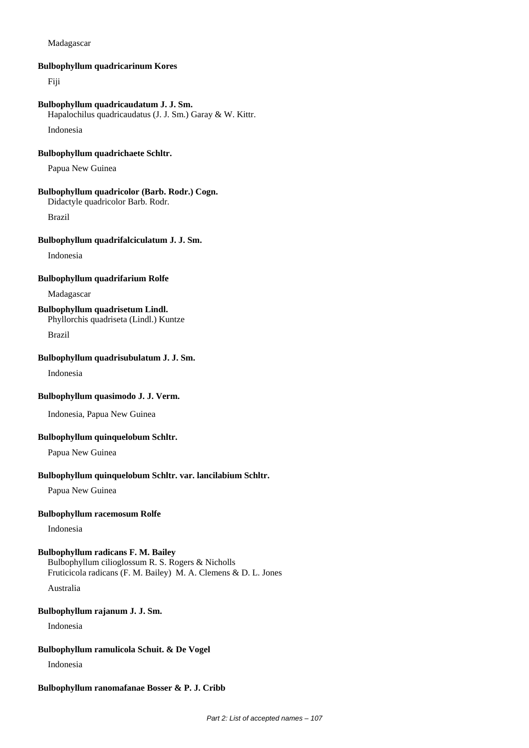Madagascar

**Bulbophyllum quadricarinum Kores**

Fiji

**Bulbophyllum quadricaudatum J. J. Sm.**
Hapalochilus quadricaudatus (J. J. Sm.) Garay & W. Kittr.

Indonesia

**Bulbophyllum quadrichaete Schltr.**

Papua New Guinea

**Bulbophyllum quadricolor (Barb. Rodr.) Cogn.**
Didactyle quadricolor Barb. Rodr.

Brazil

**Bulbophyllum quadrifalciculatum J. J. Sm.**

Indonesia

**Bulbophyllum quadrifarium Rolfe**

Madagascar

**Bulbophyllum quadrisetum Lindl.**
Phyllorchis quadriseta (Lindl.) Kuntze

Brazil

**Bulbophyllum quadrisubulatum J. J. Sm.**

Indonesia

**Bulbophyllum quasimodo J. J. Verm.**

Indonesia, Papua New Guinea

**Bulbophyllum quinquelobum Schltr.**

Papua New Guinea

**Bulbophyllum quinquelobum Schltr. var. lancilabium Schltr.**

Papua New Guinea

**Bulbophyllum racemosum Rolfe**

Indonesia

**Bulbophyllum radicans F. M. Bailey**
Bulbophyllum cilioglossum R. S. Rogers & Nicholls
Fruticicola radicans (F. M. Bailey) M. A. Clemens & D. L. Jones

Australia

**Bulbophyllum rajanum J. J. Sm.**

Indonesia

**Bulbophyllum ramulicola Schuit. & De Vogel**

Indonesia

**Bulbophyllum ranomafanae Bosser & P. J. Cribb**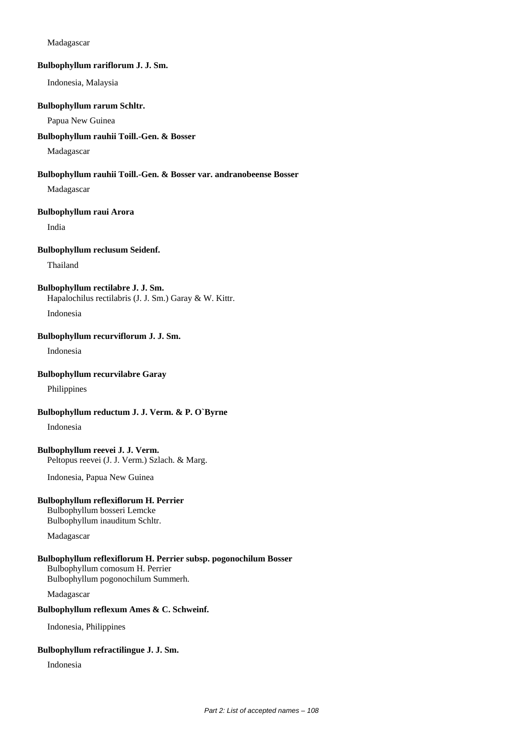Madagascar

**Bulbophyllum rariflorum J. J. Sm.**

Indonesia, Malaysia

**Bulbophyllum rarum Schltr.**

Papua New Guinea

**Bulbophyllum rauhii Toill.-Gen. & Bosser**

Madagascar

**Bulbophyllum rauhii Toill.-Gen. & Bosser var. andranobeense Bosser**

Madagascar

**Bulbophyllum raui Arora**

India

**Bulbophyllum reclusum Seidenf.**

Thailand

**Bulbophyllum rectilabre J. J. Sm.**

Hapalochilus rectilabris (J. J. Sm.) Garay & W. Kittr.

Indonesia

**Bulbophyllum recurviflorum J. J. Sm.**

Indonesia

**Bulbophyllum recurvilabre Garay**

Philippines

**Bulbophyllum reductum J. J. Verm. & P. O`Byrne**

Indonesia

**Bulbophyllum reevei J. J. Verm.**

Peltopus reevei (J. J. Verm.) Szlach. & Marg.

Indonesia, Papua New Guinea

**Bulbophyllum reflexiflorum H. Perrier**

Bulbophyllum bosseri Lemcke
Bulbophyllum inauditum Schltr.

Madagascar

**Bulbophyllum reflexiflorum H. Perrier subsp. pogonochilum Bosser**

Bulbophyllum comosum H. Perrier
Bulbophyllum pogonochilum Summerh.

Madagascar

**Bulbophyllum reflexum Ames & C. Schweinf.**

Indonesia, Philippines

**Bulbophyllum refractilingue J. J. Sm.**

Indonesia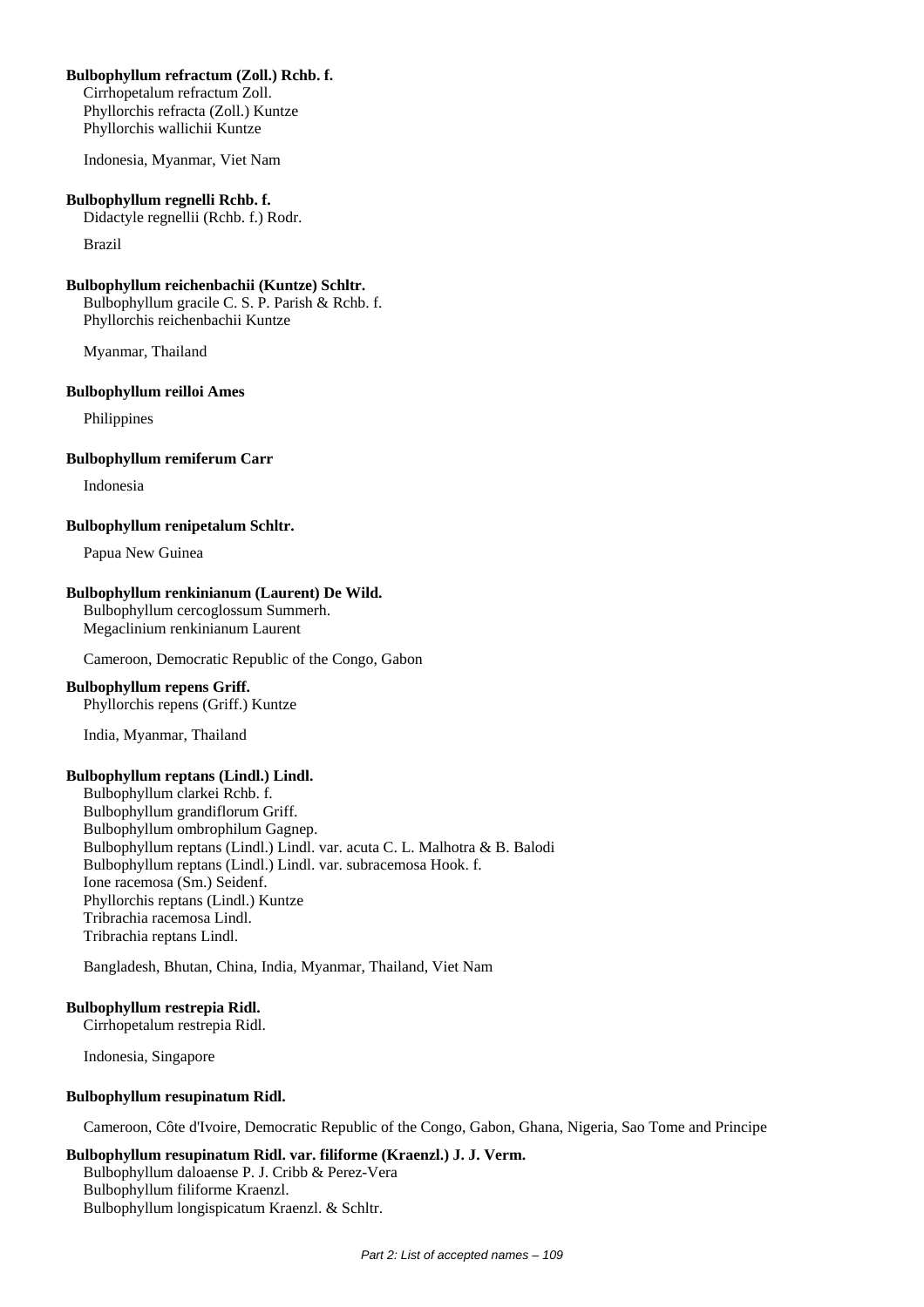**Bulbophyllum refractum (Zoll.) Rchb. f.**

Cirrhopetalum refractum Zoll.
Phyllorchis refracta (Zoll.) Kuntze
Phyllorchis wallichii Kuntze

Indonesia, Myanmar, Viet Nam

**Bulbophyllum regnelli Rchb. f.**

Didactyle regnellii (Rchb. f.) Rodr.

Brazil

**Bulbophyllum reichenbachii (Kuntze) Schltr.**

Bulbophyllum gracile C. S. P. Parish & Rchb. f.
Phyllorchis reichenbachii Kuntze

Myanmar, Thailand

**Bulbophyllum reilloi Ames**

Philippines

**Bulbophyllum remiferum Carr**

Indonesia

**Bulbophyllum renipetalum Schltr.**

Papua New Guinea

**Bulbophyllum renkinianum (Laurent) De Wild.**

Bulbophyllum cercoglossum Summerh.
Megaclinium renkinianum Laurent

Cameroon, Democratic Republic of the Congo, Gabon

**Bulbophyllum repens Griff.**

Phyllorchis repens (Griff.) Kuntze

India, Myanmar, Thailand

**Bulbophyllum reptans (Lindl.) Lindl.**

Bulbophyllum clarkei Rchb. f.
Bulbophyllum grandiflorum Griff.
Bulbophyllum ombrophilum Gagnep.
Bulbophyllum reptans (Lindl.) Lindl. var. acuta C. L. Malhotra & B. Balodi
Bulbophyllum reptans (Lindl.) Lindl. var. subracemosa Hook. f.
Ione racemosa (Sm.) Seidenf.
Phyllorchis reptans (Lindl.) Kuntze
Tribrachia racemosa Lindl.
Tribrachia reptans Lindl.

Bangladesh, Bhutan, China, India, Myanmar, Thailand, Viet Nam

**Bulbophyllum restrepia Ridl.**

Cirrhopetalum restrepia Ridl.

Indonesia, Singapore

**Bulbophyllum resupinatum Ridl.**

Cameroon, Côte d'Ivoire, Democratic Republic of the Congo, Gabon, Ghana, Nigeria, Sao Tome and Principe

**Bulbophyllum resupinatum Ridl. var. filiforme (Kraenzl.) J. J. Verm.**

Bulbophyllum daloaense P. J. Cribb & Perez-Vera
Bulbophyllum filiforme Kraenzl.
Bulbophyllum longispicatum Kraenzl. & Schltr.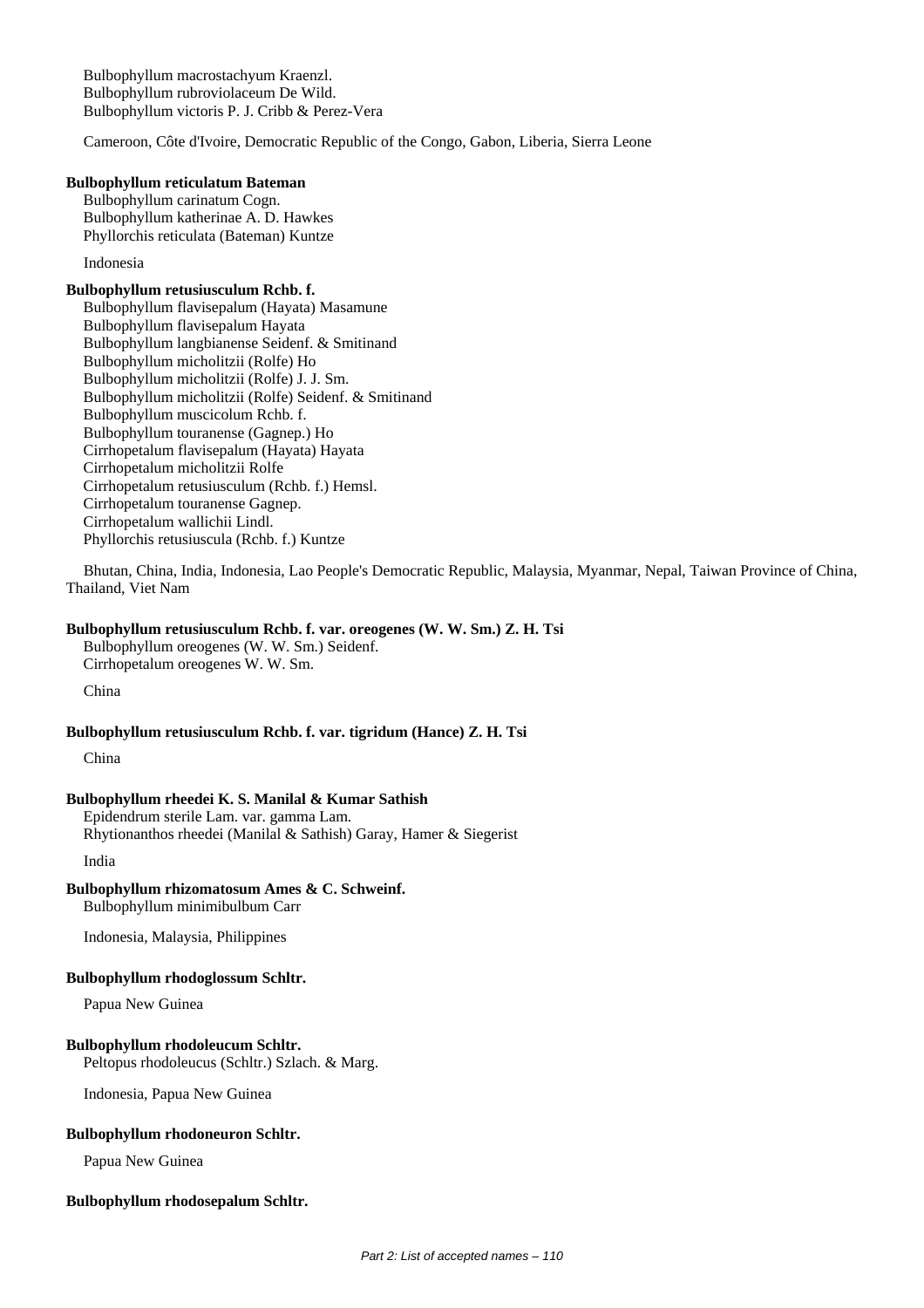Bulbophyllum macrostachyum Kraenzl.
Bulbophyllum rubroviolaceum De Wild.
Bulbophyllum victoris P. J. Cribb & Perez-Vera

Cameroon, Côte d'Ivoire, Democratic Republic of the Congo, Gabon, Liberia, Sierra Leone

**Bulbophyllum reticulatum Bateman**

Bulbophyllum carinatum Cogn.
Bulbophyllum katherinae A. D. Hawkes
Phyllorchis reticulata (Bateman) Kuntze

Indonesia

**Bulbophyllum retusiusculum Rchb. f.**

Bulbophyllum flavisepalum (Hayata) Masamune
Bulbophyllum flavisepalum Hayata
Bulbophyllum langbianense Seidenf. & Smitinand
Bulbophyllum micholitzii (Rolfe) Ho
Bulbophyllum micholitzii (Rolfe) J. J. Sm.
Bulbophyllum micholitzii (Rolfe) Seidenf. & Smitinand
Bulbophyllum muscicolum Rchb. f.
Bulbophyllum touranense (Gagnep.) Ho
Cirrhopetalum flavisepalum (Hayata) Hayata
Cirrhopetalum micholitzii Rolfe
Cirrhopetalum retusiusculum (Rchb. f.) Hemsl.
Cirrhopetalum touranense Gagnep.
Cirrhopetalum wallichii Lindl.
Phyllorchis retusiuscula (Rchb. f.) Kuntze

Bhutan, China, India, Indonesia, Lao People's Democratic Republic, Malaysia, Myanmar, Nepal, Taiwan Province of China, Thailand, Viet Nam

**Bulbophyllum retusiusculum Rchb. f. var. oreogenes (W. W. Sm.) Z. H. Tsi**

Bulbophyllum oreogenes (W. W. Sm.) Seidenf.
Cirrhopetalum oreogenes W. W. Sm.

China

**Bulbophyllum retusiusculum Rchb. f. var. tigridum (Hance) Z. H. Tsi**

China

**Bulbophyllum rheedei K. S. Manilal & Kumar Sathish**

Epidendrum sterile Lam. var. gamma Lam.
Rhytionanthos rheedei (Manilal & Sathish) Garay, Hamer & Siegerist

India

**Bulbophyllum rhizomatosum Ames & C. Schweinf.**

Bulbophyllum minimibulbum Carr

Indonesia, Malaysia, Philippines

**Bulbophyllum rhodoglossum Schltr.**

Papua New Guinea

**Bulbophyllum rhodoleucum Schltr.**

Peltopus rhodoleucus (Schltr.) Szlach. & Marg.

Indonesia, Papua New Guinea

**Bulbophyllum rhodoneuron Schltr.**

Papua New Guinea

**Bulbophyllum rhodosepalum Schltr.**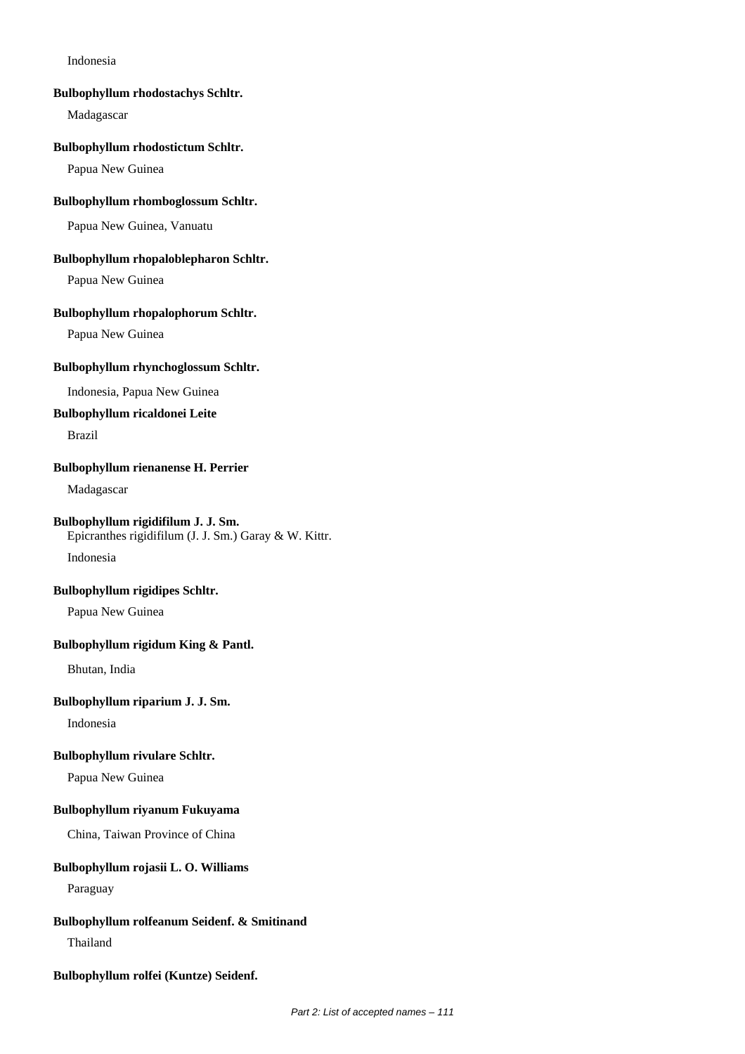Indonesia

**Bulbophyllum rhodostachys Schltr.**

Madagascar

**Bulbophyllum rhodostictum Schltr.**

Papua New Guinea

**Bulbophyllum rhomboglossum Schltr.**

Papua New Guinea, Vanuatu

**Bulbophyllum rhopaloblepharon Schltr.**

Papua New Guinea

**Bulbophyllum rhopalophorum Schltr.**

Papua New Guinea

**Bulbophyllum rhynchoglossum Schltr.**

Indonesia, Papua New Guinea

**Bulbophyllum ricaldonei Leite**

Brazil

**Bulbophyllum rienanense H. Perrier**

Madagascar

**Bulbophyllum rigidifilum J. J. Sm.**
Epicranthes rigidifilum (J. J. Sm.) Garay & W. Kittr.

Indonesia

**Bulbophyllum rigidipes Schltr.**

Papua New Guinea

**Bulbophyllum rigidum King & Pantl.**

Bhutan, India

**Bulbophyllum riparium J. J. Sm.**

Indonesia

**Bulbophyllum rivulare Schltr.**

Papua New Guinea

**Bulbophyllum riyanum Fukuyama**

China, Taiwan Province of China

**Bulbophyllum rojasii L. O. Williams**

Paraguay

**Bulbophyllum rolfeanum Seidenf. & Smitinand**

Thailand

**Bulbophyllum rolfei (Kuntze) Seidenf.**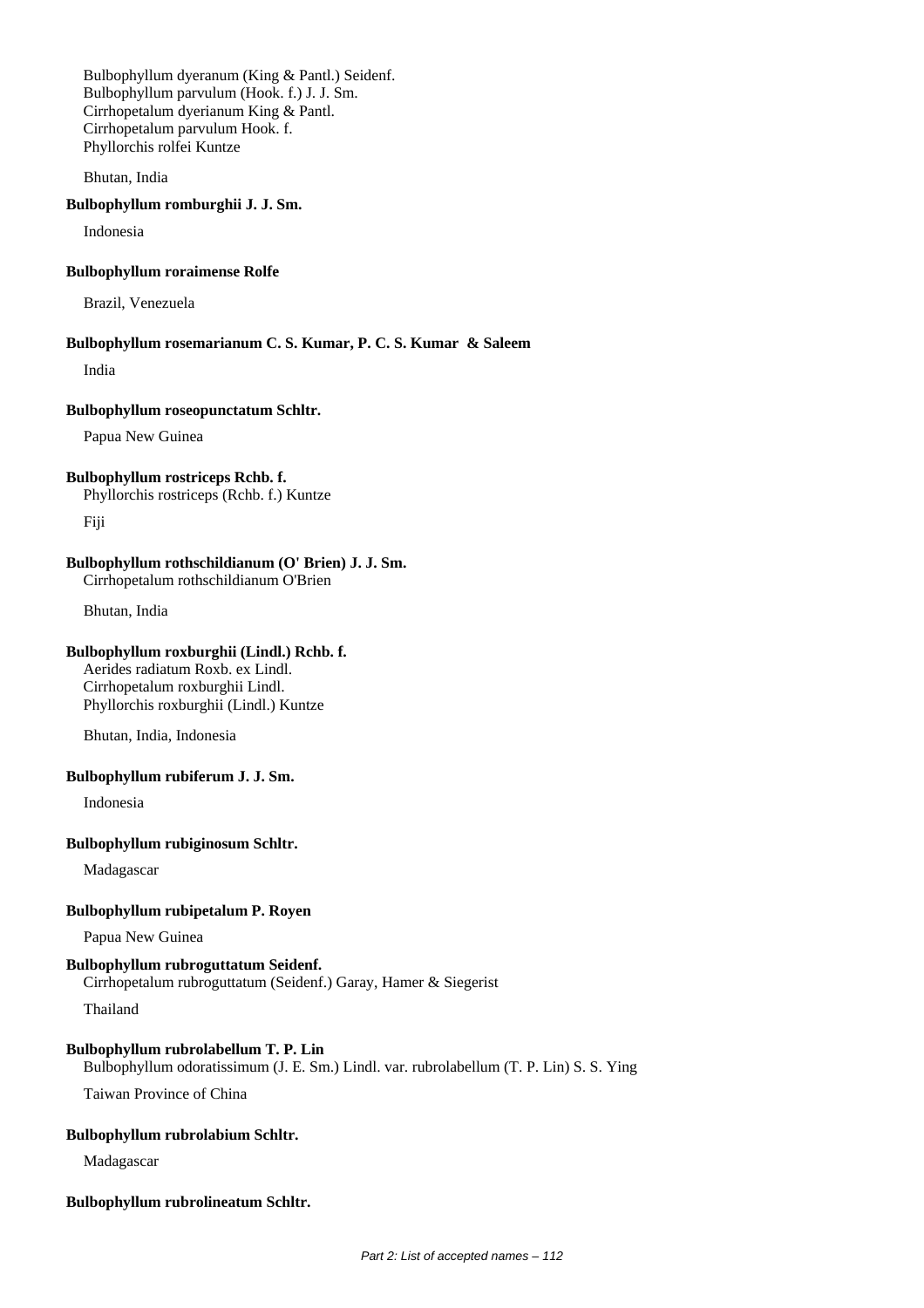Bulbophyllum dyeranum (King & Pantl.) Seidenf.
Bulbophyllum parvulum (Hook. f.) J. J. Sm.
Cirrhopetalum dyerianum King & Pantl.
Cirrhopetalum parvulum Hook. f.
Phyllorchis rolfei Kuntze

Bhutan, India

**Bulbophyllum romburghii J. J. Sm.**

Indonesia

**Bulbophyllum roraimense Rolfe**

Brazil, Venezuela

**Bulbophyllum rosemarianum C. S. Kumar, P. C. S. Kumar & Saleem**

India

**Bulbophyllum roseopunctatum Schltr.**

Papua New Guinea

**Bulbophyllum rostriceps Rchb. f.**
Phyllorchis rostriceps (Rchb. f.) Kuntze

Fiji

**Bulbophyllum rothschildianum (O' Brien) J. J. Sm.**
Cirrhopetalum rothschildianum O'Brien

Bhutan, India

**Bulbophyllum roxburghii (Lindl.) Rchb. f.**
Aerides radiatum Roxb. ex Lindl.
Cirrhopetalum roxburghii Lindl.
Phyllorchis roxburghii (Lindl.) Kuntze

Bhutan, India, Indonesia

**Bulbophyllum rubiferum J. J. Sm.**

Indonesia

**Bulbophyllum rubiginosum Schltr.**

Madagascar

**Bulbophyllum rubipetalum P. Royen**

Papua New Guinea

**Bulbophyllum rubroguttatum Seidenf.**
Cirrhopetalum rubroguttatum (Seidenf.) Garay, Hamer & Siegerist

Thailand

**Bulbophyllum rubrolabellum T. P. Lin**
Bulbophyllum odoratissimum (J. E. Sm.) Lindl. var. rubrolabellum (T. P. Lin) S. S. Ying

Taiwan Province of China

**Bulbophyllum rubrolabium Schltr.**

Madagascar

**Bulbophyllum rubrolineatum Schltr.**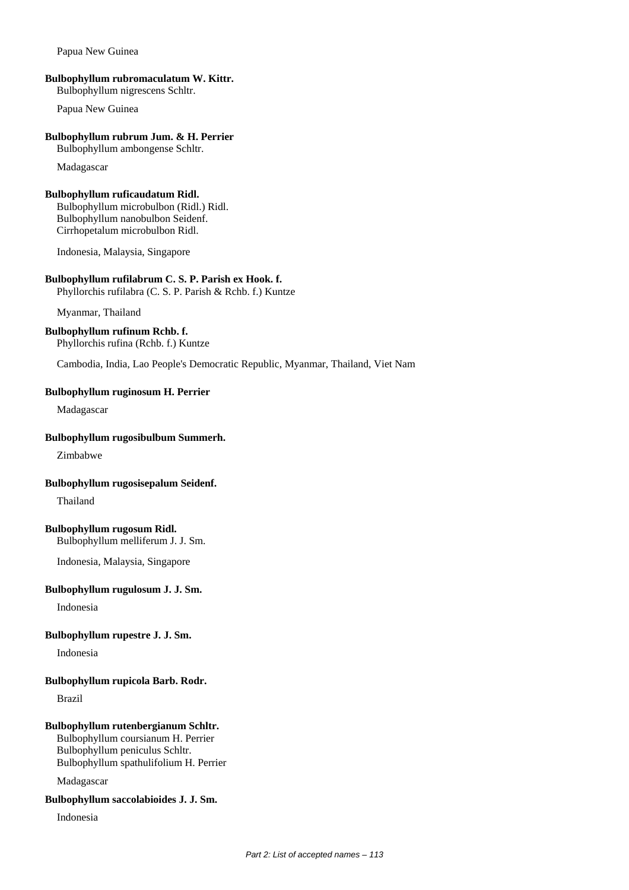Papua New Guinea

**Bulbophyllum rubromaculatum W. Kittr.**
Bulbophyllum nigrescens Schltr.

Papua New Guinea

**Bulbophyllum rubrum Jum. & H. Perrier**
Bulbophyllum ambongense Schltr.

Madagascar

**Bulbophyllum ruficaudatum Ridl.**
Bulbophyllum microbulbon (Ridl.) Ridl.
Bulbophyllum nanobulbon Seidenf.
Cirrhopetalum microbulbon Ridl.

Indonesia, Malaysia, Singapore

**Bulbophyllum rufilabrum C. S. P. Parish ex Hook. f.**
Phyllorchis rufilabra (C. S. P. Parish & Rchb. f.) Kuntze

Myanmar, Thailand

**Bulbophyllum rufinum Rchb. f.**
Phyllorchis rufina (Rchb. f.) Kuntze

Cambodia, India, Lao People's Democratic Republic, Myanmar, Thailand, Viet Nam

**Bulbophyllum ruginosum H. Perrier**

Madagascar

**Bulbophyllum rugosibulbum Summerh.**

Zimbabwe

**Bulbophyllum rugosisepalum Seidenf.**

Thailand

**Bulbophyllum rugosum Ridl.**
Bulbophyllum melliferum J. J. Sm.

Indonesia, Malaysia, Singapore

**Bulbophyllum rugulosum J. J. Sm.**

Indonesia

**Bulbophyllum rupestre J. J. Sm.**

Indonesia

**Bulbophyllum rupicola Barb. Rodr.**

Brazil

**Bulbophyllum rutenbergianum Schltr.**
Bulbophyllum coursianum H. Perrier
Bulbophyllum peniculus Schltr.
Bulbophyllum spathulifolium H. Perrier

Madagascar

**Bulbophyllum saccolabioides J. J. Sm.**

Indonesia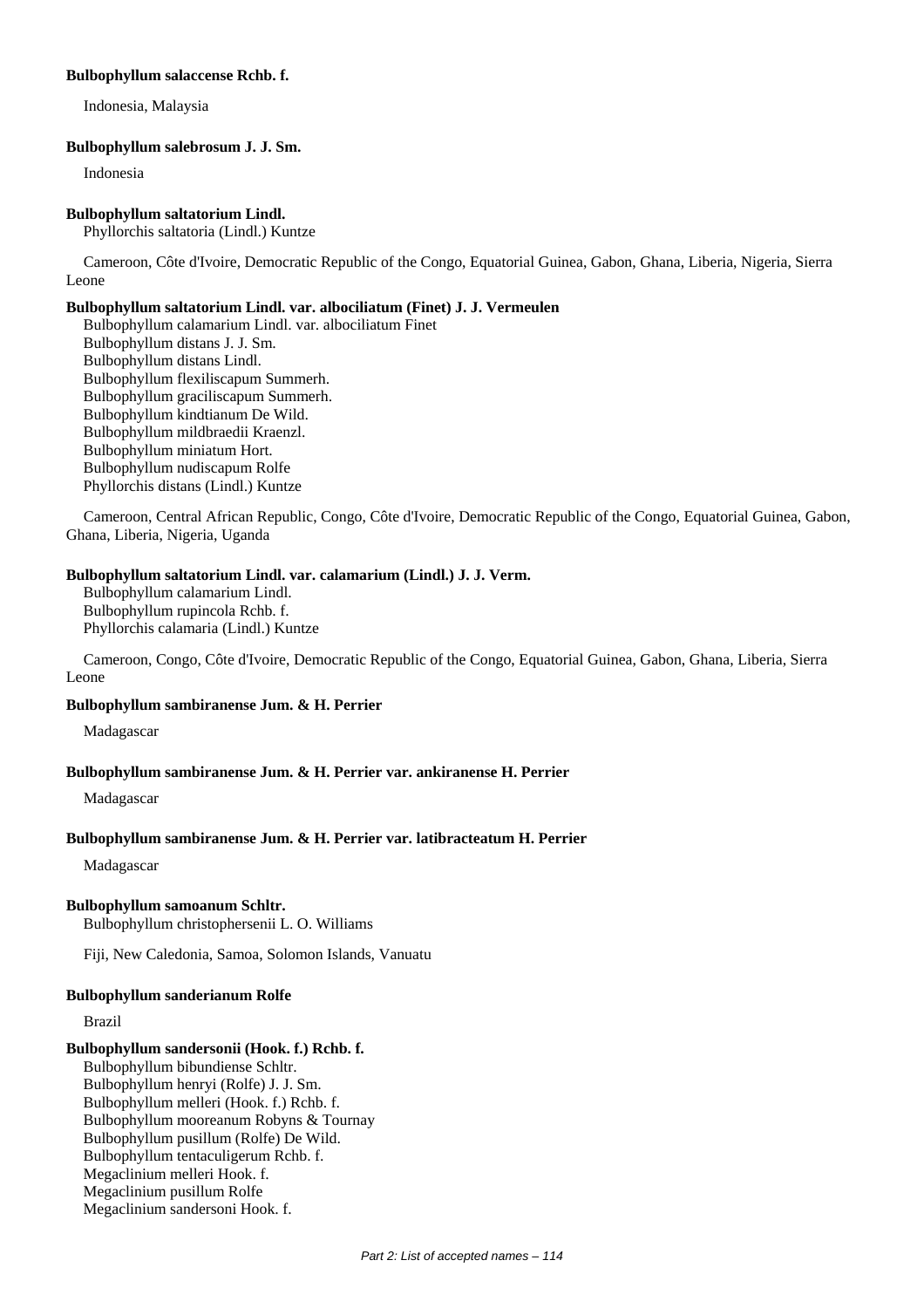**Bulbophyllum salaccense Rchb. f.**

Indonesia, Malaysia

**Bulbophyllum salebrosum J. J. Sm.**

Indonesia

**Bulbophyllum saltatorium Lindl.**

Phyllorchis saltatoria (Lindl.) Kuntze

Cameroon, Côte d'Ivoire, Democratic Republic of the Congo, Equatorial Guinea, Gabon, Ghana, Liberia, Nigeria, Sierra Leone

**Bulbophyllum saltatorium Lindl. var. albociliatum (Finet) J. J. Vermeulen**

Bulbophyllum calamarium Lindl. var. albociliatum Finet  
Bulbophyllum distans J. J. Sm.  
Bulbophyllum distans Lindl.  
Bulbophyllum flexiliscapum Summerh.  
Bulbophyllum graciliscapum Summerh.  
Bulbophyllum kindtianum De Wild.  
Bulbophyllum mildbraedii Kraenzl.  
Bulbophyllum miniatum Hort.  
Bulbophyllum nudiscapum Rolfe  
Phyllorchis distans (Lindl.) Kuntze

Cameroon, Central African Republic, Congo, Côte d'Ivoire, Democratic Republic of the Congo, Equatorial Guinea, Gabon, Ghana, Liberia, Nigeria, Uganda

**Bulbophyllum saltatorium Lindl. var. calamarium (Lindl.) J. J. Verm.**

Bulbophyllum calamarium Lindl.  
Bulbophyllum rupincola Rchb. f.  
Phyllorchis calamaria (Lindl.) Kuntze

Cameroon, Congo, Côte d'Ivoire, Democratic Republic of the Congo, Equatorial Guinea, Gabon, Ghana, Liberia, Sierra Leone

**Bulbophyllum sambiranense Jum. & H. Perrier**

Madagascar

**Bulbophyllum sambiranense Jum. & H. Perrier var. ankiranense H. Perrier**

Madagascar

**Bulbophyllum sambiranense Jum. & H. Perrier var. latibracteatum H. Perrier**

Madagascar

**Bulbophyllum samoanum Schltr.**

Bulbophyllum christophersenii L. O. Williams

Fiji, New Caledonia, Samoa, Solomon Islands, Vanuatu

**Bulbophyllum sanderianum Rolfe**

Brazil

**Bulbophyllum sandersonii (Hook. f.) Rchb. f.**

Bulbophyllum bibundiense Schltr.  
Bulbophyllum henryi (Rolfe) J. J. Sm.  
Bulbophyllum melleri (Hook. f.) Rchb. f.  
Bulbophyllum mooreanum Robyns & Tournay  
Bulbophyllum pusillum (Rolfe) De Wild.  
Bulbophyllum tentaculigerum Rchb. f.  
Megaclinium melleri Hook. f.  
Megaclinium pusillum Rolfe  
Megaclinium sandersoni Hook. f.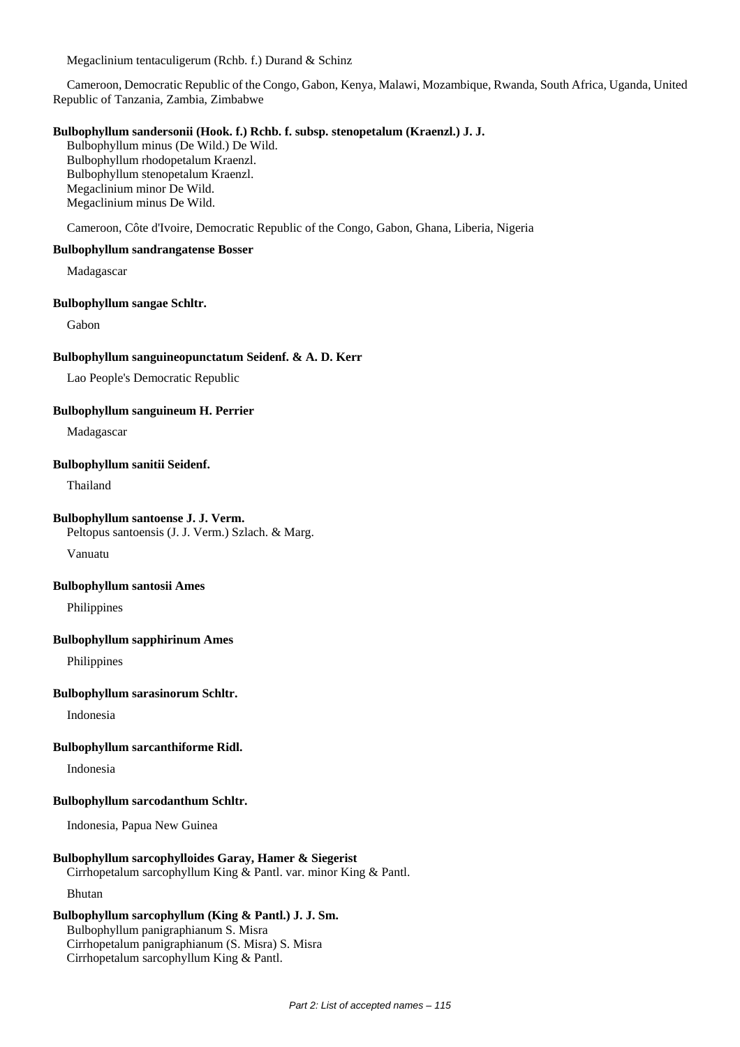Megaclinium tentaculigerum (Rchb. f.) Durand & Schinz

Cameroon, Democratic Republic of the Congo, Gabon, Kenya, Malawi, Mozambique, Rwanda, South Africa, Uganda, United Republic of Tanzania, Zambia, Zimbabwe

**Bulbophyllum sandersonii (Hook. f.) Rchb. f. subsp. stenopetalum (Kraenzl.) J. J.**

Bulbophyllum minus (De Wild.) De Wild.
Bulbophyllum rhodopetalum Kraenzl.
Bulbophyllum stenopetalum Kraenzl.
Megaclinium minor De Wild.
Megaclinium minus De Wild.

Cameroon, Côte d'Ivoire, Democratic Republic of the Congo, Gabon, Ghana, Liberia, Nigeria

**Bulbophyllum sandrangatense Bosser**

Madagascar

**Bulbophyllum sangae Schltr.**

Gabon

**Bulbophyllum sanguineopunctatum Seidenf. & A. D. Kerr**

Lao People's Democratic Republic

**Bulbophyllum sanguineum H. Perrier**

Madagascar

**Bulbophyllum sanitii Seidenf.**

Thailand

**Bulbophyllum santoense J. J. Verm.**

Peltopus santoensis (J. J. Verm.) Szlach. & Marg.

Vanuatu

**Bulbophyllum santosii Ames**

Philippines

**Bulbophyllum sapphirinum Ames**

Philippines

**Bulbophyllum sarasinorum Schltr.**

Indonesia

**Bulbophyllum sarcanthiforme Ridl.**

Indonesia

**Bulbophyllum sarcodanthum Schltr.**

Indonesia, Papua New Guinea

**Bulbophyllum sarcophylloides Garay, Hamer & Siegerist**

Cirrhopetalum sarcophyllum King & Pantl. var. minor King & Pantl.

Bhutan

**Bulbophyllum sarcophyllum (King & Pantl.) J. J. Sm.**

Bulbophyllum panigraphianum S. Misra
Cirrhopetalum panigraphianum (S. Misra) S. Misra
Cirrhopetalum sarcophyllum King & Pantl.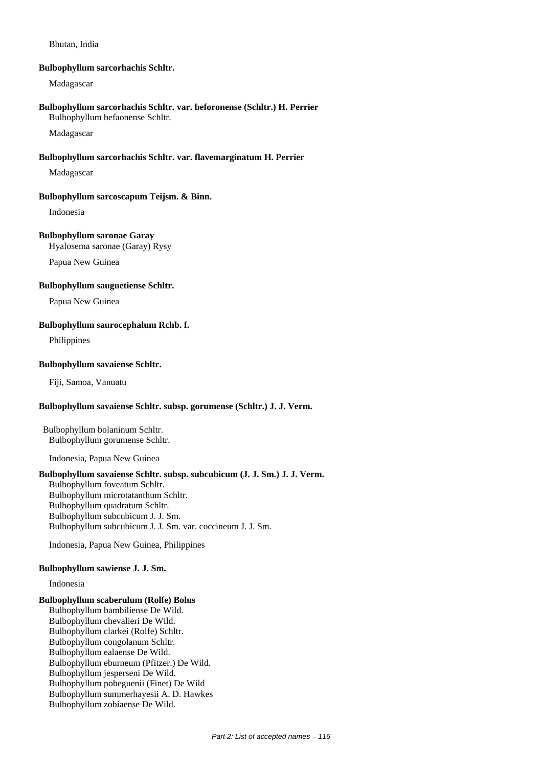Bhutan, India

**Bulbophyllum sarcorhachis Schltr.**

Madagascar

**Bulbophyllum sarcorhachis Schltr. var. beforonense (Schltr.) H. Perrier**
Bulbophyllum befaonense Schltr.

Madagascar

**Bulbophyllum sarcorhachis Schltr. var. flavemarginatum H. Perrier**

Madagascar

**Bulbophyllum sarcoscapum Teijsm. & Binn.**

Indonesia

**Bulbophyllum saronae Garay**
Hyalosema saronae (Garay) Rysy

Papua New Guinea

**Bulbophyllum sauguetiense Schltr.**

Papua New Guinea

**Bulbophyllum saurocephalum Rchb. f.**

Philippines

**Bulbophyllum savaiense Schltr.**

Fiji, Samoa, Vanuatu

**Bulbophyllum savaiense Schltr. subsp. gorumense (Schltr.) J. J. Verm.**

Bulbophyllum bolaninum Schltr.
Bulbophyllum gorumense Schltr.

Indonesia, Papua New Guinea

**Bulbophyllum savaiense Schltr. subsp. subcubicum (J. J. Sm.) J. J. Verm.**
Bulbophyllum foveatum Schltr.
Bulbophyllum microtatanthum Schltr.
Bulbophyllum quadratum Schltr.
Bulbophyllum subcubicum J. J. Sm.
Bulbophyllum subcubicum J. J. Sm. var. coccineum J. J. Sm.

Indonesia, Papua New Guinea, Philippines

**Bulbophyllum sawiense J. J. Sm.**

Indonesia

**Bulbophyllum scaberulum (Rolfe) Bolus**
Bulbophyllum bambiliense De Wild.
Bulbophyllum chevalieri De Wild.
Bulbophyllum clarkei (Rolfe) Schltr.
Bulbophyllum congolanum Schltr.
Bulbophyllum ealaense De Wild.
Bulbophyllum eburneum (Pfitzer.) De Wild.
Bulbophyllum jesperseni De Wild.
Bulbophyllum pobeguenii (Finet) De Wild
Bulbophyllum summerhayesii A. D. Hawkes
Bulbophyllum zobiaense De Wild.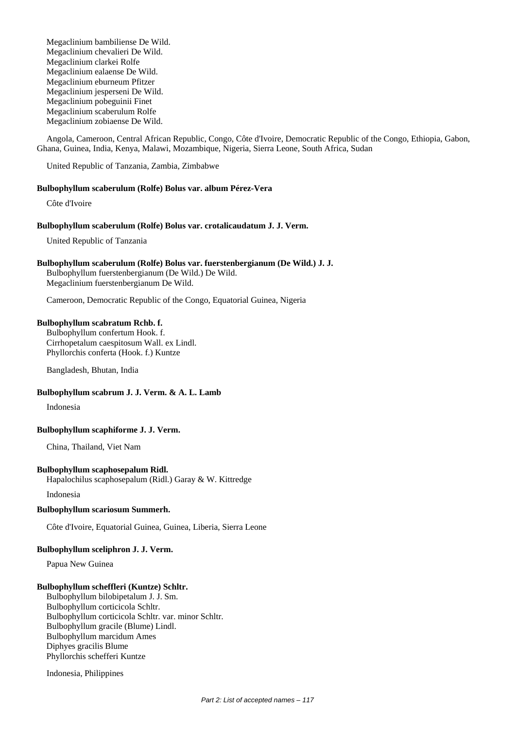Megaclinium bambiliense De Wild.
Megaclinium chevalieri De Wild.
Megaclinium clarkei Rolfe
Megaclinium ealaense De Wild.
Megaclinium eburneum Pfitzer
Megaclinium jesperseni De Wild.
Megaclinium pobeguinii Finet
Megaclinium scaberulum Rolfe
Megaclinium zobiaense De Wild.

Angola, Cameroon, Central African Republic, Congo, Côte d'Ivoire, Democratic Republic of the Congo, Ethiopia, Gabon, Ghana, Guinea, India, Kenya, Malawi, Mozambique, Nigeria, Sierra Leone, South Africa, Sudan

United Republic of Tanzania, Zambia, Zimbabwe

**Bulbophyllum scaberulum (Rolfe) Bolus var. album Pérez-Vera**

Côte d'Ivoire

**Bulbophyllum scaberulum (Rolfe) Bolus var. crotalicaudatum J. J. Verm.**

United Republic of Tanzania

**Bulbophyllum scaberulum (Rolfe) Bolus var. fuerstenbergianum (De Wild.) J. J.**

Bulbophyllum fuerstenbergianum (De Wild.) De Wild.
Megaclinium fuerstenbergianum De Wild.

Cameroon, Democratic Republic of the Congo, Equatorial Guinea, Nigeria

**Bulbophyllum scabratum Rchb. f.**

Bulbophyllum confertum Hook. f.
Cirrhopetalum caespitosum Wall. ex Lindl.
Phyllorchis conferta (Hook. f.) Kuntze

Bangladesh, Bhutan, India

**Bulbophyllum scabrum J. J. Verm. & A. L. Lamb**

Indonesia

**Bulbophyllum scaphiforme J. J. Verm.**

China, Thailand, Viet Nam

**Bulbophyllum scaphosepalum Ridl.**

Hapalochilus scaphosepalum (Ridl.) Garay & W. Kittredge

Indonesia

**Bulbophyllum scariosum Summerh.**

Côte d'Ivoire, Equatorial Guinea, Guinea, Liberia, Sierra Leone

**Bulbophyllum sceliphron J. J. Verm.**

Papua New Guinea

**Bulbophyllum scheffleri (Kuntze) Schltr.**

Bulbophyllum bilobipetalum J. J. Sm.
Bulbophyllum corticicola Schltr.
Bulbophyllum corticicola Schltr. var. minor Schltr.
Bulbophyllum gracile (Blume) Lindl.
Bulbophyllum marcidum Ames
Diphyes gracilis Blume
Phyllorchis schefferi Kuntze

Indonesia, Philippines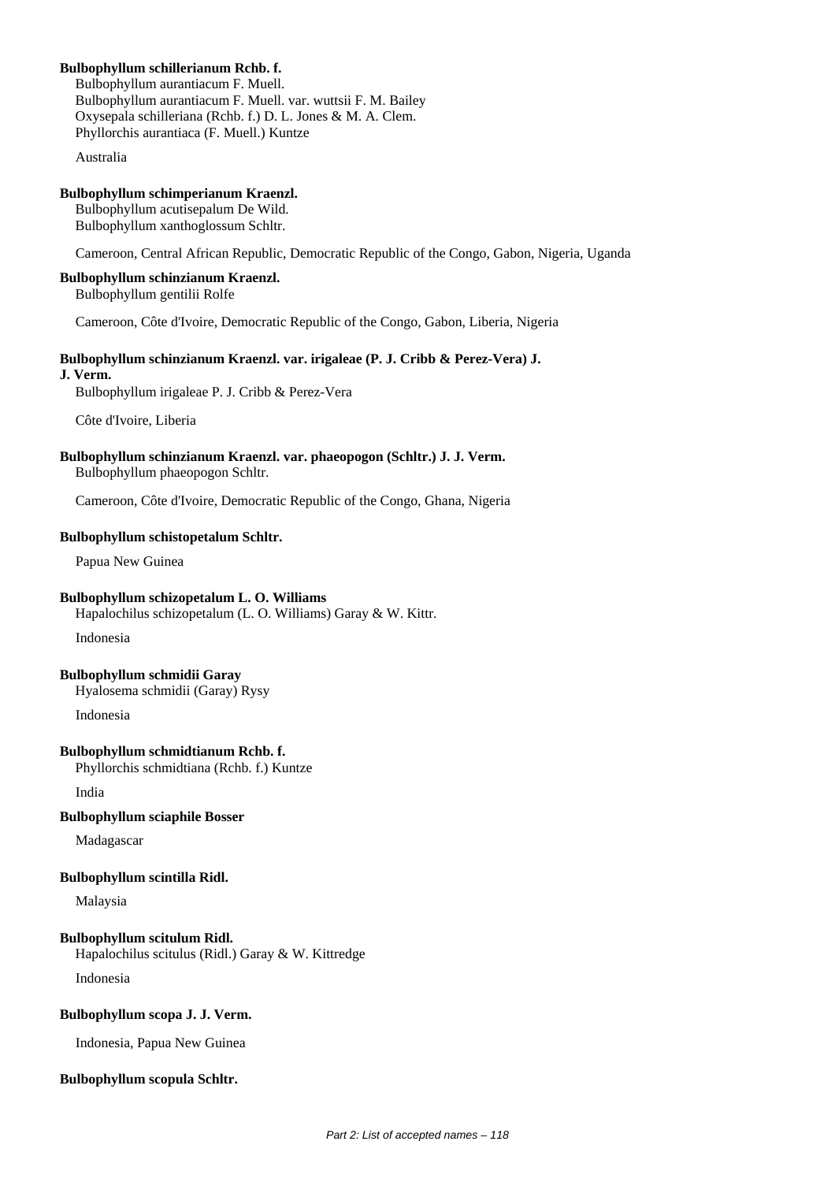**Bulbophyllum schillerianum Rchb. f.**

Bulbophyllum aurantiacum F. Muell.
Bulbophyllum aurantiacum F. Muell. var. wuttsii F. M. Bailey
Oxysepala schilleriana (Rchb. f.) D. L. Jones & M. A. Clem.
Phyllorchis aurantiaca (F. Muell.) Kuntze

Australia

**Bulbophyllum schimperianum Kraenzl.**

Bulbophyllum acutisepalum De Wild.
Bulbophyllum xanthoglossum Schltr.

Cameroon, Central African Republic, Democratic Republic of the Congo, Gabon, Nigeria, Uganda

**Bulbophyllum schinzianum Kraenzl.**

Bulbophyllum gentilii Rolfe

Cameroon, Côte d'Ivoire, Democratic Republic of the Congo, Gabon, Liberia, Nigeria

**Bulbophyllum schinzianum Kraenzl. var. irigaleae (P. J. Cribb & Perez-Vera) J. J. Verm.**

Bulbophyllum irigaleae P. J. Cribb & Perez-Vera

Côte d'Ivoire, Liberia

**Bulbophyllum schinzianum Kraenzl. var. phaeopogon (Schltr.) J. J. Verm.**

Bulbophyllum phaeopogon Schltr.

Cameroon, Côte d'Ivoire, Democratic Republic of the Congo, Ghana, Nigeria

**Bulbophyllum schistopetalum Schltr.**

Papua New Guinea

**Bulbophyllum schizopetalum L. O. Williams**

Hapalochilus schizopetalum (L. O. Williams) Garay & W. Kittr.

Indonesia

**Bulbophyllum schmidii Garay**

Hyalosema schmidii (Garay) Rysy

Indonesia

**Bulbophyllum schmidtianum Rchb. f.**

Phyllorchis schmidtiana (Rchb. f.) Kuntze

India

**Bulbophyllum sciaphile Bosser**

Madagascar

**Bulbophyllum scintilla Ridl.**

Malaysia

**Bulbophyllum scitulum Ridl.**

Hapalochilus scitulus (Ridl.) Garay & W. Kittredge

Indonesia

**Bulbophyllum scopa J. J. Verm.**

Indonesia, Papua New Guinea

**Bulbophyllum scopula Schltr.**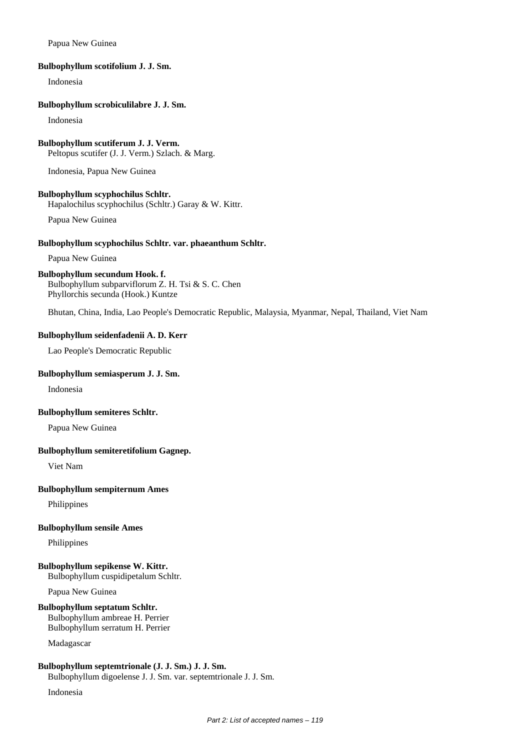Papua New Guinea

**Bulbophyllum scotifolium J. J. Sm.**

Indonesia

**Bulbophyllum scrobiculilabre J. J. Sm.**

Indonesia

**Bulbophyllum scutiferum J. J. Verm.**
Peltopus scutifer (J. J. Verm.) Szlach. & Marg.

Indonesia, Papua New Guinea

**Bulbophyllum scyphochilus Schltr.**
Hapalochilus scyphochilus (Schltr.) Garay & W. Kittr.

Papua New Guinea

**Bulbophyllum scyphochilus Schltr. var. phaeanthum Schltr.**

Papua New Guinea

**Bulbophyllum secundum Hook. f.**
Bulbophyllum subparviflorum Z. H. Tsi & S. C. Chen
Phyllorchis secunda (Hook.) Kuntze

Bhutan, China, India, Lao People's Democratic Republic, Malaysia, Myanmar, Nepal, Thailand, Viet Nam

**Bulbophyllum seidenfadenii A. D. Kerr**

Lao People's Democratic Republic

**Bulbophyllum semiasperum J. J. Sm.**

Indonesia

**Bulbophyllum semiteres Schltr.**

Papua New Guinea

**Bulbophyllum semiteretifolium Gagnep.**

Viet Nam

**Bulbophyllum sempiternum Ames**

Philippines

**Bulbophyllum sensile Ames**

Philippines

**Bulbophyllum sepikense W. Kittr.**
Bulbophyllum cuspidipetalum Schltr.

Papua New Guinea

**Bulbophyllum septatum Schltr.**
Bulbophyllum ambreae H. Perrier
Bulbophyllum serratum H. Perrier

Madagascar

**Bulbophyllum septemtrionale (J. J. Sm.) J. J. Sm.**
Bulbophyllum digoelense J. J. Sm. var. septemtrionale J. J. Sm.

Indonesia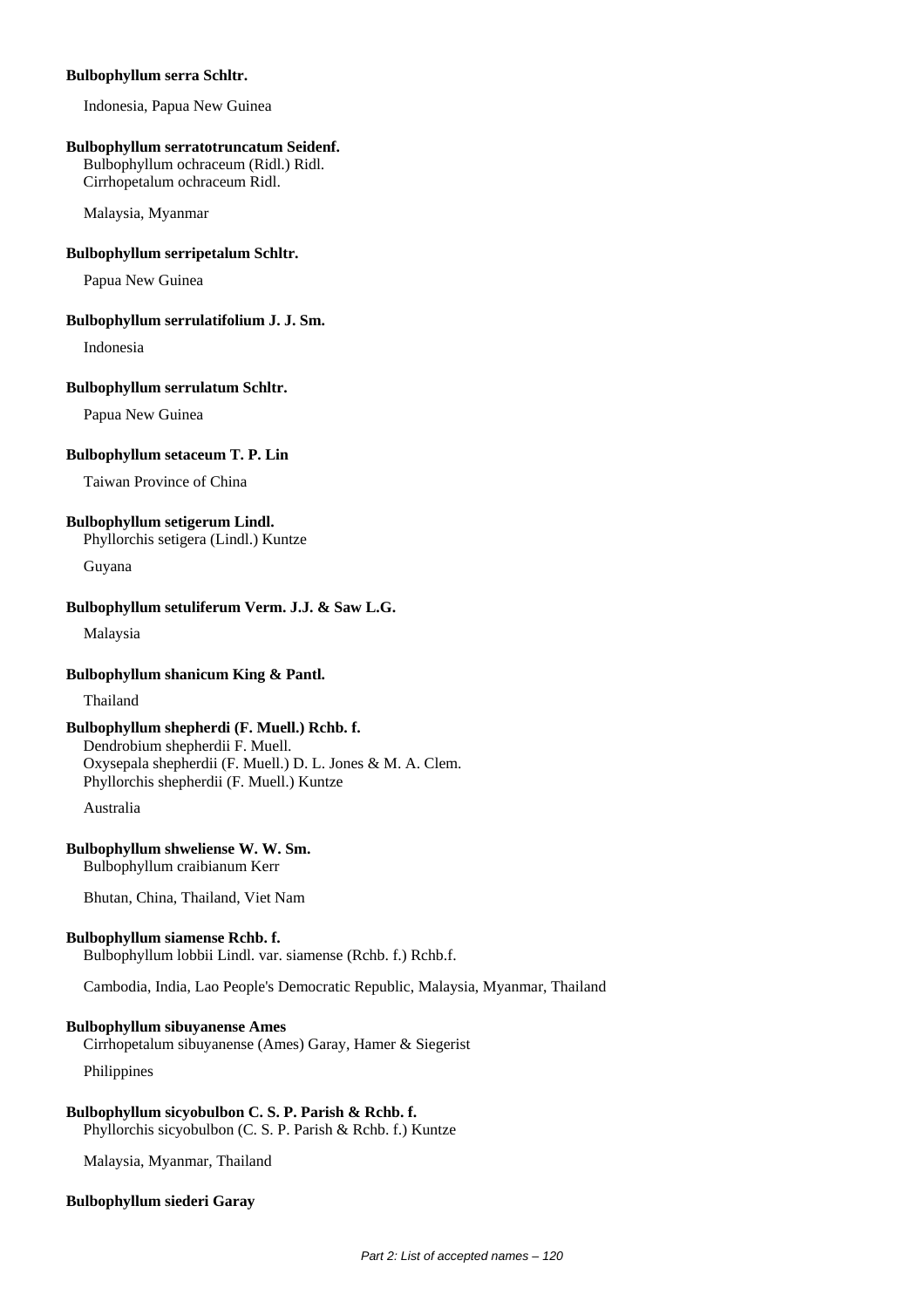**Bulbophyllum serra Schltr.**

Indonesia, Papua New Guinea

**Bulbophyllum serratotruncatum Seidenf.**

Bulbophyllum ochraceum (Ridl.) Ridl.
Cirrhopetalum ochraceum Ridl.

Malaysia, Myanmar

**Bulbophyllum serripetalum Schltr.**

Papua New Guinea

**Bulbophyllum serrulatifolium J. J. Sm.**

Indonesia

**Bulbophyllum serrulatum Schltr.**

Papua New Guinea

**Bulbophyllum setaceum T. P. Lin**

Taiwan Province of China

**Bulbophyllum setigerum Lindl.**

Phyllorchis setigera (Lindl.) Kuntze

Guyana

**Bulbophyllum setuliferum Verm. J.J. & Saw L.G.**

Malaysia

**Bulbophyllum shanicum King & Pantl.**

Thailand

**Bulbophyllum shepherdi (F. Muell.) Rchb. f.**

Dendrobium shepherdii F. Muell.
Oxysepala shepherdii (F. Muell.) D. L. Jones & M. A. Clem.
Phyllorchis shepherdii (F. Muell.) Kuntze

Australia

**Bulbophyllum shweliense W. W. Sm.**

Bulbophyllum craibianum Kerr

Bhutan, China, Thailand, Viet Nam

**Bulbophyllum siamense Rchb. f.**

Bulbophyllum lobbii Lindl. var. siamense (Rchb. f.) Rchb.f.

Cambodia, India, Lao People's Democratic Republic, Malaysia, Myanmar, Thailand

**Bulbophyllum sibuyanense Ames**

Cirrhopetalum sibuyanense (Ames) Garay, Hamer & Siegerist

Philippines

**Bulbophyllum sicyobulbon C. S. P. Parish & Rchb. f.**

Phyllorchis sicyobulbon (C. S. P. Parish & Rchb. f.) Kuntze

Malaysia, Myanmar, Thailand

**Bulbophyllum siederi Garay**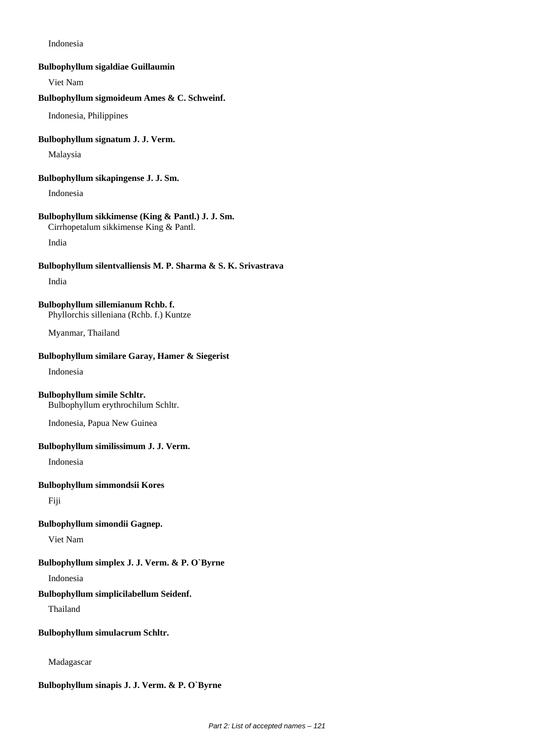Indonesia

**Bulbophyllum sigaldiae Guillaumin**

Viet Nam

**Bulbophyllum sigmoideum Ames & C. Schweinf.**

Indonesia, Philippines

**Bulbophyllum signatum J. J. Verm.**

Malaysia

**Bulbophyllum sikapingense J. J. Sm.**

Indonesia

**Bulbophyllum sikkimense (King & Pantl.) J. J. Sm.**
Cirrhopetalum sikkimense King & Pantl.

India

**Bulbophyllum silentvalliensis M. P. Sharma & S. K. Srivastrava**

India

**Bulbophyllum sillemianum Rchb. f.**
Phyllorchis silleniana (Rchb. f.) Kuntze

Myanmar, Thailand

**Bulbophyllum similare Garay, Hamer & Siegerist**

Indonesia

**Bulbophyllum simile Schltr.**
Bulbophyllum erythrochilum Schltr.

Indonesia, Papua New Guinea

**Bulbophyllum similissimum J. J. Verm.**

Indonesia

**Bulbophyllum simmondsii Kores**

Fiji

**Bulbophyllum simondii Gagnep.**

Viet Nam

**Bulbophyllum simplex J. J. Verm. & P. O`Byrne**

Indonesia

**Bulbophyllum simplicilabellum Seidenf.**

Thailand

**Bulbophyllum simulacrum Schltr.**

Madagascar

**Bulbophyllum sinapis J. J. Verm. & P. O`Byrne**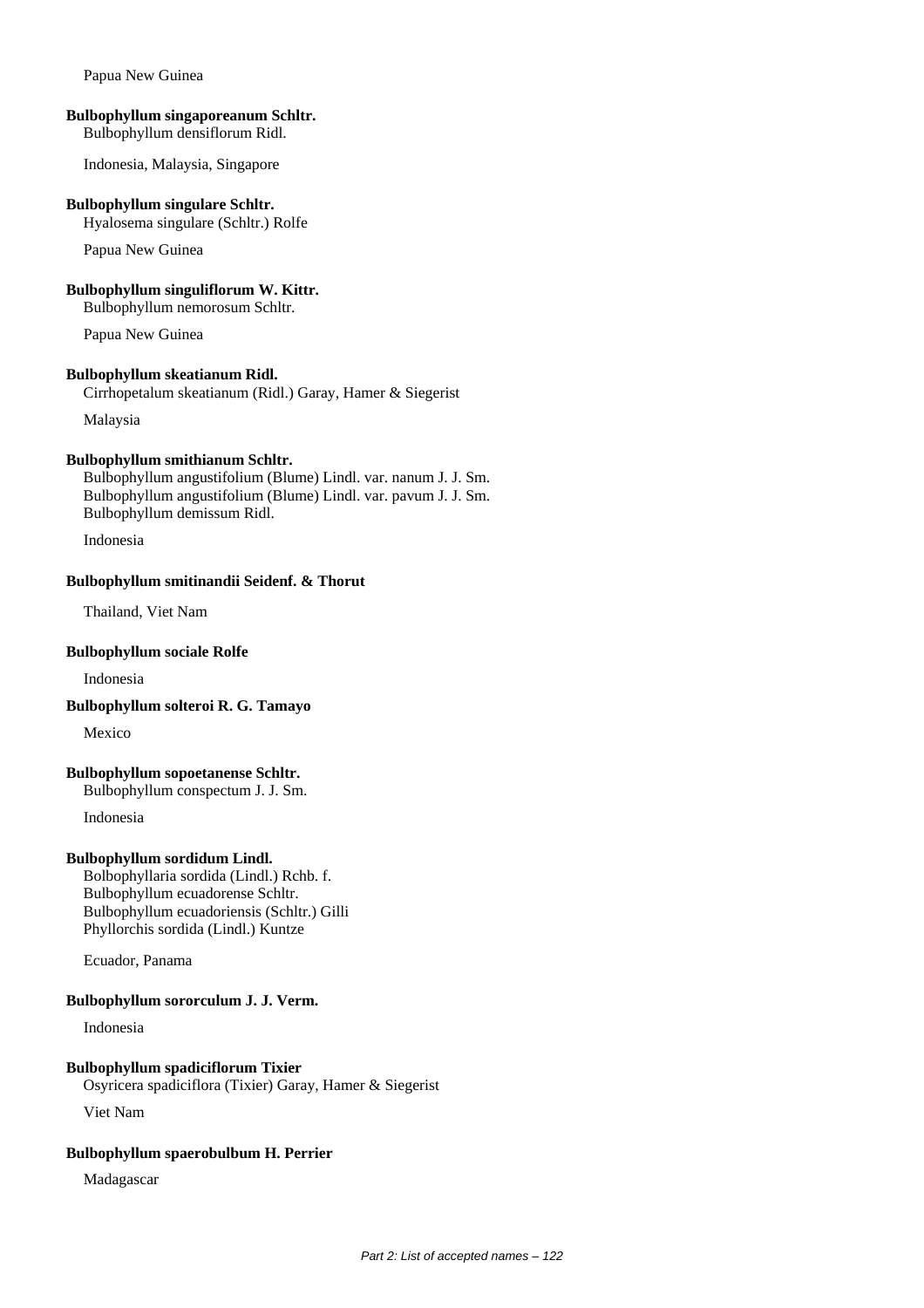Papua New Guinea

**Bulbophyllum singaporeanum Schltr.**
Bulbophyllum densiflorum Ridl.

Indonesia, Malaysia, Singapore

**Bulbophyllum singulare Schltr.**
Hyalosema singulare (Schltr.) Rolfe

Papua New Guinea

**Bulbophyllum singuliflorum W. Kittr.**
Bulbophyllum nemorosum Schltr.

Papua New Guinea

**Bulbophyllum skeatianum Ridl.**
Cirrhopetalum skeatianum (Ridl.) Garay, Hamer & Siegerist

Malaysia

**Bulbophyllum smithianum Schltr.**
Bulbophyllum angustifolium (Blume) Lindl. var. nanum J. J. Sm.
Bulbophyllum angustifolium (Blume) Lindl. var. pavum J. J. Sm.
Bulbophyllum demissum Ridl.

Indonesia

**Bulbophyllum smitinandii Seidenf. & Thorut**

Thailand, Viet Nam

**Bulbophyllum sociale Rolfe**

Indonesia

**Bulbophyllum solteroi R. G. Tamayo**

Mexico

**Bulbophyllum sopoetanense Schltr.**
Bulbophyllum conspectum J. J. Sm.

Indonesia

**Bulbophyllum sordidum Lindl.**
Bolbophyllaria sordida (Lindl.) Rchb. f.
Bulbophyllum ecuadorense Schltr.
Bulbophyllum ecuadoriensis (Schltr.) Gilli
Phyllorchis sordida (Lindl.) Kuntze

Ecuador, Panama

**Bulbophyllum sororculum J. J. Verm.**

Indonesia

**Bulbophyllum spadiciflorum Tixier**
Osyricera spadiciflora (Tixier) Garay, Hamer & Siegerist

Viet Nam

**Bulbophyllum spaerobulbum H. Perrier**

Madagascar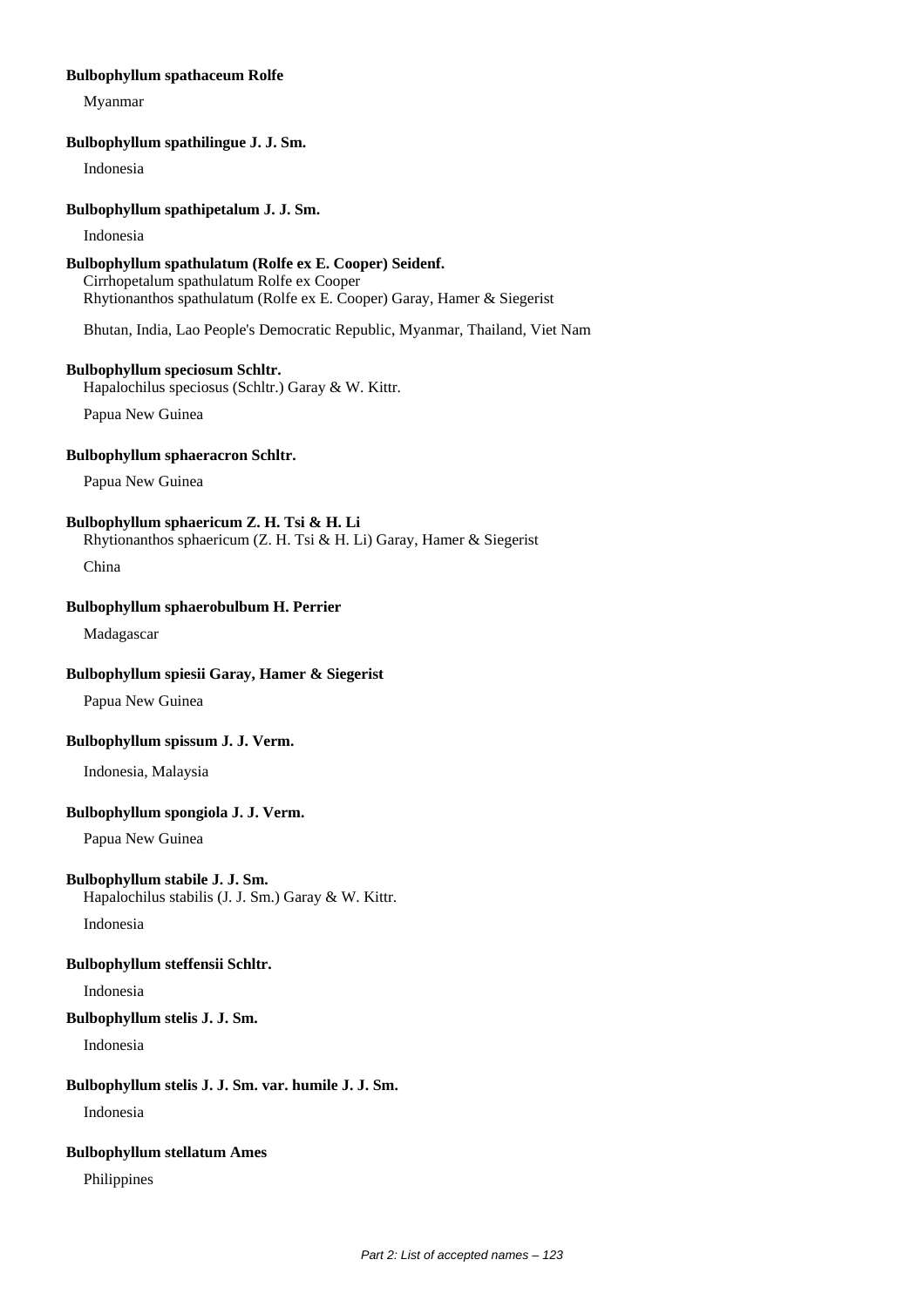**Bulbophyllum spathaceum Rolfe**

Myanmar

**Bulbophyllum spathilingue J. J. Sm.**

Indonesia

**Bulbophyllum spathipetalum J. J. Sm.**

Indonesia

**Bulbophyllum spathulatum (Rolfe ex E. Cooper) Seidenf.**
Cirrhopetalum spathulatum Rolfe ex Cooper
Rhytionanthos spathulatum (Rolfe ex E. Cooper) Garay, Hamer & Siegerist

Bhutan, India, Lao People's Democratic Republic, Myanmar, Thailand, Viet Nam

**Bulbophyllum speciosum Schltr.**
Hapalochilus speciosus (Schltr.) Garay & W. Kittr.

Papua New Guinea

**Bulbophyllum sphaeracron Schltr.**

Papua New Guinea

**Bulbophyllum sphaericum Z. H. Tsi & H. Li**
Rhytionanthos sphaericum (Z. H. Tsi & H. Li) Garay, Hamer & Siegerist

China

**Bulbophyllum sphaerobulbum H. Perrier**

Madagascar

**Bulbophyllum spiesii Garay, Hamer & Siegerist**

Papua New Guinea

**Bulbophyllum spissum J. J. Verm.**

Indonesia, Malaysia

**Bulbophyllum spongiola J. J. Verm.**

Papua New Guinea

**Bulbophyllum stabile J. J. Sm.**
Hapalochilus stabilis (J. J. Sm.) Garay & W. Kittr.

Indonesia

**Bulbophyllum steffensii Schltr.**

Indonesia

**Bulbophyllum stelis J. J. Sm.**

Indonesia

**Bulbophyllum stelis J. J. Sm. var. humile J. J. Sm.**

Indonesia

**Bulbophyllum stellatum Ames**

Philippines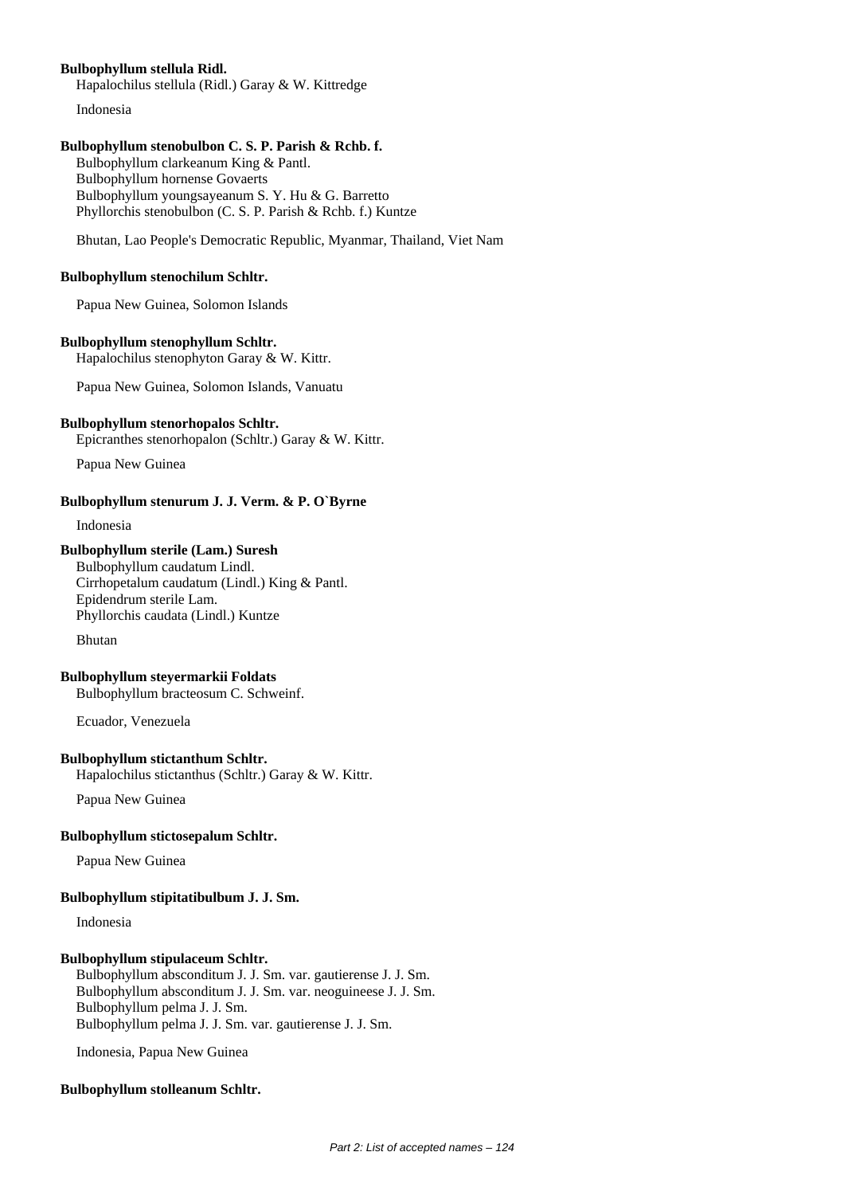**Bulbophyllum stellula Ridl.**
Hapalochilus stellula (Ridl.) Garay & W. Kittredge

Indonesia

**Bulbophyllum stenobulbon C. S. P. Parish & Rchb. f.**
Bulbophyllum clarkeanum King & Pantl.
Bulbophyllum hornense Govaerts
Bulbophyllum youngsayeanum S. Y. Hu & G. Barretto
Phyllorchis stenobulbon (C. S. P. Parish & Rchb. f.) Kuntze

Bhutan, Lao People's Democratic Republic, Myanmar, Thailand, Viet Nam

**Bulbophyllum stenochilum Schltr.**

Papua New Guinea, Solomon Islands

**Bulbophyllum stenophyllum Schltr.**
Hapalochilus stenophyton Garay & W. Kittr.

Papua New Guinea, Solomon Islands, Vanuatu

**Bulbophyllum stenorhopalos Schltr.**
Epicranthes stenorhopalon (Schltr.) Garay & W. Kittr.

Papua New Guinea

**Bulbophyllum stenurum J. J. Verm. & P. O`Byrne**

Indonesia

**Bulbophyllum sterile (Lam.) Suresh**
Bulbophyllum caudatum Lindl.
Cirrhopetalum caudatum (Lindl.) King & Pantl.
Epidendrum sterile Lam.
Phyllorchis caudata (Lindl.) Kuntze

Bhutan

**Bulbophyllum steyermarkii Foldats**
Bulbophyllum bracteosum C. Schweinf.

Ecuador, Venezuela

**Bulbophyllum stictanthum Schltr.**
Hapalochilus stictanthus (Schltr.) Garay & W. Kittr.

Papua New Guinea

**Bulbophyllum stictosepalum Schltr.**

Papua New Guinea

**Bulbophyllum stipitatibulbum J. J. Sm.**

Indonesia

**Bulbophyllum stipulaceum Schltr.**
Bulbophyllum absconditum J. J. Sm. var. gautierense J. J. Sm.
Bulbophyllum absconditum J. J. Sm. var. neoguineese J. J. Sm.
Bulbophyllum pelma J. J. Sm.
Bulbophyllum pelma J. J. Sm. var. gautierense J. J. Sm.

Indonesia, Papua New Guinea

**Bulbophyllum stolleanum Schltr.**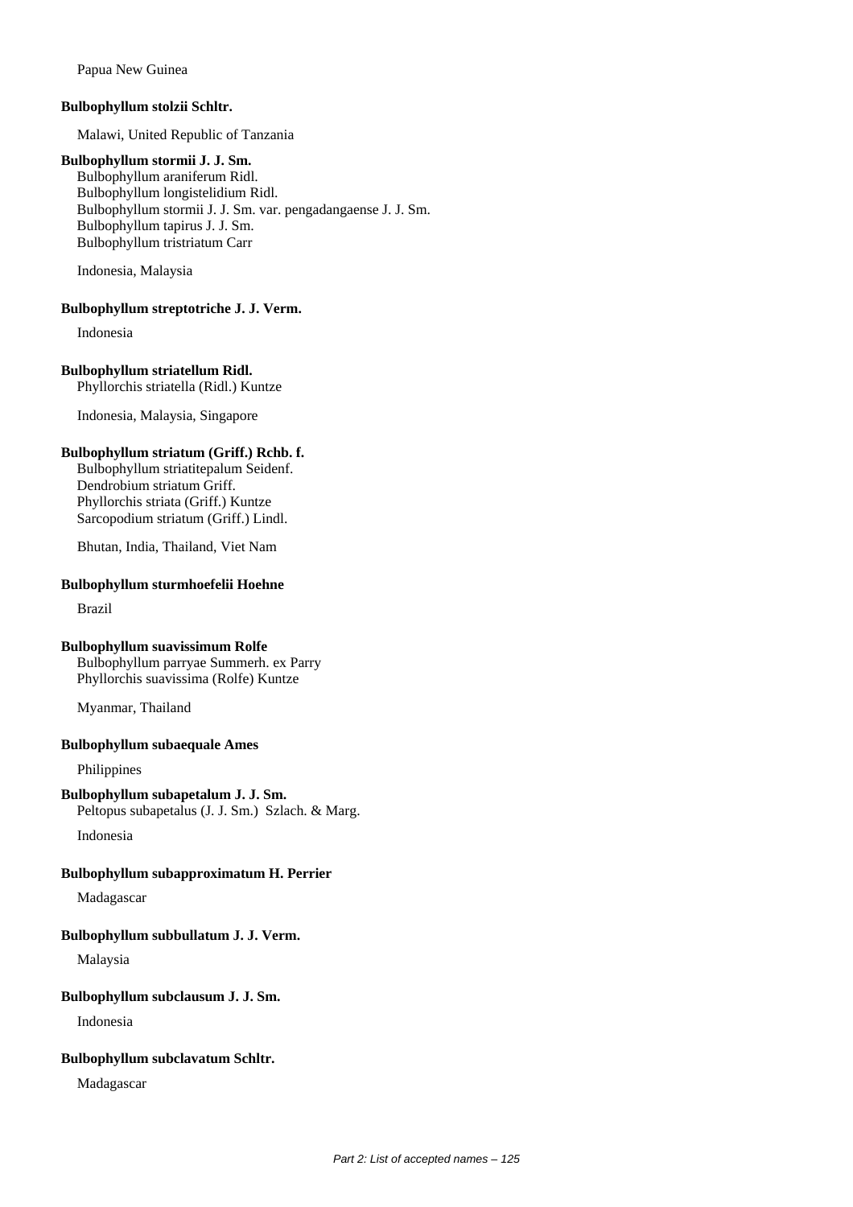Papua New Guinea

**Bulbophyllum stolzii Schltr.**

Malawi, United Republic of Tanzania

**Bulbophyllum stormii J. J. Sm.**

Bulbophyllum araniferum Ridl.
Bulbophyllum longistelidium Ridl.
Bulbophyllum stormii J. J. Sm. var. pengadangaense J. J. Sm.
Bulbophyllum tapirus J. J. Sm.
Bulbophyllum tristriatum Carr

Indonesia, Malaysia

**Bulbophyllum streptotriche J. J. Verm.**

Indonesia

**Bulbophyllum striatellum Ridl.**

Phyllorchis striatella (Ridl.) Kuntze

Indonesia, Malaysia, Singapore

**Bulbophyllum striatum (Griff.) Rchb. f.**

Bulbophyllum striatitepalum Seidenf.
Dendrobium striatum Griff.
Phyllorchis striata (Griff.) Kuntze
Sarcopodium striatum (Griff.) Lindl.

Bhutan, India, Thailand, Viet Nam

**Bulbophyllum sturmhoefelii Hoehne**

Brazil

**Bulbophyllum suavissimum Rolfe**

Bulbophyllum parryae Summerh. ex Parry
Phyllorchis suavissima (Rolfe) Kuntze

Myanmar, Thailand

**Bulbophyllum subaequale Ames**

Philippines

**Bulbophyllum subapetalum J. J. Sm.**

Peltopus subapetalus (J. J. Sm.) Szlach. & Marg.

Indonesia

**Bulbophyllum subapproximatum H. Perrier**

Madagascar

**Bulbophyllum subbullatum J. J. Verm.**

Malaysia

**Bulbophyllum subclausum J. J. Sm.**

Indonesia

**Bulbophyllum subclavatum Schltr.**

Madagascar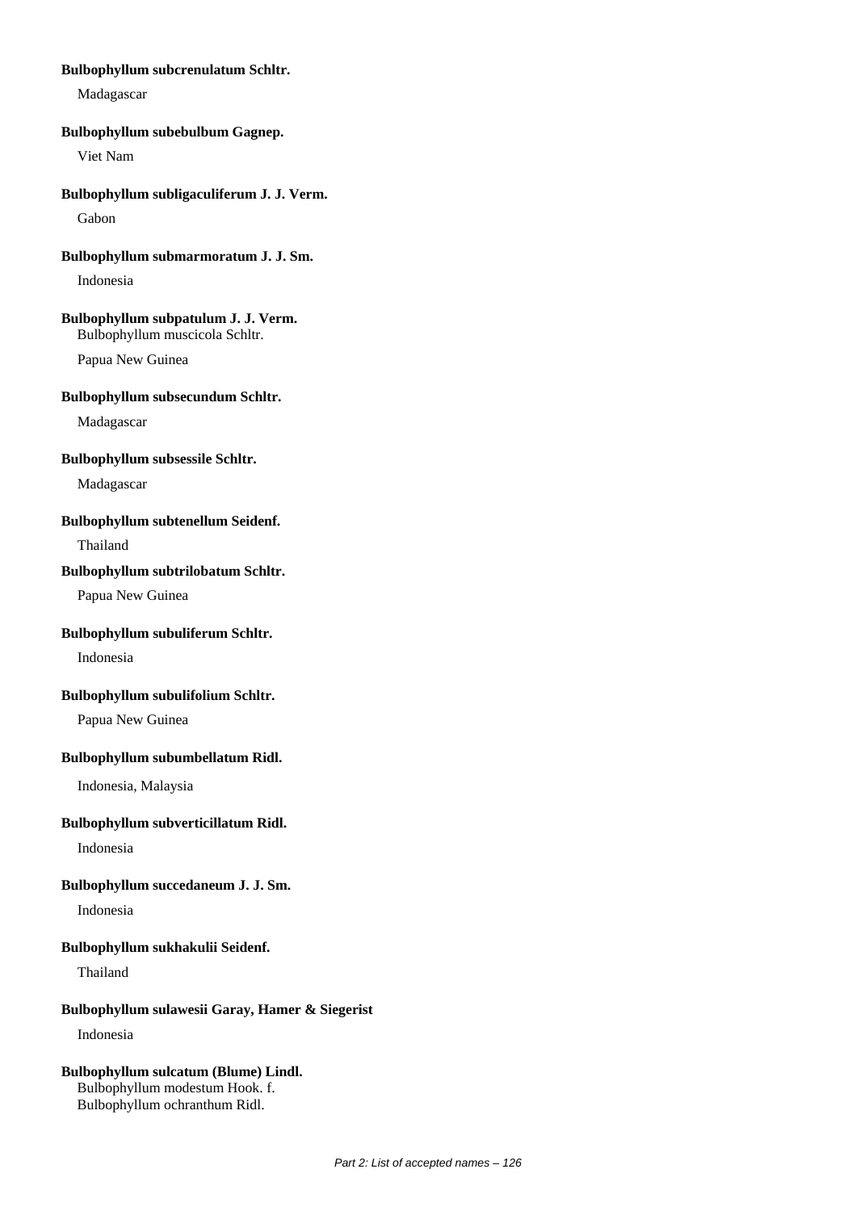**Bulbophyllum subcrenulatum Schltr.**

Madagascar

**Bulbophyllum subebulbum Gagnep.**

Viet Nam

**Bulbophyllum subligaculiferum J. J. Verm.**

Gabon

**Bulbophyllum submarmoratum J. J. Sm.**

Indonesia

**Bulbophyllum subpatulum J. J. Verm.**
Bulbophyllum muscicola Schltr.

Papua New Guinea

**Bulbophyllum subsecundum Schltr.**

Madagascar

**Bulbophyllum subsessile Schltr.**

Madagascar

**Bulbophyllum subtenellum Seidenf.**

Thailand

**Bulbophyllum subtrilobatum Schltr.**

Papua New Guinea

**Bulbophyllum subuliferum Schltr.**

Indonesia

**Bulbophyllum subulifolium Schltr.**

Papua New Guinea

**Bulbophyllum subumbellatum Ridl.**

Indonesia, Malaysia

**Bulbophyllum subverticillatum Ridl.**

Indonesia

**Bulbophyllum succedaneum J. J. Sm.**

Indonesia

**Bulbophyllum sukhakulii Seidenf.**

Thailand

**Bulbophyllum sulawesii Garay, Hamer & Siegerist**

Indonesia

**Bulbophyllum sulcatum (Blume) Lindl.**
Bulbophyllum modestum Hook. f.
Bulbophyllum ochranthum Ridl.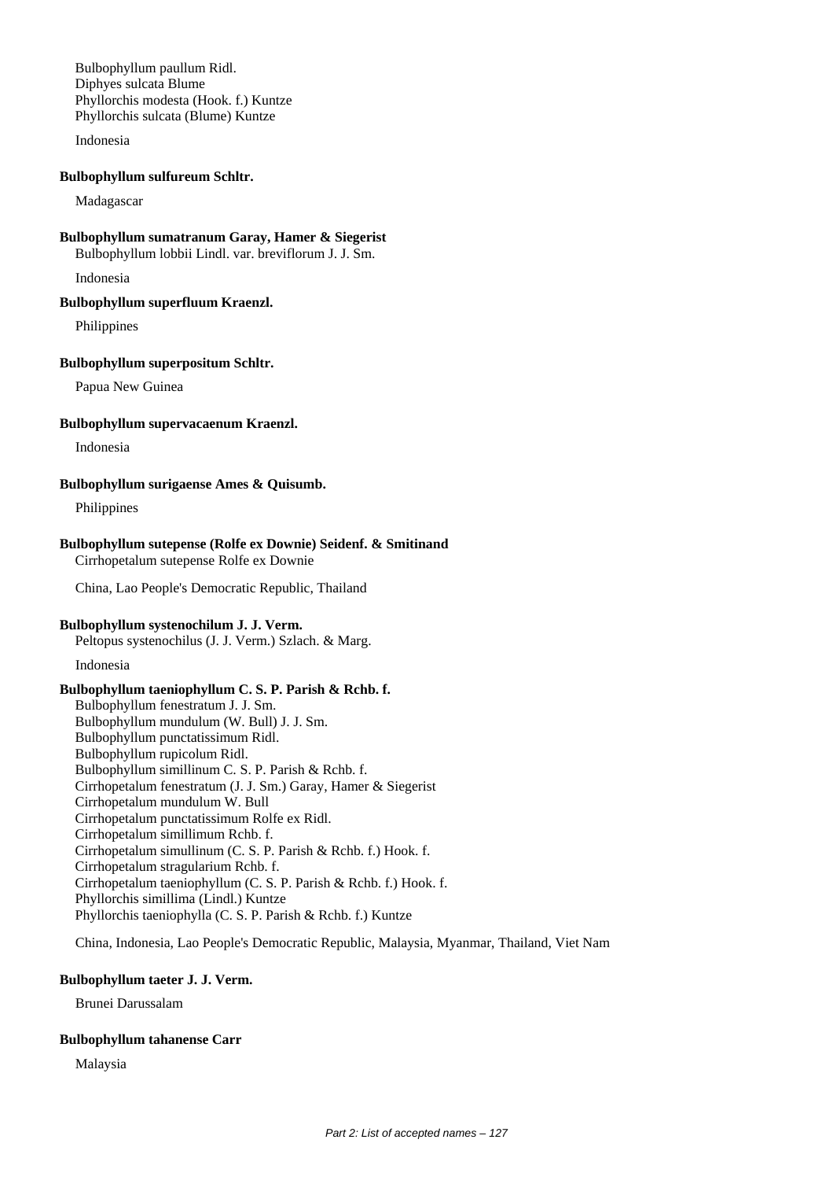Bulbophyllum paullum Ridl.
Diphyes sulcata Blume
Phyllorchis modesta (Hook. f.) Kuntze
Phyllorchis sulcata (Blume) Kuntze

Indonesia

**Bulbophyllum sulfureum Schltr.**

Madagascar

**Bulbophyllum sumatranum Garay, Hamer & Siegerist**

Bulbophyllum lobbii Lindl. var. breviflorum J. J. Sm.

Indonesia

**Bulbophyllum superfluum Kraenzl.**

Philippines

**Bulbophyllum superpositum Schltr.**

Papua New Guinea

**Bulbophyllum supervacaenum Kraenzl.**

Indonesia

**Bulbophyllum surigaense Ames & Quisumb.**

Philippines

**Bulbophyllum sutepense (Rolfe ex Downie) Seidenf. & Smitinand**

Cirrhopetalum sutepense Rolfe ex Downie

China, Lao People's Democratic Republic, Thailand

**Bulbophyllum systenochilum J. J. Verm.**

Peltopus systenochilus (J. J. Verm.) Szlach. & Marg.

Indonesia

**Bulbophyllum taeniophyllum C. S. P. Parish & Rchb. f.**

Bulbophyllum fenestratum J. J. Sm.
Bulbophyllum mundulum (W. Bull) J. J. Sm.
Bulbophyllum punctatissimum Ridl.
Bulbophyllum rupicolum Ridl.
Bulbophyllum simillinum C. S. P. Parish & Rchb. f.
Cirrhopetalum fenestratum (J. J. Sm.) Garay, Hamer & Siegerist
Cirrhopetalum mundulum W. Bull
Cirrhopetalum punctatissimum Rolfe ex Ridl.
Cirrhopetalum simillimum Rchb. f.
Cirrhopetalum simullinum (C. S. P. Parish & Rchb. f.) Hook. f.
Cirrhopetalum stragularium Rchb. f.
Cirrhopetalum taeniophyllum (C. S. P. Parish & Rchb. f.) Hook. f.
Phyllorchis simillima (Lindl.) Kuntze
Phyllorchis taeniophylla (C. S. P. Parish & Rchb. f.) Kuntze

China, Indonesia, Lao People's Democratic Republic, Malaysia, Myanmar, Thailand, Viet Nam

**Bulbophyllum taeter J. J. Verm.**

Brunei Darussalam

**Bulbophyllum tahanense Carr**

Malaysia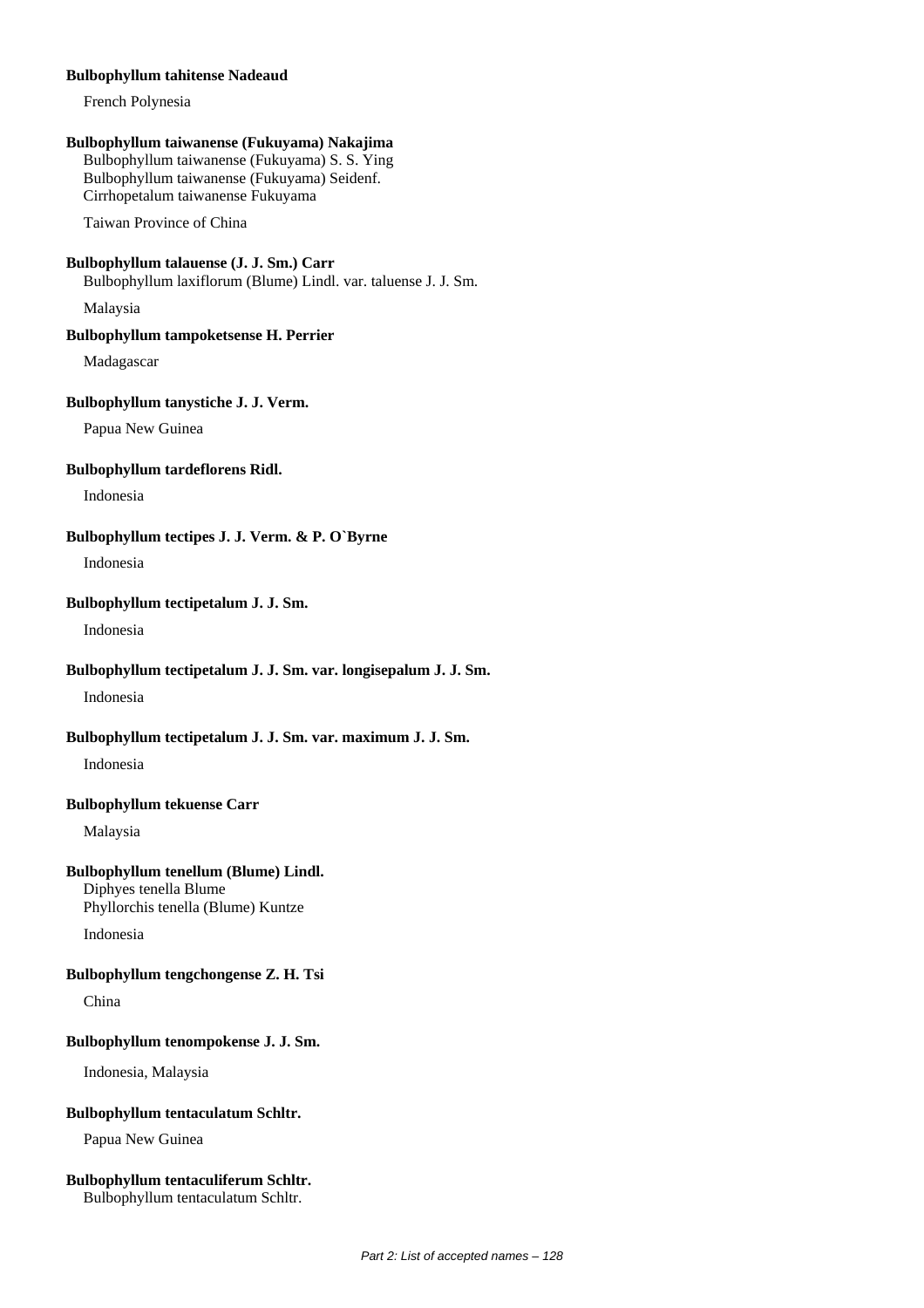**Bulbophyllum tahitense Nadeaud**

French Polynesia

**Bulbophyllum taiwanense (Fukuyama) Nakajima**

Bulbophyllum taiwanense (Fukuyama) S. S. Ying
Bulbophyllum taiwanense (Fukuyama) Seidenf.
Cirrhopetalum taiwanense Fukuyama

Taiwan Province of China

**Bulbophyllum talauense (J. J. Sm.) Carr**

Bulbophyllum laxiflorum (Blume) Lindl. var. taluense J. J. Sm.

Malaysia

**Bulbophyllum tampoketsense H. Perrier**

Madagascar

**Bulbophyllum tanystiche J. J. Verm.**

Papua New Guinea

**Bulbophyllum tardeflorens Ridl.**

Indonesia

**Bulbophyllum tectipes J. J. Verm. & P. O`Byrne**

Indonesia

**Bulbophyllum tectipetalum J. J. Sm.**

Indonesia

**Bulbophyllum tectipetalum J. J. Sm. var. longisepalum J. J. Sm.**

Indonesia

**Bulbophyllum tectipetalum J. J. Sm. var. maximum J. J. Sm.**

Indonesia

**Bulbophyllum tekuense Carr**

Malaysia

**Bulbophyllum tenellum (Blume) Lindl.**

Diphyes tenella Blume
Phyllorchis tenella (Blume) Kuntze

Indonesia

**Bulbophyllum tengchongense Z. H. Tsi**

China

**Bulbophyllum tenompokense J. J. Sm.**

Indonesia, Malaysia

**Bulbophyllum tentaculatum Schltr.**

Papua New Guinea

**Bulbophyllum tentaculiferum Schltr.**

Bulbophyllum tentaculatum Schltr.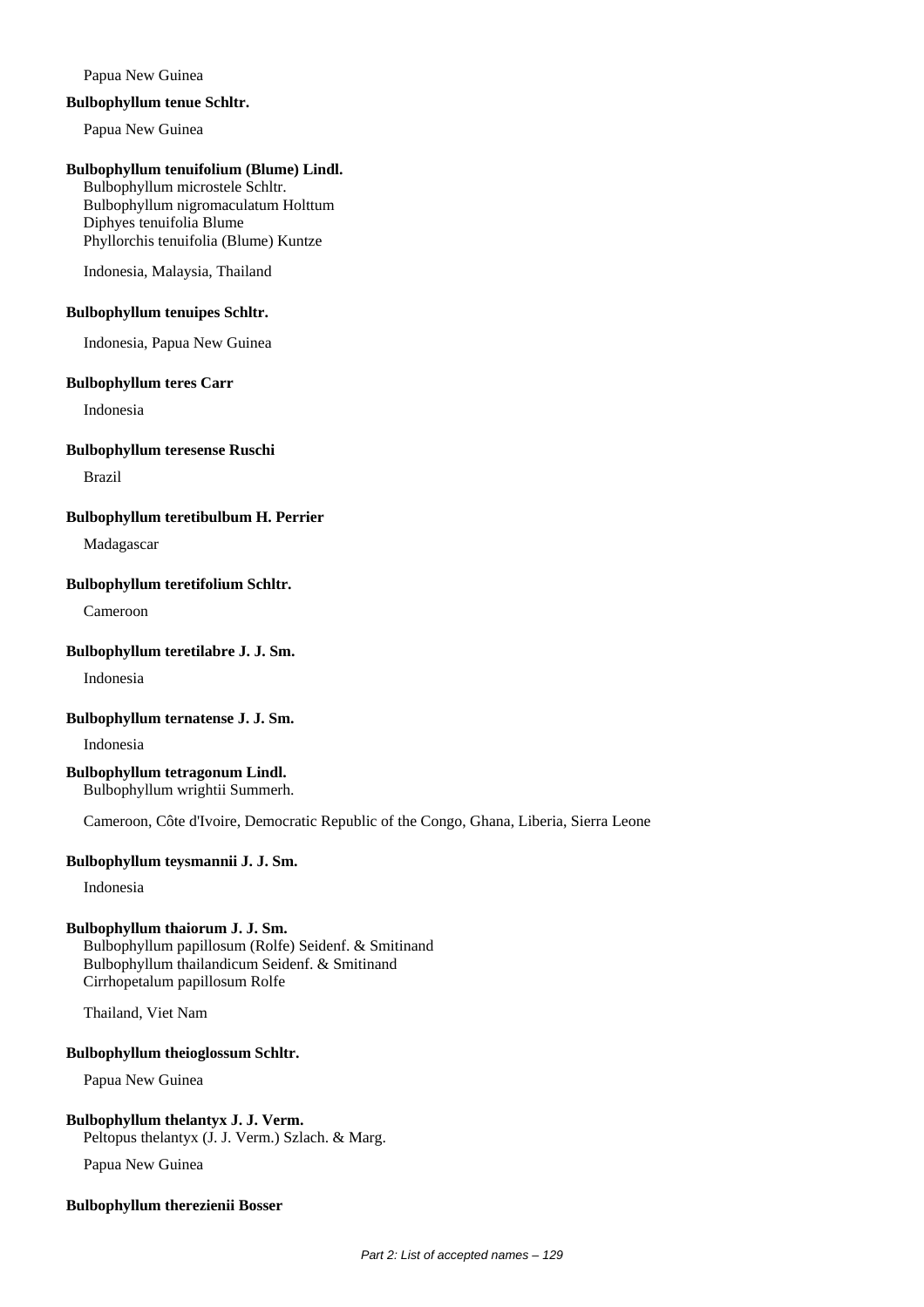Papua New Guinea

**Bulbophyllum tenue Schltr.**

Papua New Guinea

**Bulbophyllum tenuifolium (Blume) Lindl.**

Bulbophyllum microstele Schltr.
Bulbophyllum nigromaculatum Holttum
Diphyes tenuifolia Blume
Phyllorchis tenuifolia (Blume) Kuntze

Indonesia, Malaysia, Thailand

**Bulbophyllum tenuipes Schltr.**

Indonesia, Papua New Guinea

**Bulbophyllum teres Carr**

Indonesia

**Bulbophyllum teresense Ruschi**

Brazil

**Bulbophyllum teretibulbum H. Perrier**

Madagascar

**Bulbophyllum teretifolium Schltr.**

Cameroon

**Bulbophyllum teretilabre J. J. Sm.**

Indonesia

**Bulbophyllum ternatense J. J. Sm.**

Indonesia

**Bulbophyllum tetragonum Lindl.**

Bulbophyllum wrightii Summerh.

Cameroon, Côte d'Ivoire, Democratic Republic of the Congo, Ghana, Liberia, Sierra Leone

**Bulbophyllum teysmannii J. J. Sm.**

Indonesia

**Bulbophyllum thaiorum J. J. Sm.**

Bulbophyllum papillosum (Rolfe) Seidenf. & Smitinand
Bulbophyllum thailandicum Seidenf. & Smitinand
Cirrhopetalum papillosum Rolfe

Thailand, Viet Nam

**Bulbophyllum theioglossum Schltr.**

Papua New Guinea

**Bulbophyllum thelantyx J. J. Verm.**

Peltopus thelantyx (J. J. Verm.) Szlach. & Marg.

Papua New Guinea

**Bulbophyllum therezienii Bosser**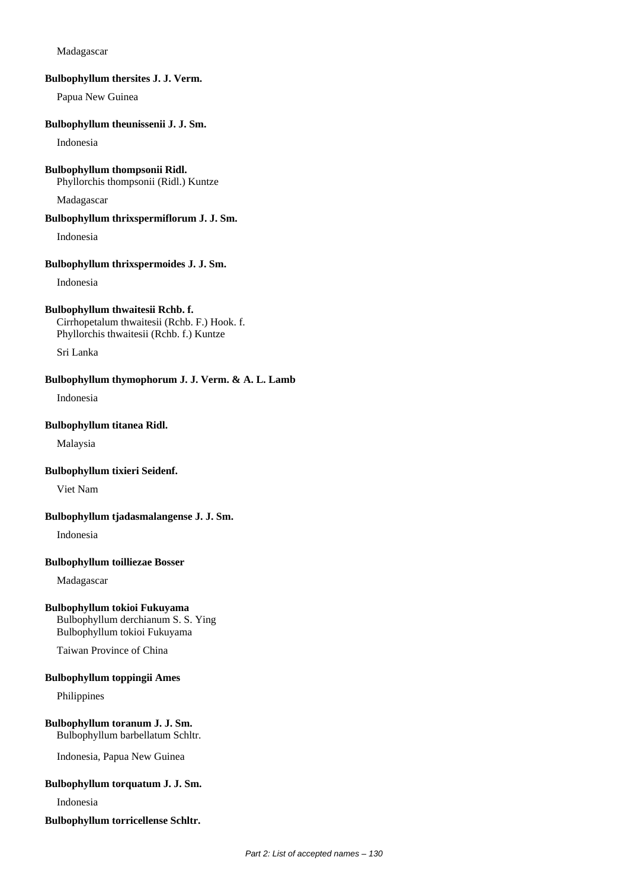Madagascar

**Bulbophyllum thersites J. J. Verm.**

Papua New Guinea

**Bulbophyllum theunissenii J. J. Sm.**

Indonesia

**Bulbophyllum thompsonii Ridl.**
Phyllorchis thompsonii (Ridl.) Kuntze

Madagascar

**Bulbophyllum thrixspermiflorum J. J. Sm.**

Indonesia

**Bulbophyllum thrixspermoides J. J. Sm.**

Indonesia

**Bulbophyllum thwaitesii Rchb. f.**
Cirrhopetalum thwaitesii (Rchb. F.) Hook. f.
Phyllorchis thwaitesii (Rchb. f.) Kuntze

Sri Lanka

**Bulbophyllum thymophorum J. J. Verm. & A. L. Lamb**

Indonesia

**Bulbophyllum titanea Ridl.**

Malaysia

**Bulbophyllum tixieri Seidenf.**

Viet Nam

**Bulbophyllum tjadasmalangense J. J. Sm.**

Indonesia

**Bulbophyllum toilliezae Bosser**

Madagascar

**Bulbophyllum tokioi Fukuyama**
Bulbophyllum derchianum S. S. Ying
Bulbophyllum tokioi Fukuyama

Taiwan Province of China

**Bulbophyllum toppingii Ames**

Philippines

**Bulbophyllum toranum J. J. Sm.**
Bulbophyllum barbellatum Schltr.

Indonesia, Papua New Guinea

**Bulbophyllum torquatum J. J. Sm.**

Indonesia

**Bulbophyllum torricellense Schltr.**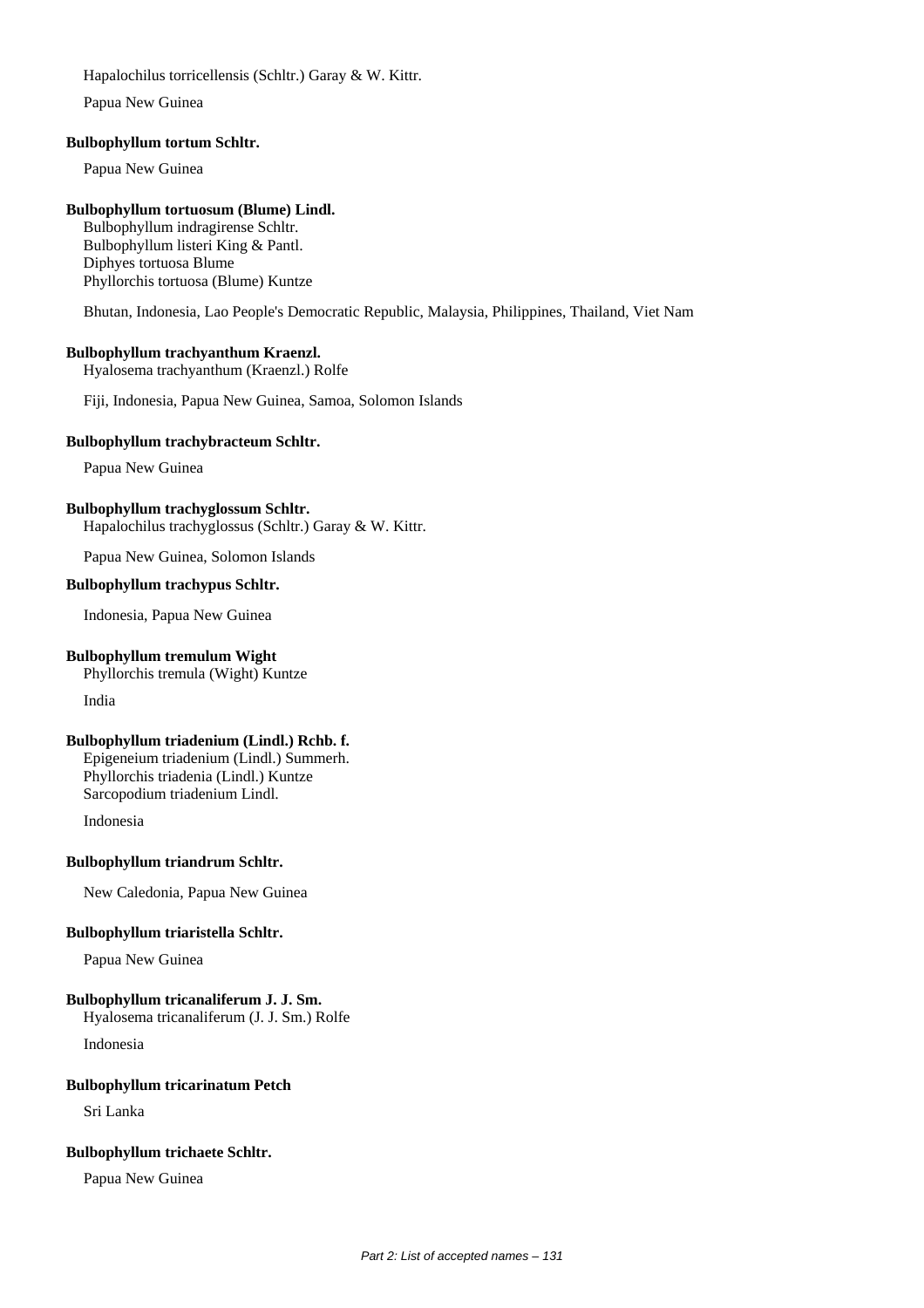Hapalochilus torricellensis (Schltr.) Garay & W. Kittr.

Papua New Guinea

**Bulbophyllum tortum Schltr.**

Papua New Guinea

**Bulbophyllum tortuosum (Blume) Lindl.**

Bulbophyllum indragirense Schltr.
Bulbophyllum listeri King & Pantl.
Diphyes tortuosa Blume
Phyllorchis tortuosa (Blume) Kuntze

Bhutan, Indonesia, Lao People's Democratic Republic, Malaysia, Philippines, Thailand, Viet Nam

**Bulbophyllum trachyanthum Kraenzl.**

Hyalosema trachyanthum (Kraenzl.) Rolfe

Fiji, Indonesia, Papua New Guinea, Samoa, Solomon Islands

**Bulbophyllum trachybracteum Schltr.**

Papua New Guinea

**Bulbophyllum trachyglossum Schltr.**

Hapalochilus trachyglossus (Schltr.) Garay & W. Kittr.

Papua New Guinea, Solomon Islands

**Bulbophyllum trachypus Schltr.**

Indonesia, Papua New Guinea

**Bulbophyllum tremulum Wight**

Phyllorchis tremula (Wight) Kuntze

India

**Bulbophyllum triadenium (Lindl.) Rchb. f.**

Epigeneium triadenium (Lindl.) Summerh.
Phyllorchis triadenia (Lindl.) Kuntze
Sarcopodium triadenium Lindl.

Indonesia

**Bulbophyllum triandrum Schltr.**

New Caledonia, Papua New Guinea

**Bulbophyllum triaristella Schltr.**

Papua New Guinea

**Bulbophyllum tricanaliferum J. J. Sm.**

Hyalosema tricanaliferum (J. J. Sm.) Rolfe

Indonesia

**Bulbophyllum tricarinatum Petch**

Sri Lanka

**Bulbophyllum trichaete Schltr.**

Papua New Guinea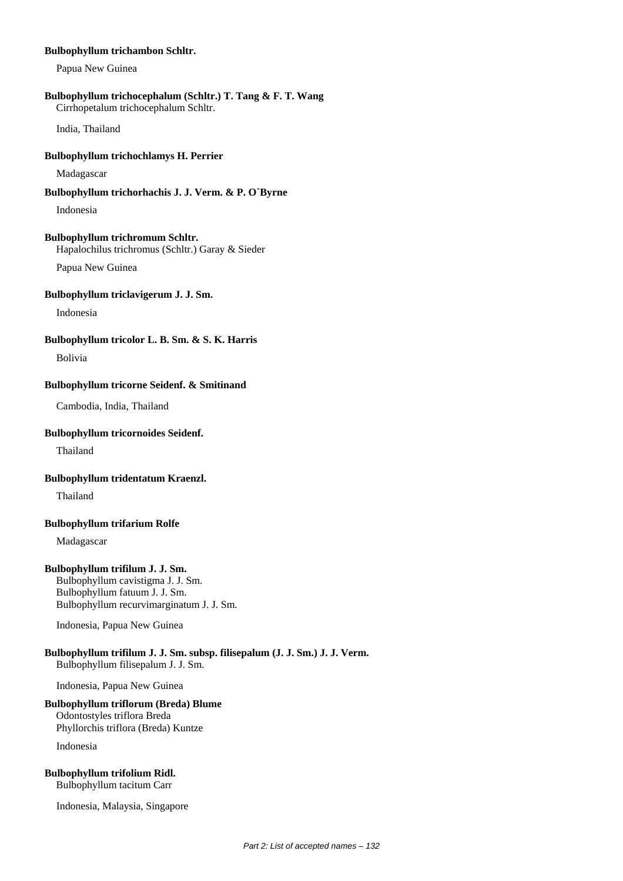**Bulbophyllum trichambon Schltr.**

Papua New Guinea

**Bulbophyllum trichocephalum (Schltr.) T. Tang & F. T. Wang**
Cirrhopetalum trichocephalum Schltr.

India, Thailand

**Bulbophyllum trichochlamys H. Perrier**

Madagascar

**Bulbophyllum trichorhachis J. J. Verm. & P. O`Byrne**

Indonesia

**Bulbophyllum trichromum Schltr.**
Hapalochilus trichromus (Schltr.) Garay & Sieder

Papua New Guinea

**Bulbophyllum triclavigerum J. J. Sm.**

Indonesia

**Bulbophyllum tricolor L. B. Sm. & S. K. Harris**

Bolivia

**Bulbophyllum tricorne Seidenf. & Smitinand**

Cambodia, India, Thailand

**Bulbophyllum tricornoides Seidenf.**

Thailand

**Bulbophyllum tridentatum Kraenzl.**

Thailand

**Bulbophyllum trifarium Rolfe**

Madagascar

**Bulbophyllum trifilum J. J. Sm.**
Bulbophyllum cavistigma J. J. Sm.
Bulbophyllum fatuum J. J. Sm.
Bulbophyllum recurvimarginatum J. J. Sm.

Indonesia, Papua New Guinea

**Bulbophyllum trifilum J. J. Sm. subsp. filisepalum (J. J. Sm.) J. J. Verm.**
Bulbophyllum filisepalum J. J. Sm.

Indonesia, Papua New Guinea

**Bulbophyllum triflorum (Breda) Blume**
Odontostyles triflora Breda
Phyllorchis triflora (Breda) Kuntze

Indonesia

**Bulbophyllum trifolium Ridl.**
Bulbophyllum tacitum Carr

Indonesia, Malaysia, Singapore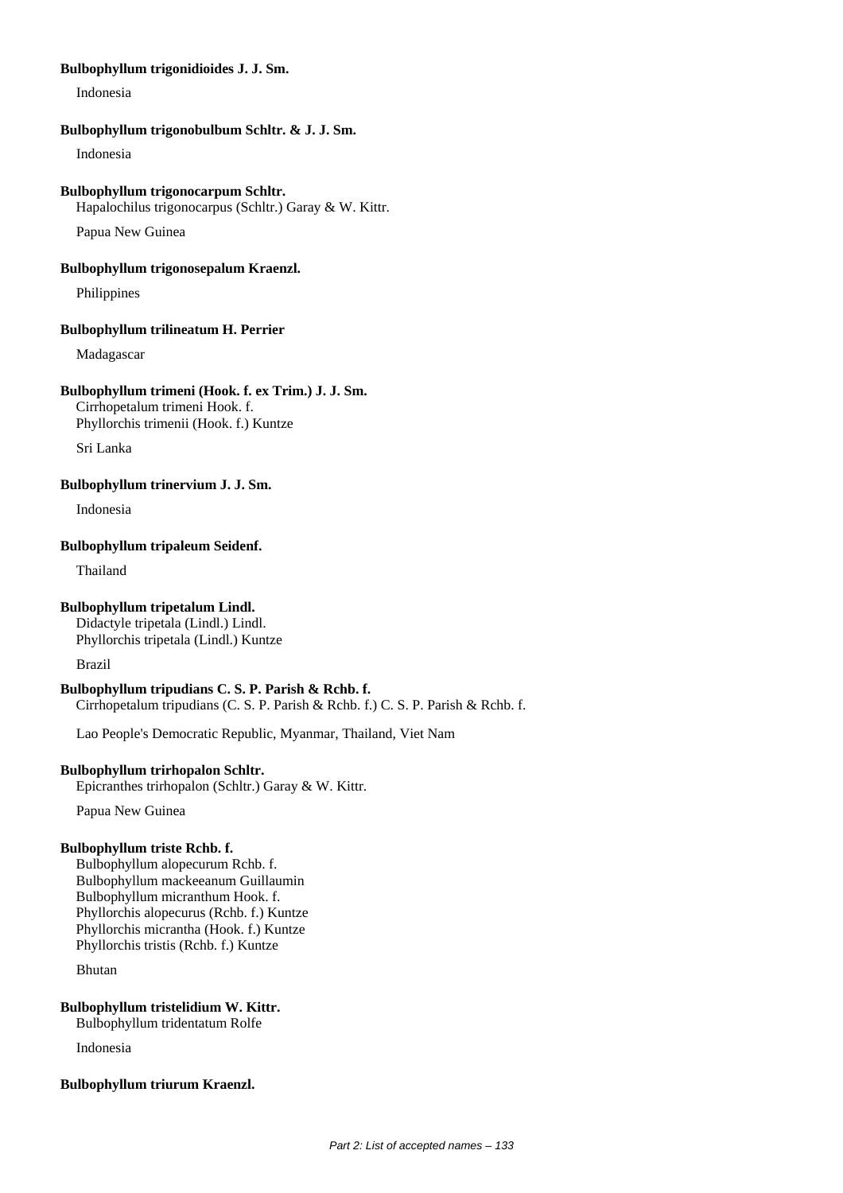**Bulbophyllum trigonidioides J. J. Sm.**

Indonesia

**Bulbophyllum trigonobulbum Schltr. & J. J. Sm.**

Indonesia

**Bulbophyllum trigonocarpum Schltr.**
Hapalochilus trigonocarpus (Schltr.) Garay & W. Kittr.

Papua New Guinea

**Bulbophyllum trigonosepalum Kraenzl.**

Philippines

**Bulbophyllum trilineatum H. Perrier**

Madagascar

**Bulbophyllum trimeni (Hook. f. ex Trim.) J. J. Sm.**
Cirrhopetalum trimeni Hook. f.
Phyllorchis trimenii (Hook. f.) Kuntze

Sri Lanka

**Bulbophyllum trinervium J. J. Sm.**

Indonesia

**Bulbophyllum tripaleum Seidenf.**

Thailand

**Bulbophyllum tripetalum Lindl.**
Didactyle tripetala (Lindl.) Lindl.
Phyllorchis tripetala (Lindl.) Kuntze

Brazil

**Bulbophyllum tripudians C. S. P. Parish & Rchb. f.**
Cirrhopetalum tripudians (C. S. P. Parish & Rchb. f.) C. S. P. Parish & Rchb. f.

Lao People's Democratic Republic, Myanmar, Thailand, Viet Nam

**Bulbophyllum trirhopalon Schltr.**
Epicranthes trirhopalon (Schltr.) Garay & W. Kittr.

Papua New Guinea

**Bulbophyllum triste Rchb. f.**
Bulbophyllum alopecurum Rchb. f.
Bulbophyllum mackeeanum Guillaumin
Bulbophyllum micranthum Hook. f.
Phyllorchis alopecurus (Rchb. f.) Kuntze
Phyllorchis micrantha (Hook. f.) Kuntze
Phyllorchis tristis (Rchb. f.) Kuntze

Bhutan

**Bulbophyllum tristelidium W. Kittr.**
Bulbophyllum tridentatum Rolfe

Indonesia

**Bulbophyllum triurum Kraenzl.**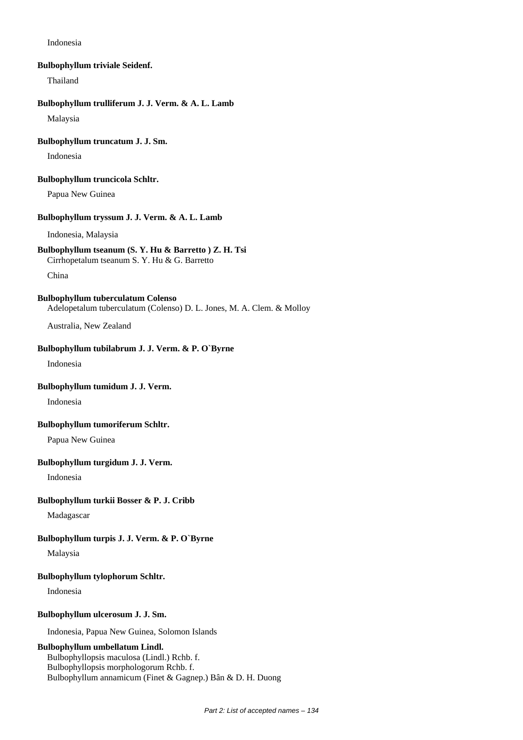Indonesia

**Bulbophyllum triviale Seidenf.**

Thailand

**Bulbophyllum trulliferum J. J. Verm. & A. L. Lamb**

Malaysia

**Bulbophyllum truncatum J. J. Sm.**

Indonesia

**Bulbophyllum truncicola Schltr.**

Papua New Guinea

**Bulbophyllum tryssum J. J. Verm. & A. L. Lamb**

Indonesia, Malaysia

**Bulbophyllum tseanum (S. Y. Hu & Barretto ) Z. H. Tsi**
Cirrhopetalum tseanum S. Y. Hu & G. Barretto

China

**Bulbophyllum tuberculatum Colenso**
Adelopetalum tuberculatum (Colenso) D. L. Jones, M. A. Clem. & Molloy

Australia, New Zealand

**Bulbophyllum tubilabrum J. J. Verm. & P. O`Byrne**

Indonesia

**Bulbophyllum tumidum J. J. Verm.**

Indonesia

**Bulbophyllum tumoriferum Schltr.**

Papua New Guinea

**Bulbophyllum turgidum J. J. Verm.**

Indonesia

**Bulbophyllum turkii Bosser & P. J. Cribb**

Madagascar

**Bulbophyllum turpis J. J. Verm. & P. O`Byrne**

Malaysia

**Bulbophyllum tylophorum Schltr.**

Indonesia

**Bulbophyllum ulcerosum J. J. Sm.**

Indonesia, Papua New Guinea, Solomon Islands

**Bulbophyllum umbellatum Lindl.**
Bulbophyllopsis maculosa (Lindl.) Rchb. f.
Bulbophyllopsis morphologorum Rchb. f.
Bulbophyllum annamicum (Finet & Gagnep.) Bân & D. H. Duong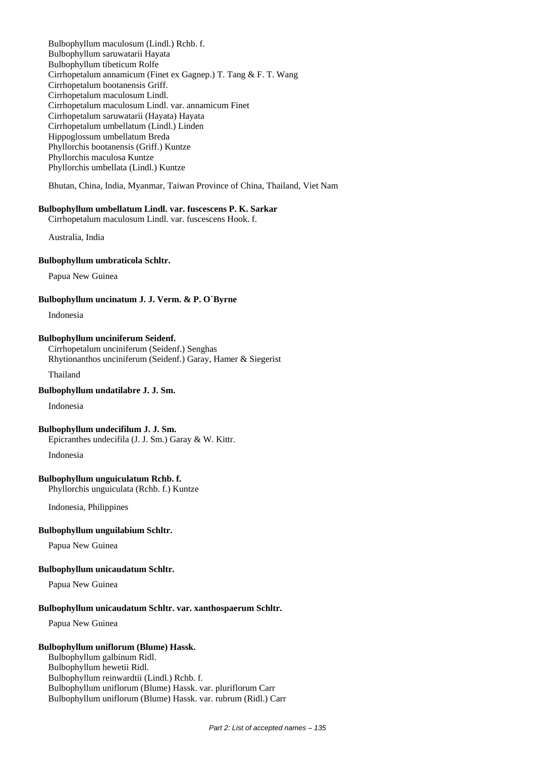Bulbophyllum maculosum (Lindl.) Rchb. f.
Bulbophyllum saruwatarii Hayata
Bulbophyllum tibeticum Rolfe
Cirrhopetalum annamicum (Finet ex Gagnep.) T. Tang & F. T. Wang
Cirrhopetalum bootanensis Griff.
Cirrhopetalum maculosum Lindl.
Cirrhopetalum maculosum Lindl. var. annamicum Finet
Cirrhopetalum saruwatarii (Hayata) Hayata
Cirrhopetalum umbellatum (Lindl.) Linden
Hippoglossum umbellatum Breda
Phyllorchis bootanensis (Griff.) Kuntze
Phyllorchis maculosa Kuntze
Phyllorchis umbellata (Lindl.) Kuntze

Bhutan, China, India, Myanmar, Taiwan Province of China, Thailand, Viet Nam

**Bulbophyllum umbellatum Lindl. var. fuscescens P. K. Sarkar**
Cirrhopetalum maculosum Lindl. var. fuscescens Hook. f.

Australia, India

**Bulbophyllum umbraticola Schltr.**

Papua New Guinea

**Bulbophyllum uncinatum J. J. Verm. & P. O`Byrne**

Indonesia

**Bulbophyllum unciniferum Seidenf.**
Cirrhopetalum unciniferum (Seidenf.) Senghas
Rhytionanthos unciniferum (Seidenf.) Garay, Hamer & Siegerist

Thailand

**Bulbophyllum undatilabre J. J. Sm.**

Indonesia

**Bulbophyllum undecifilum J. J. Sm.**
Epicranthes undecifila (J. J. Sm.) Garay & W. Kittr.

Indonesia

**Bulbophyllum unguiculatum Rchb. f.**
Phyllorchis unguiculata (Rchb. f.) Kuntze

Indonesia, Philippines

**Bulbophyllum unguilabium Schltr.**

Papua New Guinea

**Bulbophyllum unicaudatum Schltr.**

Papua New Guinea

**Bulbophyllum unicaudatum Schltr. var. xanthospaerum Schltr.**

Papua New Guinea

**Bulbophyllum uniflorum (Blume) Hassk.**
Bulbophyllum galbinum Ridl.
Bulbophyllum hewetii Ridl.
Bulbophyllum reinwardtii (Lindl.) Rchb. f.
Bulbophyllum uniflorum (Blume) Hassk. var. pluriflorum Carr
Bulbophyllum uniflorum (Blume) Hassk. var. rubrum (Ridl.) Carr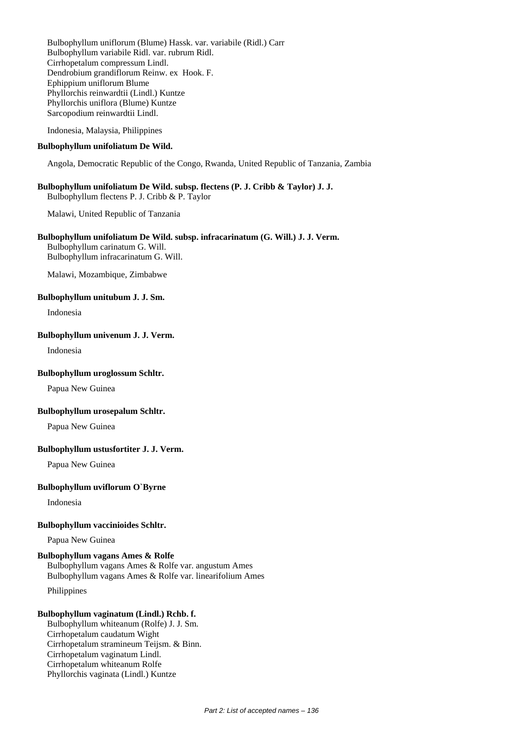Bulbophyllum uniflorum (Blume) Hassk. var. variabile (Ridl.) Carr
Bulbophyllum variabile Ridl. var. rubrum Ridl.
Cirrhopetalum compressum Lindl.
Dendrobium grandiflorum Reinw. ex Hook. F.
Ephippium uniflorum Blume
Phyllorchis reinwardtii (Lindl.) Kuntze
Phyllorchis uniflora (Blume) Kuntze
Sarcopodium reinwardtii Lindl.

Indonesia, Malaysia, Philippines

**Bulbophyllum unifoliatum De Wild.**

Angola, Democratic Republic of the Congo, Rwanda, United Republic of Tanzania, Zambia

**Bulbophyllum unifoliatum De Wild. subsp. flectens (P. J. Cribb & Taylor) J. J.**
Bulbophyllum flectens P. J. Cribb & P. Taylor

Malawi, United Republic of Tanzania

**Bulbophyllum unifoliatum De Wild. subsp. infracarinatum (G. Will.) J. J. Verm.**
Bulbophyllum carinatum G. Will.
Bulbophyllum infracarinatum G. Will.

Malawi, Mozambique, Zimbabwe

**Bulbophyllum unitubum J. J. Sm.**

Indonesia

**Bulbophyllum univenum J. J. Verm.**

Indonesia

**Bulbophyllum uroglossum Schltr.**

Papua New Guinea

**Bulbophyllum urosepalum Schltr.**

Papua New Guinea

**Bulbophyllum ustusfortiter J. J. Verm.**

Papua New Guinea

**Bulbophyllum uviflorum O`Byrne**

Indonesia

**Bulbophyllum vaccinioides Schltr.**

Papua New Guinea

**Bulbophyllum vagans Ames & Rolfe**
Bulbophyllum vagans Ames & Rolfe var. angustum Ames
Bulbophyllum vagans Ames & Rolfe var. linearifolium Ames

Philippines

**Bulbophyllum vaginatum (Lindl.) Rchb. f.**
Bulbophyllum whiteanum (Rolfe) J. J. Sm.
Cirrhopetalum caudatum Wight
Cirrhopetalum stramineum Teijsm. & Binn.
Cirrhopetalum vaginatum Lindl.
Cirrhopetalum whiteanum Rolfe
Phyllorchis vaginata (Lindl.) Kuntze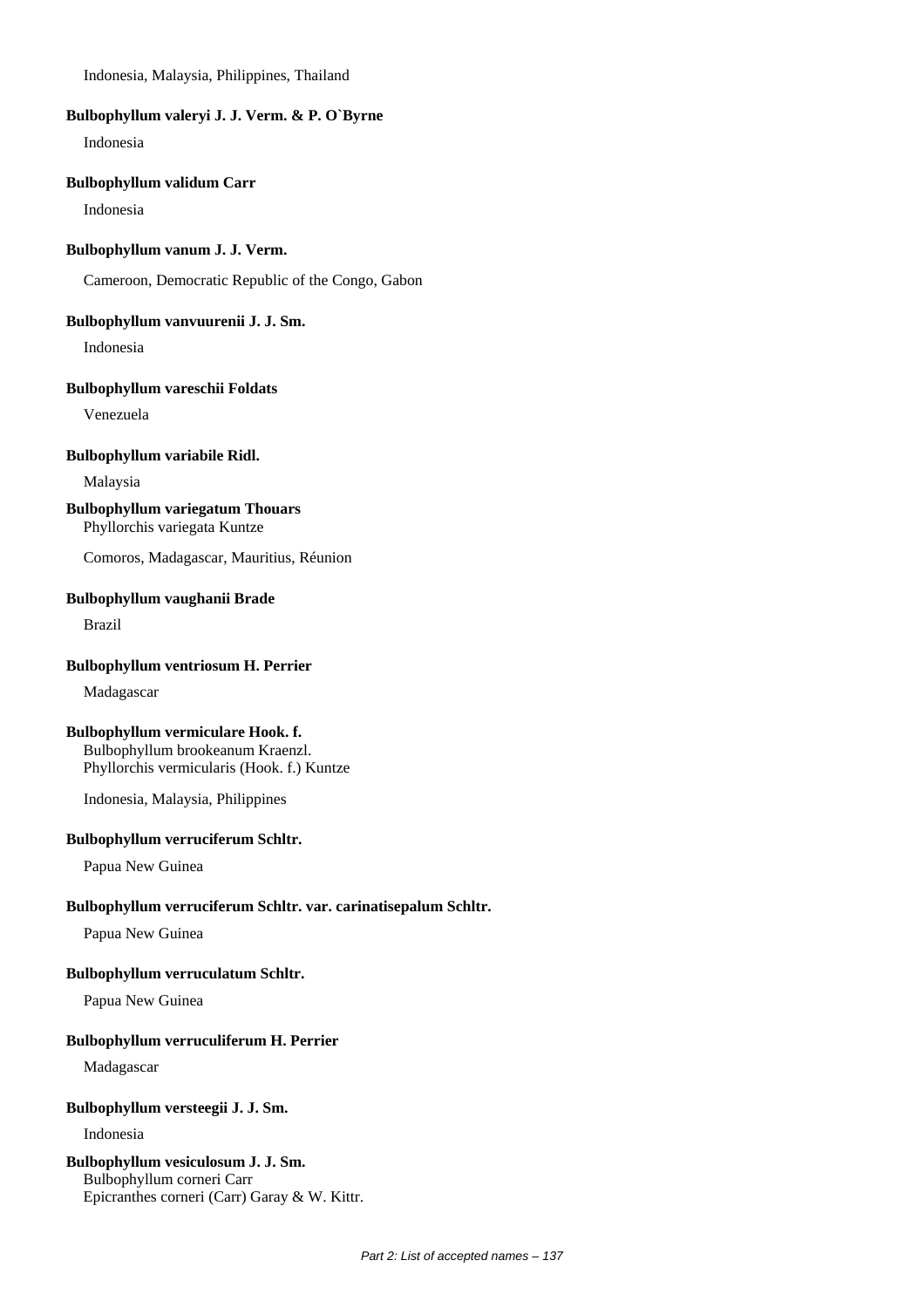Indonesia, Malaysia, Philippines, Thailand

**Bulbophyllum valeryi J. J. Verm. & P. O`Byrne**

Indonesia

**Bulbophyllum validum Carr**

Indonesia

**Bulbophyllum vanum J. J. Verm.**

Cameroon, Democratic Republic of the Congo, Gabon

**Bulbophyllum vanvuurenii J. J. Sm.**

Indonesia

**Bulbophyllum vareschii Foldats**

Venezuela

**Bulbophyllum variabile Ridl.**

Malaysia

**Bulbophyllum variegatum Thouars**
Phyllorchis variegata Kuntze

Comoros, Madagascar, Mauritius, Réunion

**Bulbophyllum vaughanii Brade**

Brazil

**Bulbophyllum ventriosum H. Perrier**

Madagascar

**Bulbophyllum vermiculare Hook. f.**
Bulbophyllum brookeanum Kraenzl.
Phyllorchis vermicularis (Hook. f.) Kuntze

Indonesia, Malaysia, Philippines

**Bulbophyllum verruciferum Schltr.**

Papua New Guinea

**Bulbophyllum verruciferum Schltr. var. carinatisepalum Schltr.**

Papua New Guinea

**Bulbophyllum verruculatum Schltr.**

Papua New Guinea

**Bulbophyllum verruculiferum H. Perrier**

Madagascar

**Bulbophyllum versteegii J. J. Sm.**

Indonesia

**Bulbophyllum vesiculosum J. J. Sm.**
Bulbophyllum corneri Carr
Epicranthes corneri (Carr) Garay & W. Kittr.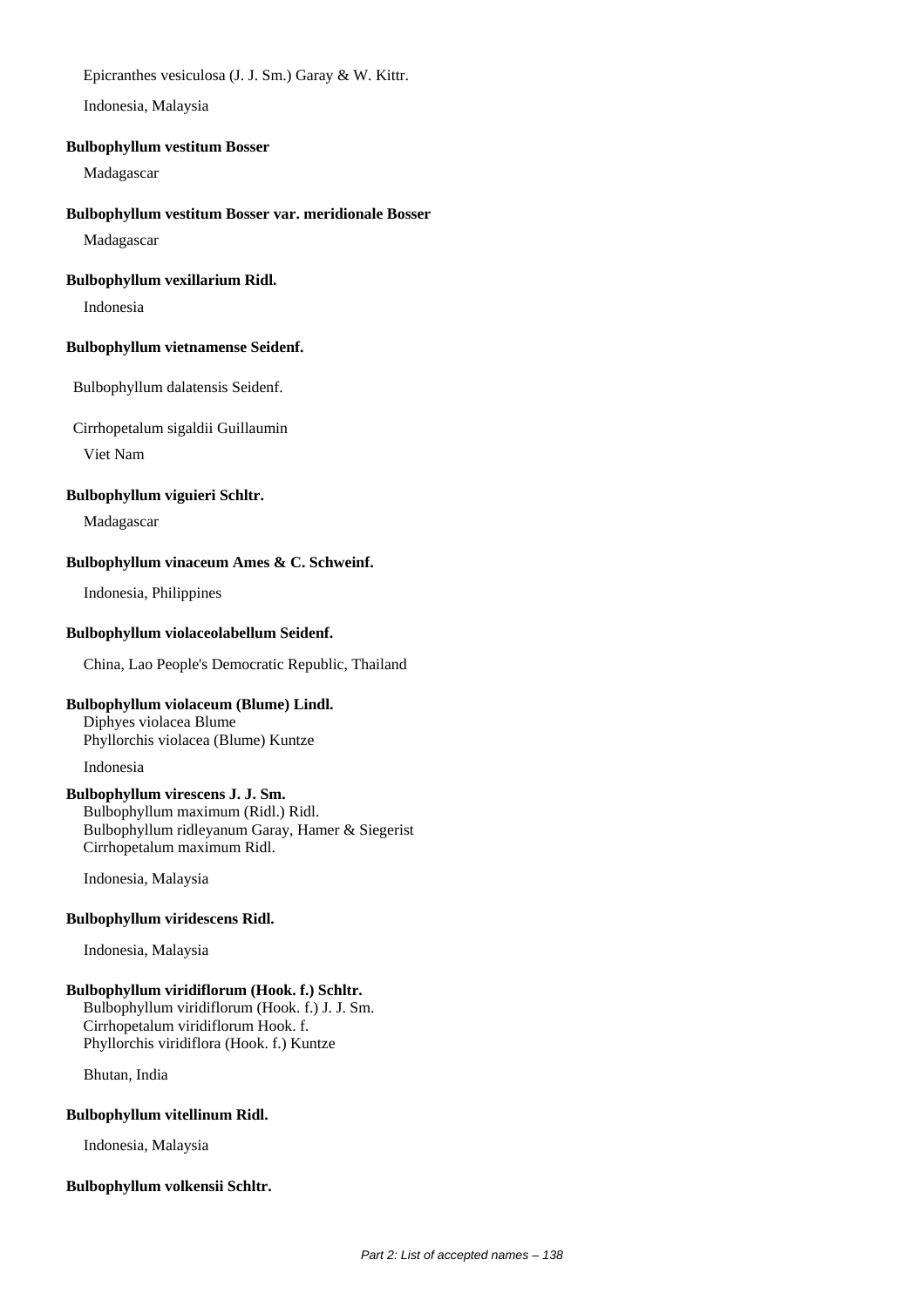Epicranthes vesiculosa (J. J. Sm.) Garay & W. Kittr.

Indonesia, Malaysia

**Bulbophyllum vestitum Bosser**

Madagascar

**Bulbophyllum vestitum Bosser var. meridionale Bosser**

Madagascar

**Bulbophyllum vexillarium Ridl.**

Indonesia

**Bulbophyllum vietnamense Seidenf.**

Bulbophyllum dalatensis Seidenf.

Cirrhopetalum sigaldii Guillaumin

Viet Nam

**Bulbophyllum viguieri Schltr.**

Madagascar

**Bulbophyllum vinaceum Ames & C. Schweinf.**

Indonesia, Philippines

**Bulbophyllum violaceolabellum Seidenf.**

China, Lao People's Democratic Republic, Thailand

**Bulbophyllum violaceum (Blume) Lindl.**

Diphyes violacea Blume
Phyllorchis violacea (Blume) Kuntze

Indonesia

**Bulbophyllum virescens J. J. Sm.**

Bulbophyllum maximum (Ridl.) Ridl.
Bulbophyllum ridleyanum Garay, Hamer & Siegerist
Cirrhopetalum maximum Ridl.

Indonesia, Malaysia

**Bulbophyllum viridescens Ridl.**

Indonesia, Malaysia

**Bulbophyllum viridiflorum (Hook. f.) Schltr.**

Bulbophyllum viridiflorum (Hook. f.) J. J. Sm.
Cirrhopetalum viridiflorum Hook. f.
Phyllorchis viridiflora (Hook. f.) Kuntze

Bhutan, India

**Bulbophyllum vitellinum Ridl.**

Indonesia, Malaysia

**Bulbophyllum volkensii Schltr.**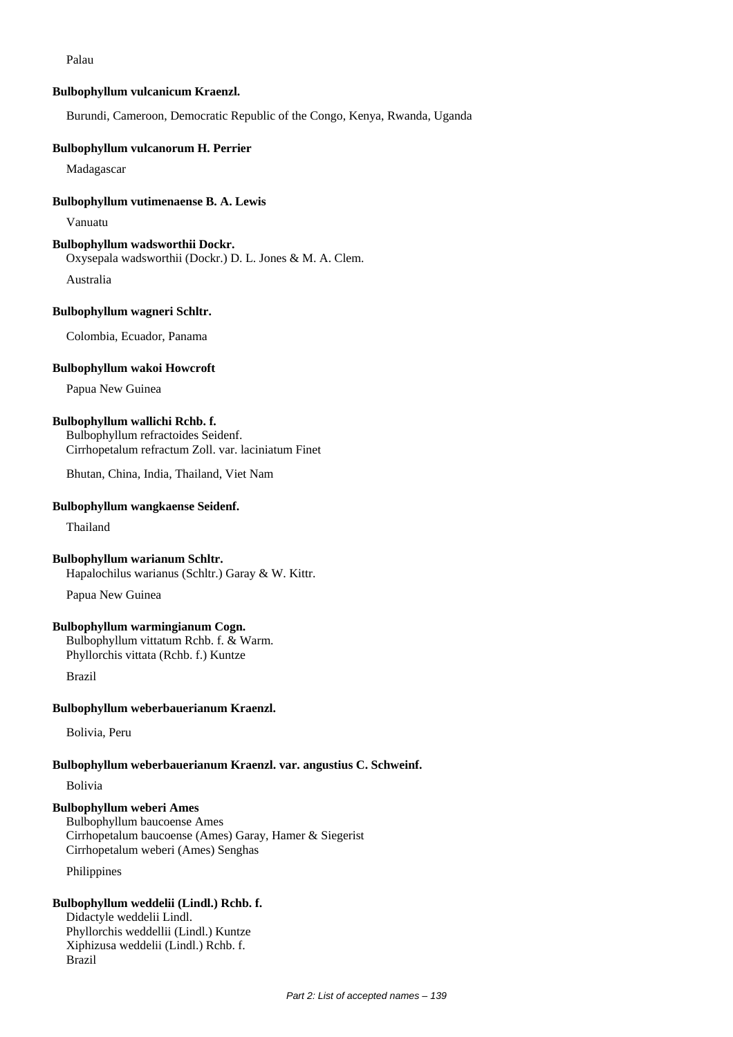Palau

**Bulbophyllum vulcanicum Kraenzl.**

Burundi, Cameroon, Democratic Republic of the Congo, Kenya, Rwanda, Uganda

**Bulbophyllum vulcanorum H. Perrier**

Madagascar

**Bulbophyllum vutimenaense B. A. Lewis**

Vanuatu

**Bulbophyllum wadsworthii Dockr.**

Oxysepala wadsworthii (Dockr.) D. L. Jones & M. A. Clem.

Australia

**Bulbophyllum wagneri Schltr.**

Colombia, Ecuador, Panama

**Bulbophyllum wakoi Howcroft**

Papua New Guinea

**Bulbophyllum wallichi Rchb. f.**

Bulbophyllum refractoides Seidenf.
Cirrhopetalum refractum Zoll. var. laciniatum Finet

Bhutan, China, India, Thailand, Viet Nam

**Bulbophyllum wangkaense Seidenf.**

Thailand

**Bulbophyllum warianum Schltr.**

Hapalochilus warianus (Schltr.) Garay & W. Kittr.

Papua New Guinea

**Bulbophyllum warmingianum Cogn.**

Bulbophyllum vittatum Rchb. f. & Warm.
Phyllorchis vittata (Rchb. f.) Kuntze

Brazil

**Bulbophyllum weberbauerianum Kraenzl.**

Bolivia, Peru

**Bulbophyllum weberbauerianum Kraenzl. var. angustius C. Schweinf.**

Bolivia

**Bulbophyllum weberi Ames**

Bulbophyllum baucoense Ames
Cirrhopetalum baucoense (Ames) Garay, Hamer & Siegerist
Cirrhopetalum weberi (Ames) Senghas

Philippines

**Bulbophyllum weddelii (Lindl.) Rchb. f.**

Didactyle weddelii Lindl.
Phyllorchis weddellii (Lindl.) Kuntze
Xiphizusa weddelii (Lindl.) Rchb. f.
Brazil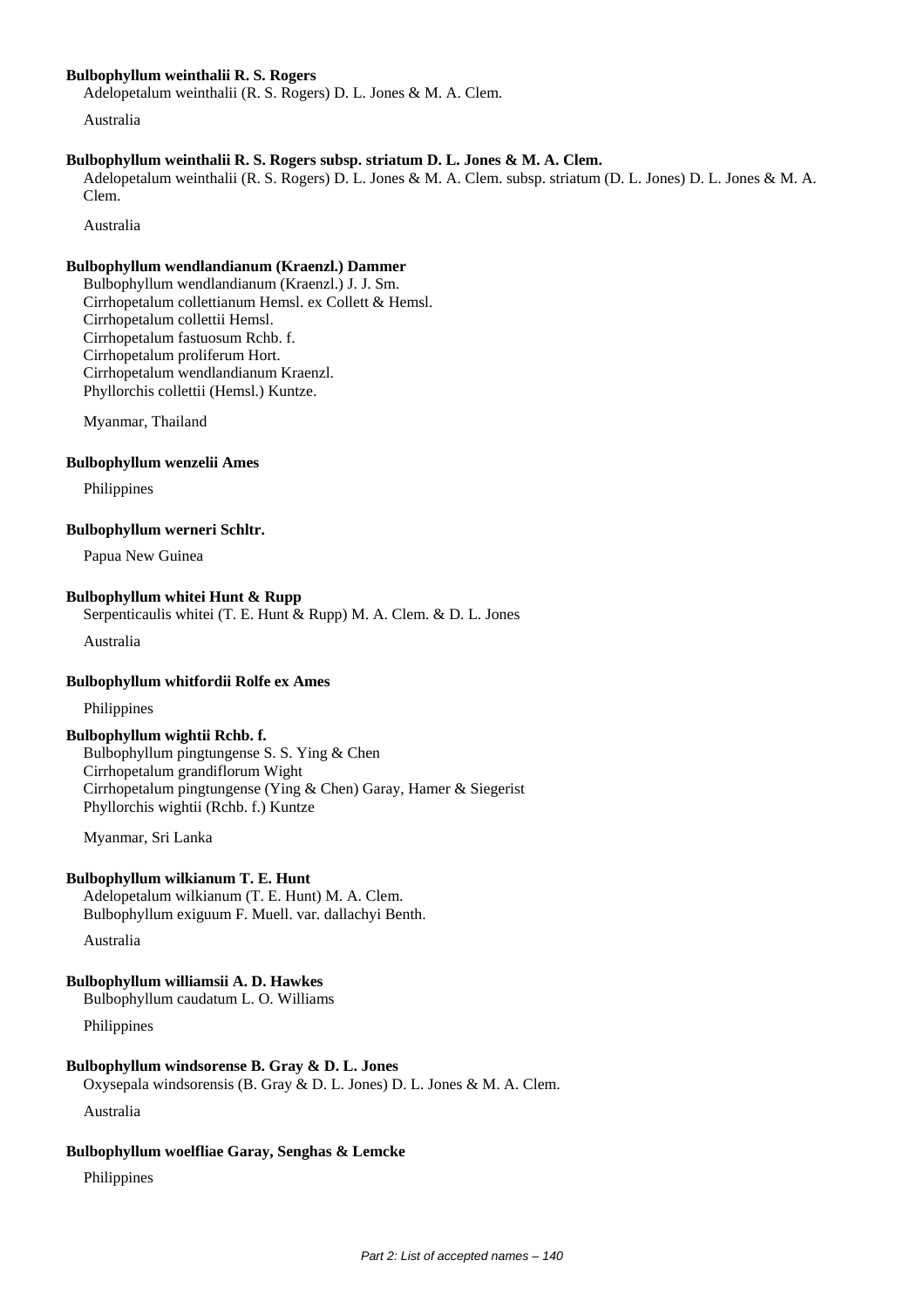**Bulbophyllum weinthalii R. S. Rogers**

Adelopetalum weinthalii (R. S. Rogers) D. L. Jones & M. A. Clem.

Australia

**Bulbophyllum weinthalii R. S. Rogers subsp. striatum D. L. Jones & M. A. Clem.**

Adelopetalum weinthalii (R. S. Rogers) D. L. Jones & M. A. Clem. subsp. striatum (D. L. Jones) D. L. Jones & M. A. Clem.

Australia

**Bulbophyllum wendlandianum (Kraenzl.) Dammer**

Bulbophyllum wendlandianum (Kraenzl.) J. J. Sm.
Cirrhopetalum collettianum Hemsl. ex Collett & Hemsl.
Cirrhopetalum collettii Hemsl.
Cirrhopetalum fastuosum Rchb. f.
Cirrhopetalum proliferum Hort.
Cirrhopetalum wendlandianum Kraenzl.
Phyllorchis collettii (Hemsl.) Kuntze.

Myanmar, Thailand

**Bulbophyllum wenzelii Ames**

Philippines

**Bulbophyllum werneri Schltr.**

Papua New Guinea

**Bulbophyllum whitei Hunt & Rupp**

Serpenticaulis whitei (T. E. Hunt & Rupp) M. A. Clem. & D. L. Jones

Australia

**Bulbophyllum whitfordii Rolfe ex Ames**

Philippines

**Bulbophyllum wightii Rchb. f.**

Bulbophyllum pingtungense S. S. Ying & Chen
Cirrhopetalum grandiflorum Wight
Cirrhopetalum pingtungense (Ying & Chen) Garay, Hamer & Siegerist
Phyllorchis wightii (Rchb. f.) Kuntze

Myanmar, Sri Lanka

**Bulbophyllum wilkianum T. E. Hunt**

Adelopetalum wilkianum (T. E. Hunt) M. A. Clem.
Bulbophyllum exiguum F. Muell. var. dallachyi Benth.

Australia

**Bulbophyllum williamsii A. D. Hawkes**

Bulbophyllum caudatum L. O. Williams

Philippines

**Bulbophyllum windsorense B. Gray & D. L. Jones**

Oxysepala windsorensis (B. Gray & D. L. Jones) D. L. Jones & M. A. Clem.

Australia

**Bulbophyllum woelfliae Garay, Senghas & Lemcke**

Philippines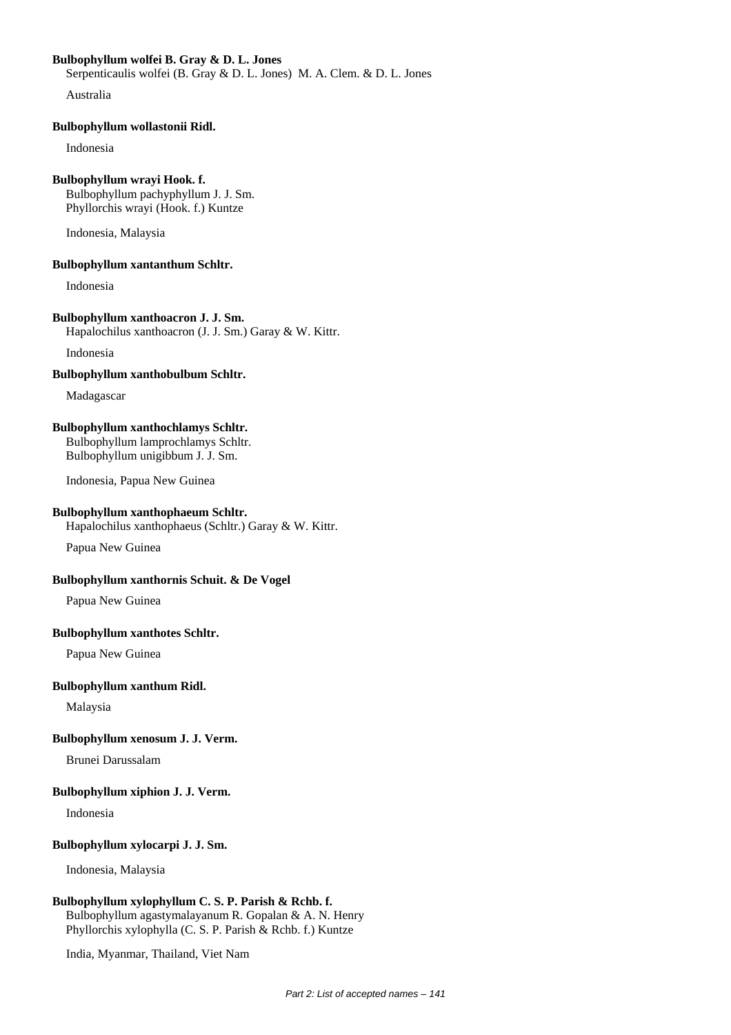**Bulbophyllum wolfei B. Gray & D. L. Jones**
Serpenticaulis wolfei (B. Gray & D. L. Jones) M. A. Clem. & D. L. Jones

Australia

**Bulbophyllum wollastonii Ridl.**

Indonesia

**Bulbophyllum wrayi Hook. f.**
Bulbophyllum pachyphyllum J. J. Sm.
Phyllorchis wrayi (Hook. f.) Kuntze

Indonesia, Malaysia

**Bulbophyllum xantanthum Schltr.**

Indonesia

**Bulbophyllum xanthoacron J. J. Sm.**
Hapalochilus xanthoacron (J. J. Sm.) Garay & W. Kittr.

Indonesia

**Bulbophyllum xanthobulbum Schltr.**

Madagascar

**Bulbophyllum xanthochlamys Schltr.**
Bulbophyllum lamprochlamys Schltr.
Bulbophyllum unigibbum J. J. Sm.

Indonesia, Papua New Guinea

**Bulbophyllum xanthophaeum Schltr.**
Hapalochilus xanthophaeus (Schltr.) Garay & W. Kittr.

Papua New Guinea

**Bulbophyllum xanthornis Schuit. & De Vogel**

Papua New Guinea

**Bulbophyllum xanthotes Schltr.**

Papua New Guinea

**Bulbophyllum xanthum Ridl.**

Malaysia

**Bulbophyllum xenosum J. J. Verm.**

Brunei Darussalam

**Bulbophyllum xiphion J. J. Verm.**

Indonesia

**Bulbophyllum xylocarpi J. J. Sm.**

Indonesia, Malaysia

**Bulbophyllum xylophyllum C. S. P. Parish & Rchb. f.**
Bulbophyllum agastymalayanum R. Gopalan & A. N. Henry
Phyllorchis xylophylla (C. S. P. Parish & Rchb. f.) Kuntze

India, Myanmar, Thailand, Viet Nam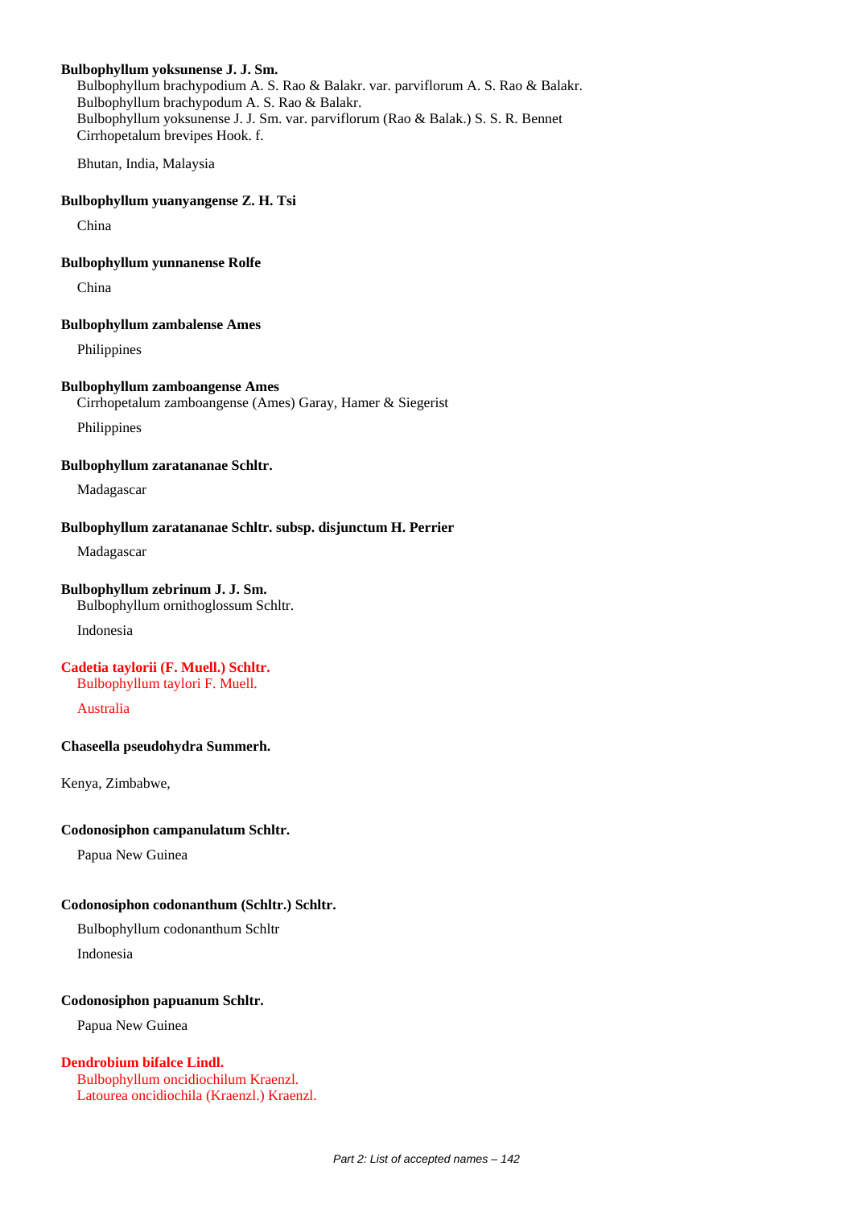**Bulbophyllum yoksunense J. J. Sm.**
Bulbophyllum brachypodium A. S. Rao & Balakr. var. parviflorum A. S. Rao & Balakr.
Bulbophyllum brachypodum A. S. Rao & Balakr.
Bulbophyllum yoksunense J. J. Sm. var. parviflorum (Rao & Balak.) S. S. R. Bennet
Cirrhopetalum brevipes Hook. f.

Bhutan, India, Malaysia

**Bulbophyllum yuanyangense Z. H. Tsi**

China

**Bulbophyllum yunnanense Rolfe**

China

**Bulbophyllum zambalense Ames**

Philippines

**Bulbophyllum zamboangense Ames**
Cirrhopetalum zamboangense (Ames) Garay, Hamer & Siegerist

Philippines

**Bulbophyllum zaratananae Schltr.**

Madagascar

**Bulbophyllum zaratananae Schltr. subsp. disjunctum H. Perrier**

Madagascar

**Bulbophyllum zebrinum J. J. Sm.**
Bulbophyllum ornithoglossum Schltr.

Indonesia

**Cadetia taylorii (F. Muell.) Schltr.**
Bulbophyllum taylori F. Muell.

Australia

**Chaseella pseudohydra Summerh.**

Kenya, Zimbabwe,

**Codonosiphon campanulatum Schltr.**

Papua New Guinea

**Codonosiphon codonanthum (Schltr.) Schltr.**

Bulbophyllum codonanthum Schltr

Indonesia

**Codonosiphon papuanum Schltr.**

Papua New Guinea

**Dendrobium bifalce Lindl.**
Bulbophyllum oncidiochilum Kraenzl.
Latourea oncidiochila (Kraenzl.) Kraenzl.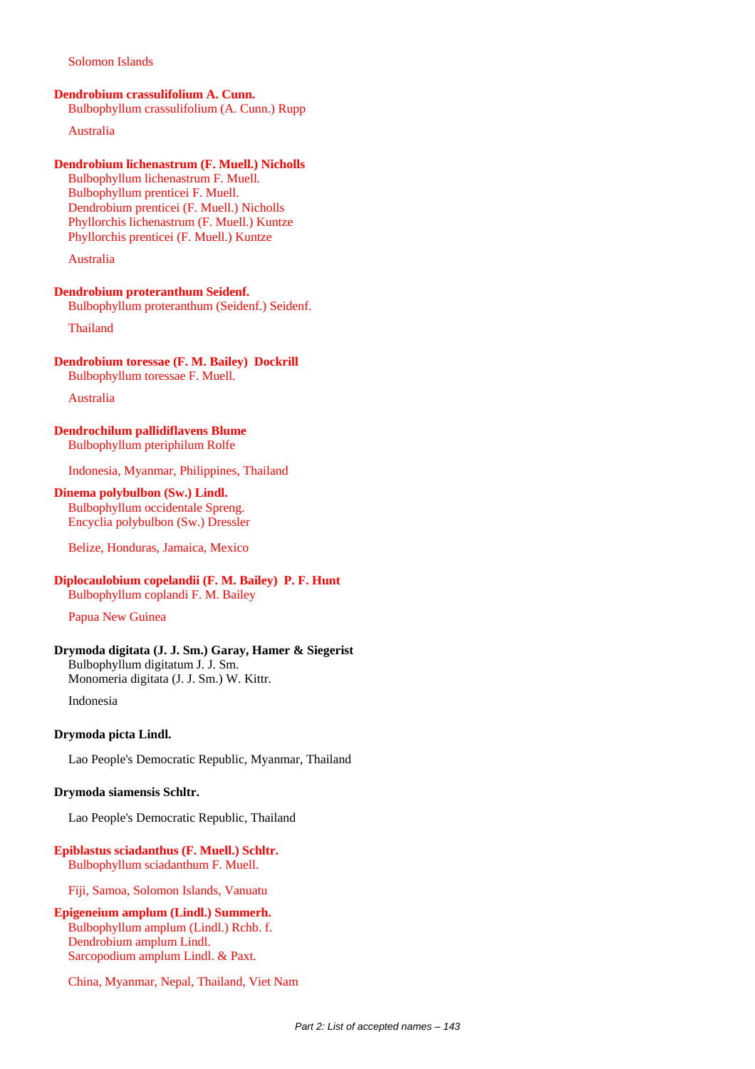Solomon Islands

**Dendrobium crassulifolium A. Cunn.**
Bulbophyllum crassulifolium (A. Cunn.) Rupp

Australia

**Dendrobium lichenastrum (F. Muell.) Nicholls**
Bulbophyllum lichenastrum F. Muell.
Bulbophyllum prenticei F. Muell.
Dendrobium prenticei (F. Muell.) Nicholls
Phyllorchis lichenastrum (F. Muell.) Kuntze
Phyllorchis prenticei (F. Muell.) Kuntze

Australia

**Dendrobium proteranthum Seidenf.**
Bulbophyllum proteranthum (Seidenf.) Seidenf.

Thailand

**Dendrobium toressae (F. M. Bailey) Dockrill**
Bulbophyllum toressae F. Muell.

Australia

**Dendrochilum pallidiflavens Blume**
Bulbophyllum pteriphilum Rolfe

Indonesia, Myanmar, Philippines, Thailand

**Dinema polybulbon (Sw.) Lindl.**
Bulbophyllum occidentale Spreng.
Encyclia polybulbon (Sw.) Dressler

Belize, Honduras, Jamaica, Mexico

**Diplocaulobium copelandii (F. M. Bailey) P. F. Hunt**
Bulbophyllum coplandi F. M. Bailey

Papua New Guinea

**Drymoda digitata (J. J. Sm.) Garay, Hamer & Siegerist**
Bulbophyllum digitatum J. J. Sm.
Monomeria digitata (J. J. Sm.) W. Kittr.

Indonesia

**Drymoda picta Lindl.**

Lao People's Democratic Republic, Myanmar, Thailand

**Drymoda siamensis Schltr.**

Lao People's Democratic Republic, Thailand

**Epiblastus sciadanthus (F. Muell.) Schltr.**
Bulbophyllum sciadanthum F. Muell.

Fiji, Samoa, Solomon Islands, Vanuatu

**Epigeneium amplum (Lindl.) Summerh.**
Bulbophyllum amplum (Lindl.) Rchb. f.
Dendrobium amplum Lindl.
Sarcopodium amplum Lindl. & Paxt.

China, Myanmar, Nepal, Thailand, Viet Nam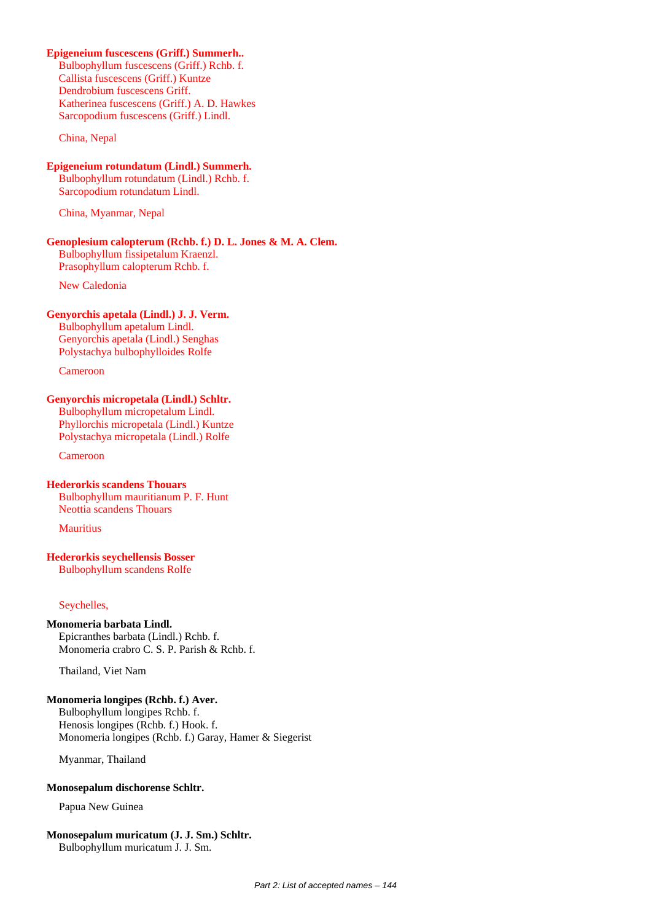**Epigeneium fuscescens (Griff.) Summerh..**
Bulbophyllum fuscescens (Griff.) Rchb. f.
Callista fuscescens (Griff.) Kuntze
Dendrobium fuscescens Griff.
Katherinea fuscescens (Griff.) A. D. Hawkes
Sarcopodium fuscescens (Griff.) Lindl.

China, Nepal

**Epigeneium rotundatum (Lindl.) Summerh.**
Bulbophyllum rotundatum (Lindl.) Rchb. f.
Sarcopodium rotundatum Lindl.

China, Myanmar, Nepal

**Genoplesium calopterum (Rchb. f.) D. L. Jones & M. A. Clem.**
Bulbophyllum fissipetalum Kraenzl.
Prasophyllum calopterum Rchb. f.

New Caledonia

**Genyorchis apetala (Lindl.) J. J. Verm.**
Bulbophyllum apetalum Lindl.
Genyorchis apetala (Lindl.) Senghas
Polystachya bulbophylloides Rolfe

Cameroon

**Genyorchis micropetala (Lindl.) Schltr.**
Bulbophyllum micropetalum Lindl.
Phyllorchis micropetala (Lindl.) Kuntze
Polystachya micropetala (Lindl.) Rolfe

Cameroon

**Hederorkis scandens Thouars**
Bulbophyllum mauritianum P. F. Hunt
Neottia scandens Thouars

Mauritius

**Hederorkis seychellensis Bosser**
Bulbophyllum scandens Rolfe

Seychelles,

**Monomeria barbata Lindl.**
Epicranthes barbata (Lindl.) Rchb. f.
Monomeria crabro C. S. P. Parish & Rchb. f.

Thailand, Viet Nam

**Monomeria longipes (Rchb. f.) Aver.**
Bulbophyllum longipes Rchb. f.
Henosis longipes (Rchb. f.) Hook. f.
Monomeria longipes (Rchb. f.) Garay, Hamer & Siegerist

Myanmar, Thailand

**Monosepalum dischorense Schltr.**

Papua New Guinea

**Monosepalum muricatum (J. J. Sm.) Schltr.**
Bulbophyllum muricatum J. J. Sm.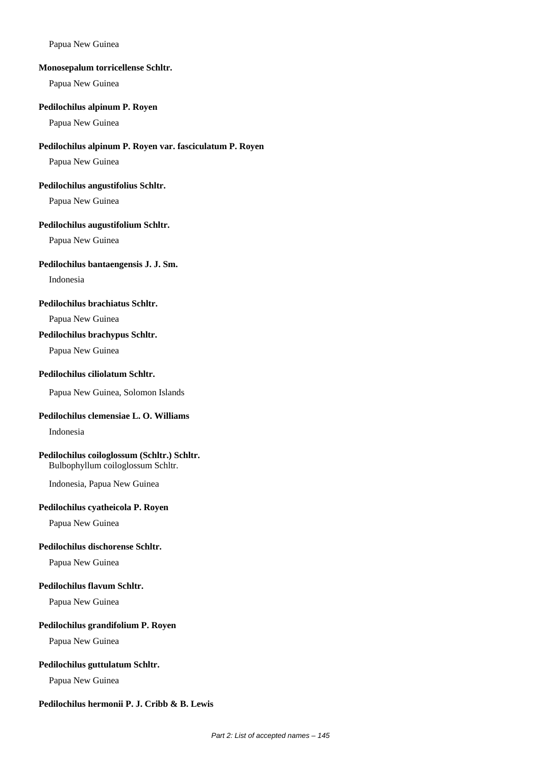Papua New Guinea

**Monosepalum torricellense Schltr.**

Papua New Guinea

**Pedilochilus alpinum P. Royen**

Papua New Guinea

**Pedilochilus alpinum P. Royen var. fasciculatum P. Royen**

Papua New Guinea

**Pedilochilus angustifolius Schltr.**

Papua New Guinea

**Pedilochilus augustifolium Schltr.**

Papua New Guinea

**Pedilochilus bantaengensis J. J. Sm.**

Indonesia

**Pedilochilus brachiatus Schltr.**

Papua New Guinea

**Pedilochilus brachypus Schltr.**

Papua New Guinea

**Pedilochilus ciliolatum Schltr.**

Papua New Guinea, Solomon Islands

**Pedilochilus clemensiae L. O. Williams**

Indonesia

**Pedilochilus coiloglossum (Schltr.) Schltr.**
Bulbophyllum coiloglossum Schltr.

Indonesia, Papua New Guinea

**Pedilochilus cyatheicola P. Royen**

Papua New Guinea

**Pedilochilus dischorense Schltr.**

Papua New Guinea

**Pedilochilus flavum Schltr.**

Papua New Guinea

**Pedilochilus grandifolium P. Royen**

Papua New Guinea

**Pedilochilus guttulatum Schltr.**

Papua New Guinea

**Pedilochilus hermonii P. J. Cribb & B. Lewis**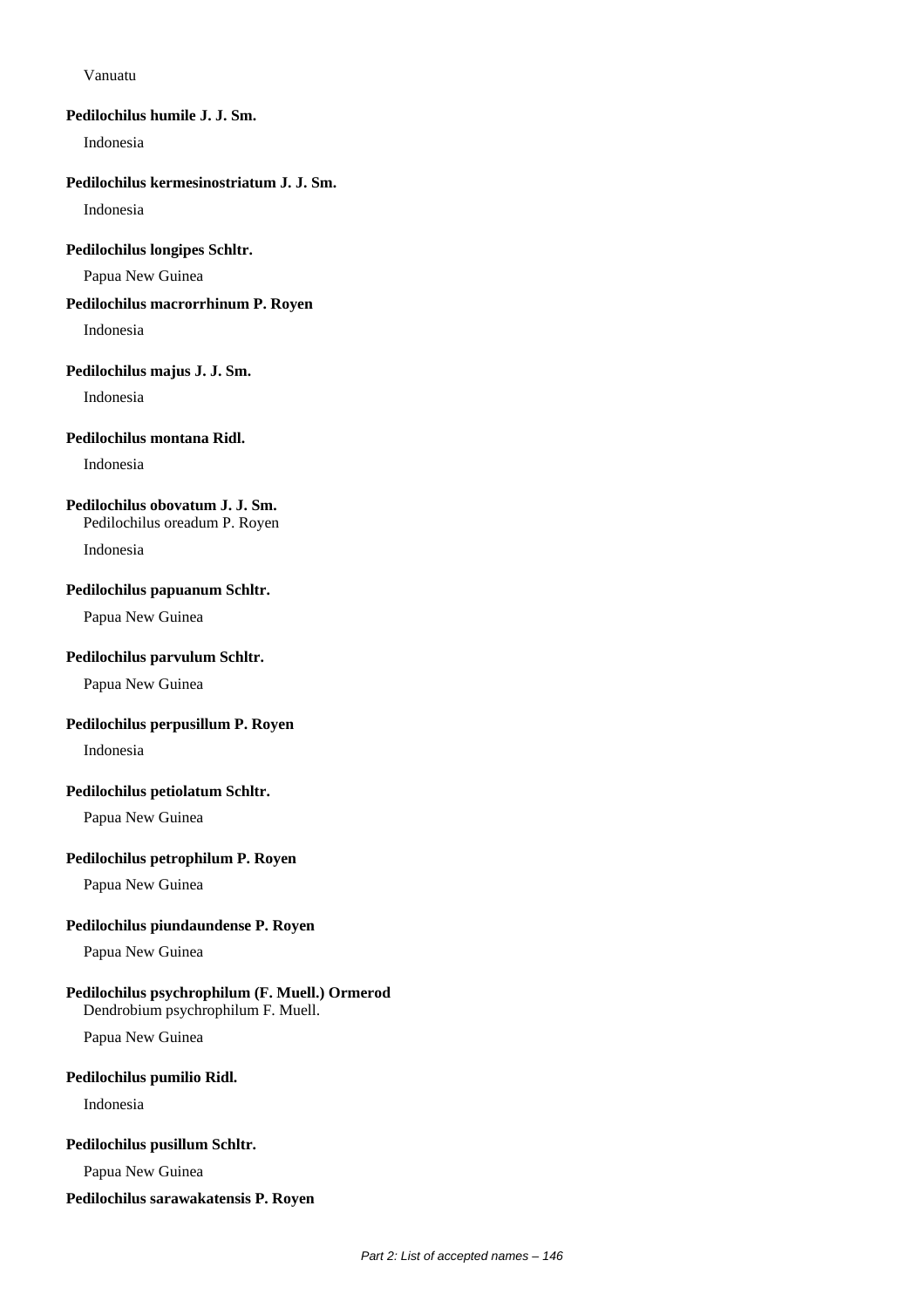Vanuatu

**Pedilochilus humile J. J. Sm.**

Indonesia

**Pedilochilus kermesinostriatum J. J. Sm.**

Indonesia

**Pedilochilus longipes Schltr.**

Papua New Guinea

**Pedilochilus macrorrhinum P. Royen**

Indonesia

**Pedilochilus majus J. J. Sm.**

Indonesia

**Pedilochilus montana Ridl.**

Indonesia

**Pedilochilus obovatum J. J. Sm.**
Pedilochilus oreadum P. Royen

Indonesia

**Pedilochilus papuanum Schltr.**

Papua New Guinea

**Pedilochilus parvulum Schltr.**

Papua New Guinea

**Pedilochilus perpusillum P. Royen**

Indonesia

**Pedilochilus petiolatum Schltr.**

Papua New Guinea

**Pedilochilus petrophilum P. Royen**

Papua New Guinea

**Pedilochilus piundaundense P. Royen**

Papua New Guinea

**Pedilochilus psychrophilum (F. Muell.) Ormerod**
Dendrobium psychrophilum F. Muell.

Papua New Guinea

**Pedilochilus pumilio Ridl.**

Indonesia

**Pedilochilus pusillum Schltr.**

Papua New Guinea

**Pedilochilus sarawakatensis P. Royen**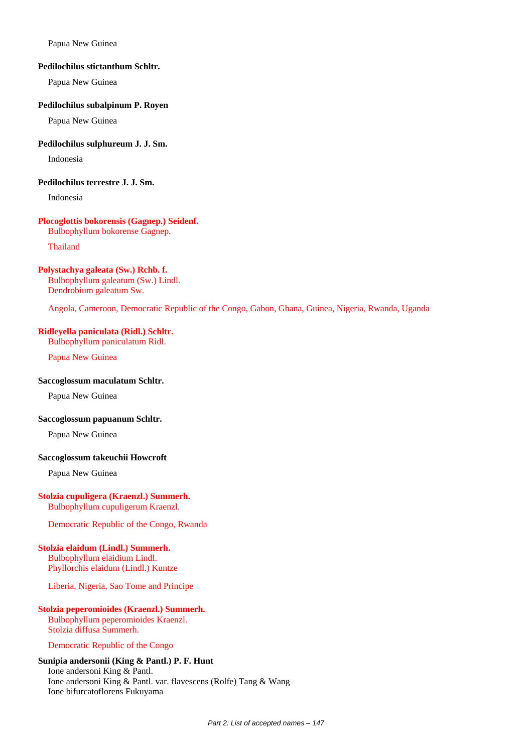Papua New Guinea

**Pedilochilus stictanthum Schltr.**

Papua New Guinea

**Pedilochilus subalpinum P. Royen**

Papua New Guinea

**Pedilochilus sulphureum J. J. Sm.**

Indonesia

**Pedilochilus terrestre J. J. Sm.**

Indonesia

**Plocoglottis bokorensis (Gagnep.) Seidenf.**
Bulbophyllum bokorense Gagnep.

Thailand

**Polystachya galeata (Sw.) Rchb. f.**
Bulbophyllum galeatum (Sw.) Lindl.
Dendrobium galeatum Sw.

Angola, Cameroon, Democratic Republic of the Congo, Gabon, Ghana, Guinea, Nigeria, Rwanda, Uganda

**Ridleyella paniculata (Ridl.) Schltr.**
Bulbophyllum paniculatum Ridl.

Papua New Guinea

**Saccoglossum maculatum Schltr.**

Papua New Guinea

**Saccoglossum papuanum Schltr.**

Papua New Guinea

**Saccoglossum takeuchii Howcroft**

Papua New Guinea

**Stolzia cupuligera (Kraenzl.) Summerh.**
Bulbophyllum cupuligerum Kraenzl.

Democratic Republic of the Congo, Rwanda

**Stolzia elaidum (Lindl.) Summerh.**
Bulbophyllum elaidium Lindl.
Phyllorchis elaidum (Lindl.) Kuntze

Liberia, Nigeria, Sao Tome and Principe

**Stolzia peperomioides (Kraenzl.) Summerh.**
Bulbophyllum peperomioides Kraenzl.
Stolzia diffusa Summerh.

Democratic Republic of the Congo

**Sunipia andersonii (King & Pantl.) P. F. Hunt**
Ione andersoni King & Pantl.
Ione andersoni King & Pantl. var. flavescens (Rolfe) Tang & Wang
Ione bifurcatoflorens Fukuyama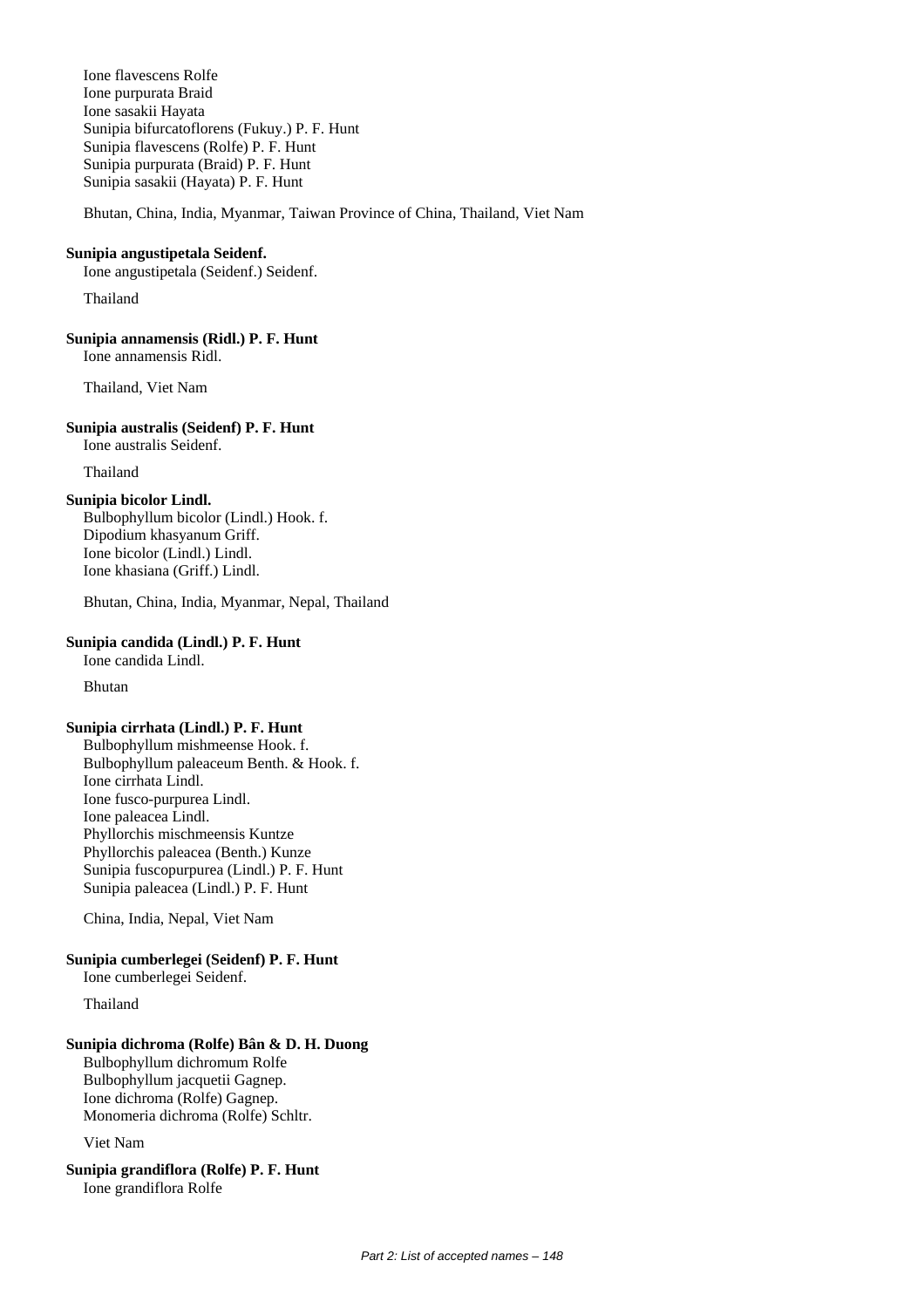Ione flavescens Rolfe
Ione purpurata Braid
Ione sasakii Hayata
Sunipia bifurcatoflorens (Fukuy.) P. F. Hunt
Sunipia flavescens (Rolfe) P. F. Hunt
Sunipia purpurata (Braid) P. F. Hunt
Sunipia sasakii (Hayata) P. F. Hunt

Bhutan, China, India, Myanmar, Taiwan Province of China, Thailand, Viet Nam

**Sunipia angustipetala Seidenf.**
Ione angustipetala (Seidenf.) Seidenf.

Thailand

**Sunipia annamensis (Ridl.) P. F. Hunt**
Ione annamensis Ridl.

Thailand, Viet Nam

**Sunipia australis (Seidenf) P. F. Hunt**
Ione australis Seidenf.

Thailand

**Sunipia bicolor Lindl.**
Bulbophyllum bicolor (Lindl.) Hook. f.
Dipodium khasyanum Griff.
Ione bicolor (Lindl.) Lindl.
Ione khasiana (Griff.) Lindl.

Bhutan, China, India, Myanmar, Nepal, Thailand

**Sunipia candida (Lindl.) P. F. Hunt**
Ione candida Lindl.

Bhutan

**Sunipia cirrhata (Lindl.) P. F. Hunt**
Bulbophyllum mishmeense Hook. f.
Bulbophyllum paleaceum Benth. & Hook. f.
Ione cirrhata Lindl.
Ione fusco-purpurea Lindl.
Ione paleacea Lindl.
Phyllorchis mischmeensis Kuntze
Phyllorchis paleacea (Benth.) Kunze
Sunipia fuscopurpurea (Lindl.) P. F. Hunt
Sunipia paleacea (Lindl.) P. F. Hunt

China, India, Nepal, Viet Nam

**Sunipia cumberlegei (Seidenf) P. F. Hunt**
Ione cumberlegei Seidenf.

Thailand

**Sunipia dichroma (Rolfe) Bân & D. H. Duong**
Bulbophyllum dichromum Rolfe
Bulbophyllum jacquetii Gagnep.
Ione dichroma (Rolfe) Gagnep.
Monomeria dichroma (Rolfe) Schltr.

Viet Nam

**Sunipia grandiflora (Rolfe) P. F. Hunt**
Ione grandiflora Rolfe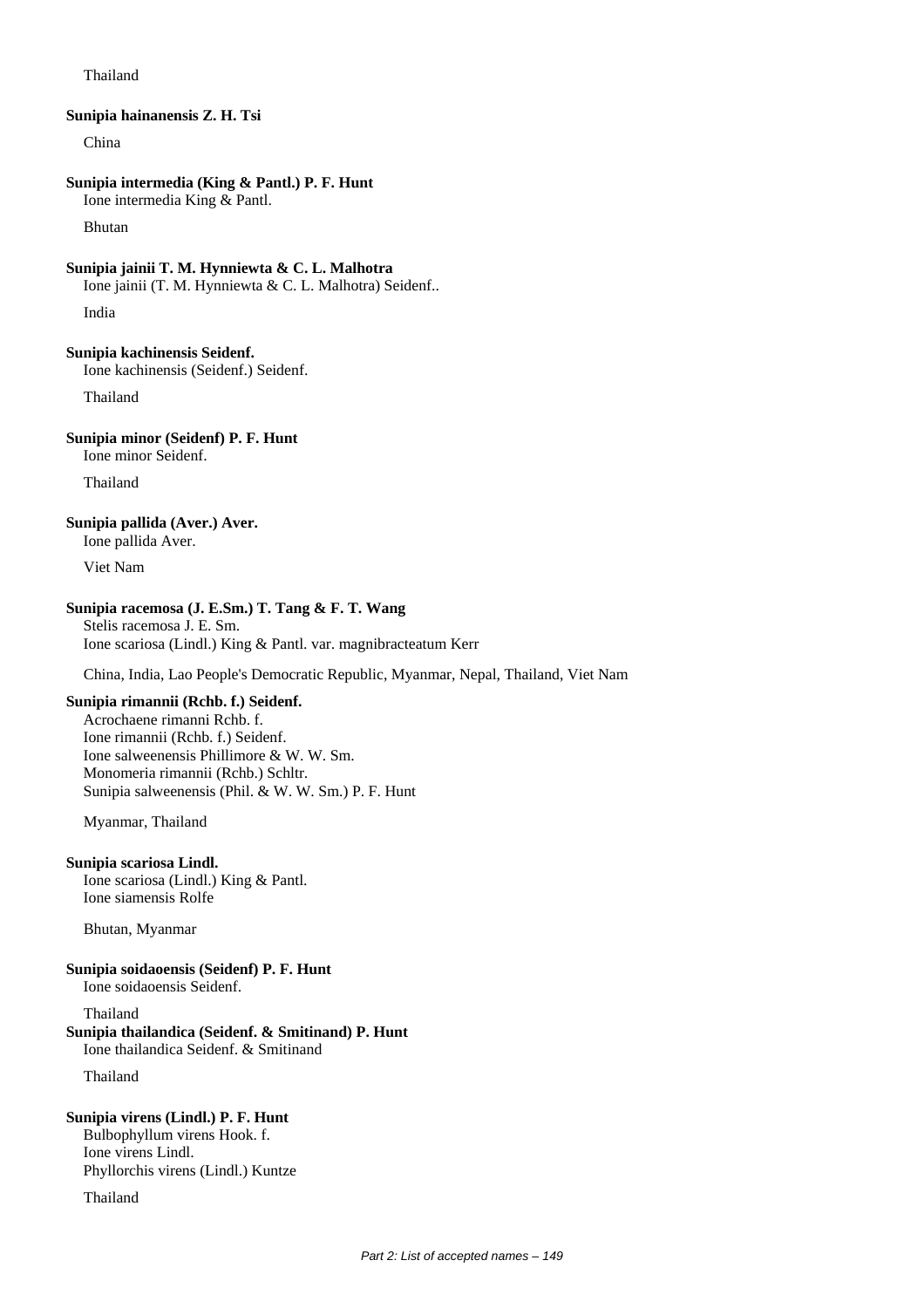Thailand

**Sunipia hainanensis Z. H. Tsi**

China

**Sunipia intermedia (King & Pantl.) P. F. Hunt**

Ione intermedia King & Pantl.

Bhutan

**Sunipia jainii T. M. Hynniewta & C. L. Malhotra**

Ione jainii (T. M. Hynniewta & C. L. Malhotra) Seidenf..

India

**Sunipia kachinensis Seidenf.**

Ione kachinensis (Seidenf.) Seidenf.

Thailand

**Sunipia minor (Seidenf) P. F. Hunt**

Ione minor Seidenf.

Thailand

**Sunipia pallida (Aver.) Aver.**

Ione pallida Aver.

Viet Nam

**Sunipia racemosa (J. E.Sm.) T. Tang & F. T. Wang**

Stelis racemosa J. E. Sm.
Ione scariosa (Lindl.) King & Pantl. var. magnibracteatum Kerr

China, India, Lao People's Democratic Republic, Myanmar, Nepal, Thailand, Viet Nam

**Sunipia rimannii (Rchb. f.) Seidenf.**

Acrochaene rimanni Rchb. f.
Ione rimannii (Rchb. f.) Seidenf.
Ione salweenensis Phillimore & W. W. Sm.
Monomeria rimannii (Rchb.) Schltr.
Sunipia salweenensis (Phil. & W. W. Sm.) P. F. Hunt

Myanmar, Thailand

**Sunipia scariosa Lindl.**

Ione scariosa (Lindl.) King & Pantl.
Ione siamensis Rolfe

Bhutan, Myanmar

**Sunipia soidaoensis (Seidenf) P. F. Hunt**

Ione soidaoensis Seidenf.

Thailand

**Sunipia thailandica (Seidenf. & Smitinand) P. Hunt**

Ione thailandica Seidenf. & Smitinand

Thailand

**Sunipia virens (Lindl.) P. F. Hunt**

Bulbophyllum virens Hook. f.
Ione virens Lindl.
Phyllorchis virens (Lindl.) Kuntze

Thailand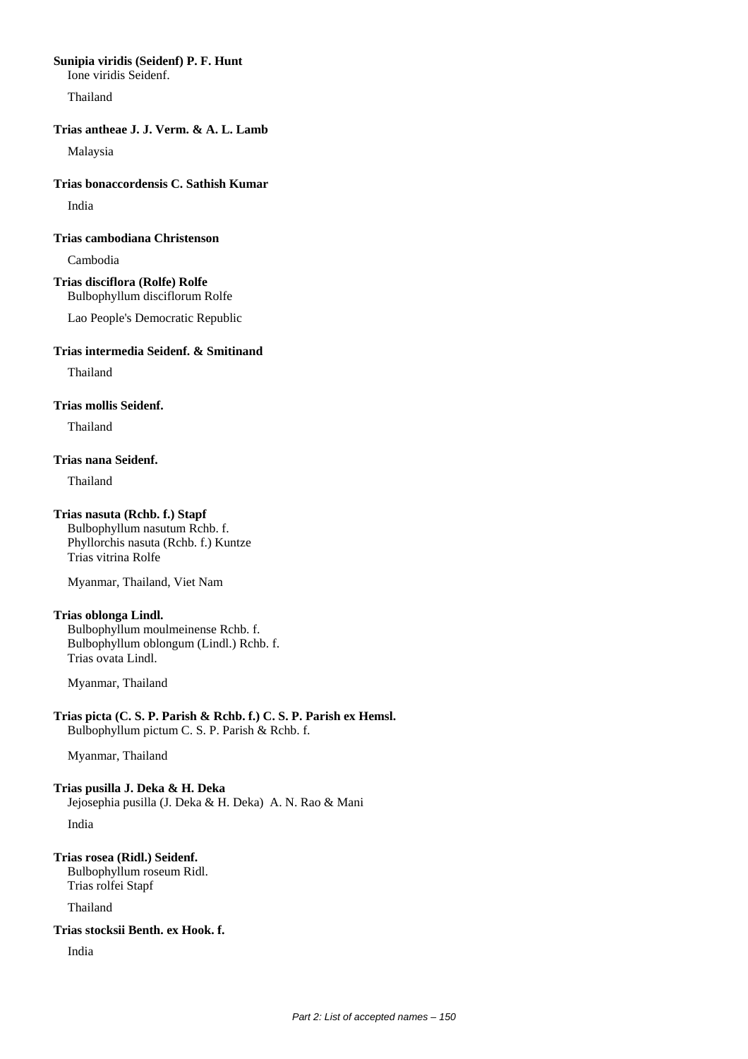**Sunipia viridis (Seidenf) P. F. Hunt**
Ione viridis Seidenf.

Thailand

**Trias antheae J. J. Verm. & A. L. Lamb**

Malaysia

**Trias bonaccordensis C. Sathish Kumar**

India

**Trias cambodiana Christenson**

Cambodia

**Trias disciflora (Rolfe) Rolfe**
Bulbophyllum disciflorum Rolfe

Lao People's Democratic Republic

**Trias intermedia Seidenf. & Smitinand**

Thailand

**Trias mollis Seidenf.**

Thailand

**Trias nana Seidenf.**

Thailand

**Trias nasuta (Rchb. f.) Stapf**
Bulbophyllum nasutum Rchb. f.
Phyllorchis nasuta (Rchb. f.) Kuntze
Trias vitrina Rolfe

Myanmar, Thailand, Viet Nam

**Trias oblonga Lindl.**
Bulbophyllum moulmeinense Rchb. f.
Bulbophyllum oblongum (Lindl.) Rchb. f.
Trias ovata Lindl.

Myanmar, Thailand

**Trias picta (C. S. P. Parish & Rchb. f.) C. S. P. Parish ex Hemsl.**
Bulbophyllum pictum C. S. P. Parish & Rchb. f.

Myanmar, Thailand

**Trias pusilla J. Deka & H. Deka**
Jejosephia pusilla (J. Deka & H. Deka) A. N. Rao & Mani

India

**Trias rosea (Ridl.) Seidenf.**
Bulbophyllum roseum Ridl.
Trias rolfei Stapf

Thailand

**Trias stocksii Benth. ex Hook. f.**

India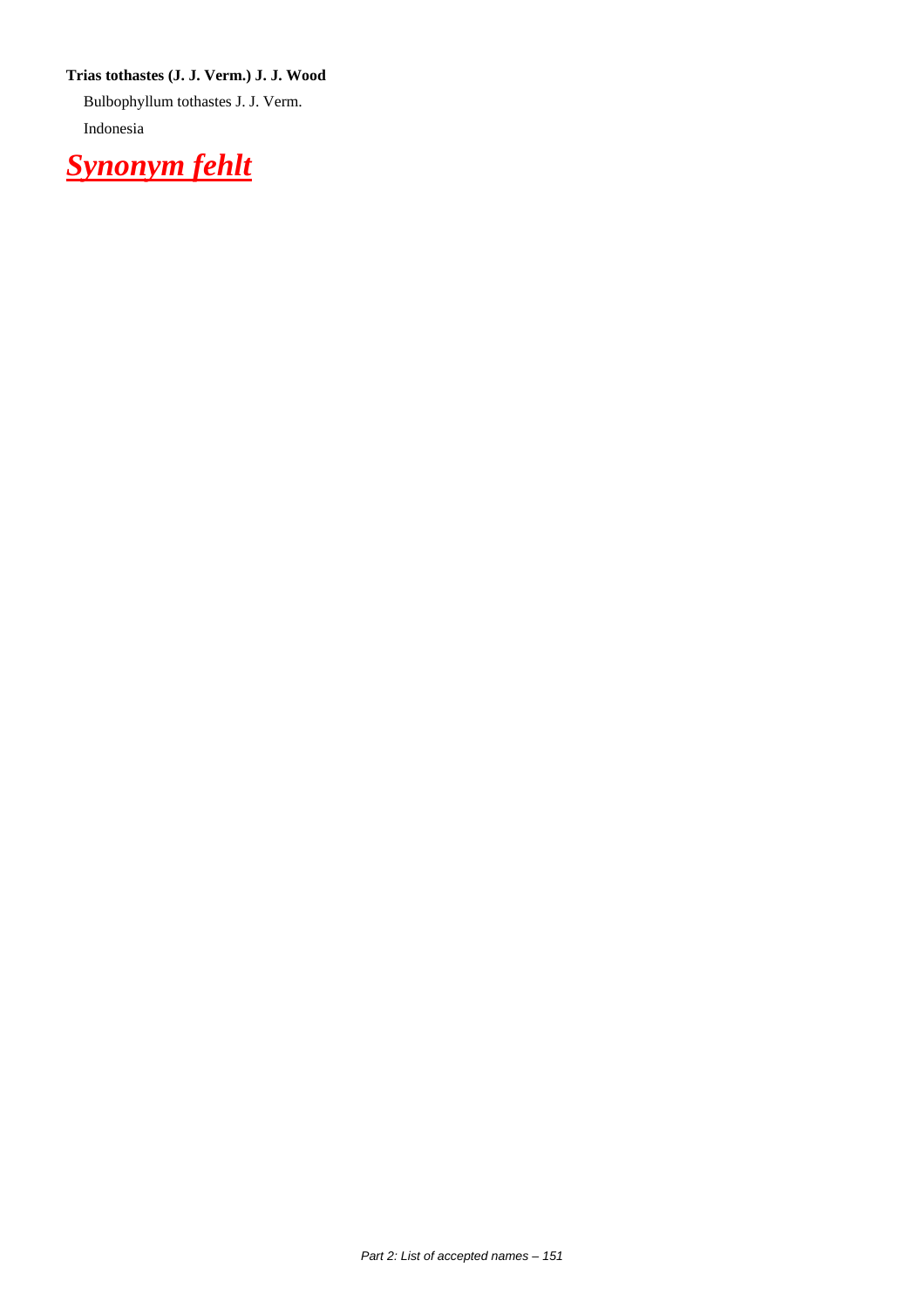**Trias tothastes (J. J. Verm.) J. J. Wood**

Bulbophyllum tothastes J. J. Verm.

Indonesia

***Synonym fehlt***